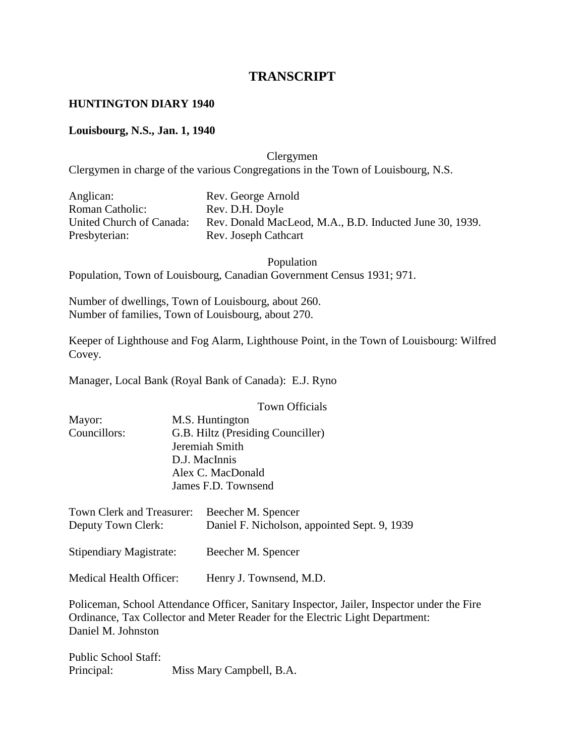# TRANSCRIPT

**HUNTINGTON DIARY 1940**

**Louisbourg, N.S., Jan. 1, 1940**

Clergymen

Clergymen in charge of the various Congregations in the Town of Louisbourg, N.S.

| | |
|---|---|
| Anglican: | Rev. George Arnold |
| Roman Catholic: | Rev. D.H. Doyle |
| United Church of Canada: | Rev. Donald MacLeod, M.A., B.D. Inducted June 30, 1939. |
| Presbyterian: | Rev. Joseph Cathcart |

Population

Population, Town of Louisbourg, Canadian Government Census 1931; 971.

Number of dwellings, Town of Louisbourg, about 260.
Number of families, Town of Louisbourg, about 270.

Keeper of Lighthouse and Fog Alarm, Lighthouse Point, in the Town of Louisbourg: Wilfred Covey.

Manager, Local Bank (Royal Bank of Canada): E.J. Ryno

Town Officials

| | |
|---|---|
| Mayor: | M.S. Huntington |
| Councillors: | G.B. Hiltz (Presiding Counciller) |
| | Jeremiah Smith |
| | D.J. MacInnis |
| | Alex C. MacDonald |
| | James F.D. Townsend |

| | |
|---|---|
| Town Clerk and Treasurer: | Beecher M. Spencer |
| Deputy Town Clerk: | Daniel F. Nicholson, appointed Sept. 9, 1939 |

Stipendiary Magistrate: Beecher M. Spencer

Medical Health Officer: Henry J. Townsend, M.D.

Policeman, School Attendance Officer, Sanitary Inspector, Jailer, Inspector under the Fire Ordinance, Tax Collector and Meter Reader for the Electric Light Department:
Daniel M. Johnston

Public School Staff:
Principal: Miss Mary Campbell, B.A.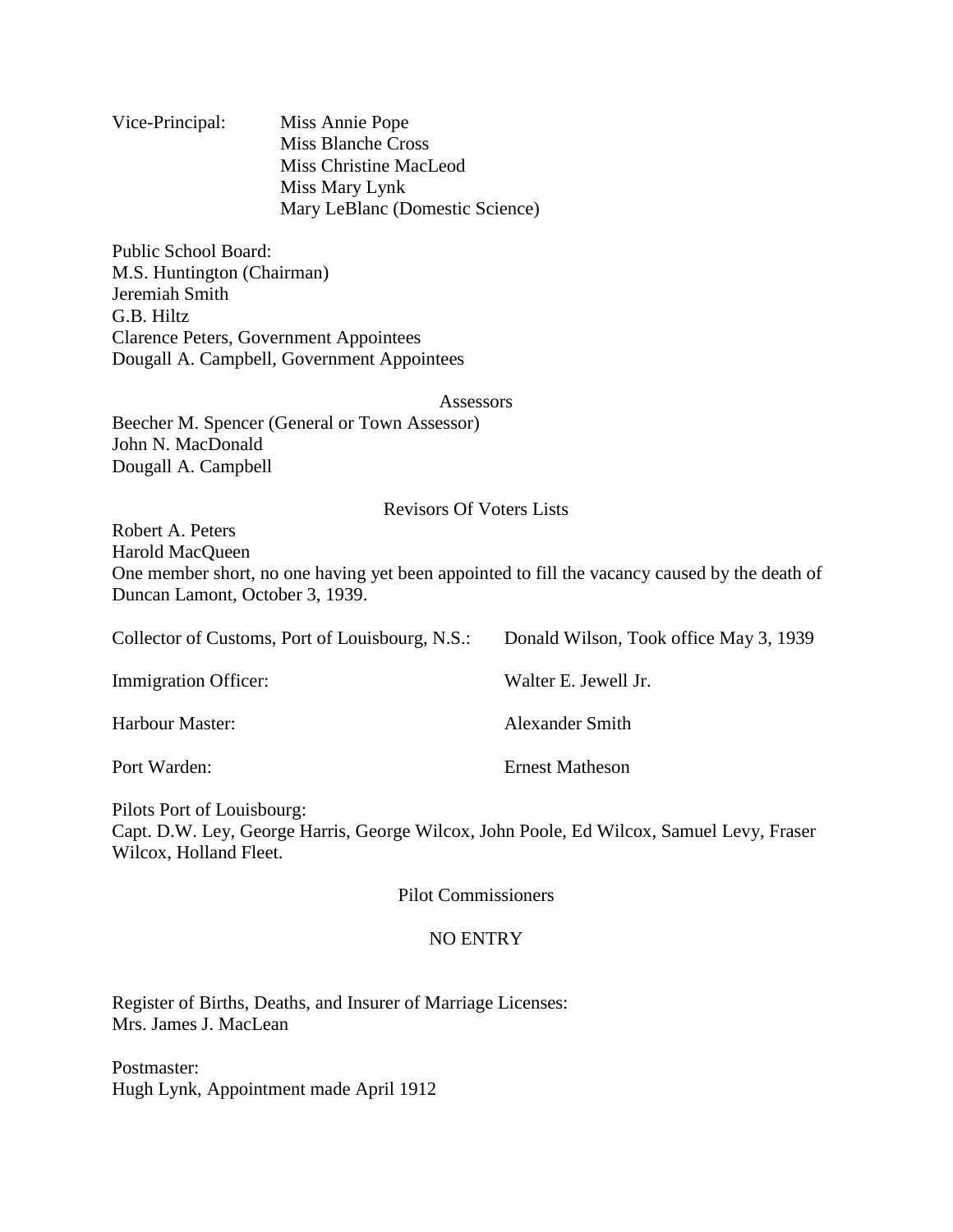Vice-Principal: Miss Annie Pope
Miss Blanche Cross
Miss Christine MacLeod
Miss Mary Lynk
Mary LeBlanc (Domestic Science)

Public School Board:
M.S. Huntington (Chairman)
Jeremiah Smith
G.B. Hiltz
Clarence Peters, Government Appointees
Dougall A. Campbell, Government Appointees

Assessors

Beecher M. Spencer (General or Town Assessor)
John N. MacDonald
Dougall A. Campbell

Revisors Of Voters Lists

Robert A. Peters
Harold MacQueen
One member short, no one having yet been appointed to fill the vacancy caused by the death of Duncan Lamont, October 3, 1939.

Collector of Customs, Port of Louisbourg, N.S.: Donald Wilson, Took office May 3, 1939

Immigration Officer: Walter E. Jewell Jr.

Harbour Master: Alexander Smith

Port Warden: Ernest Matheson

Pilots Port of Louisbourg:
Capt. D.W. Ley, George Harris, George Wilcox, John Poole, Ed Wilcox, Samuel Levy, Fraser Wilcox, Holland Fleet.

Pilot Commissioners

NO ENTRY

Register of Births, Deaths, and Insurer of Marriage Licenses:
Mrs. James J. MacLean

Postmaster:
Hugh Lynk, Appointment made April 1912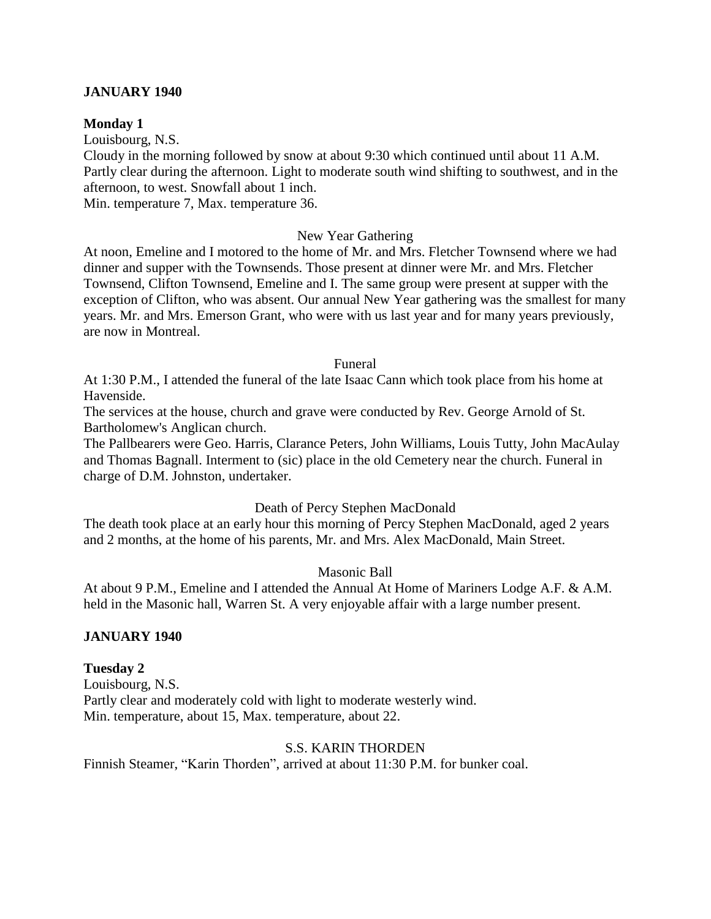**JANUARY 1940**

**Monday 1**

Louisbourg, N.S.

Cloudy in the morning followed by snow at about 9:30 which continued until about 11 A.M. Partly clear during the afternoon. Light to moderate south wind shifting to southwest, and in the afternoon, to west. Snowfall about 1 inch.

Min. temperature 7, Max. temperature 36.

New Year Gathering

At noon, Emeline and I motored to the home of Mr. and Mrs. Fletcher Townsend where we had dinner and supper with the Townsends. Those present at dinner were Mr. and Mrs. Fletcher Townsend, Clifton Townsend, Emeline and I. The same group were present at supper with the exception of Clifton, who was absent. Our annual New Year gathering was the smallest for many years. Mr. and Mrs. Emerson Grant, who were with us last year and for many years previously, are now in Montreal.

Funeral

At 1:30 P.M., I attended the funeral of the late Isaac Cann which took place from his home at Havenside.

The services at the house, church and grave were conducted by Rev. George Arnold of St. Bartholomew's Anglican church.

The Pallbearers were Geo. Harris, Clarance Peters, John Williams, Louis Tutty, John MacAulay and Thomas Bagnall. Interment to (sic) place in the old Cemetery near the church. Funeral in charge of D.M. Johnston, undertaker.

Death of Percy Stephen MacDonald

The death took place at an early hour this morning of Percy Stephen MacDonald, aged 2 years and 2 months, at the home of his parents, Mr. and Mrs. Alex MacDonald, Main Street.

Masonic Ball

At about 9 P.M., Emeline and I attended the Annual At Home of Mariners Lodge A.F. & A.M. held in the Masonic hall, Warren St. A very enjoyable affair with a large number present.

**JANUARY 1940**

**Tuesday 2**

Louisbourg, N.S.

Partly clear and moderately cold with light to moderate westerly wind.

Min. temperature, about 15, Max. temperature, about 22.

S.S. KARIN THORDEN

Finnish Steamer, "Karin Thorden", arrived at about 11:30 P.M. for bunker coal.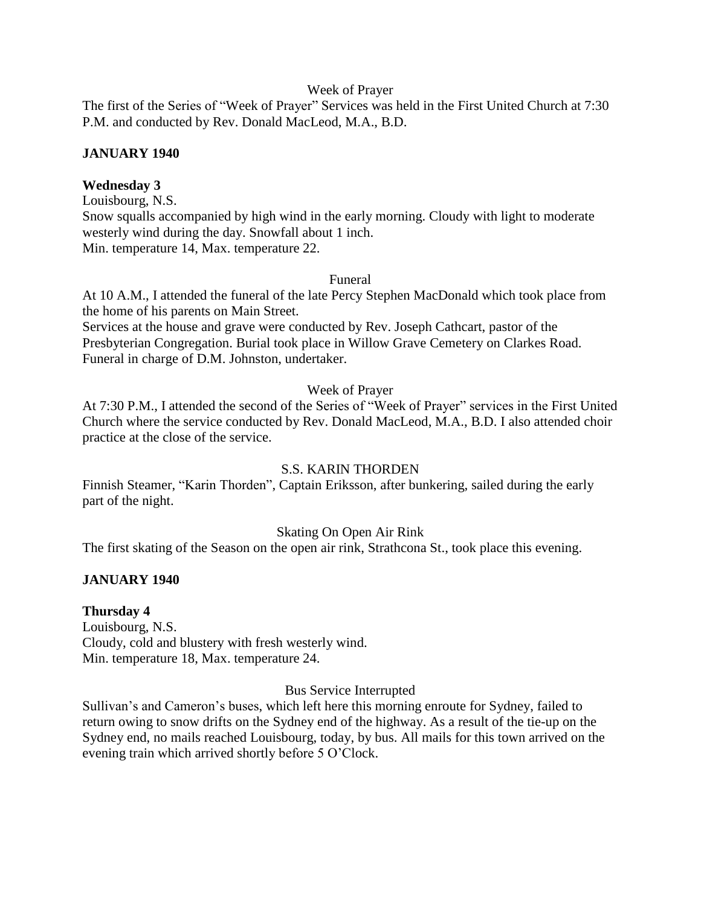Week of Prayer

The first of the Series of "Week of Prayer" Services was held in the First United Church at 7:30 P.M. and conducted by Rev. Donald MacLeod, M.A., B.D.

**JANUARY 1940**

**Wednesday 3**

Louisbourg, N.S.

Snow squalls accompanied by high wind in the early morning. Cloudy with light to moderate westerly wind during the day. Snowfall about 1 inch.

Min. temperature 14, Max. temperature 22.

Funeral

At 10 A.M., I attended the funeral of the late Percy Stephen MacDonald which took place from the home of his parents on Main Street.

Services at the house and grave were conducted by Rev. Joseph Cathcart, pastor of the Presbyterian Congregation. Burial took place in Willow Grave Cemetery on Clarkes Road. Funeral in charge of D.M. Johnston, undertaker.

Week of Prayer

At 7:30 P.M., I attended the second of the Series of "Week of Prayer" services in the First United Church where the service conducted by Rev. Donald MacLeod, M.A., B.D. I also attended choir practice at the close of the service.

S.S. KARIN THORDEN

Finnish Steamer, "Karin Thorden", Captain Eriksson, after bunkering, sailed during the early part of the night.

Skating On Open Air Rink

The first skating of the Season on the open air rink, Strathcona St., took place this evening.

**JANUARY 1940**

**Thursday 4**

Louisbourg, N.S.

Cloudy, cold and blustery with fresh westerly wind.

Min. temperature 18, Max. temperature 24.

Bus Service Interrupted

Sullivan's and Cameron's buses, which left here this morning enroute for Sydney, failed to return owing to snow drifts on the Sydney end of the highway. As a result of the tie-up on the Sydney end, no mails reached Louisbourg, today, by bus. All mails for this town arrived on the evening train which arrived shortly before 5 O'Clock.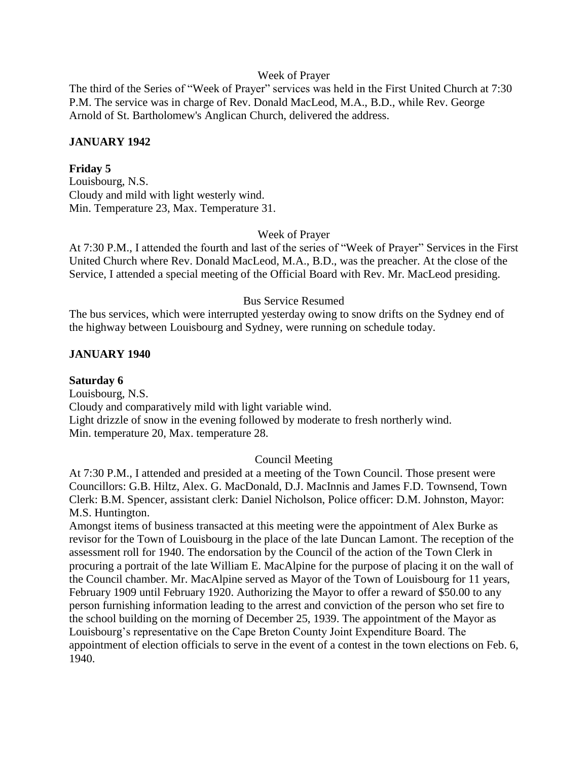Week of Prayer

The third of the Series of "Week of Prayer" services was held in the First United Church at 7:30 P.M. The service was in charge of Rev. Donald MacLeod, M.A., B.D., while Rev. George Arnold of St. Bartholomew's Anglican Church, delivered the address.

## JANUARY 1942

**Friday 5**

Louisbourg, N.S.
Cloudy and mild with light westerly wind.
Min. Temperature 23, Max. Temperature 31.

Week of Prayer

At 7:30 P.M., I attended the fourth and last of the series of "Week of Prayer" Services in the First United Church where Rev. Donald MacLeod, M.A., B.D., was the preacher. At the close of the Service, I attended a special meeting of the Official Board with Rev. Mr. MacLeod presiding.

Bus Service Resumed

The bus services, which were interrupted yesterday owing to snow drifts on the Sydney end of the highway between Louisbourg and Sydney, were running on schedule today.

## JANUARY 1940

**Saturday 6**

Louisbourg, N.S.
Cloudy and comparatively mild with light variable wind.
Light drizzle of snow in the evening followed by moderate to fresh northerly wind.
Min. temperature 20, Max. temperature 28.

Council Meeting

At 7:30 P.M., I attended and presided at a meeting of the Town Council. Those present were Councillors: G.B. Hiltz, Alex. G. MacDonald, D.J. MacInnis and James F.D. Townsend, Town Clerk: B.M. Spencer, assistant clerk: Daniel Nicholson, Police officer: D.M. Johnston, Mayor: M.S. Huntington.

Amongst items of business transacted at this meeting were the appointment of Alex Burke as revisor for the Town of Louisbourg in the place of the late Duncan Lamont. The reception of the assessment roll for 1940. The endorsation by the Council of the action of the Town Clerk in procuring a portrait of the late William E. MacAlpine for the purpose of placing it on the wall of the Council chamber. Mr. MacAlpine served as Mayor of the Town of Louisbourg for 11 years, February 1909 until February 1920. Authorizing the Mayor to offer a reward of $50.00 to any person furnishing information leading to the arrest and conviction of the person who set fire to the school building on the morning of December 25, 1939. The appointment of the Mayor as Louisbourg's representative on the Cape Breton County Joint Expenditure Board. The appointment of election officials to serve in the event of a contest in the town elections on Feb. 6, 1940.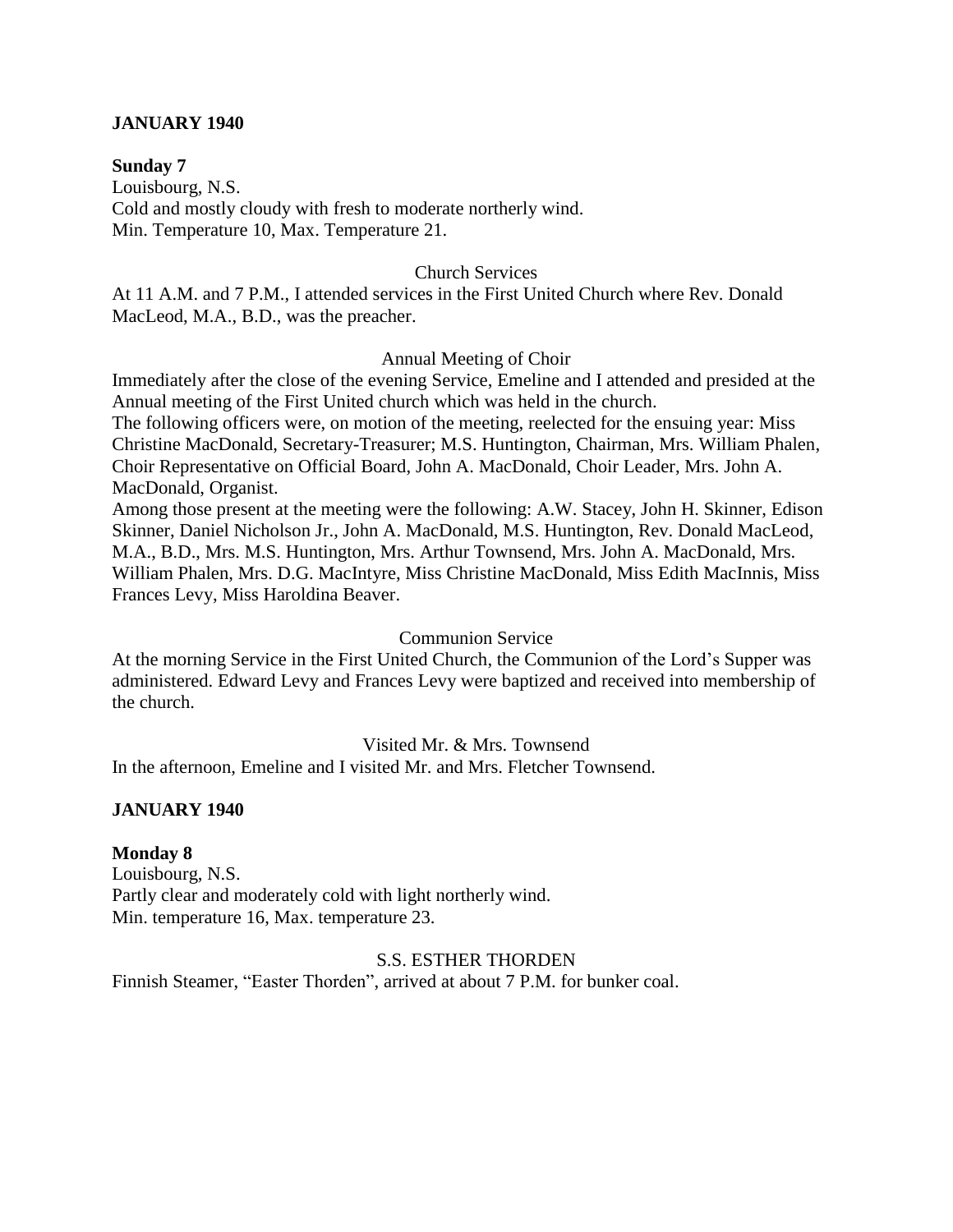**JANUARY 1940**

**Sunday 7**

Louisbourg, N.S.
Cold and mostly cloudy with fresh to moderate northerly wind.
Min. Temperature 10, Max. Temperature 21.

Church Services

At 11 A.M. and 7 P.M., I attended services in the First United Church where Rev. Donald MacLeod, M.A., B.D., was the preacher.

Annual Meeting of Choir

Immediately after the close of the evening Service, Emeline and I attended and presided at the Annual meeting of the First United church which was held in the church.
The following officers were, on motion of the meeting, reelected for the ensuing year: Miss Christine MacDonald, Secretary-Treasurer; M.S. Huntington, Chairman, Mrs. William Phalen, Choir Representative on Official Board, John A. MacDonald, Choir Leader, Mrs. John A. MacDonald, Organist.
Among those present at the meeting were the following: A.W. Stacey, John H. Skinner, Edison Skinner, Daniel Nicholson Jr., John A. MacDonald, M.S. Huntington, Rev. Donald MacLeod, M.A., B.D., Mrs. M.S. Huntington, Mrs. Arthur Townsend, Mrs. John A. MacDonald, Mrs. William Phalen, Mrs. D.G. MacIntyre, Miss Christine MacDonald, Miss Edith MacInnis, Miss Frances Levy, Miss Haroldina Beaver.

Communion Service

At the morning Service in the First United Church, the Communion of the Lord's Supper was administered. Edward Levy and Frances Levy were baptized and received into membership of the church.

Visited Mr. & Mrs. Townsend

In the afternoon, Emeline and I visited Mr. and Mrs. Fletcher Townsend.

**JANUARY 1940**

**Monday 8**

Louisbourg, N.S.
Partly clear and moderately cold with light northerly wind.
Min. temperature 16, Max. temperature 23.

S.S. ESTHER THORDEN

Finnish Steamer, "Easter Thorden", arrived at about 7 P.M. for bunker coal.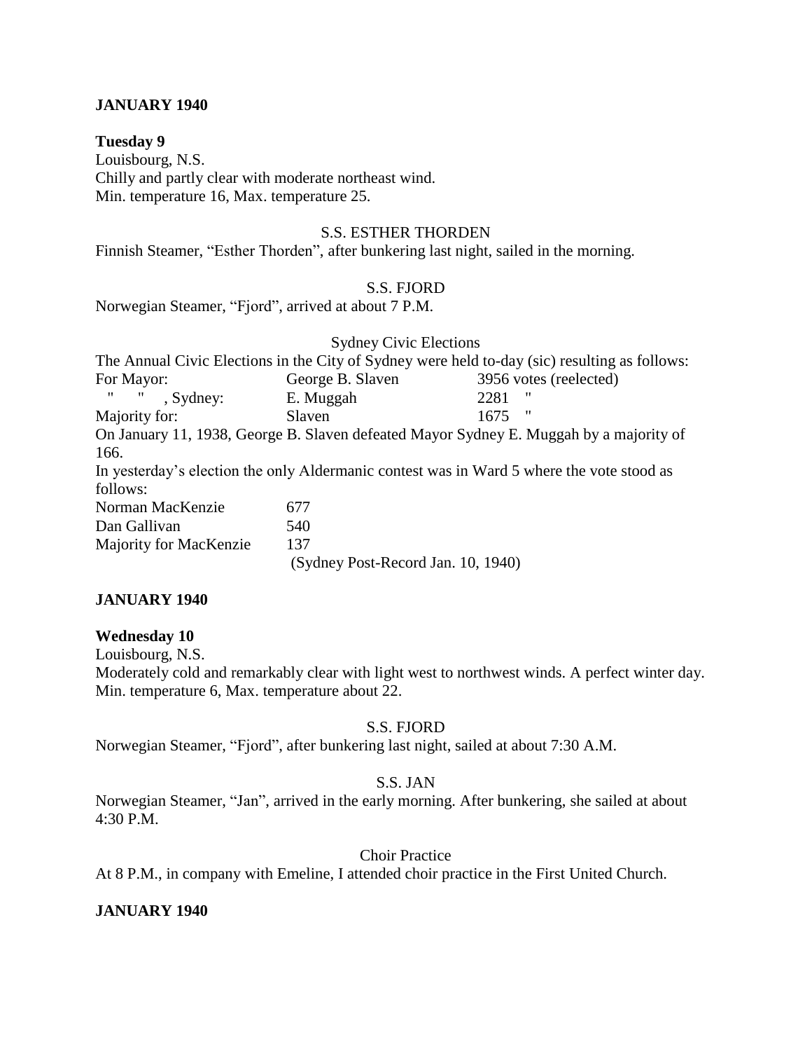**JANUARY 1940**

**Tuesday 9**
Louisbourg, N.S.
Chilly and partly clear with moderate northeast wind.
Min. temperature 16, Max. temperature 25.

S.S. ESTHER THORDEN

Finnish Steamer, “Esther Thorden”, after bunkering last night, sailed in the morning.

S.S. FJORD

Norwegian Steamer, “Fjord”, arrived at about 7 P.M.

Sydney Civic Elections

The Annual Civic Elections in the City of Sydney were held to-day (sic) resulting as follows:

| | | |
|---|---|---|
| For Mayor: | George B. Slaven | 3956 votes (reelected) |
| " " , Sydney: | E. Muggah | 2281 " |
| Majority for: | Slaven | 1675 " |

On January 11, 1938, George B. Slaven defeated Mayor Sydney E. Muggah by a majority of 166.

In yesterday’s election the only Aldermanic contest was in Ward 5 where the vote stood as follows:

| | |
|---|---|
| Norman MacKenzie | 677 |
| Dan Gallivan | 540 |
| Majority for MacKenzie | 137 |

(Sydney Post-Record Jan. 10, 1940)

**JANUARY 1940**

**Wednesday 10**
Louisbourg, N.S.
Moderately cold and remarkably clear with light west to northwest winds. A perfect winter day.
Min. temperature 6, Max. temperature about 22.

S.S. FJORD

Norwegian Steamer, “Fjord”, after bunkering last night, sailed at about 7:30 A.M.

S.S. JAN

Norwegian Steamer, “Jan”, arrived in the early morning. After bunkering, she sailed at about 4:30 P.M.

Choir Practice

At 8 P.M., in company with Emeline, I attended choir practice in the First United Church.

**JANUARY 1940**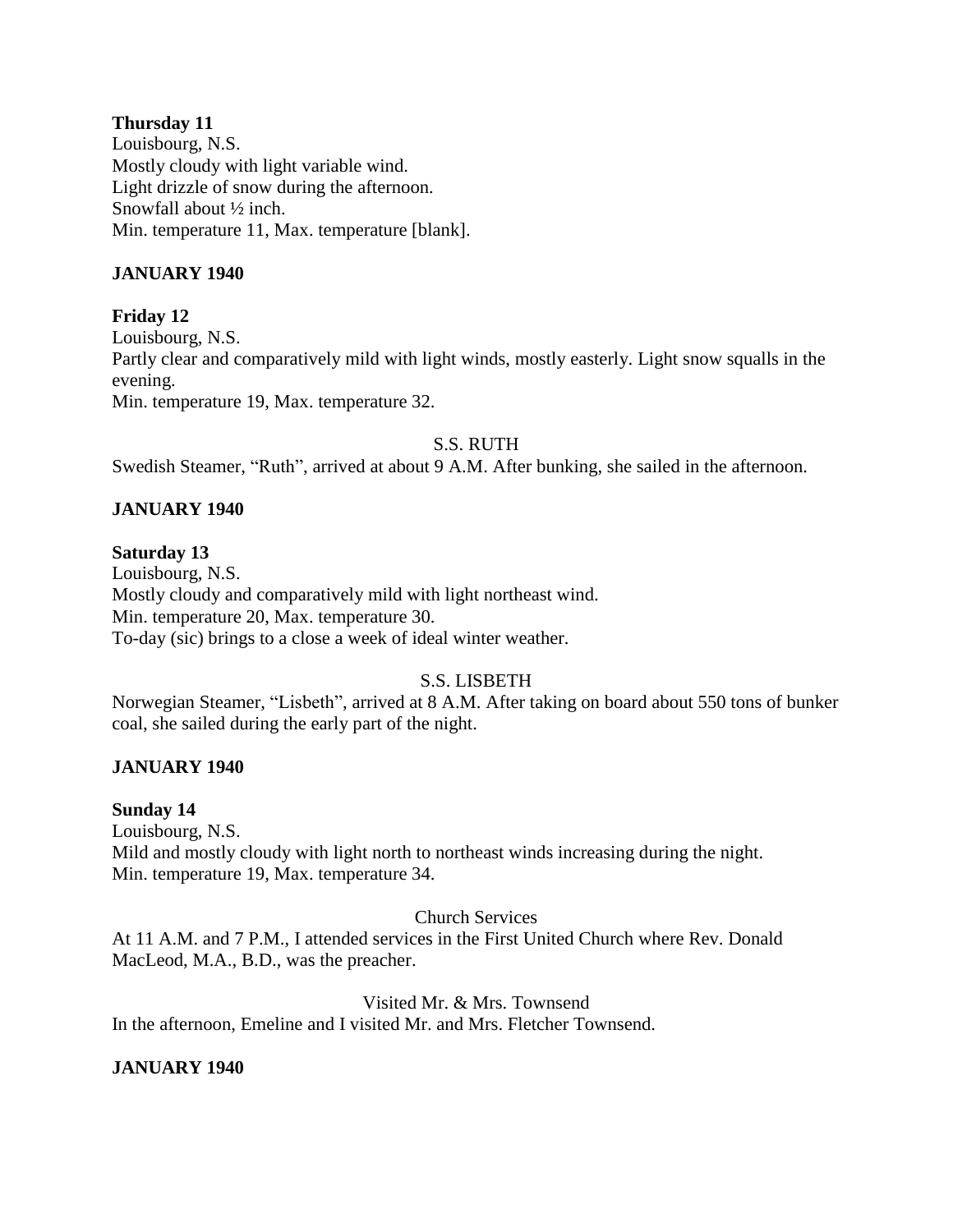**Thursday 11**
Louisbourg, N.S.
Mostly cloudy with light variable wind.
Light drizzle of snow during the afternoon.
Snowfall about ½ inch.
Min. temperature 11, Max. temperature [blank].

**JANUARY 1940**

**Friday 12**
Louisbourg, N.S.
Partly clear and comparatively mild with light winds, mostly easterly. Light snow squalls in the evening.
Min. temperature 19, Max. temperature 32.

S.S. RUTH

Swedish Steamer, "Ruth", arrived at about 9 A.M. After bunking, she sailed in the afternoon.

**JANUARY 1940**

**Saturday 13**
Louisbourg, N.S.
Mostly cloudy and comparatively mild with light northeast wind.
Min. temperature 20, Max. temperature 30.
To-day (sic) brings to a close a week of ideal winter weather.

S.S. LISBETH

Norwegian Steamer, "Lisbeth", arrived at 8 A.M. After taking on board about 550 tons of bunker coal, she sailed during the early part of the night.

**JANUARY 1940**

**Sunday 14**
Louisbourg, N.S.
Mild and mostly cloudy with light north to northeast winds increasing during the night.
Min. temperature 19, Max. temperature 34.

Church Services

At 11 A.M. and 7 P.M., I attended services in the First United Church where Rev. Donald MacLeod, M.A., B.D., was the preacher.

Visited Mr. & Mrs. Townsend

In the afternoon, Emeline and I visited Mr. and Mrs. Fletcher Townsend.

**JANUARY 1940**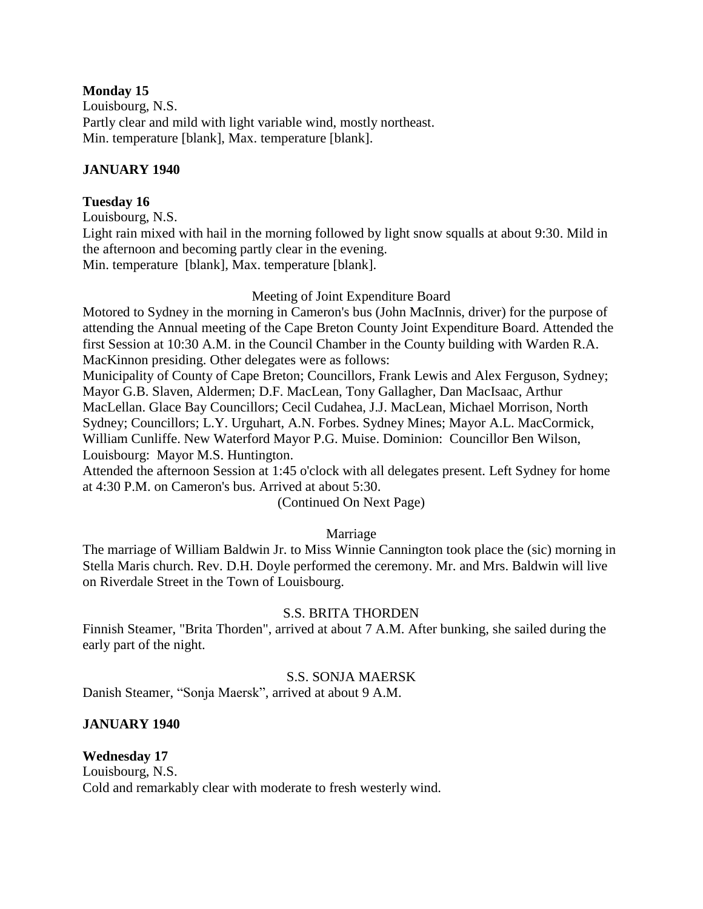**Monday 15**
Louisbourg, N.S.
Partly clear and mild with light variable wind, mostly northeast.
Min. temperature [blank], Max. temperature [blank].

**JANUARY 1940**

**Tuesday 16**
Louisbourg, N.S.
Light rain mixed with hail in the morning followed by light snow squalls at about 9:30. Mild in the afternoon and becoming partly clear in the evening.
Min. temperature [blank], Max. temperature [blank].

Meeting of Joint Expenditure Board

Motored to Sydney in the morning in Cameron's bus (John MacInnis, driver) for the purpose of attending the Annual meeting of the Cape Breton County Joint Expenditure Board. Attended the first Session at 10:30 A.M. in the Council Chamber in the County building with Warden R.A. MacKinnon presiding. Other delegates were as follows:
Municipality of County of Cape Breton; Councillors, Frank Lewis and Alex Ferguson, Sydney; Mayor G.B. Slaven, Aldermen; D.F. MacLean, Tony Gallagher, Dan MacIsaac, Arthur MacLellan. Glace Bay Councillors; Cecil Cudahea, J.J. MacLean, Michael Morrison, North Sydney; Councillors; L.Y. Urguhart, A.N. Forbes. Sydney Mines; Mayor A.L. MacCormick, William Cunliffe. New Waterford Mayor P.G. Muise. Dominion: Councillor Ben Wilson, Louisbourg: Mayor M.S. Huntington.
Attended the afternoon Session at 1:45 o'clock with all delegates present. Left Sydney for home at 4:30 P.M. on Cameron's bus. Arrived at about 5:30.
(Continued On Next Page)

Marriage

The marriage of William Baldwin Jr. to Miss Winnie Cannington took place the (sic) morning in Stella Maris church. Rev. D.H. Doyle performed the ceremony. Mr. and Mrs. Baldwin will live on Riverdale Street in the Town of Louisbourg.

S.S. BRITA THORDEN

Finnish Steamer, "Brita Thorden", arrived at about 7 A.M. After bunking, she sailed during the early part of the night.

S.S. SONJA MAERSK

Danish Steamer, "Sonja Maersk", arrived at about 9 A.M.

**JANUARY 1940**

**Wednesday 17**
Louisbourg, N.S.
Cold and remarkably clear with moderate to fresh westerly wind.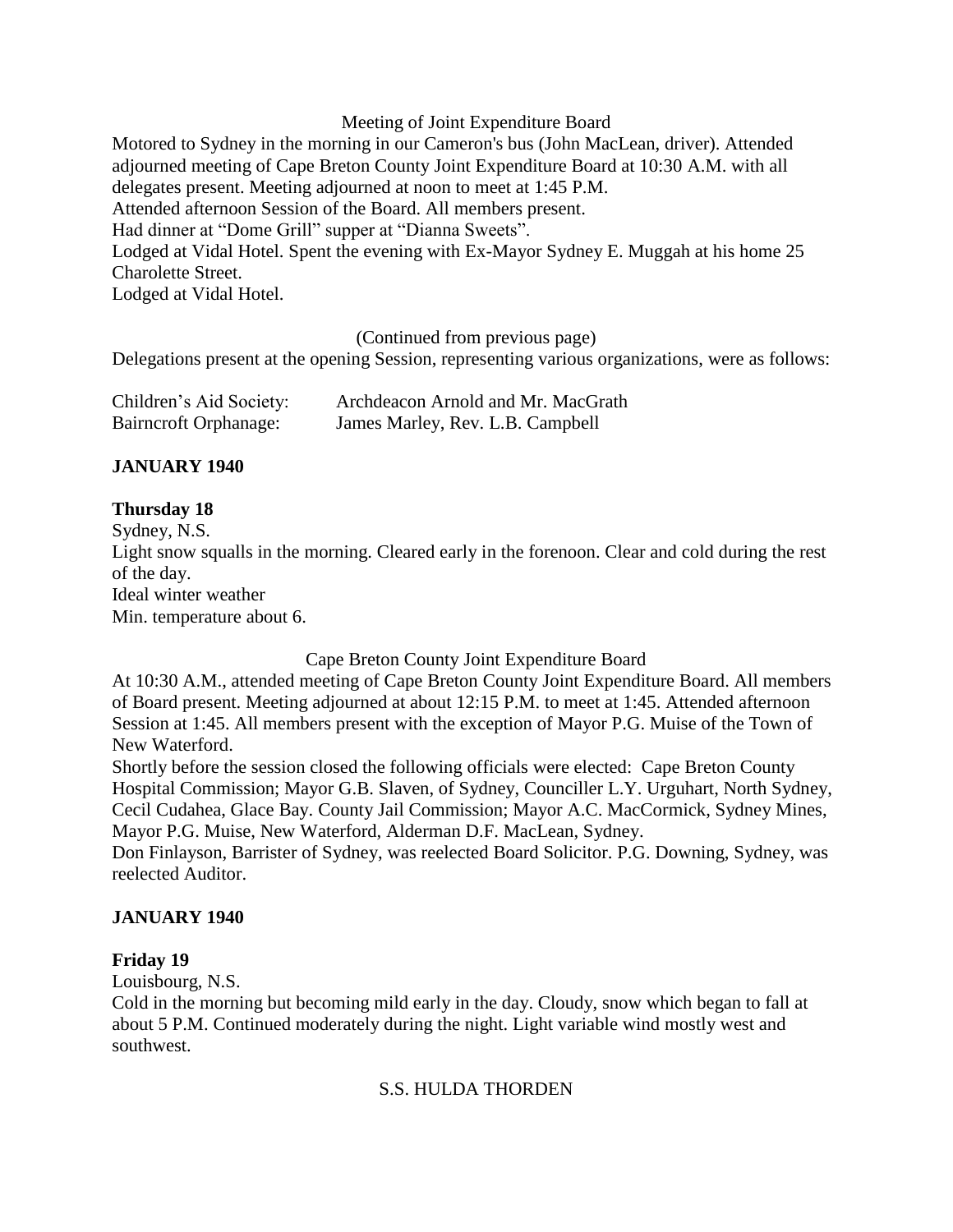Meeting of Joint Expenditure Board

Motored to Sydney in the morning in our Cameron's bus (John MacLean, driver). Attended adjourned meeting of Cape Breton County Joint Expenditure Board at 10:30 A.M. with all delegates present. Meeting adjourned at noon to meet at 1:45 P.M.
Attended afternoon Session of the Board. All members present.
Had dinner at "Dome Grill" supper at "Dianna Sweets".
Lodged at Vidal Hotel. Spent the evening with Ex-Mayor Sydney E. Muggah at his home 25 Charolette Street.
Lodged at Vidal Hotel.

(Continued from previous page)

Delegations present at the opening Session, representing various organizations, were as follows:

| | |
|---|---|
| Children's Aid Society: | Archdeacon Arnold and Mr. MacGrath |
| Bairncroft Orphanage: | James Marley, Rev. L.B. Campbell |

## JANUARY 1940

### Thursday 18

Sydney, N.S.
Light snow squalls in the morning. Cleared early in the forenoon. Clear and cold during the rest of the day.
Ideal winter weather
Min. temperature about 6.

Cape Breton County Joint Expenditure Board

At 10:30 A.M., attended meeting of Cape Breton County Joint Expenditure Board. All members of Board present. Meeting adjourned at about 12:15 P.M. to meet at 1:45. Attended afternoon Session at 1:45. All members present with the exception of Mayor P.G. Muise of the Town of New Waterford.
Shortly before the session closed the following officials were elected: Cape Breton County Hospital Commission; Mayor G.B. Slaven, of Sydney, Counciller L.Y. Urguhart, North Sydney, Cecil Cudahea, Glace Bay. County Jail Commission; Mayor A.C. MacCormick, Sydney Mines, Mayor P.G. Muise, New Waterford, Alderman D.F. MacLean, Sydney.
Don Finlayson, Barrister of Sydney, was reelected Board Solicitor. P.G. Downing, Sydney, was reelected Auditor.

## JANUARY 1940

### Friday 19

Louisbourg, N.S.
Cold in the morning but becoming mild early in the day. Cloudy, snow which began to fall at about 5 P.M. Continued moderately during the night. Light variable wind mostly west and southwest.

S.S. HULDA THORDEN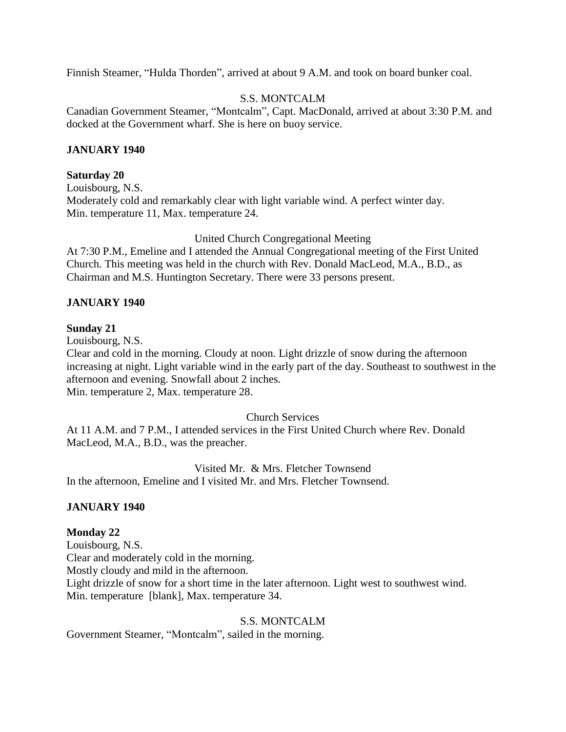Finnish Steamer, "Hulda Thorden", arrived at about 9 A.M. and took on board bunker coal.

S.S. MONTCALM

Canadian Government Steamer, "Montcalm", Capt. MacDonald, arrived at about 3:30 P.M. and docked at the Government wharf. She is here on buoy service.

**JANUARY 1940**

**Saturday 20**

Louisbourg, N.S.
Moderately cold and remarkably clear with light variable wind. A perfect winter day.
Min. temperature 11, Max. temperature 24.

United Church Congregational Meeting

At 7:30 P.M., Emeline and I attended the Annual Congregational meeting of the First United Church. This meeting was held in the church with Rev. Donald MacLeod, M.A., B.D., as Chairman and M.S. Huntington Secretary. There were 33 persons present.

**JANUARY 1940**

**Sunday 21**

Louisbourg, N.S.
Clear and cold in the morning. Cloudy at noon. Light drizzle of snow during the afternoon increasing at night. Light variable wind in the early part of the day. Southeast to southwest in the afternoon and evening. Snowfall about 2 inches.
Min. temperature 2, Max. temperature 28.

Church Services

At 11 A.M. and 7 P.M., I attended services in the First United Church where Rev. Donald MacLeod, M.A., B.D., was the preacher.

Visited Mr. & Mrs. Fletcher Townsend

In the afternoon, Emeline and I visited Mr. and Mrs. Fletcher Townsend.

**JANUARY 1940**

**Monday 22**

Louisbourg, N.S.
Clear and moderately cold in the morning.
Mostly cloudy and mild in the afternoon.
Light drizzle of snow for a short time in the later afternoon. Light west to southwest wind.
Min. temperature [blank], Max. temperature 34.

S.S. MONTCALM

Government Steamer, "Montcalm", sailed in the morning.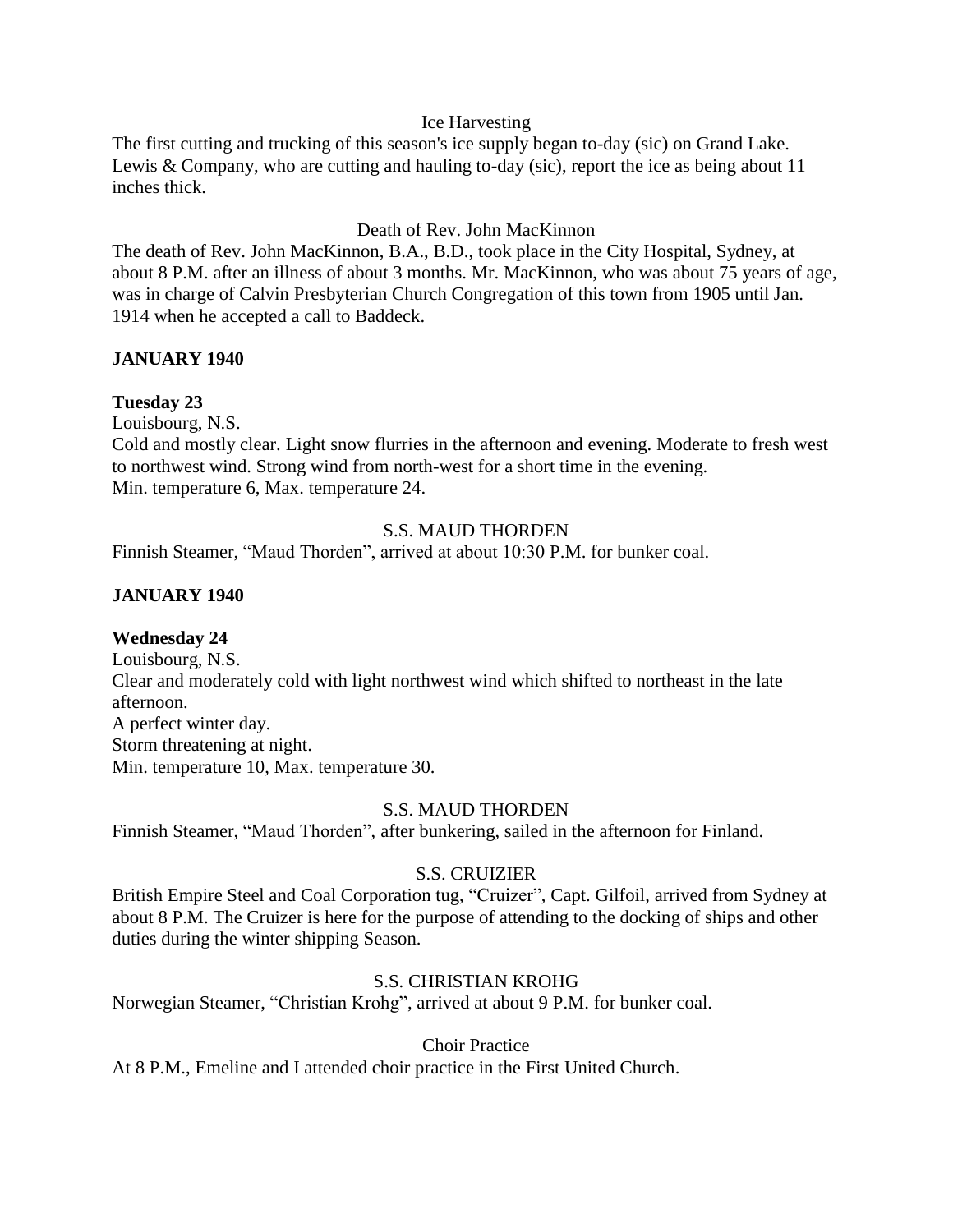Ice Harvesting

The first cutting and trucking of this season's ice supply began to-day (sic) on Grand Lake. Lewis & Company, who are cutting and hauling to-day (sic), report the ice as being about 11 inches thick.

Death of Rev. John MacKinnon

The death of Rev. John MacKinnon, B.A., B.D., took place in the City Hospital, Sydney, at about 8 P.M. after an illness of about 3 months. Mr. MacKinnon, who was about 75 years of age, was in charge of Calvin Presbyterian Church Congregation of this town from 1905 until Jan. 1914 when he accepted a call to Baddeck.

**JANUARY 1940**

**Tuesday 23**

Louisbourg, N.S.

Cold and mostly clear. Light snow flurries in the afternoon and evening. Moderate to fresh west to northwest wind. Strong wind from north-west for a short time in the evening.

Min. temperature 6, Max. temperature 24.

S.S. MAUD THORDEN

Finnish Steamer, "Maud Thorden", arrived at about 10:30 P.M. for bunker coal.

**JANUARY 1940**

**Wednesday 24**

Louisbourg, N.S.

Clear and moderately cold with light northwest wind which shifted to northeast in the late afternoon.

A perfect winter day.

Storm threatening at night.

Min. temperature 10, Max. temperature 30.

S.S. MAUD THORDEN

Finnish Steamer, "Maud Thorden", after bunkering, sailed in the afternoon for Finland.

S.S. CRUIZIER

British Empire Steel and Coal Corporation tug, "Cruizer", Capt. Gilfoil, arrived from Sydney at about 8 P.M. The Cruizer is here for the purpose of attending to the docking of ships and other duties during the winter shipping Season.

S.S. CHRISTIAN KROHG

Norwegian Steamer, "Christian Krohg", arrived at about 9 P.M. for bunker coal.

Choir Practice

At 8 P.M., Emeline and I attended choir practice in the First United Church.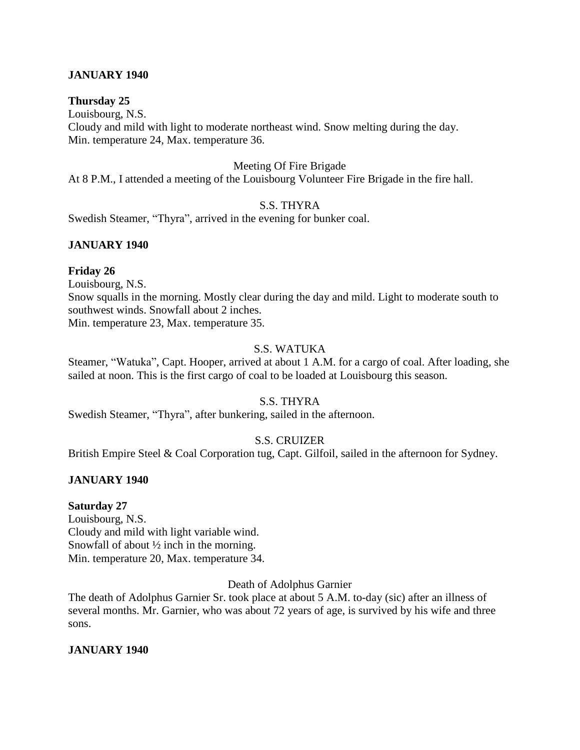**JANUARY 1940**

**Thursday 25**

Louisbourg, N.S.
Cloudy and mild with light to moderate northeast wind. Snow melting during the day.
Min. temperature 24, Max. temperature 36.

Meeting Of Fire Brigade

At 8 P.M., I attended a meeting of the Louisbourg Volunteer Fire Brigade in the fire hall.

S.S. THYRA

Swedish Steamer, "Thyra", arrived in the evening for bunker coal.

**JANUARY 1940**

**Friday 26**

Louisbourg, N.S.
Snow squalls in the morning. Mostly clear during the day and mild. Light to moderate south to southwest winds. Snowfall about 2 inches.
Min. temperature 23, Max. temperature 35.

S.S. WATUKA

Steamer, "Watuka", Capt. Hooper, arrived at about 1 A.M. for a cargo of coal. After loading, she sailed at noon. This is the first cargo of coal to be loaded at Louisbourg this season.

S.S. THYRA

Swedish Steamer, "Thyra", after bunkering, sailed in the afternoon.

S.S. CRUIZER

British Empire Steel & Coal Corporation tug, Capt. Gilfoil, sailed in the afternoon for Sydney.

**JANUARY 1940**

**Saturday 27**

Louisbourg, N.S.
Cloudy and mild with light variable wind.
Snowfall of about ½ inch in the morning.
Min. temperature 20, Max. temperature 34.

Death of Adolphus Garnier

The death of Adolphus Garnier Sr. took place at about 5 A.M. to-day (sic) after an illness of several months. Mr. Garnier, who was about 72 years of age, is survived by his wife and three sons.

**JANUARY 1940**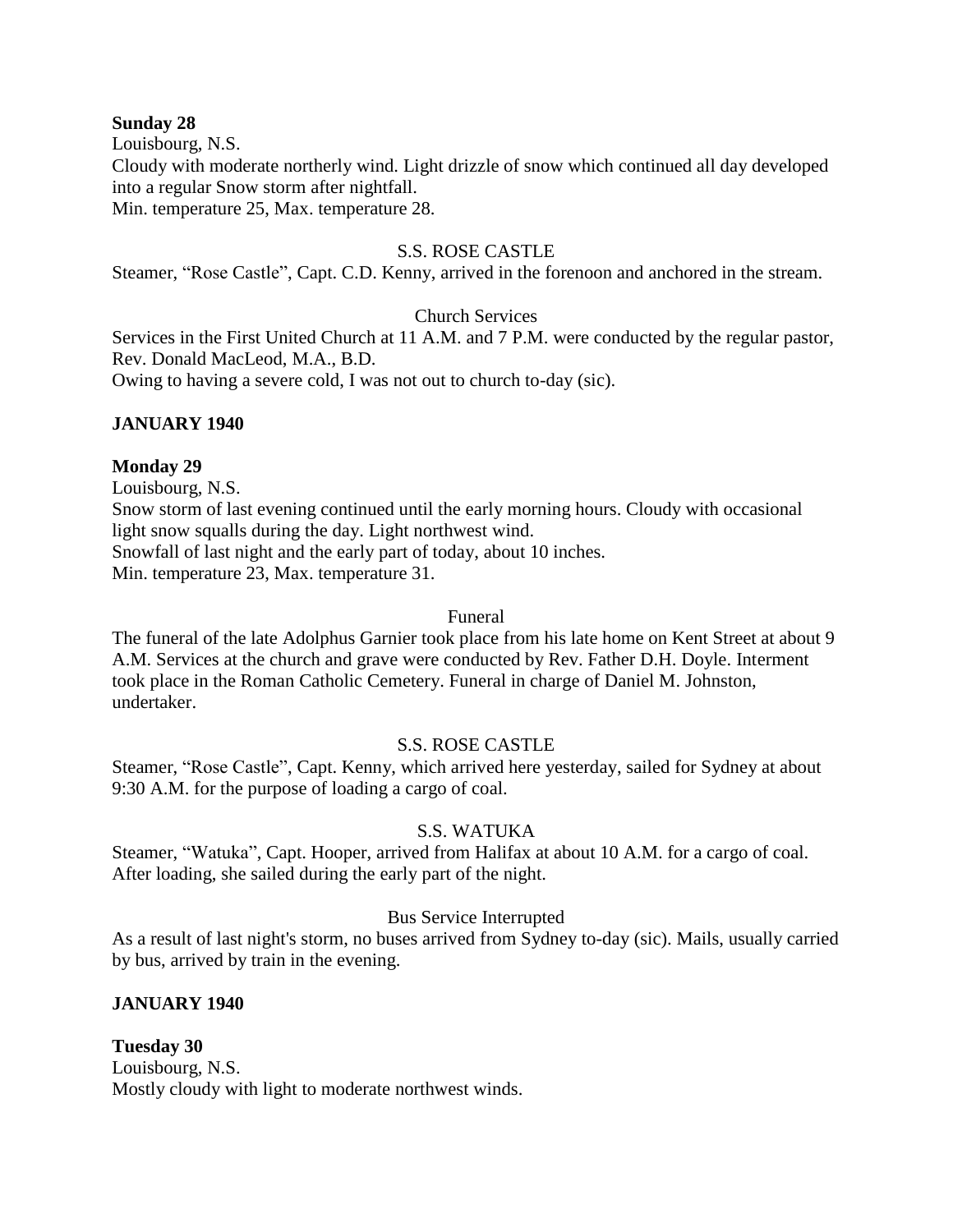**Sunday 28**

Louisbourg, N.S.

Cloudy with moderate northerly wind. Light drizzle of snow which continued all day developed into a regular Snow storm after nightfall.

Min. temperature 25, Max. temperature 28.

S.S. ROSE CASTLE

Steamer, "Rose Castle", Capt. C.D. Kenny, arrived in the forenoon and anchored in the stream.

Church Services

Services in the First United Church at 11 A.M. and 7 P.M. were conducted by the regular pastor, Rev. Donald MacLeod, M.A., B.D.

Owing to having a severe cold, I was not out to church to-day (sic).

**JANUARY 1940**

**Monday 29**

Louisbourg, N.S.

Snow storm of last evening continued until the early morning hours. Cloudy with occasional light snow squalls during the day. Light northwest wind.

Snowfall of last night and the early part of today, about 10 inches.

Min. temperature 23, Max. temperature 31.

Funeral

The funeral of the late Adolphus Garnier took place from his late home on Kent Street at about 9 A.M. Services at the church and grave were conducted by Rev. Father D.H. Doyle. Interment took place in the Roman Catholic Cemetery. Funeral in charge of Daniel M. Johnston, undertaker.

S.S. ROSE CASTLE

Steamer, "Rose Castle", Capt. Kenny, which arrived here yesterday, sailed for Sydney at about 9:30 A.M. for the purpose of loading a cargo of coal.

S.S. WATUKA

Steamer, "Watuka", Capt. Hooper, arrived from Halifax at about 10 A.M. for a cargo of coal. After loading, she sailed during the early part of the night.

Bus Service Interrupted

As a result of last night's storm, no buses arrived from Sydney to-day (sic). Mails, usually carried by bus, arrived by train in the evening.

**JANUARY 1940**

**Tuesday 30**

Louisbourg, N.S.

Mostly cloudy with light to moderate northwest winds.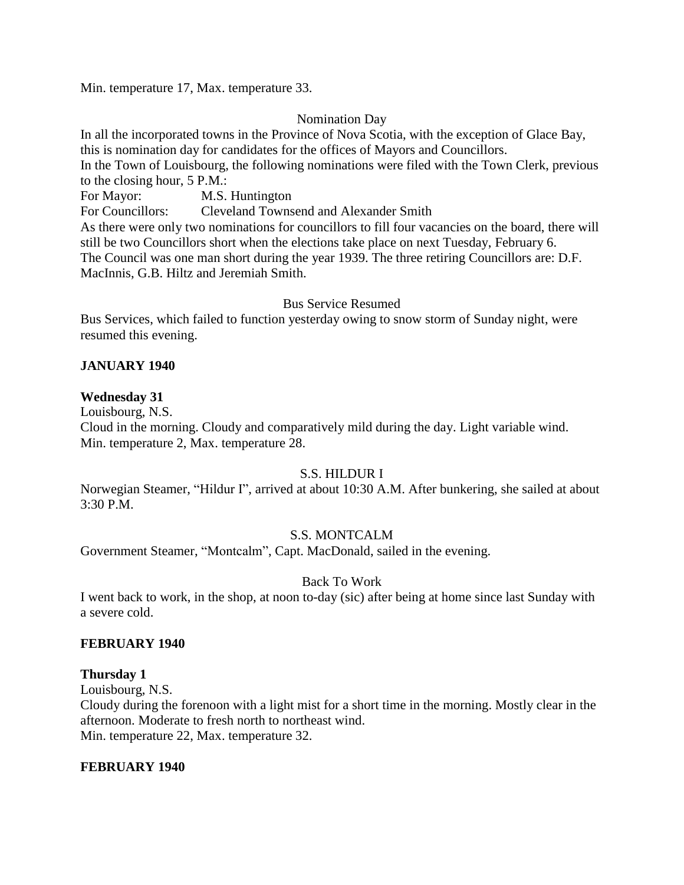Min. temperature 17, Max. temperature 33.

Nomination Day

In all the incorporated towns in the Province of Nova Scotia, with the exception of Glace Bay, this is nomination day for candidates for the offices of Mayors and Councillors.
In the Town of Louisbourg, the following nominations were filed with the Town Clerk, previous to the closing hour, 5 P.M.:
For Mayor: M.S. Huntington
For Councillors: Cleveland Townsend and Alexander Smith
As there were only two nominations for councillors to fill four vacancies on the board, there will still be two Councillors short when the elections take place on next Tuesday, February 6.
The Council was one man short during the year 1939. The three retiring Councillors are: D.F. MacInnis, G.B. Hiltz and Jeremiah Smith.

Bus Service Resumed

Bus Services, which failed to function yesterday owing to snow storm of Sunday night, were resumed this evening.

**JANUARY 1940**

**Wednesday 31**
Louisbourg, N.S.
Cloud in the morning. Cloudy and comparatively mild during the day. Light variable wind.
Min. temperature 2, Max. temperature 28.

S.S. HILDUR I

Norwegian Steamer, "Hildur I", arrived at about 10:30 A.M. After bunkering, she sailed at about 3:30 P.M.

S.S. MONTCALM

Government Steamer, "Montcalm", Capt. MacDonald, sailed in the evening.

Back To Work

I went back to work, in the shop, at noon to-day (sic) after being at home since last Sunday with a severe cold.

**FEBRUARY 1940**

**Thursday 1**
Louisbourg, N.S.
Cloudy during the forenoon with a light mist for a short time in the morning. Mostly clear in the afternoon. Moderate to fresh north to northeast wind.
Min. temperature 22, Max. temperature 32.

**FEBRUARY 1940**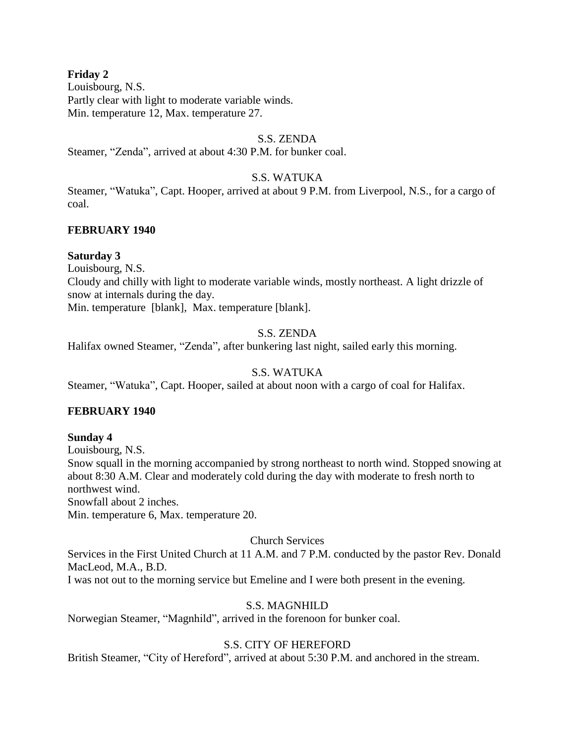**Friday 2**
Louisbourg, N.S.
Partly clear with light to moderate variable winds.
Min. temperature 12, Max. temperature 27.

S.S. ZENDA

Steamer, "Zenda", arrived at about 4:30 P.M. for bunker coal.

S.S. WATUKA

Steamer, "Watuka", Capt. Hooper, arrived at about 9 P.M. from Liverpool, N.S., for a cargo of coal.

**FEBRUARY 1940**

**Saturday 3**
Louisbourg, N.S.
Cloudy and chilly with light to moderate variable winds, mostly northeast. A light drizzle of snow at internals during the day.
Min. temperature [blank], Max. temperature [blank].

S.S. ZENDA

Halifax owned Steamer, "Zenda", after bunkering last night, sailed early this morning.

S.S. WATUKA

Steamer, "Watuka", Capt. Hooper, sailed at about noon with a cargo of coal for Halifax.

**FEBRUARY 1940**

**Sunday 4**
Louisbourg, N.S.
Snow squall in the morning accompanied by strong northeast to north wind. Stopped snowing at about 8:30 A.M. Clear and moderately cold during the day with moderate to fresh north to northwest wind.
Snowfall about 2 inches.
Min. temperature 6, Max. temperature 20.

Church Services

Services in the First United Church at 11 A.M. and 7 P.M. conducted by the pastor Rev. Donald MacLeod, M.A., B.D.
I was not out to the morning service but Emeline and I were both present in the evening.

S.S. MAGNHILD

Norwegian Steamer, "Magnhild", arrived in the forenoon for bunker coal.

S.S. CITY OF HEREFORD

British Steamer, "City of Hereford", arrived at about 5:30 P.M. and anchored in the stream.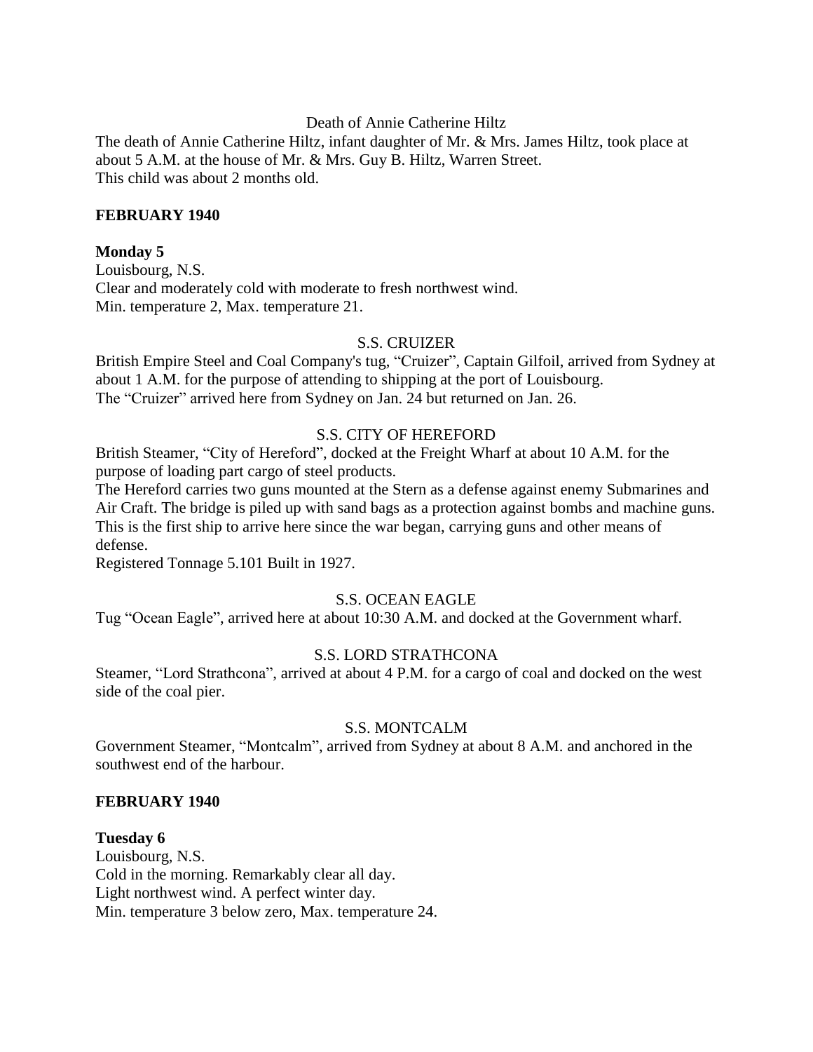Death of Annie Catherine Hiltz

The death of Annie Catherine Hiltz, infant daughter of Mr. & Mrs. James Hiltz, took place at about 5 A.M. at the house of Mr. & Mrs. Guy B. Hiltz, Warren Street.
This child was about 2 months old.

**FEBRUARY 1940**

**Monday 5**

Louisbourg, N.S.
Clear and moderately cold with moderate to fresh northwest wind.
Min. temperature 2, Max. temperature 21.

S.S. CRUIZER

British Empire Steel and Coal Company's tug, "Cruizer", Captain Gilfoil, arrived from Sydney at about 1 A.M. for the purpose of attending to shipping at the port of Louisbourg.
The "Cruizer" arrived here from Sydney on Jan. 24 but returned on Jan. 26.

S.S. CITY OF HEREFORD

British Steamer, "City of Hereford", docked at the Freight Wharf at about 10 A.M. for the purpose of loading part cargo of steel products.
The Hereford carries two guns mounted at the Stern as a defense against enemy Submarines and Air Craft. The bridge is piled up with sand bags as a protection against bombs and machine guns.
This is the first ship to arrive here since the war began, carrying guns and other means of defense.
Registered Tonnage 5.101 Built in 1927.

S.S. OCEAN EAGLE

Tug "Ocean Eagle", arrived here at about 10:30 A.M. and docked at the Government wharf.

S.S. LORD STRATHCONA

Steamer, "Lord Strathcona", arrived at about 4 P.M. for a cargo of coal and docked on the west side of the coal pier.

S.S. MONTCALM

Government Steamer, "Montcalm", arrived from Sydney at about 8 A.M. and anchored in the southwest end of the harbour.

**FEBRUARY 1940**

**Tuesday 6**

Louisbourg, N.S.
Cold in the morning. Remarkably clear all day.
Light northwest wind. A perfect winter day.
Min. temperature 3 below zero, Max. temperature 24.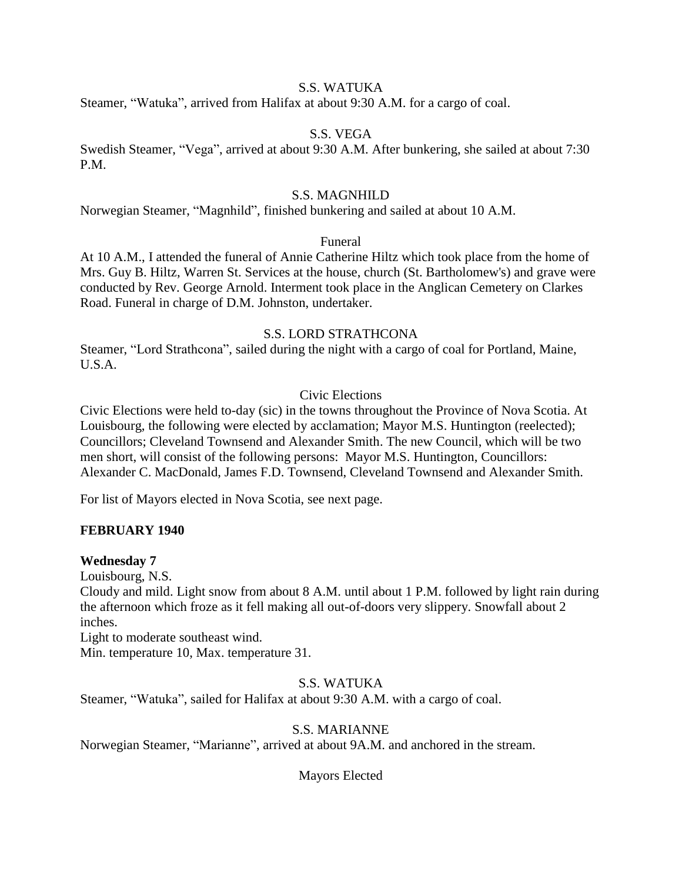S.S. WATUKA

Steamer, "Watuka", arrived from Halifax at about 9:30 A.M. for a cargo of coal.

S.S. VEGA

Swedish Steamer, "Vega", arrived at about 9:30 A.M. After bunkering, she sailed at about 7:30 P.M.

S.S. MAGNHILD

Norwegian Steamer, "Magnhild", finished bunkering and sailed at about 10 A.M.

Funeral

At 10 A.M., I attended the funeral of Annie Catherine Hiltz which took place from the home of Mrs. Guy B. Hiltz, Warren St. Services at the house, church (St. Bartholomew's) and grave were conducted by Rev. George Arnold. Interment took place in the Anglican Cemetery on Clarkes Road. Funeral in charge of D.M. Johnston, undertaker.

S.S. LORD STRATHCONA

Steamer, "Lord Strathcona", sailed during the night with a cargo of coal for Portland, Maine, U.S.A.

Civic Elections

Civic Elections were held to-day (sic) in the towns throughout the Province of Nova Scotia. At Louisbourg, the following were elected by acclamation; Mayor M.S. Huntington (reelected); Councillors; Cleveland Townsend and Alexander Smith. The new Council, which will be two men short, will consist of the following persons: Mayor M.S. Huntington, Councillors: Alexander C. MacDonald, James F.D. Townsend, Cleveland Townsend and Alexander Smith.

For list of Mayors elected in Nova Scotia, see next page.

**FEBRUARY 1940**

**Wednesday 7**

Louisbourg, N.S.

Cloudy and mild. Light snow from about 8 A.M. until about 1 P.M. followed by light rain during the afternoon which froze as it fell making all out-of-doors very slippery. Snowfall about 2 inches.

Light to moderate southeast wind.

Min. temperature 10, Max. temperature 31.

S.S. WATUKA

Steamer, "Watuka", sailed for Halifax at about 9:30 A.M. with a cargo of coal.

S.S. MARIANNE

Norwegian Steamer, "Marianne", arrived at about 9A.M. and anchored in the stream.

Mayors Elected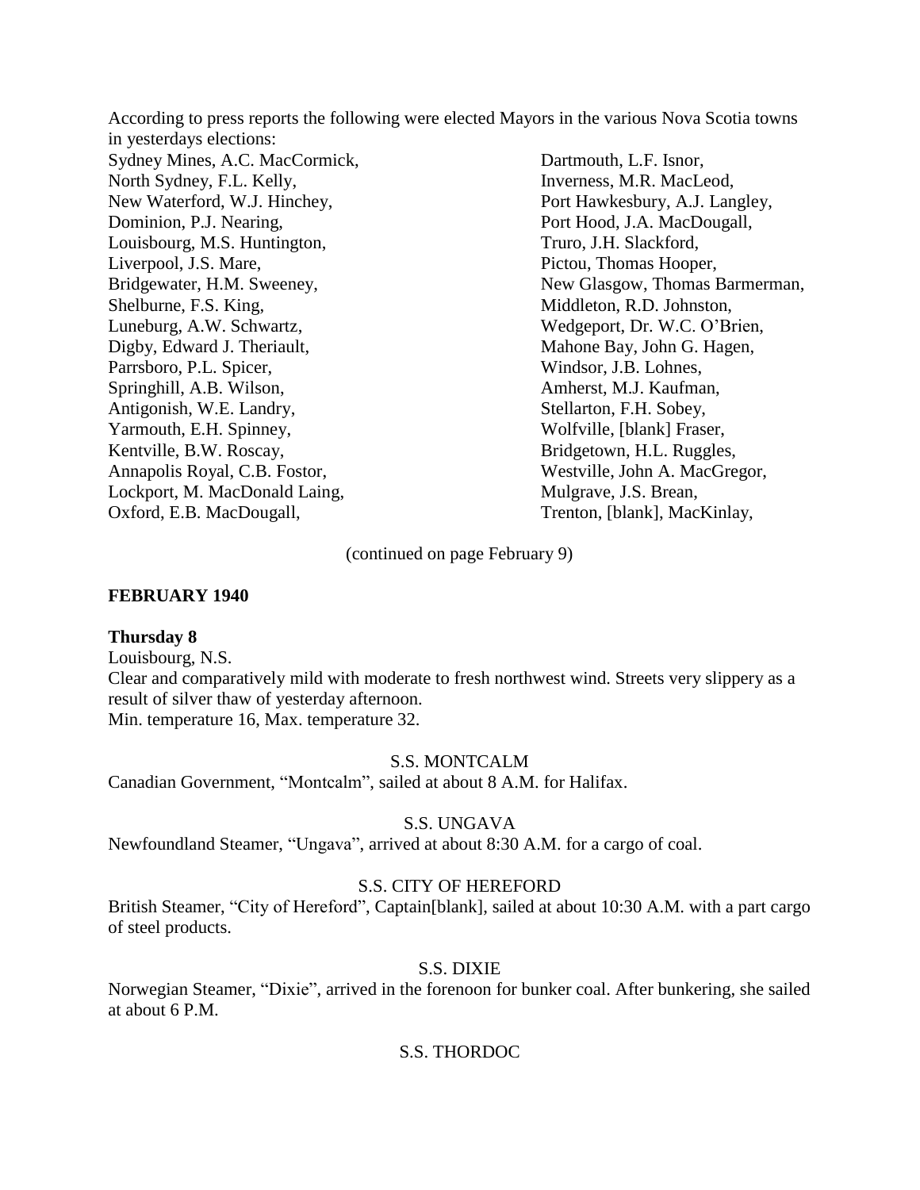According to press reports the following were elected Mayors in the various Nova Scotia towns in yesterdays elections:

Sydney Mines, A.C. MacCormick,
North Sydney, F.L. Kelly,
New Waterford, W.J. Hinchey,
Dominion, P.J. Nearing,
Louisbourg, M.S. Huntington,
Liverpool, J.S. Mare,
Bridgewater, H.M. Sweeney,
Shelburne, F.S. King,
Luneburg, A.W. Schwartz,
Digby, Edward J. Theriault,
Parrsboro, P.L. Spicer,
Springhill, A.B. Wilson,
Antigonish, W.E. Landry,
Yarmouth, E.H. Spinney,
Kentville, B.W. Roscay,
Annapolis Royal, C.B. Fostor,
Lockport, M. MacDonald Laing,
Oxford, E.B. MacDougall,
Dartmouth, L.F. Isnor,
Inverness, M.R. MacLeod,
Port Hawkesbury, A.J. Langley,
Port Hood, J.A. MacDougall,
Truro, J.H. Slackford,
Pictou, Thomas Hooper,
New Glasgow, Thomas Barmerman,
Middleton, R.D. Johnston,
Wedgeport, Dr. W.C. O'Brien,
Mahone Bay, John G. Hagen,
Windsor, J.B. Lohnes,
Amherst, M.J. Kaufman,
Stellarton, F.H. Sobey,
Wolfville, [blank] Fraser,
Bridgetown, H.L. Ruggles,
Westville, John A. MacGregor,
Mulgrave, J.S. Brean,
Trenton, [blank], MacKinlay,

(continued on page February 9)

**FEBRUARY 1940**

**Thursday 8**

Louisbourg, N.S.
Clear and comparatively mild with moderate to fresh northwest wind. Streets very slippery as a result of silver thaw of yesterday afternoon.
Min. temperature 16, Max. temperature 32.

S.S. MONTCALM

Canadian Government, "Montcalm", sailed at about 8 A.M. for Halifax.

S.S. UNGAVA

Newfoundland Steamer, "Ungava", arrived at about 8:30 A.M. for a cargo of coal.

S.S. CITY OF HEREFORD

British Steamer, "City of Hereford", Captain[blank], sailed at about 10:30 A.M. with a part cargo of steel products.

S.S. DIXIE

Norwegian Steamer, "Dixie", arrived in the forenoon for bunker coal. After bunkering, she sailed at about 6 P.M.

S.S. THORDOC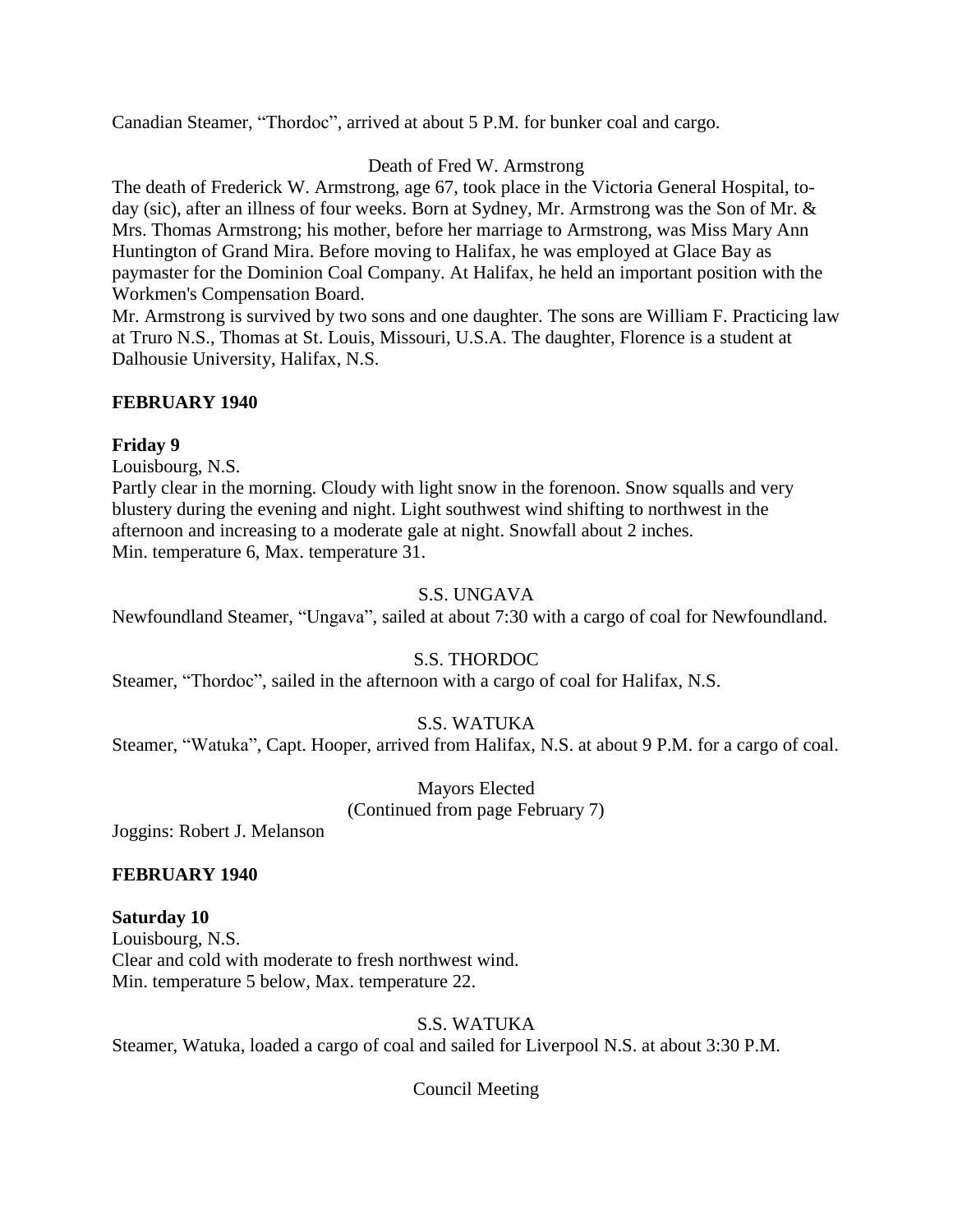Canadian Steamer, "Thordoc", arrived at about 5 P.M. for bunker coal and cargo.

Death of Fred W. Armstrong

The death of Frederick W. Armstrong, age 67, took place in the Victoria General Hospital, to-day (sic), after an illness of four weeks. Born at Sydney, Mr. Armstrong was the Son of Mr. & Mrs. Thomas Armstrong; his mother, before her marriage to Armstrong, was Miss Mary Ann Huntington of Grand Mira. Before moving to Halifax, he was employed at Glace Bay as paymaster for the Dominion Coal Company. At Halifax, he held an important position with the Workmen's Compensation Board.

Mr. Armstrong is survived by two sons and one daughter. The sons are William F. Practicing law at Truro N.S., Thomas at St. Louis, Missouri, U.S.A. The daughter, Florence is a student at Dalhousie University, Halifax, N.S.

**FEBRUARY 1940**

**Friday 9**

Louisbourg, N.S.

Partly clear in the morning. Cloudy with light snow in the forenoon. Snow squalls and very blustery during the evening and night. Light southwest wind shifting to northwest in the afternoon and increasing to a moderate gale at night. Snowfall about 2 inches.

Min. temperature 6, Max. temperature 31.

S.S. UNGAVA

Newfoundland Steamer, "Ungava", sailed at about 7:30 with a cargo of coal for Newfoundland.

S.S. THORDOC

Steamer, "Thordoc", sailed in the afternoon with a cargo of coal for Halifax, N.S.

S.S. WATUKA

Steamer, "Watuka", Capt. Hooper, arrived from Halifax, N.S. at about 9 P.M. for a cargo of coal.

Mayors Elected

(Continued from page February 7)

Joggins: Robert J. Melanson

**FEBRUARY 1940**

**Saturday 10**

Louisbourg, N.S.

Clear and cold with moderate to fresh northwest wind.

Min. temperature 5 below, Max. temperature 22.

S.S. WATUKA

Steamer, Watuka, loaded a cargo of coal and sailed for Liverpool N.S. at about 3:30 P.M.

Council Meeting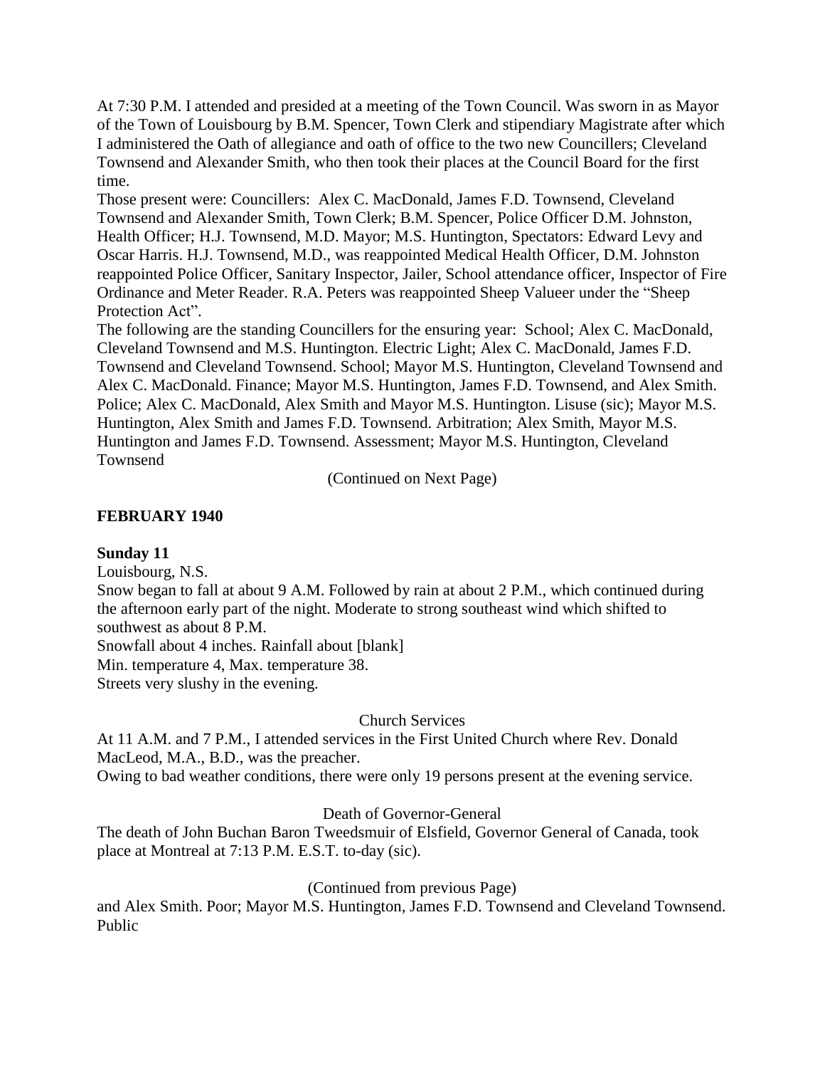At 7:30 P.M. I attended and presided at a meeting of the Town Council. Was sworn in as Mayor of the Town of Louisbourg by B.M. Spencer, Town Clerk and stipendiary Magistrate after which I administered the Oath of allegiance and oath of office to the two new Councillers; Cleveland Townsend and Alexander Smith, who then took their places at the Council Board for the first time.

Those present were: Councillers: Alex C. MacDonald, James F.D. Townsend, Cleveland Townsend and Alexander Smith, Town Clerk; B.M. Spencer, Police Officer D.M. Johnston, Health Officer; H.J. Townsend, M.D. Mayor; M.S. Huntington, Spectators: Edward Levy and Oscar Harris. H.J. Townsend, M.D., was reappointed Medical Health Officer, D.M. Johnston reappointed Police Officer, Sanitary Inspector, Jailer, School attendance officer, Inspector of Fire Ordinance and Meter Reader. R.A. Peters was reappointed Sheep Valueer under the "Sheep Protection Act".

The following are the standing Councillers for the ensuring year: School; Alex C. MacDonald, Cleveland Townsend and M.S. Huntington. Electric Light; Alex C. MacDonald, James F.D. Townsend and Cleveland Townsend. School; Mayor M.S. Huntington, Cleveland Townsend and Alex C. MacDonald. Finance; Mayor M.S. Huntington, James F.D. Townsend, and Alex Smith. Police; Alex C. MacDonald, Alex Smith and Mayor M.S. Huntington. Lisuse (sic); Mayor M.S. Huntington, Alex Smith and James F.D. Townsend. Arbitration; Alex Smith, Mayor M.S. Huntington and James F.D. Townsend. Assessment; Mayor M.S. Huntington, Cleveland Townsend

(Continued on Next Page)

## FEBRUARY 1940

### Sunday 11

Louisbourg, N.S.

Snow began to fall at about 9 A.M. Followed by rain at about 2 P.M., which continued during the afternoon early part of the night. Moderate to strong southeast wind which shifted to southwest as about 8 P.M.

Snowfall about 4 inches. Rainfall about [blank]

Min. temperature 4, Max. temperature 38.

Streets very slushy in the evening.

Church Services

At 11 A.M. and 7 P.M., I attended services in the First United Church where Rev. Donald MacLeod, M.A., B.D., was the preacher.

Owing to bad weather conditions, there were only 19 persons present at the evening service.

Death of Governor-General

The death of John Buchan Baron Tweedsmuir of Elsfield, Governor General of Canada, took place at Montreal at 7:13 P.M. E.S.T. to-day (sic).

(Continued from previous Page)

and Alex Smith. Poor; Mayor M.S. Huntington, James F.D. Townsend and Cleveland Townsend. Public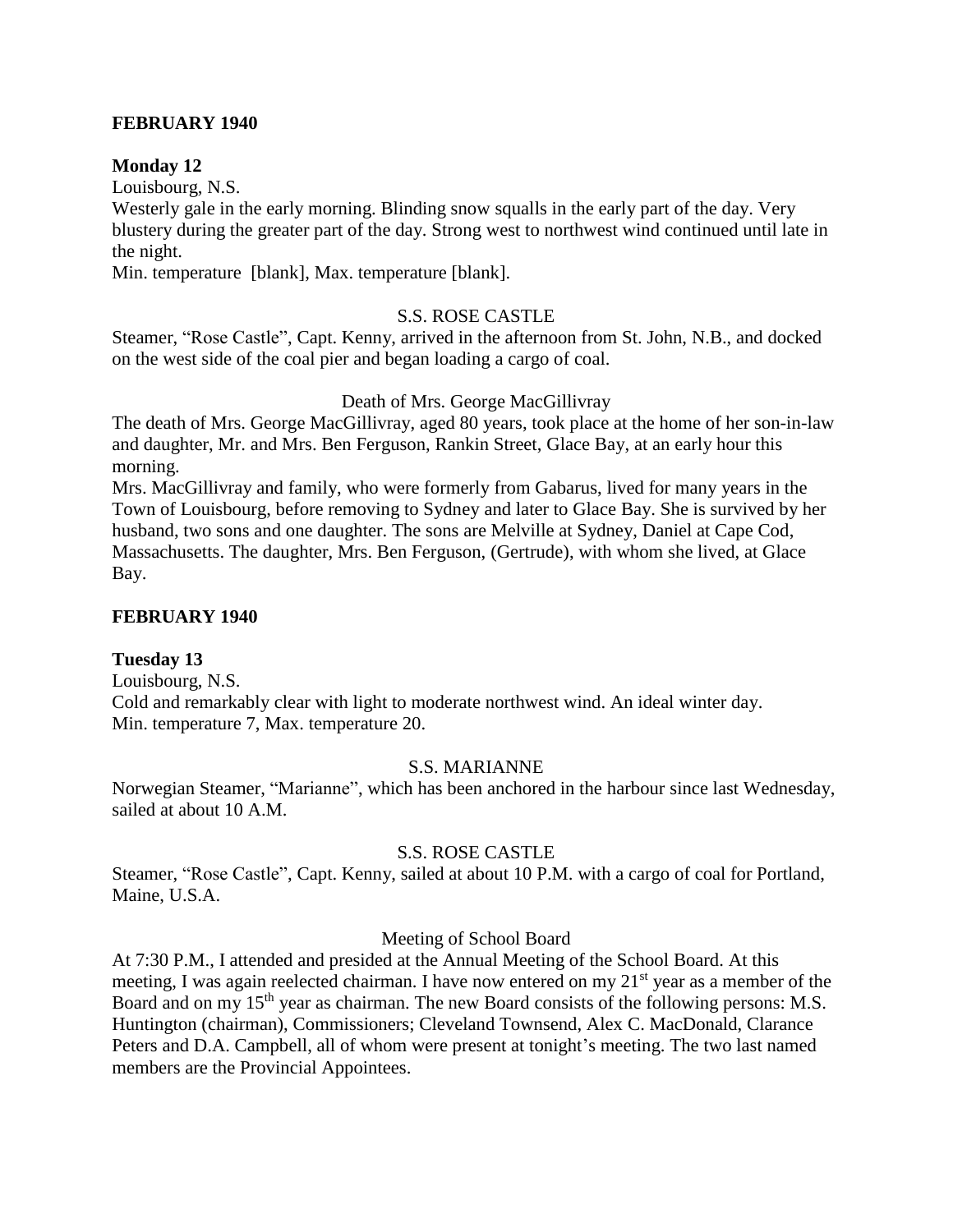**FEBRUARY 1940**

**Monday 12**

Louisbourg, N.S.

Westerly gale in the early morning. Blinding snow squalls in the early part of the day. Very blustery during the greater part of the day. Strong west to northwest wind continued until late in the night.

Min. temperature [blank], Max. temperature [blank].

S.S. ROSE CASTLE

Steamer, "Rose Castle", Capt. Kenny, arrived in the afternoon from St. John, N.B., and docked on the west side of the coal pier and began loading a cargo of coal.

Death of Mrs. George MacGillivray

The death of Mrs. George MacGillivray, aged 80 years, took place at the home of her son-in-law and daughter, Mr. and Mrs. Ben Ferguson, Rankin Street, Glace Bay, at an early hour this morning.

Mrs. MacGillivray and family, who were formerly from Gabarus, lived for many years in the Town of Louisbourg, before removing to Sydney and later to Glace Bay. She is survived by her husband, two sons and one daughter. The sons are Melville at Sydney, Daniel at Cape Cod, Massachusetts. The daughter, Mrs. Ben Ferguson, (Gertrude), with whom she lived, at Glace Bay.

**FEBRUARY 1940**

**Tuesday 13**

Louisbourg, N.S.

Cold and remarkably clear with light to moderate northwest wind. An ideal winter day.

Min. temperature 7, Max. temperature 20.

S.S. MARIANNE

Norwegian Steamer, "Marianne", which has been anchored in the harbour since last Wednesday, sailed at about 10 A.M.

S.S. ROSE CASTLE

Steamer, "Rose Castle", Capt. Kenny, sailed at about 10 P.M. with a cargo of coal for Portland, Maine, U.S.A.

Meeting of School Board

At 7:30 P.M., I attended and presided at the Annual Meeting of the School Board. At this meeting, I was again reelected chairman. I have now entered on my 21st year as a member of the Board and on my 15th year as chairman. The new Board consists of the following persons: M.S. Huntington (chairman), Commissioners; Cleveland Townsend, Alex C. MacDonald, Clarance Peters and D.A. Campbell, all of whom were present at tonight's meeting. The two last named members are the Provincial Appointees.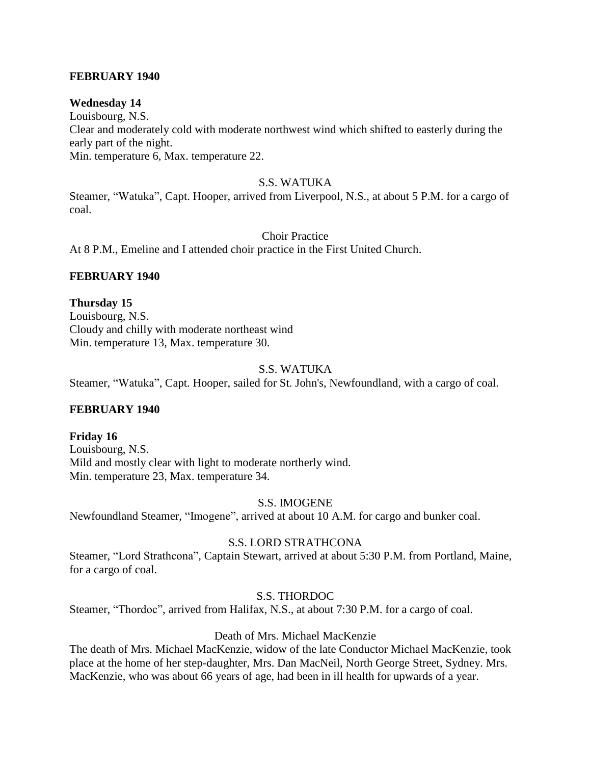**FEBRUARY 1940**

**Wednesday 14**

Louisbourg, N.S.

Clear and moderately cold with moderate northwest wind which shifted to easterly during the early part of the night.

Min. temperature 6, Max. temperature 22.

S.S. WATUKA

Steamer, "Watuka", Capt. Hooper, arrived from Liverpool, N.S., at about 5 P.M. for a cargo of coal.

Choir Practice

At 8 P.M., Emeline and I attended choir practice in the First United Church.

**FEBRUARY 1940**

**Thursday 15**

Louisbourg, N.S.

Cloudy and chilly with moderate northeast wind

Min. temperature 13, Max. temperature 30.

S.S. WATUKA

Steamer, "Watuka", Capt. Hooper, sailed for St. John's, Newfoundland, with a cargo of coal.

**FEBRUARY 1940**

**Friday 16**

Louisbourg, N.S.

Mild and mostly clear with light to moderate northerly wind.

Min. temperature 23, Max. temperature 34.

S.S. IMOGENE

Newfoundland Steamer, "Imogene", arrived at about 10 A.M. for cargo and bunker coal.

S.S. LORD STRATHCONA

Steamer, "Lord Strathcona", Captain Stewart, arrived at about 5:30 P.M. from Portland, Maine, for a cargo of coal.

S.S. THORDOC

Steamer, "Thordoc", arrived from Halifax, N.S., at about 7:30 P.M. for a cargo of coal.

Death of Mrs. Michael MacKenzie

The death of Mrs. Michael MacKenzie, widow of the late Conductor Michael MacKenzie, took place at the home of her step-daughter, Mrs. Dan MacNeil, North George Street, Sydney. Mrs. MacKenzie, who was about 66 years of age, had been in ill health for upwards of a year.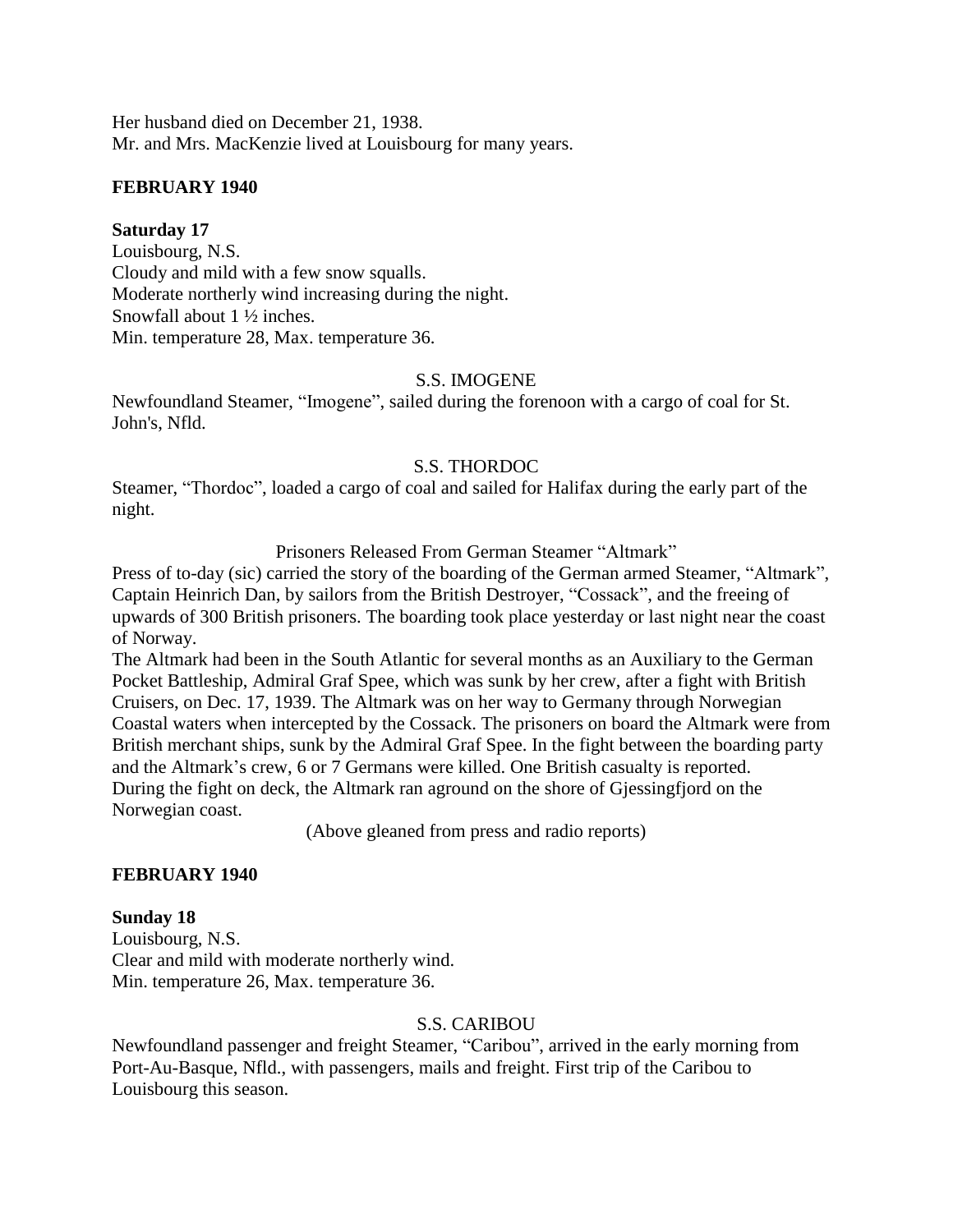Her husband died on December 21, 1938.
Mr. and Mrs. MacKenzie lived at Louisbourg for many years.

**FEBRUARY 1940**

**Saturday 17**
Louisbourg, N.S.
Cloudy and mild with a few snow squalls.
Moderate northerly wind increasing during the night.
Snowfall about 1 ½ inches.
Min. temperature 28, Max. temperature 36.

S.S. IMOGENE

Newfoundland Steamer, "Imogene", sailed during the forenoon with a cargo of coal for St. John's, Nfld.

S.S. THORDOC

Steamer, "Thordoc", loaded a cargo of coal and sailed for Halifax during the early part of the night.

Prisoners Released From German Steamer "Altmark"

Press of to-day (sic) carried the story of the boarding of the German armed Steamer, "Altmark", Captain Heinrich Dan, by sailors from the British Destroyer, "Cossack", and the freeing of upwards of 300 British prisoners. The boarding took place yesterday or last night near the coast of Norway.
The Altmark had been in the South Atlantic for several months as an Auxiliary to the German Pocket Battleship, Admiral Graf Spee, which was sunk by her crew, after a fight with British Cruisers, on Dec. 17, 1939. The Altmark was on her way to Germany through Norwegian Coastal waters when intercepted by the Cossack. The prisoners on board the Altmark were from British merchant ships, sunk by the Admiral Graf Spee. In the fight between the boarding party and the Altmark's crew, 6 or 7 Germans were killed. One British casualty is reported.
During the fight on deck, the Altmark ran aground on the shore of Gjessingfjord on the Norwegian coast.

(Above gleaned from press and radio reports)

**FEBRUARY 1940**

**Sunday 18**
Louisbourg, N.S.
Clear and mild with moderate northerly wind.
Min. temperature 26, Max. temperature 36.

S.S. CARIBOU

Newfoundland passenger and freight Steamer, "Caribou", arrived in the early morning from Port-Au-Basque, Nfld., with passengers, mails and freight. First trip of the Caribou to Louisbourg this season.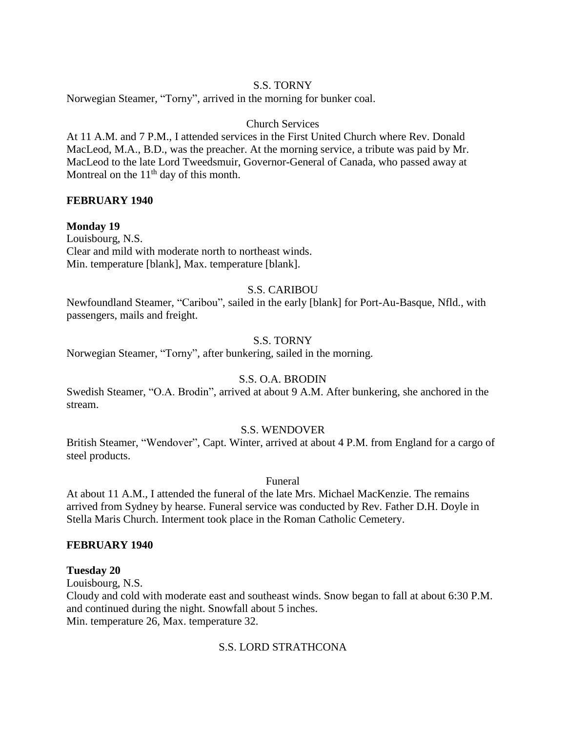S.S. TORNY

Norwegian Steamer, "Torny", arrived in the morning for bunker coal.

Church Services

At 11 A.M. and 7 P.M., I attended services in the First United Church where Rev. Donald MacLeod, M.A., B.D., was the preacher. At the morning service, a tribute was paid by Mr. MacLeod to the late Lord Tweedsmuir, Governor-General of Canada, who passed away at Montreal on the 11th day of this month.

**FEBRUARY 1940**

**Monday 19**

Louisbourg, N.S.
Clear and mild with moderate north to northeast winds.
Min. temperature [blank], Max. temperature [blank].

S.S. CARIBOU

Newfoundland Steamer, "Caribou", sailed in the early [blank] for Port-Au-Basque, Nfld., with passengers, mails and freight.

S.S. TORNY

Norwegian Steamer, "Torny", after bunkering, sailed in the morning.

S.S. O.A. BRODIN

Swedish Steamer, "O.A. Brodin", arrived at about 9 A.M. After bunkering, she anchored in the stream.

S.S. WENDOVER

British Steamer, "Wendover", Capt. Winter, arrived at about 4 P.M. from England for a cargo of steel products.

Funeral

At about 11 A.M., I attended the funeral of the late Mrs. Michael MacKenzie. The remains arrived from Sydney by hearse. Funeral service was conducted by Rev. Father D.H. Doyle in Stella Maris Church. Interment took place in the Roman Catholic Cemetery.

**FEBRUARY 1940**

**Tuesday 20**

Louisbourg, N.S.
Cloudy and cold with moderate east and southeast winds. Snow began to fall at about 6:30 P.M. and continued during the night. Snowfall about 5 inches.
Min. temperature 26, Max. temperature 32.

S.S. LORD STRATHCONA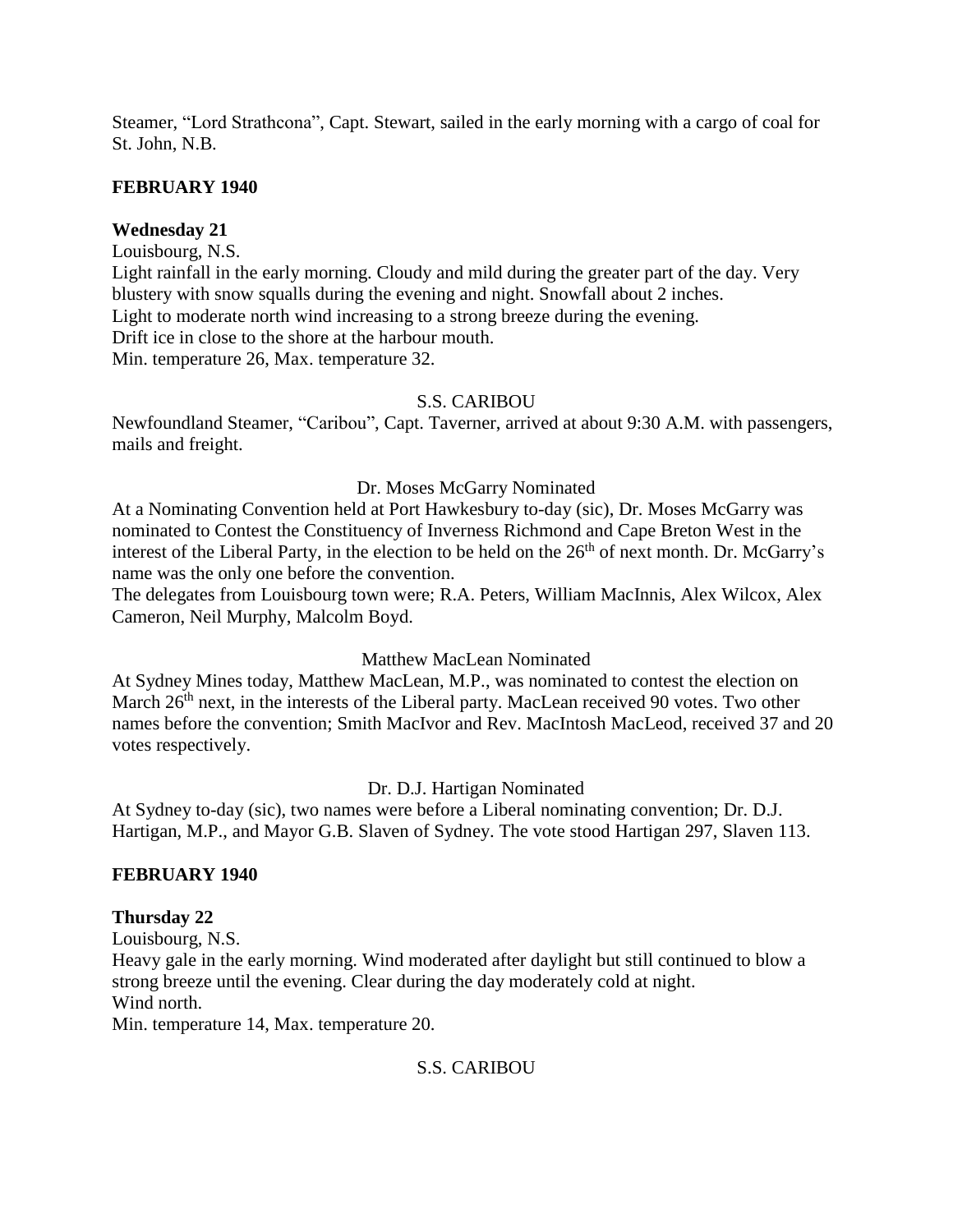Steamer, "Lord Strathcona", Capt. Stewart, sailed in the early morning with a cargo of coal for St. John, N.B.

**FEBRUARY 1940**

**Wednesday 21**

Louisbourg, N.S.
Light rainfall in the early morning. Cloudy and mild during the greater part of the day. Very blustery with snow squalls during the evening and night. Snowfall about 2 inches.
Light to moderate north wind increasing to a strong breeze during the evening.
Drift ice in close to the shore at the harbour mouth.
Min. temperature 26, Max. temperature 32.

S.S. CARIBOU

Newfoundland Steamer, "Caribou", Capt. Taverner, arrived at about 9:30 A.M. with passengers, mails and freight.

Dr. Moses McGarry Nominated

At a Nominating Convention held at Port Hawkesbury to-day (sic), Dr. Moses McGarry was nominated to Contest the Constituency of Inverness Richmond and Cape Breton West in the interest of the Liberal Party, in the election to be held on the 26th of next month. Dr. McGarry's name was the only one before the convention.
The delegates from Louisbourg town were; R.A. Peters, William MacInnis, Alex Wilcox, Alex Cameron, Neil Murphy, Malcolm Boyd.

Matthew MacLean Nominated

At Sydney Mines today, Matthew MacLean, M.P., was nominated to contest the election on March 26th next, in the interests of the Liberal party. MacLean received 90 votes. Two other names before the convention; Smith MacIvor and Rev. MacIntosh MacLeod, received 37 and 20 votes respectively.

Dr. D.J. Hartigan Nominated

At Sydney to-day (sic), two names were before a Liberal nominating convention; Dr. D.J. Hartigan, M.P., and Mayor G.B. Slaven of Sydney. The vote stood Hartigan 297, Slaven 113.

**FEBRUARY 1940**

**Thursday 22**

Louisbourg, N.S.
Heavy gale in the early morning. Wind moderated after daylight but still continued to blow a strong breeze until the evening. Clear during the day moderately cold at night.
Wind north.
Min. temperature 14, Max. temperature 20.

S.S. CARIBOU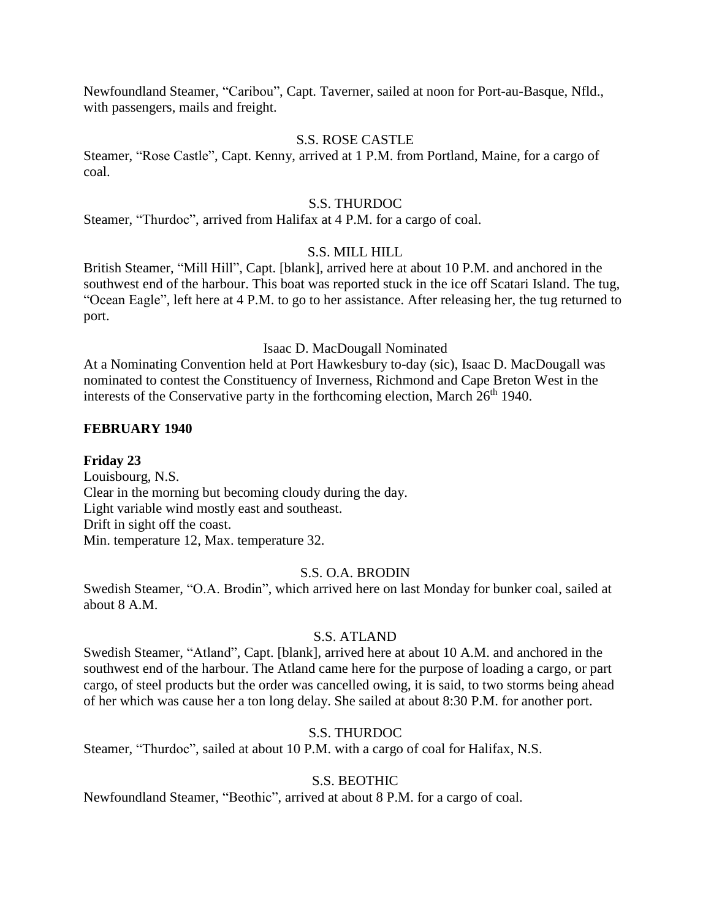Newfoundland Steamer, "Caribou", Capt. Taverner, sailed at noon for Port-au-Basque, Nfld., with passengers, mails and freight.

S.S. ROSE CASTLE

Steamer, "Rose Castle", Capt. Kenny, arrived at 1 P.M. from Portland, Maine, for a cargo of coal.

S.S. THURDOC

Steamer, "Thurdoc", arrived from Halifax at 4 P.M. for a cargo of coal.

S.S. MILL HILL

British Steamer, "Mill Hill", Capt. [blank], arrived here at about 10 P.M. and anchored in the southwest end of the harbour. This boat was reported stuck in the ice off Scatari Island. The tug, "Ocean Eagle", left here at 4 P.M. to go to her assistance. After releasing her, the tug returned to port.

Isaac D. MacDougall Nominated

At a Nominating Convention held at Port Hawkesbury to-day (sic), Isaac D. MacDougall was nominated to contest the Constituency of Inverness, Richmond and Cape Breton West in the interests of the Conservative party in the forthcoming election, March 26th 1940.

**FEBRUARY 1940**

**Friday 23**

Louisbourg, N.S.
Clear in the morning but becoming cloudy during the day.
Light variable wind mostly east and southeast.
Drift in sight off the coast.
Min. temperature 12, Max. temperature 32.

S.S. O.A. BRODIN

Swedish Steamer, "O.A. Brodin", which arrived here on last Monday for bunker coal, sailed at about 8 A.M.

S.S. ATLAND

Swedish Steamer, "Atland", Capt. [blank], arrived here at about 10 A.M. and anchored in the southwest end of the harbour. The Atland came here for the purpose of loading a cargo, or part cargo, of steel products but the order was cancelled owing, it is said, to two storms being ahead of her which was cause her a ton long delay. She sailed at about 8:30 P.M. for another port.

S.S. THURDOC

Steamer, "Thurdoc", sailed at about 10 P.M. with a cargo of coal for Halifax, N.S.

S.S. BEOTHIC

Newfoundland Steamer, "Beothic", arrived at about 8 P.M. for a cargo of coal.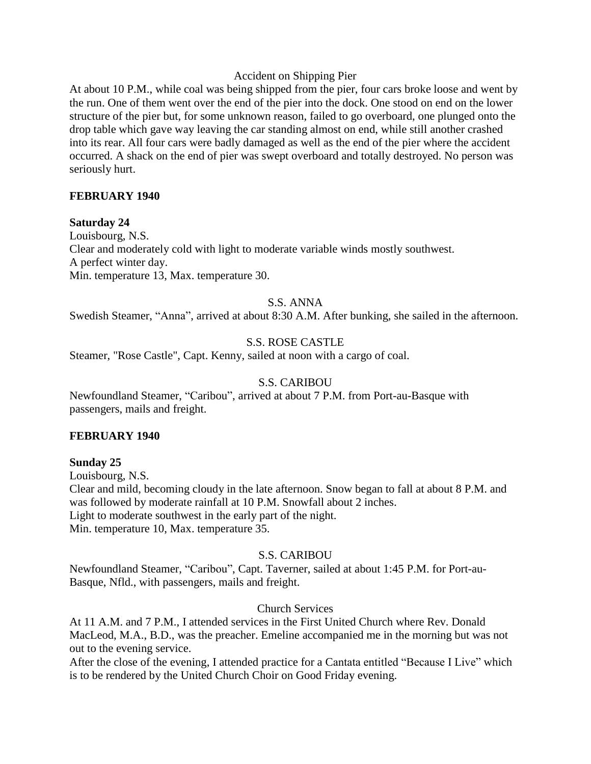Accident on Shipping Pier

At about 10 P.M., while coal was being shipped from the pier, four cars broke loose and went by the run. One of them went over the end of the pier into the dock. One stood on end on the lower structure of the pier but, for some unknown reason, failed to go overboard, one plunged onto the drop table which gave way leaving the car standing almost on end, while still another crashed into its rear. All four cars were badly damaged as well as the end of the pier where the accident occurred. A shack on the end of pier was swept overboard and totally destroyed. No person was seriously hurt.

**FEBRUARY 1940**

**Saturday 24**

Louisbourg, N.S.
Clear and moderately cold with light to moderate variable winds mostly southwest.
A perfect winter day.
Min. temperature 13, Max. temperature 30.

S.S. ANNA

Swedish Steamer, "Anna", arrived at about 8:30 A.M. After bunking, she sailed in the afternoon.

S.S. ROSE CASTLE

Steamer, "Rose Castle", Capt. Kenny, sailed at noon with a cargo of coal.

S.S. CARIBOU

Newfoundland Steamer, "Caribou", arrived at about 7 P.M. from Port-au-Basque with passengers, mails and freight.

**FEBRUARY 1940**

**Sunday 25**

Louisbourg, N.S.
Clear and mild, becoming cloudy in the late afternoon. Snow began to fall at about 8 P.M. and was followed by moderate rainfall at 10 P.M. Snowfall about 2 inches.
Light to moderate southwest in the early part of the night.
Min. temperature 10, Max. temperature 35.

S.S. CARIBOU

Newfoundland Steamer, "Caribou", Capt. Taverner, sailed at about 1:45 P.M. for Port-au-Basque, Nfld., with passengers, mails and freight.

Church Services

At 11 A.M. and 7 P.M., I attended services in the First United Church where Rev. Donald MacLeod, M.A., B.D., was the preacher. Emeline accompanied me in the morning but was not out to the evening service.
After the close of the evening, I attended practice for a Cantata entitled "Because I Live" which is to be rendered by the United Church Choir on Good Friday evening.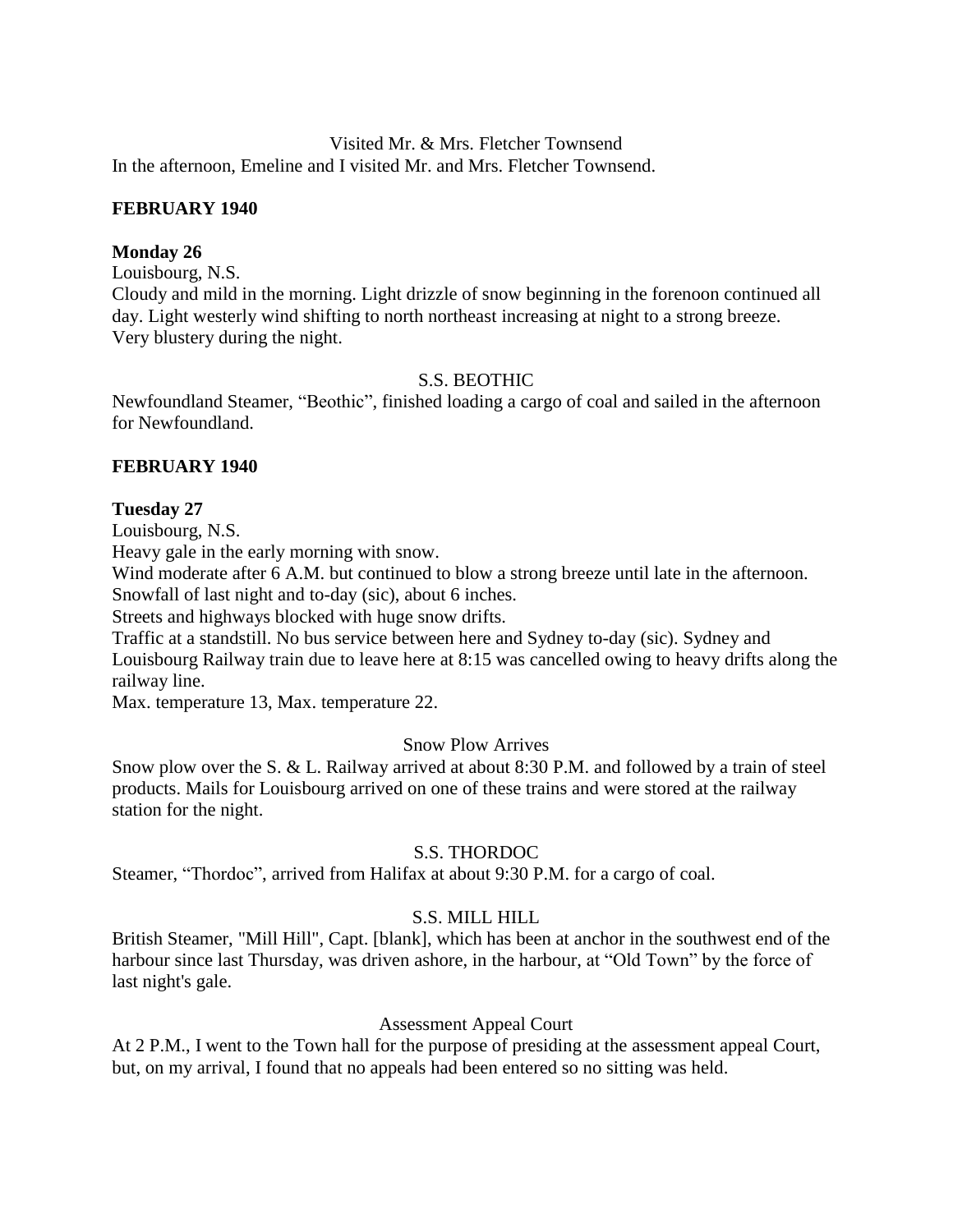Visited Mr. & Mrs. Fletcher Townsend

In the afternoon, Emeline and I visited Mr. and Mrs. Fletcher Townsend.

**FEBRUARY 1940**

**Monday 26**

Louisbourg, N.S.

Cloudy and mild in the morning. Light drizzle of snow beginning in the forenoon continued all day. Light westerly wind shifting to north northeast increasing at night to a strong breeze. Very blustery during the night.

S.S. BEOTHIC

Newfoundland Steamer, "Beothic", finished loading a cargo of coal and sailed in the afternoon for Newfoundland.

**FEBRUARY 1940**

**Tuesday 27**

Louisbourg, N.S.

Heavy gale in the early morning with snow.

Wind moderate after 6 A.M. but continued to blow a strong breeze until late in the afternoon.

Snowfall of last night and to-day (sic), about 6 inches.

Streets and highways blocked with huge snow drifts.

Traffic at a standstill. No bus service between here and Sydney to-day (sic). Sydney and Louisbourg Railway train due to leave here at 8:15 was cancelled owing to heavy drifts along the railway line.

Max. temperature 13, Max. temperature 22.

Snow Plow Arrives

Snow plow over the S. & L. Railway arrived at about 8:30 P.M. and followed by a train of steel products. Mails for Louisbourg arrived on one of these trains and were stored at the railway station for the night.

S.S. THORDOC

Steamer, "Thordoc", arrived from Halifax at about 9:30 P.M. for a cargo of coal.

S.S. MILL HILL

British Steamer, "Mill Hill", Capt. [blank], which has been at anchor in the southwest end of the harbour since last Thursday, was driven ashore, in the harbour, at "Old Town" by the force of last night's gale.

Assessment Appeal Court

At 2 P.M., I went to the Town hall for the purpose of presiding at the assessment appeal Court, but, on my arrival, I found that no appeals had been entered so no sitting was held.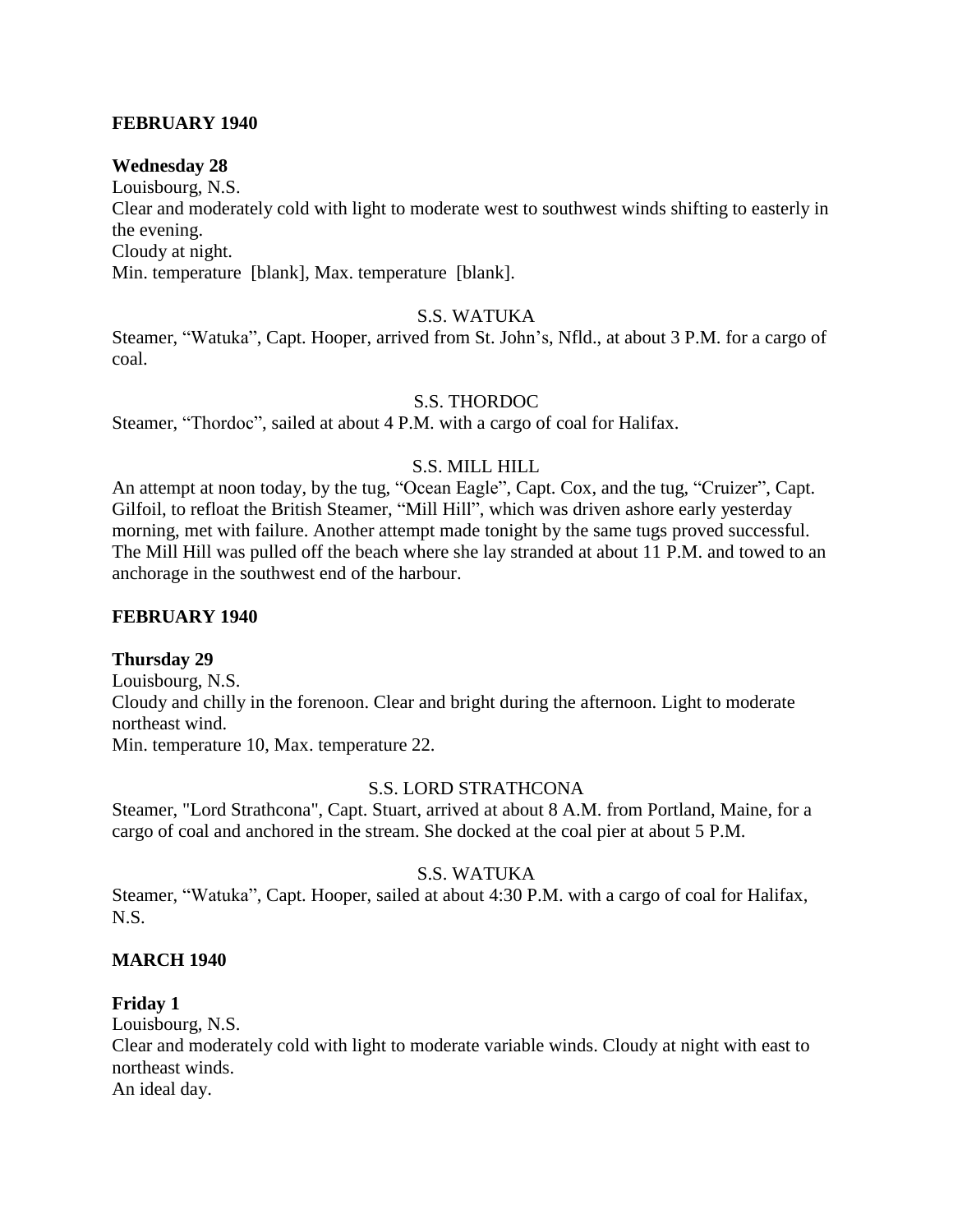**FEBRUARY 1940**

**Wednesday 28**

Louisbourg, N.S.
Clear and moderately cold with light to moderate west to southwest winds shifting to easterly in the evening.
Cloudy at night.
Min. temperature [blank], Max. temperature [blank].

S.S. WATUKA

Steamer, "Watuka", Capt. Hooper, arrived from St. John's, Nfld., at about 3 P.M. for a cargo of coal.

S.S. THORDOC

Steamer, "Thordoc", sailed at about 4 P.M. with a cargo of coal for Halifax.

S.S. MILL HILL

An attempt at noon today, by the tug, "Ocean Eagle", Capt. Cox, and the tug, "Cruizer", Capt. Gilfoil, to refloat the British Steamer, "Mill Hill", which was driven ashore early yesterday morning, met with failure. Another attempt made tonight by the same tugs proved successful. The Mill Hill was pulled off the beach where she lay stranded at about 11 P.M. and towed to an anchorage in the southwest end of the harbour.

**FEBRUARY 1940**

**Thursday 29**

Louisbourg, N.S.
Cloudy and chilly in the forenoon. Clear and bright during the afternoon. Light to moderate northeast wind.
Min. temperature 10, Max. temperature 22.

S.S. LORD STRATHCONA

Steamer, "Lord Strathcona", Capt. Stuart, arrived at about 8 A.M. from Portland, Maine, for a cargo of coal and anchored in the stream. She docked at the coal pier at about 5 P.M.

S.S. WATUKA

Steamer, "Watuka", Capt. Hooper, sailed at about 4:30 P.M. with a cargo of coal for Halifax, N.S.

**MARCH 1940**

**Friday 1**

Louisbourg, N.S.
Clear and moderately cold with light to moderate variable winds. Cloudy at night with east to northeast winds.
An ideal day.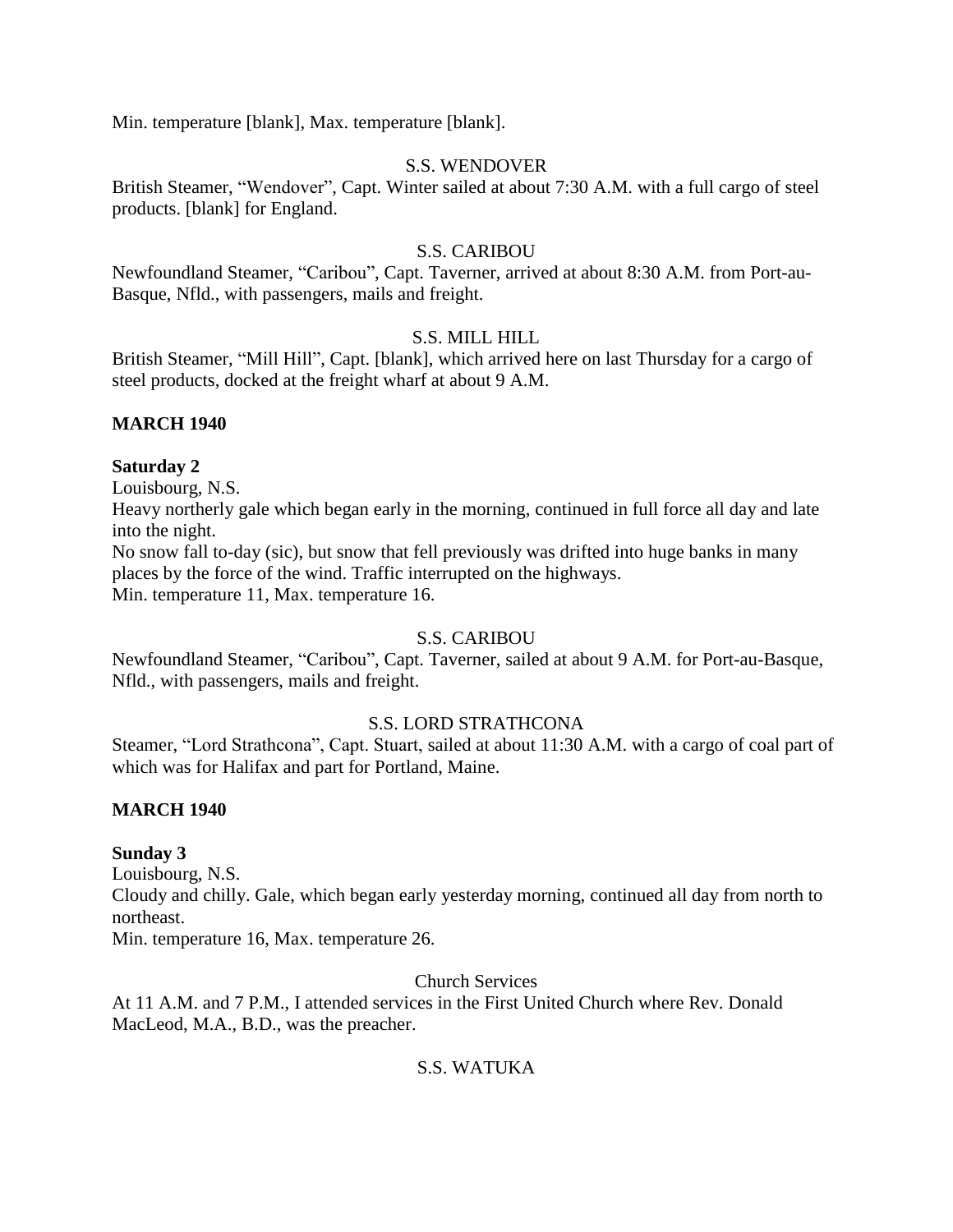Min. temperature [blank], Max. temperature [blank].

S.S. WENDOVER

British Steamer, "Wendover", Capt. Winter sailed at about 7:30 A.M. with a full cargo of steel products. [blank] for England.

S.S. CARIBOU

Newfoundland Steamer, "Caribou", Capt. Taverner, arrived at about 8:30 A.M. from Port-au-Basque, Nfld., with passengers, mails and freight.

S.S. MILL HILL

British Steamer, "Mill Hill", Capt. [blank], which arrived here on last Thursday for a cargo of steel products, docked at the freight wharf at about 9 A.M.

**MARCH 1940**

**Saturday 2**

Louisbourg, N.S.

Heavy northerly gale which began early in the morning, continued in full force all day and late into the night.

No snow fall to-day (sic), but snow that fell previously was drifted into huge banks in many places by the force of the wind. Traffic interrupted on the highways.

Min. temperature 11, Max. temperature 16.

S.S. CARIBOU

Newfoundland Steamer, "Caribou", Capt. Taverner, sailed at about 9 A.M. for Port-au-Basque, Nfld., with passengers, mails and freight.

S.S. LORD STRATHCONA

Steamer, "Lord Strathcona", Capt. Stuart, sailed at about 11:30 A.M. with a cargo of coal part of which was for Halifax and part for Portland, Maine.

**MARCH 1940**

**Sunday 3**

Louisbourg, N.S.

Cloudy and chilly. Gale, which began early yesterday morning, continued all day from north to northeast.

Min. temperature 16, Max. temperature 26.

Church Services

At 11 A.M. and 7 P.M., I attended services in the First United Church where Rev. Donald MacLeod, M.A., B.D., was the preacher.

S.S. WATUKA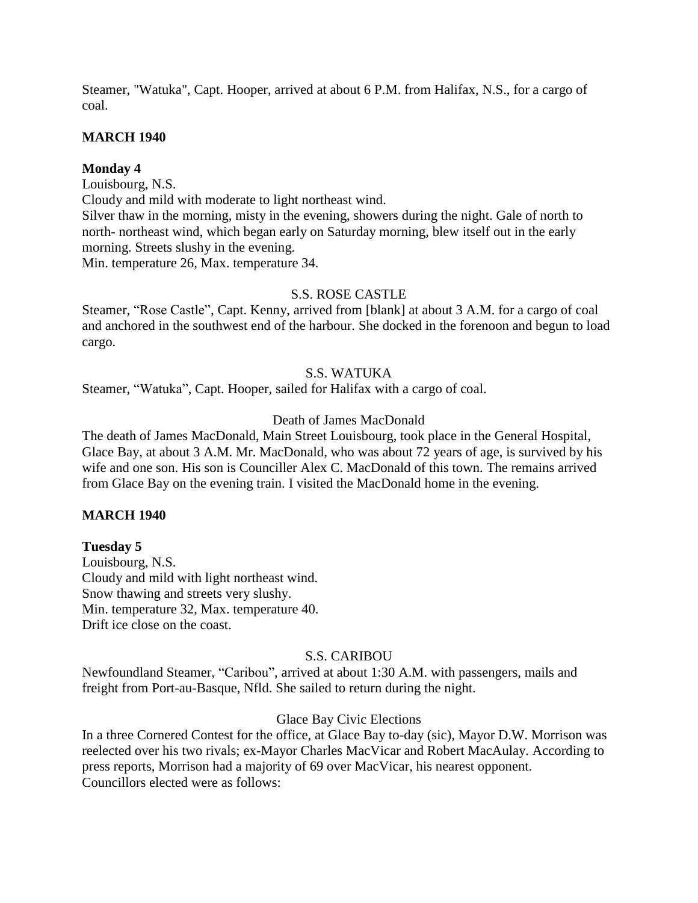Steamer, "Watuka", Capt. Hooper, arrived at about 6 P.M. from Halifax, N.S., for a cargo of coal.

**MARCH 1940**

**Monday 4**

Louisbourg, N.S.
Cloudy and mild with moderate to light northeast wind.
Silver thaw in the morning, misty in the evening, showers during the night. Gale of north to north- northeast wind, which began early on Saturday morning, blew itself out in the early morning. Streets slushy in the evening.
Min. temperature 26, Max. temperature 34.

S.S. ROSE CASTLE

Steamer, "Rose Castle", Capt. Kenny, arrived from [blank] at about 3 A.M. for a cargo of coal and anchored in the southwest end of the harbour. She docked in the forenoon and begun to load cargo.

S.S. WATUKA

Steamer, "Watuka", Capt. Hooper, sailed for Halifax with a cargo of coal.

Death of James MacDonald

The death of James MacDonald, Main Street Louisbourg, took place in the General Hospital, Glace Bay, at about 3 A.M. Mr. MacDonald, who was about 72 years of age, is survived by his wife and one son. His son is Counciller Alex C. MacDonald of this town. The remains arrived from Glace Bay on the evening train. I visited the MacDonald home in the evening.

**MARCH 1940**

**Tuesday 5**

Louisbourg, N.S.
Cloudy and mild with light northeast wind.
Snow thawing and streets very slushy.
Min. temperature 32, Max. temperature 40.
Drift ice close on the coast.

S.S. CARIBOU

Newfoundland Steamer, "Caribou", arrived at about 1:30 A.M. with passengers, mails and freight from Port-au-Basque, Nfld. She sailed to return during the night.

Glace Bay Civic Elections

In a three Cornered Contest for the office, at Glace Bay to-day (sic), Mayor D.W. Morrison was reelected over his two rivals; ex-Mayor Charles MacVicar and Robert MacAulay. According to press reports, Morrison had a majority of 69 over MacVicar, his nearest opponent.
Councillors elected were as follows: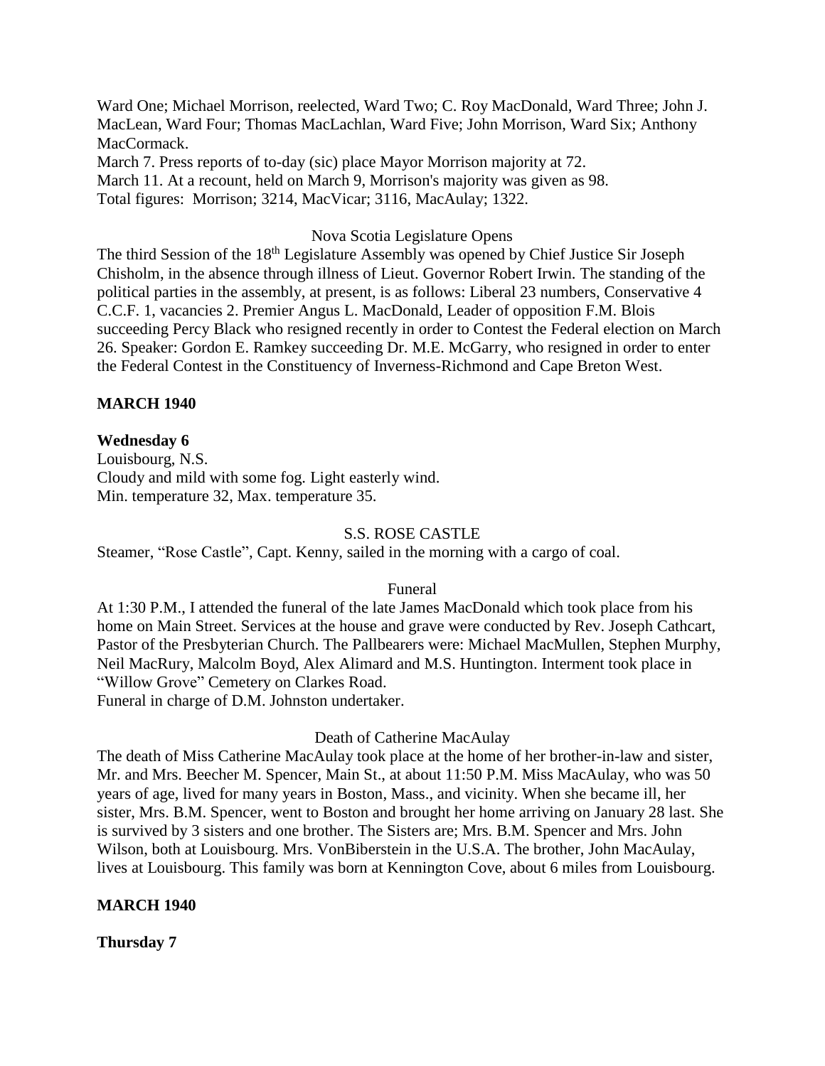Ward One; Michael Morrison, reelected, Ward Two; C. Roy MacDonald, Ward Three; John J. MacLean, Ward Four; Thomas MacLachlan, Ward Five; John Morrison, Ward Six; Anthony MacCormack.

March 7. Press reports of to-day (sic) place Mayor Morrison majority at 72.

March 11. At a recount, held on March 9, Morrison's majority was given as 98.

Total figures: Morrison; 3214, MacVicar; 3116, MacAulay; 1322.

Nova Scotia Legislature Opens

The third Session of the 18th Legislature Assembly was opened by Chief Justice Sir Joseph Chisholm, in the absence through illness of Lieut. Governor Robert Irwin. The standing of the political parties in the assembly, at present, is as follows: Liberal 23 numbers, Conservative 4 C.C.F. 1, vacancies 2. Premier Angus L. MacDonald, Leader of opposition F.M. Blois succeeding Percy Black who resigned recently in order to Contest the Federal election on March 26. Speaker: Gordon E. Ramkey succeeding Dr. M.E. McGarry, who resigned in order to enter the Federal Contest in the Constituency of Inverness-Richmond and Cape Breton West.

**MARCH 1940**

**Wednesday 6**

Louisbourg, N.S.
Cloudy and mild with some fog. Light easterly wind.
Min. temperature 32, Max. temperature 35.

S.S. ROSE CASTLE

Steamer, "Rose Castle", Capt. Kenny, sailed in the morning with a cargo of coal.

Funeral

At 1:30 P.M., I attended the funeral of the late James MacDonald which took place from his home on Main Street. Services at the house and grave were conducted by Rev. Joseph Cathcart, Pastor of the Presbyterian Church. The Pallbearers were: Michael MacMullen, Stephen Murphy, Neil MacRury, Malcolm Boyd, Alex Alimard and M.S. Huntington. Interment took place in "Willow Grove" Cemetery on Clarkes Road.
Funeral in charge of D.M. Johnston undertaker.

Death of Catherine MacAulay

The death of Miss Catherine MacAulay took place at the home of her brother-in-law and sister, Mr. and Mrs. Beecher M. Spencer, Main St., at about 11:50 P.M. Miss MacAulay, who was 50 years of age, lived for many years in Boston, Mass., and vicinity. When she became ill, her sister, Mrs. B.M. Spencer, went to Boston and brought her home arriving on January 28 last. She is survived by 3 sisters and one brother. The Sisters are; Mrs. B.M. Spencer and Mrs. John Wilson, both at Louisbourg. Mrs. VonBiberstein in the U.S.A. The brother, John MacAulay, lives at Louisbourg. This family was born at Kennington Cove, about 6 miles from Louisbourg.

**MARCH 1940**

**Thursday 7**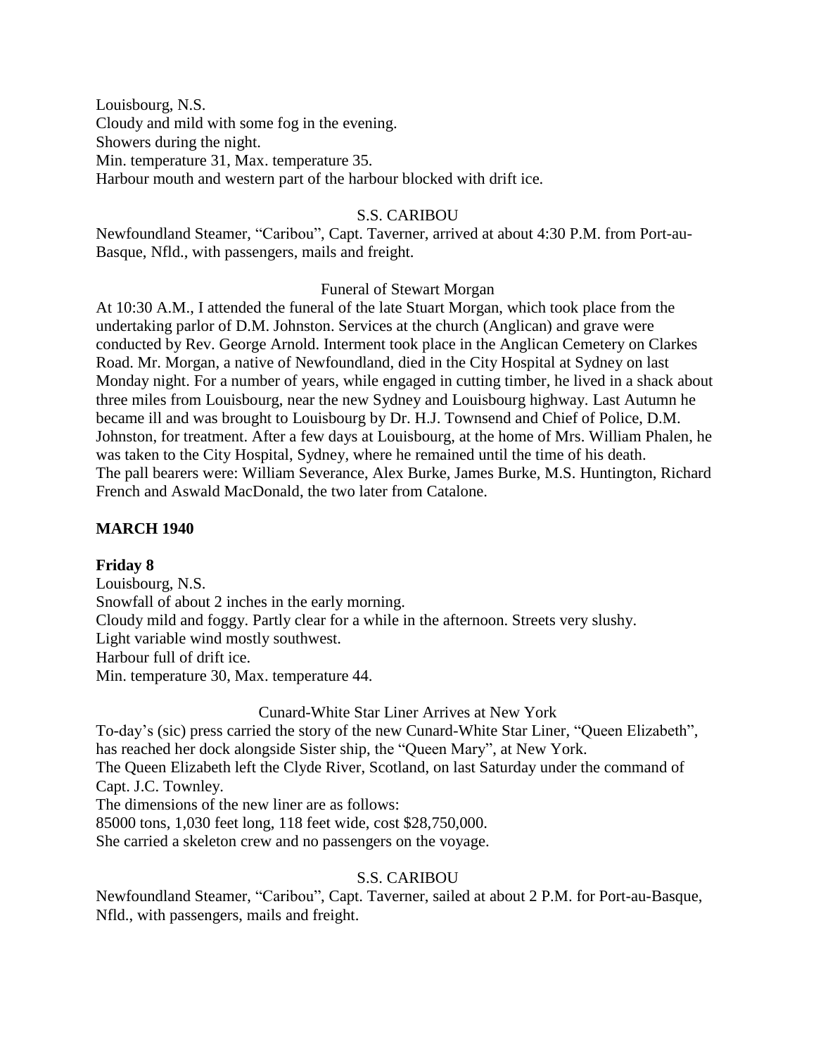Louisbourg, N.S.
Cloudy and mild with some fog in the evening.
Showers during the night.
Min. temperature 31, Max. temperature 35.
Harbour mouth and western part of the harbour blocked with drift ice.

S.S. CARIBOU

Newfoundland Steamer, "Caribou", Capt. Taverner, arrived at about 4:30 P.M. from Port-au-Basque, Nfld., with passengers, mails and freight.

Funeral of Stewart Morgan

At 10:30 A.M., I attended the funeral of the late Stuart Morgan, which took place from the undertaking parlor of D.M. Johnston. Services at the church (Anglican) and grave were conducted by Rev. George Arnold. Interment took place in the Anglican Cemetery on Clarkes Road. Mr. Morgan, a native of Newfoundland, died in the City Hospital at Sydney on last Monday night. For a number of years, while engaged in cutting timber, he lived in a shack about three miles from Louisbourg, near the new Sydney and Louisbourg highway. Last Autumn he became ill and was brought to Louisbourg by Dr. H.J. Townsend and Chief of Police, D.M. Johnston, for treatment. After a few days at Louisbourg, at the home of Mrs. William Phalen, he was taken to the City Hospital, Sydney, where he remained until the time of his death.
The pall bearers were: William Severance, Alex Burke, James Burke, M.S. Huntington, Richard French and Aswald MacDonald, the two later from Catalone.

**MARCH 1940**

**Friday 8**

Louisbourg, N.S.
Snowfall of about 2 inches in the early morning.
Cloudy mild and foggy. Partly clear for a while in the afternoon. Streets very slushy.
Light variable wind mostly southwest.
Harbour full of drift ice.
Min. temperature 30, Max. temperature 44.

Cunard-White Star Liner Arrives at New York

To-day's (sic) press carried the story of the new Cunard-White Star Liner, "Queen Elizabeth", has reached her dock alongside Sister ship, the "Queen Mary", at New York.
The Queen Elizabeth left the Clyde River, Scotland, on last Saturday under the command of Capt. J.C. Townley.
The dimensions of the new liner are as follows:
85000 tons, 1,030 feet long, 118 feet wide, cost $28,750,000.
She carried a skeleton crew and no passengers on the voyage.

S.S. CARIBOU

Newfoundland Steamer, "Caribou", Capt. Taverner, sailed at about 2 P.M. for Port-au-Basque, Nfld., with passengers, mails and freight.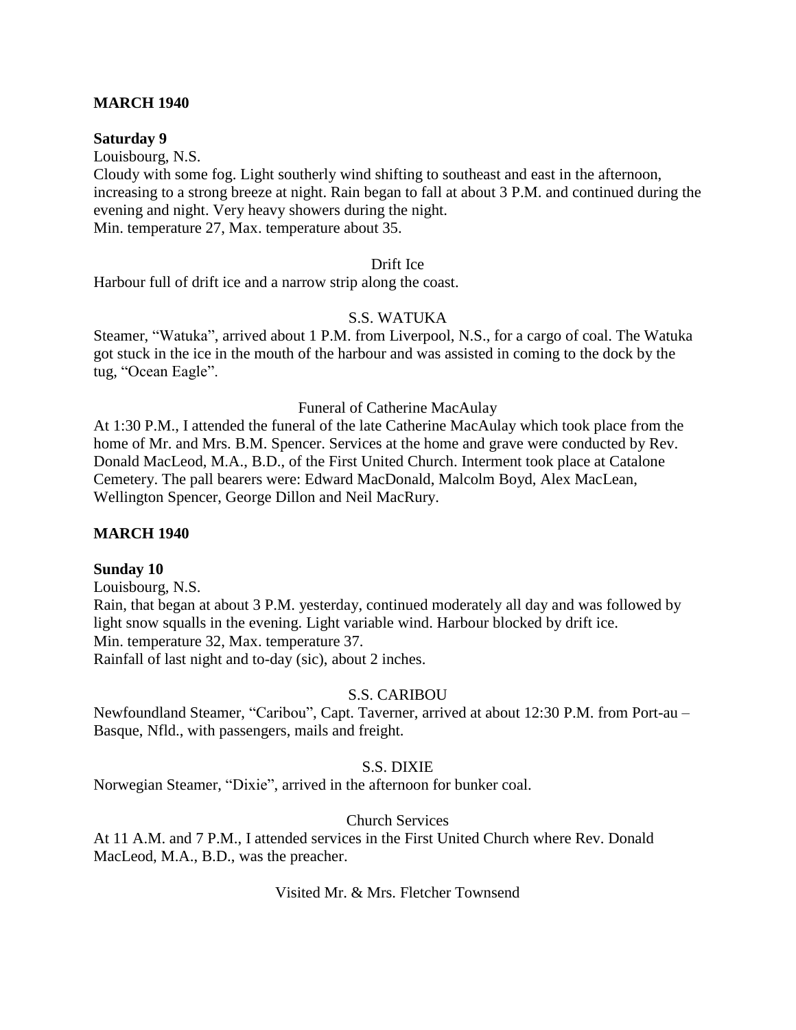**MARCH 1940**

**Saturday 9**

Louisbourg, N.S.
Cloudy with some fog. Light southerly wind shifting to southeast and east in the afternoon, increasing to a strong breeze at night. Rain began to fall at about 3 P.M. and continued during the evening and night. Very heavy showers during the night.
Min. temperature 27, Max. temperature about 35.

Drift Ice

Harbour full of drift ice and a narrow strip along the coast.

S.S. WATUKA

Steamer, "Watuka", arrived about 1 P.M. from Liverpool, N.S., for a cargo of coal. The Watuka got stuck in the ice in the mouth of the harbour and was assisted in coming to the dock by the tug, "Ocean Eagle".

Funeral of Catherine MacAulay

At 1:30 P.M., I attended the funeral of the late Catherine MacAulay which took place from the home of Mr. and Mrs. B.M. Spencer. Services at the home and grave were conducted by Rev. Donald MacLeod, M.A., B.D., of the First United Church. Interment took place at Catalone Cemetery. The pall bearers were: Edward MacDonald, Malcolm Boyd, Alex MacLean, Wellington Spencer, George Dillon and Neil MacRury.

**MARCH 1940**

**Sunday 10**

Louisbourg, N.S.
Rain, that began at about 3 P.M. yesterday, continued moderately all day and was followed by light snow squalls in the evening. Light variable wind. Harbour blocked by drift ice.
Min. temperature 32, Max. temperature 37.
Rainfall of last night and to-day (sic), about 2 inches.

S.S. CARIBOU

Newfoundland Steamer, "Caribou", Capt. Taverner, arrived at about 12:30 P.M. from Port-au – Basque, Nfld., with passengers, mails and freight.

S.S. DIXIE

Norwegian Steamer, "Dixie", arrived in the afternoon for bunker coal.

Church Services

At 11 A.M. and 7 P.M., I attended services in the First United Church where Rev. Donald MacLeod, M.A., B.D., was the preacher.

Visited Mr. & Mrs. Fletcher Townsend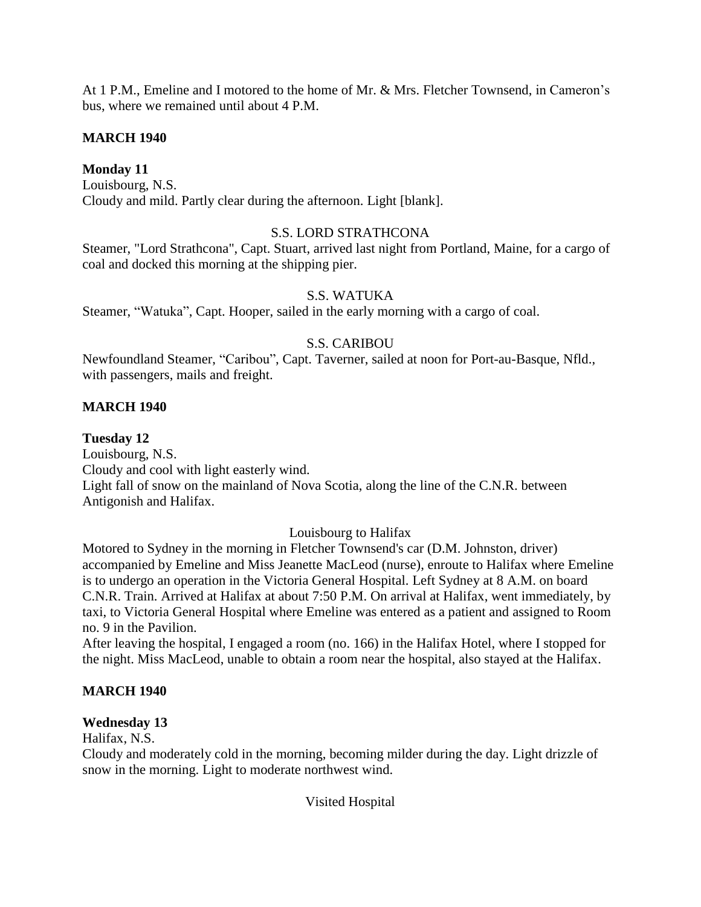At 1 P.M., Emeline and I motored to the home of Mr. & Mrs. Fletcher Townsend, in Cameron's bus, where we remained until about 4 P.M.

**MARCH 1940**

**Monday 11**

Louisbourg, N.S.

Cloudy and mild. Partly clear during the afternoon. Light [blank].

S.S. LORD STRATHCONA

Steamer, "Lord Strathcona", Capt. Stuart, arrived last night from Portland, Maine, for a cargo of coal and docked this morning at the shipping pier.

S.S. WATUKA

Steamer, "Watuka", Capt. Hooper, sailed in the early morning with a cargo of coal.

S.S. CARIBOU

Newfoundland Steamer, "Caribou", Capt. Taverner, sailed at noon for Port-au-Basque, Nfld., with passengers, mails and freight.

**MARCH 1940**

**Tuesday 12**

Louisbourg, N.S.

Cloudy and cool with light easterly wind.

Light fall of snow on the mainland of Nova Scotia, along the line of the C.N.R. between Antigonish and Halifax.

Louisbourg to Halifax

Motored to Sydney in the morning in Fletcher Townsend's car (D.M. Johnston, driver) accompanied by Emeline and Miss Jeanette MacLeod (nurse), enroute to Halifax where Emeline is to undergo an operation in the Victoria General Hospital. Left Sydney at 8 A.M. on board C.N.R. Train. Arrived at Halifax at about 7:50 P.M. On arrival at Halifax, went immediately, by taxi, to Victoria General Hospital where Emeline was entered as a patient and assigned to Room no. 9 in the Pavilion.

After leaving the hospital, I engaged a room (no. 166) in the Halifax Hotel, where I stopped for the night. Miss MacLeod, unable to obtain a room near the hospital, also stayed at the Halifax.

**MARCH 1940**

**Wednesday 13**

Halifax, N.S.

Cloudy and moderately cold in the morning, becoming milder during the day. Light drizzle of snow in the morning. Light to moderate northwest wind.

Visited Hospital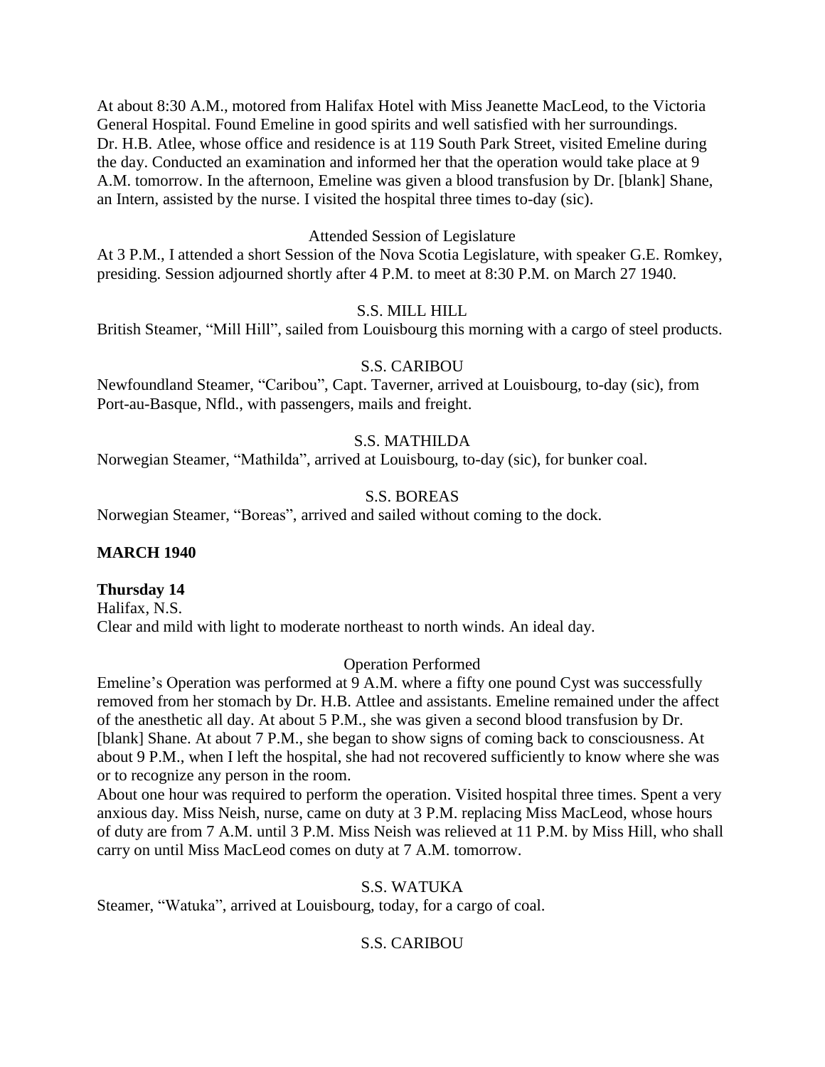At about 8:30 A.M., motored from Halifax Hotel with Miss Jeanette MacLeod, to the Victoria General Hospital. Found Emeline in good spirits and well satisfied with her surroundings. Dr. H.B. Atlee, whose office and residence is at 119 South Park Street, visited Emeline during the day. Conducted an examination and informed her that the operation would take place at 9 A.M. tomorrow. In the afternoon, Emeline was given a blood transfusion by Dr. [blank] Shane, an Intern, assisted by the nurse. I visited the hospital three times to-day (sic).

Attended Session of Legislature

At 3 P.M., I attended a short Session of the Nova Scotia Legislature, with speaker G.E. Romkey, presiding. Session adjourned shortly after 4 P.M. to meet at 8:30 P.M. on March 27 1940.

S.S. MILL HILL

British Steamer, "Mill Hill", sailed from Louisbourg this morning with a cargo of steel products.

S.S. CARIBOU

Newfoundland Steamer, "Caribou", Capt. Taverner, arrived at Louisbourg, to-day (sic), from Port-au-Basque, Nfld., with passengers, mails and freight.

S.S. MATHILDA

Norwegian Steamer, "Mathilda", arrived at Louisbourg, to-day (sic), for bunker coal.

S.S. BOREAS

Norwegian Steamer, "Boreas", arrived and sailed without coming to the dock.

**MARCH 1940**

**Thursday 14**

Halifax, N.S.

Clear and mild with light to moderate northeast to north winds. An ideal day.

Operation Performed

Emeline's Operation was performed at 9 A.M. where a fifty one pound Cyst was successfully removed from her stomach by Dr. H.B. Attlee and assistants. Emeline remained under the affect of the anesthetic all day. At about 5 P.M., she was given a second blood transfusion by Dr. [blank] Shane. At about 7 P.M., she began to show signs of coming back to consciousness. At about 9 P.M., when I left the hospital, she had not recovered sufficiently to know where she was or to recognize any person in the room.

About one hour was required to perform the operation. Visited hospital three times. Spent a very anxious day. Miss Neish, nurse, came on duty at 3 P.M. replacing Miss MacLeod, whose hours of duty are from 7 A.M. until 3 P.M. Miss Neish was relieved at 11 P.M. by Miss Hill, who shall carry on until Miss MacLeod comes on duty at 7 A.M. tomorrow.

S.S. WATUKA

Steamer, "Watuka", arrived at Louisbourg, today, for a cargo of coal.

S.S. CARIBOU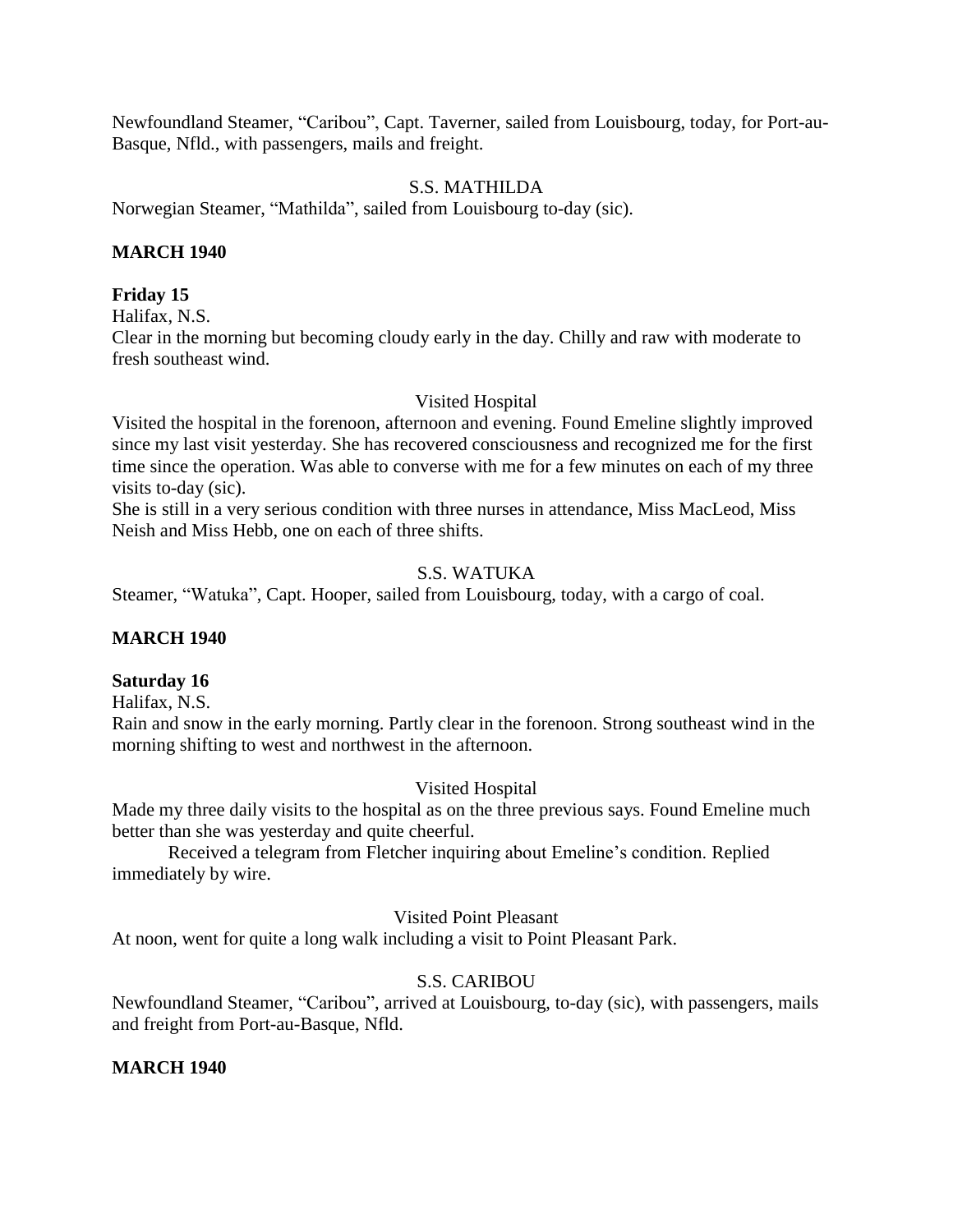Newfoundland Steamer, "Caribou", Capt. Taverner, sailed from Louisbourg, today, for Port-au-Basque, Nfld., with passengers, mails and freight.

S.S. MATHILDA

Norwegian Steamer, "Mathilda", sailed from Louisbourg to-day (sic).

**MARCH 1940**

**Friday 15**

Halifax, N.S.

Clear in the morning but becoming cloudy early in the day. Chilly and raw with moderate to fresh southeast wind.

Visited Hospital

Visited the hospital in the forenoon, afternoon and evening. Found Emeline slightly improved since my last visit yesterday. She has recovered consciousness and recognized me for the first time since the operation. Was able to converse with me for a few minutes on each of my three visits to-day (sic).

She is still in a very serious condition with three nurses in attendance, Miss MacLeod, Miss Neish and Miss Hebb, one on each of three shifts.

S.S. WATUKA

Steamer, "Watuka", Capt. Hooper, sailed from Louisbourg, today, with a cargo of coal.

**MARCH 1940**

**Saturday 16**

Halifax, N.S.

Rain and snow in the early morning. Partly clear in the forenoon. Strong southeast wind in the morning shifting to west and northwest in the afternoon.

Visited Hospital

Made my three daily visits to the hospital as on the three previous says. Found Emeline much better than she was yesterday and quite cheerful.

Received a telegram from Fletcher inquiring about Emeline's condition. Replied immediately by wire.

Visited Point Pleasant

At noon, went for quite a long walk including a visit to Point Pleasant Park.

S.S. CARIBOU

Newfoundland Steamer, "Caribou", arrived at Louisbourg, to-day (sic), with passengers, mails and freight from Port-au-Basque, Nfld.

**MARCH 1940**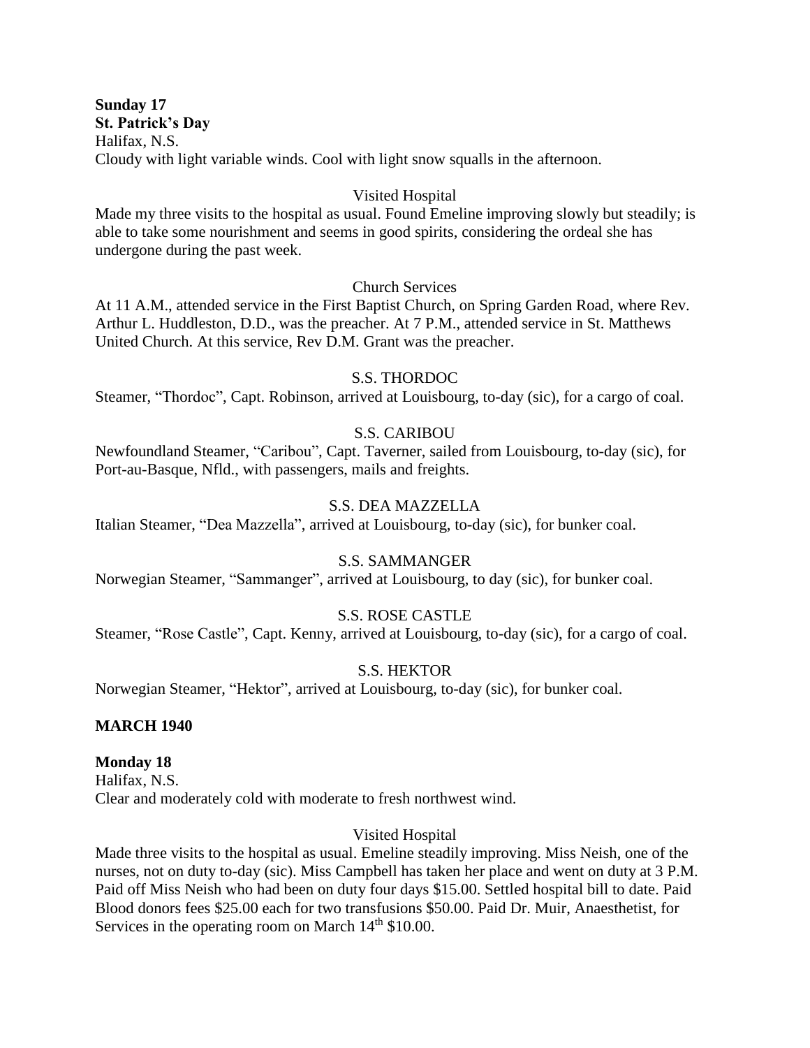**Sunday 17**
**St. Patrick's Day**
Halifax, N.S.
Cloudy with light variable winds. Cool with light snow squalls in the afternoon.

Visited Hospital

Made my three visits to the hospital as usual. Found Emeline improving slowly but steadily; is able to take some nourishment and seems in good spirits, considering the ordeal she has undergone during the past week.

Church Services

At 11 A.M., attended service in the First Baptist Church, on Spring Garden Road, where Rev. Arthur L. Huddleston, D.D., was the preacher. At 7 P.M., attended service in St. Matthews United Church. At this service, Rev D.M. Grant was the preacher.

S.S. THORDOC

Steamer, "Thordoc", Capt. Robinson, arrived at Louisbourg, to-day (sic), for a cargo of coal.

S.S. CARIBOU

Newfoundland Steamer, "Caribou", Capt. Taverner, sailed from Louisbourg, to-day (sic), for Port-au-Basque, Nfld., with passengers, mails and freights.

S.S. DEA MAZZELLA

Italian Steamer, "Dea Mazzella", arrived at Louisbourg, to-day (sic), for bunker coal.

S.S. SAMMANGER

Norwegian Steamer, "Sammanger", arrived at Louisbourg, to day (sic), for bunker coal.

S.S. ROSE CASTLE

Steamer, "Rose Castle", Capt. Kenny, arrived at Louisbourg, to-day (sic), for a cargo of coal.

S.S. HEKTOR

Norwegian Steamer, "Hektor", arrived at Louisbourg, to-day (sic), for bunker coal.

**MARCH 1940**

**Monday 18**
Halifax, N.S.
Clear and moderately cold with moderate to fresh northwest wind.

Visited Hospital

Made three visits to the hospital as usual. Emeline steadily improving. Miss Neish, one of the nurses, not on duty to-day (sic). Miss Campbell has taken her place and went on duty at 3 P.M. Paid off Miss Neish who had been on duty four days $15.00. Settled hospital bill to date. Paid Blood donors fees $25.00 each for two transfusions $50.00. Paid Dr. Muir, Anaesthetist, for Services in the operating room on March 14th $10.00.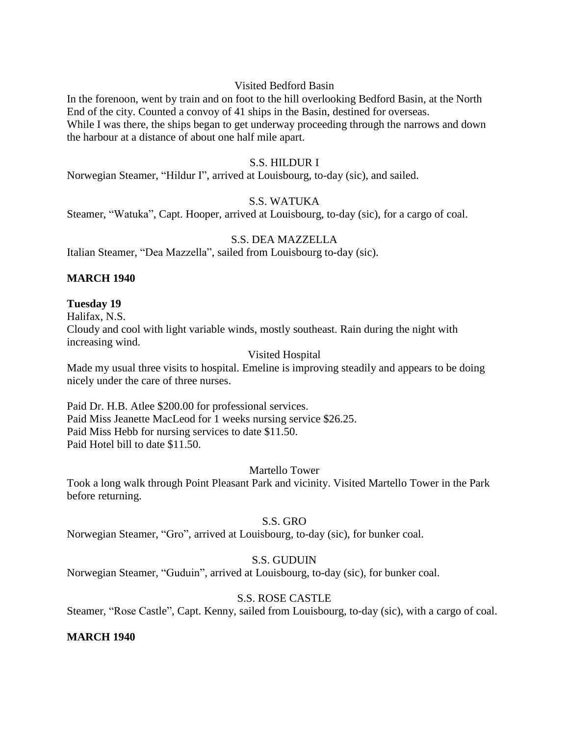Visited Bedford Basin

In the forenoon, went by train and on foot to the hill overlooking Bedford Basin, at the North End of the city. Counted a convoy of 41 ships in the Basin, destined for overseas. While I was there, the ships began to get underway proceeding through the narrows and down the harbour at a distance of about one half mile apart.

S.S. HILDUR I

Norwegian Steamer, "Hildur I", arrived at Louisbourg, to-day (sic), and sailed.

S.S. WATUKA

Steamer, "Watuka", Capt. Hooper, arrived at Louisbourg, to-day (sic), for a cargo of coal.

S.S. DEA MAZZELLA

Italian Steamer, "Dea Mazzella", sailed from Louisbourg to-day (sic).

**MARCH 1940**

**Tuesday 19**

Halifax, N.S.

Cloudy and cool with light variable winds, mostly southeast. Rain during the night with increasing wind.

Visited Hospital

Made my usual three visits to hospital. Emeline is improving steadily and appears to be doing nicely under the care of three nurses.

Paid Dr. H.B. Atlee $200.00 for professional services.
Paid Miss Jeanette MacLeod for 1 weeks nursing service $26.25.
Paid Miss Hebb for nursing services to date $11.50.
Paid Hotel bill to date $11.50.

Martello Tower

Took a long walk through Point Pleasant Park and vicinity. Visited Martello Tower in the Park before returning.

S.S. GRO

Norwegian Steamer, "Gro", arrived at Louisbourg, to-day (sic), for bunker coal.

S.S. GUDUIN

Norwegian Steamer, "Guduin", arrived at Louisbourg, to-day (sic), for bunker coal.

S.S. ROSE CASTLE

Steamer, "Rose Castle", Capt. Kenny, sailed from Louisbourg, to-day (sic), with a cargo of coal.

**MARCH 1940**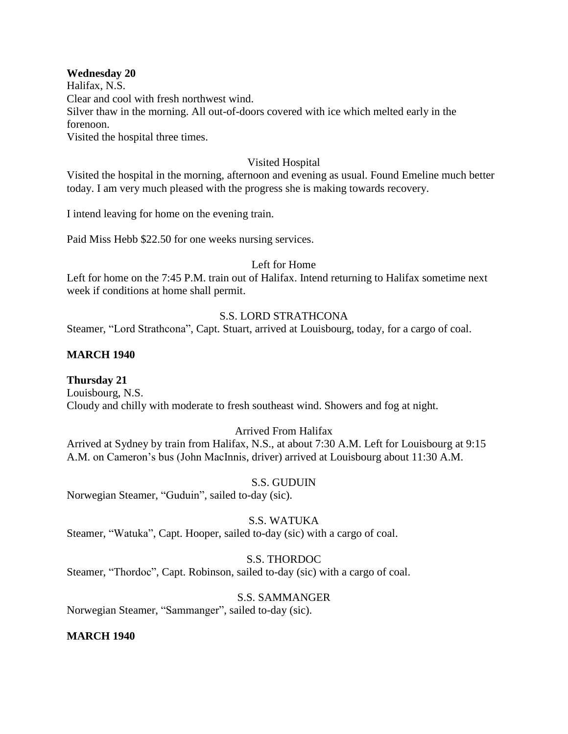**Wednesday 20**
Halifax, N.S.
Clear and cool with fresh northwest wind.
Silver thaw in the morning. All out-of-doors covered with ice which melted early in the forenoon.
Visited the hospital three times.

Visited Hospital

Visited the hospital in the morning, afternoon and evening as usual. Found Emeline much better today. I am very much pleased with the progress she is making towards recovery.

I intend leaving for home on the evening train.

Paid Miss Hebb $22.50 for one weeks nursing services.

Left for Home

Left for home on the 7:45 P.M. train out of Halifax. Intend returning to Halifax sometime next week if conditions at home shall permit.

S.S. LORD STRATHCONA

Steamer, "Lord Strathcona", Capt. Stuart, arrived at Louisbourg, today, for a cargo of coal.

**MARCH 1940**

**Thursday 21**
Louisbourg, N.S.
Cloudy and chilly with moderate to fresh southeast wind. Showers and fog at night.

Arrived From Halifax

Arrived at Sydney by train from Halifax, N.S., at about 7:30 A.M. Left for Louisbourg at 9:15 A.M. on Cameron's bus (John MacInnis, driver) arrived at Louisbourg about 11:30 A.M.

S.S. GUDUIN

Norwegian Steamer, "Guduin", sailed to-day (sic).

S.S. WATUKA

Steamer, "Watuka", Capt. Hooper, sailed to-day (sic) with a cargo of coal.

S.S. THORDOC

Steamer, "Thordoc", Capt. Robinson, sailed to-day (sic) with a cargo of coal.

S.S. SAMMANGER

Norwegian Steamer, "Sammanger", sailed to-day (sic).

**MARCH 1940**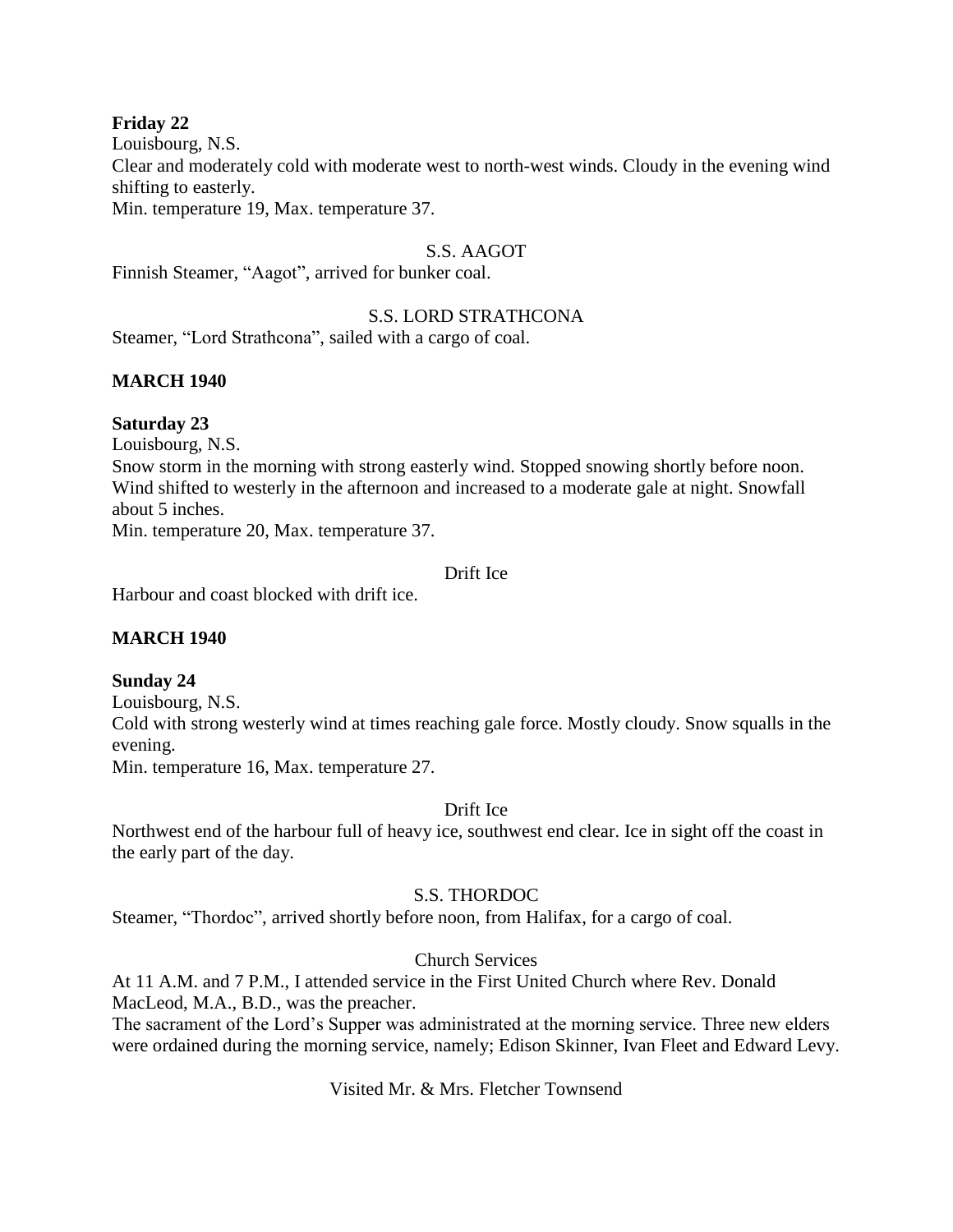**Friday 22**

Louisbourg, N.S.

Clear and moderately cold with moderate west to north-west winds. Cloudy in the evening wind shifting to easterly.

Min. temperature 19, Max. temperature 37.

S.S. AAGOT

Finnish Steamer, "Aagot", arrived for bunker coal.

S.S. LORD STRATHCONA

Steamer, "Lord Strathcona", sailed with a cargo of coal.

**MARCH 1940**

**Saturday 23**

Louisbourg, N.S.

Snow storm in the morning with strong easterly wind. Stopped snowing shortly before noon. Wind shifted to westerly in the afternoon and increased to a moderate gale at night. Snowfall about 5 inches.

Min. temperature 20, Max. temperature 37.

Drift Ice

Harbour and coast blocked with drift ice.

**MARCH 1940**

**Sunday 24**

Louisbourg, N.S.

Cold with strong westerly wind at times reaching gale force. Mostly cloudy. Snow squalls in the evening.

Min. temperature 16, Max. temperature 27.

Drift Ice

Northwest end of the harbour full of heavy ice, southwest end clear. Ice in sight off the coast in the early part of the day.

S.S. THORDOC

Steamer, "Thordoc", arrived shortly before noon, from Halifax, for a cargo of coal.

Church Services

At 11 A.M. and 7 P.M., I attended service in the First United Church where Rev. Donald MacLeod, M.A., B.D., was the preacher.

The sacrament of the Lord's Supper was administrated at the morning service. Three new elders were ordained during the morning service, namely; Edison Skinner, Ivan Fleet and Edward Levy.

Visited Mr. & Mrs. Fletcher Townsend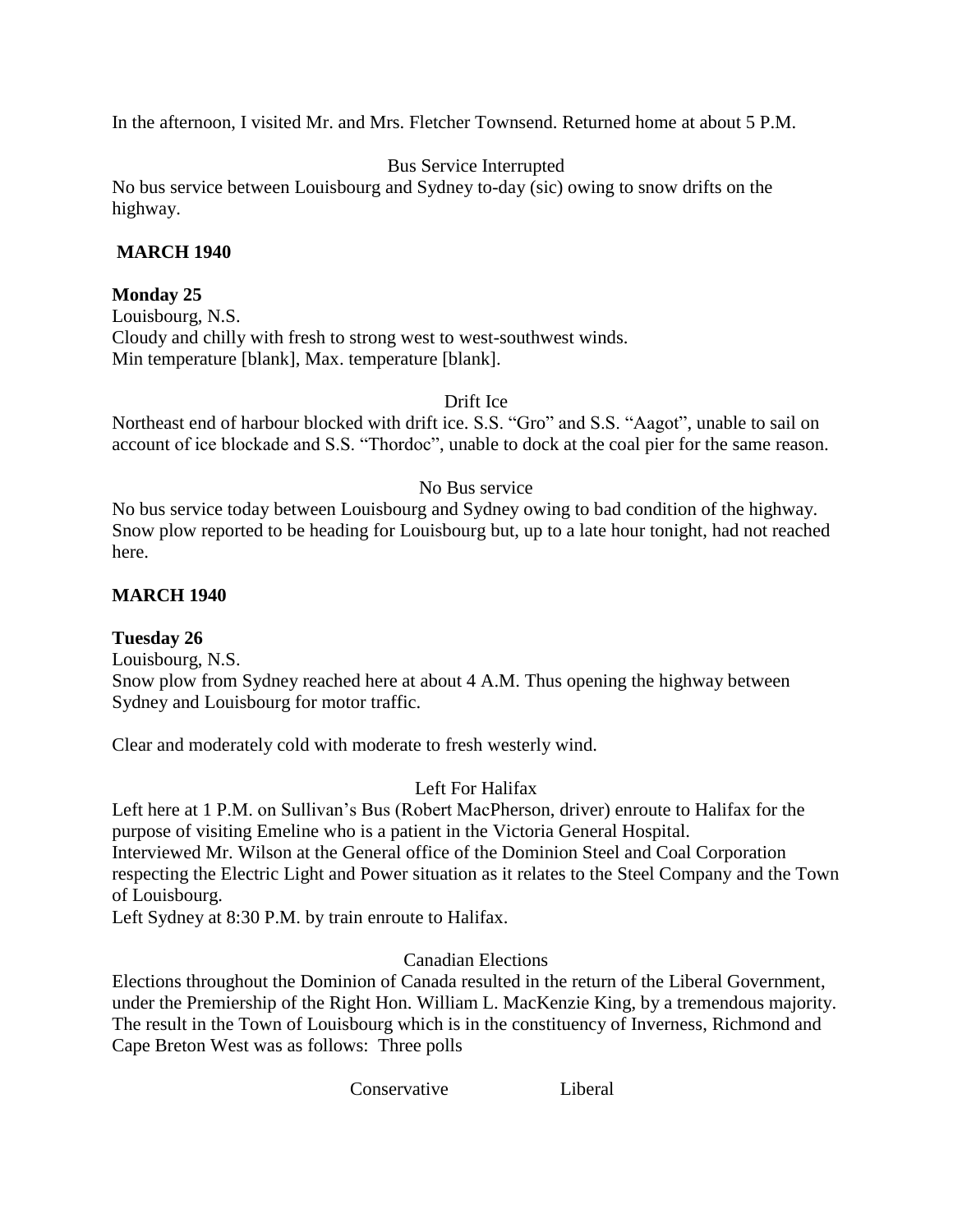In the afternoon, I visited Mr. and Mrs. Fletcher Townsend. Returned home at about 5 P.M.

Bus Service Interrupted

No bus service between Louisbourg and Sydney to-day (sic) owing to snow drifts on the highway.

**MARCH 1940**

**Monday 25**

Louisbourg, N.S.

Cloudy and chilly with fresh to strong west to west-southwest winds.

Min temperature [blank], Max. temperature [blank].

Drift Ice

Northeast end of harbour blocked with drift ice. S.S. "Gro" and S.S. "Aagot", unable to sail on account of ice blockade and S.S. "Thordoc", unable to dock at the coal pier for the same reason.

No Bus service

No bus service today between Louisbourg and Sydney owing to bad condition of the highway. Snow plow reported to be heading for Louisbourg but, up to a late hour tonight, had not reached here.

**MARCH 1940**

**Tuesday 26**

Louisbourg, N.S.

Snow plow from Sydney reached here at about 4 A.M. Thus opening the highway between Sydney and Louisbourg for motor traffic.

Clear and moderately cold with moderate to fresh westerly wind.

Left For Halifax

Left here at 1 P.M. on Sullivan's Bus (Robert MacPherson, driver) enroute to Halifax for the purpose of visiting Emeline who is a patient in the Victoria General Hospital.

Interviewed Mr. Wilson at the General office of the Dominion Steel and Coal Corporation respecting the Electric Light and Power situation as it relates to the Steel Company and the Town of Louisbourg.

Left Sydney at 8:30 P.M. by train enroute to Halifax.

Canadian Elections

Elections throughout the Dominion of Canada resulted in the return of the Liberal Government, under the Premiership of the Right Hon. William L. MacKenzie King, by a tremendous majority. The result in the Town of Louisbourg which is in the constituency of Inverness, Richmond and Cape Breton West was as follows: Three polls

| | Conservative | Liberal |
|---|---|---|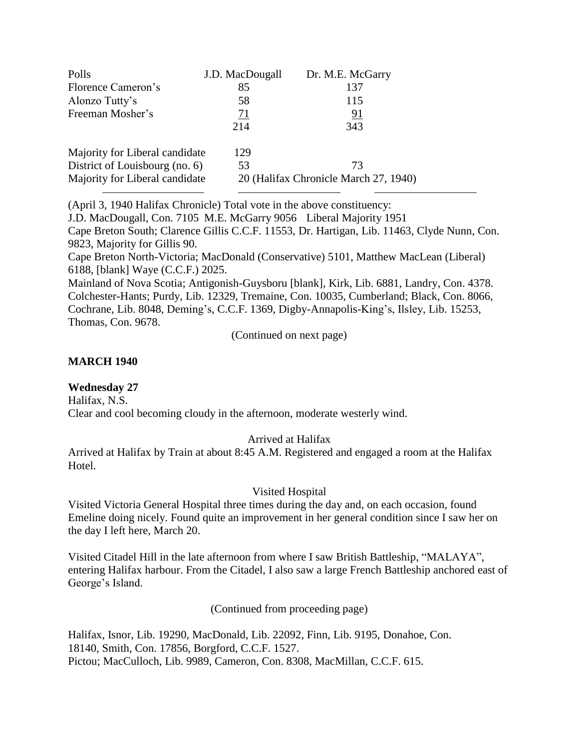| Polls | J.D. MacDougall | Dr. M.E. McGarry |
|---|---|---|
| Florence Cameron's | 85 | 137 |
| Alonzo Tutty's | 58 | 115 |
| Freeman Mosher's | 71 | 91 |
| | 214 | 343 |
| Majority for Liberal candidate | 129 | |
| District of Louisbourg (no. 6) | 53 | 73 |
| Majority for Liberal candidate | 20 (Halifax Chronicle March 27, 1940) | |

(April 3, 1940 Halifax Chronicle) Total vote in the above constituency:
J.D. MacDougall, Con. 7105 M.E. McGarry 9056 Liberal Majority 1951
Cape Breton South; Clarence Gillis C.C.F. 11553, Dr. Hartigan, Lib. 11463, Clyde Nunn, Con. 9823, Majority for Gillis 90.
Cape Breton North-Victoria; MacDonald (Conservative) 5101, Matthew MacLean (Liberal) 6188, [blank] Waye (C.C.F.) 2025.
Mainland of Nova Scotia; Antigonish-Guysboru [blank], Kirk, Lib. 6881, Landry, Con. 4378. Colchester-Hants; Purdy, Lib. 12329, Tremaine, Con. 10035, Cumberland; Black, Con. 8066, Cochrane, Lib. 8048, Deming's, C.C.F. 1369, Digby-Annapolis-King's, Ilsley, Lib. 15253, Thomas, Con. 9678.

(Continued on next page)

**MARCH 1940**

**Wednesday 27**
Halifax, N.S.
Clear and cool becoming cloudy in the afternoon, moderate westerly wind.

Arrived at Halifax

Arrived at Halifax by Train at about 8:45 A.M. Registered and engaged a room at the Halifax Hotel.

Visited Hospital

Visited Victoria General Hospital three times during the day and, on each occasion, found Emeline doing nicely. Found quite an improvement in her general condition since I saw her on the day I left here, March 20.

Visited Citadel Hill in the late afternoon from where I saw British Battleship, "MALAYA", entering Halifax harbour. From the Citadel, I also saw a large French Battleship anchored east of George's Island.

(Continued from proceeding page)

Halifax, Isnor, Lib. 19290, MacDonald, Lib. 22092, Finn, Lib. 9195, Donahoe, Con. 18140, Smith, Con. 17856, Borgford, C.C.F. 1527.
Pictou; MacCulloch, Lib. 9989, Cameron, Con. 8308, MacMillan, C.C.F. 615.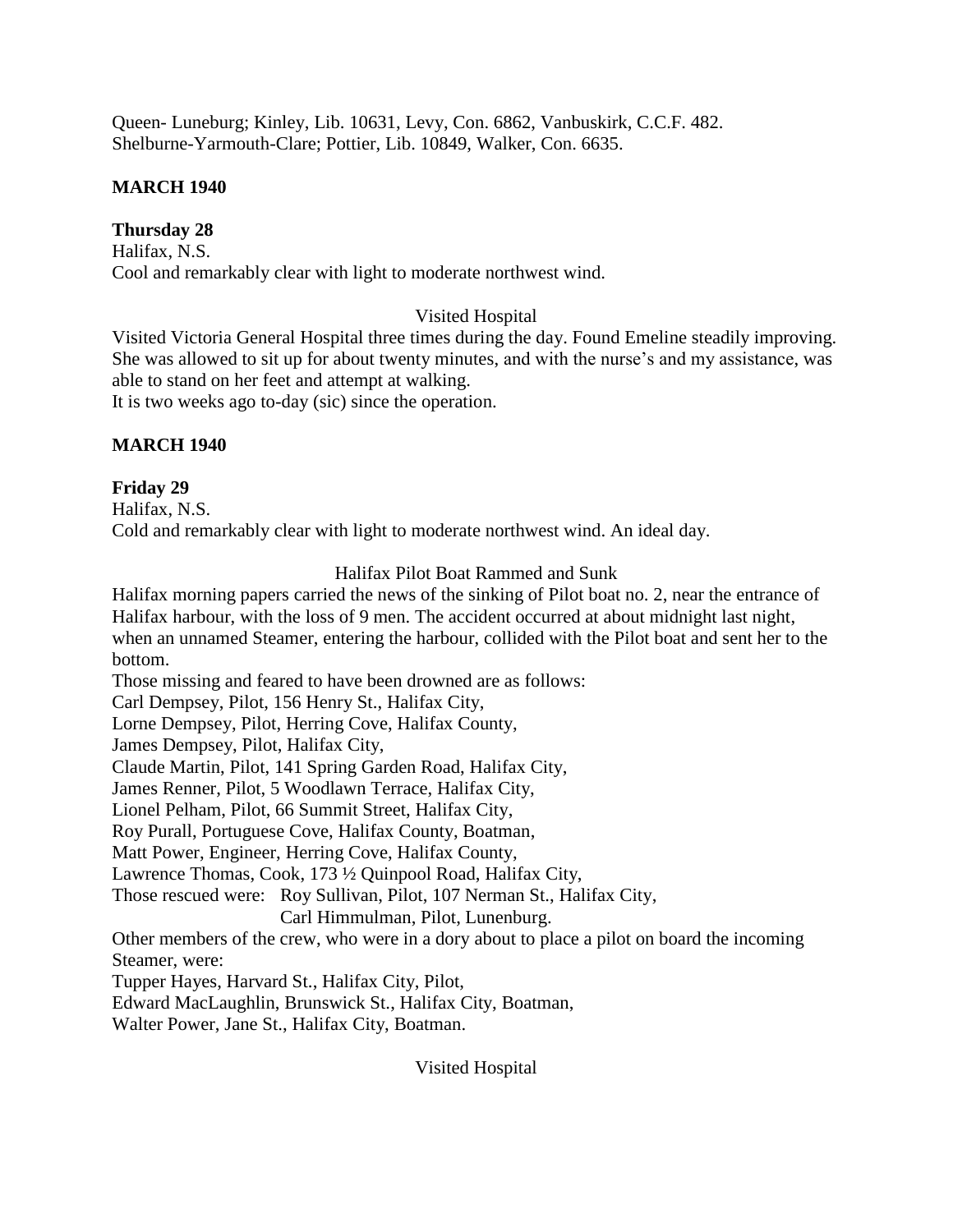Queen- Luneburg; Kinley, Lib. 10631, Levy, Con. 6862, Vanbuskirk, C.C.F. 482.
Shelburne-Yarmouth-Clare; Pottier, Lib. 10849, Walker, Con. 6635.

**MARCH 1940**

**Thursday 28**
Halifax, N.S.
Cool and remarkably clear with light to moderate northwest wind.

Visited Hospital

Visited Victoria General Hospital three times during the day. Found Emeline steadily improving. She was allowed to sit up for about twenty minutes, and with the nurse's and my assistance, was able to stand on her feet and attempt at walking.
It is two weeks ago to-day (sic) since the operation.

**MARCH 1940**

**Friday 29**
Halifax, N.S.
Cold and remarkably clear with light to moderate northwest wind. An ideal day.

Halifax Pilot Boat Rammed and Sunk

Halifax morning papers carried the news of the sinking of Pilot boat no. 2, near the entrance of Halifax harbour, with the loss of 9 men. The accident occurred at about midnight last night, when an unnamed Steamer, entering the harbour, collided with the Pilot boat and sent her to the bottom.
Those missing and feared to have been drowned are as follows:
Carl Dempsey, Pilot, 156 Henry St., Halifax City,
Lorne Dempsey, Pilot, Herring Cove, Halifax County,
James Dempsey, Pilot, Halifax City,
Claude Martin, Pilot, 141 Spring Garden Road, Halifax City,
James Renner, Pilot, 5 Woodlawn Terrace, Halifax City,
Lionel Pelham, Pilot, 66 Summit Street, Halifax City,
Roy Purall, Portuguese Cove, Halifax County, Boatman,
Matt Power, Engineer, Herring Cove, Halifax County,
Lawrence Thomas, Cook, 173 ½ Quinpool Road, Halifax City,
Those rescued were: Roy Sullivan, Pilot, 107 Nerman St., Halifax City,
Carl Himmulman, Pilot, Lunenburg.
Other members of the crew, who were in a dory about to place a pilot on board the incoming Steamer, were:
Tupper Hayes, Harvard St., Halifax City, Pilot,
Edward MacLaughlin, Brunswick St., Halifax City, Boatman,
Walter Power, Jane St., Halifax City, Boatman.

Visited Hospital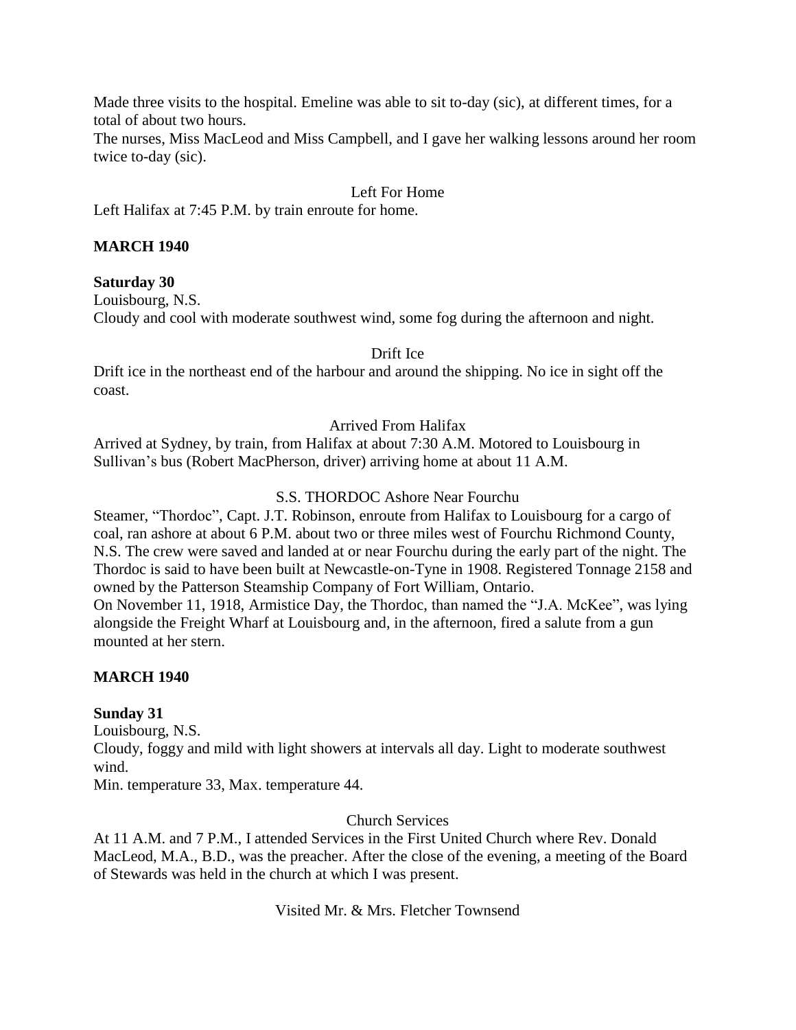Made three visits to the hospital. Emeline was able to sit to-day (sic), at different times, for a total of about two hours.
The nurses, Miss MacLeod and Miss Campbell, and I gave her walking lessons around her room twice to-day (sic).

Left For Home

Left Halifax at 7:45 P.M. by train enroute for home.

**MARCH 1940**

**Saturday 30**
Louisbourg, N.S.
Cloudy and cool with moderate southwest wind, some fog during the afternoon and night.

Drift Ice

Drift ice in the northeast end of the harbour and around the shipping. No ice in sight off the coast.

Arrived From Halifax

Arrived at Sydney, by train, from Halifax at about 7:30 A.M. Motored to Louisbourg in Sullivan's bus (Robert MacPherson, driver) arriving home at about 11 A.M.

S.S. THORDOC Ashore Near Fourchu

Steamer, "Thordoc", Capt. J.T. Robinson, enroute from Halifax to Louisbourg for a cargo of coal, ran ashore at about 6 P.M. about two or three miles west of Fourchu Richmond County, N.S. The crew were saved and landed at or near Fourchu during the early part of the night. The Thordoc is said to have been built at Newcastle-on-Tyne in 1908. Registered Tonnage 2158 and owned by the Patterson Steamship Company of Fort William, Ontario.
On November 11, 1918, Armistice Day, the Thordoc, than named the "J.A. McKee", was lying alongside the Freight Wharf at Louisbourg and, in the afternoon, fired a salute from a gun mounted at her stern.

**MARCH 1940**

**Sunday 31**
Louisbourg, N.S.
Cloudy, foggy and mild with light showers at intervals all day. Light to moderate southwest wind.
Min. temperature 33, Max. temperature 44.

Church Services

At 11 A.M. and 7 P.M., I attended Services in the First United Church where Rev. Donald MacLeod, M.A., B.D., was the preacher. After the close of the evening, a meeting of the Board of Stewards was held in the church at which I was present.

Visited Mr. & Mrs. Fletcher Townsend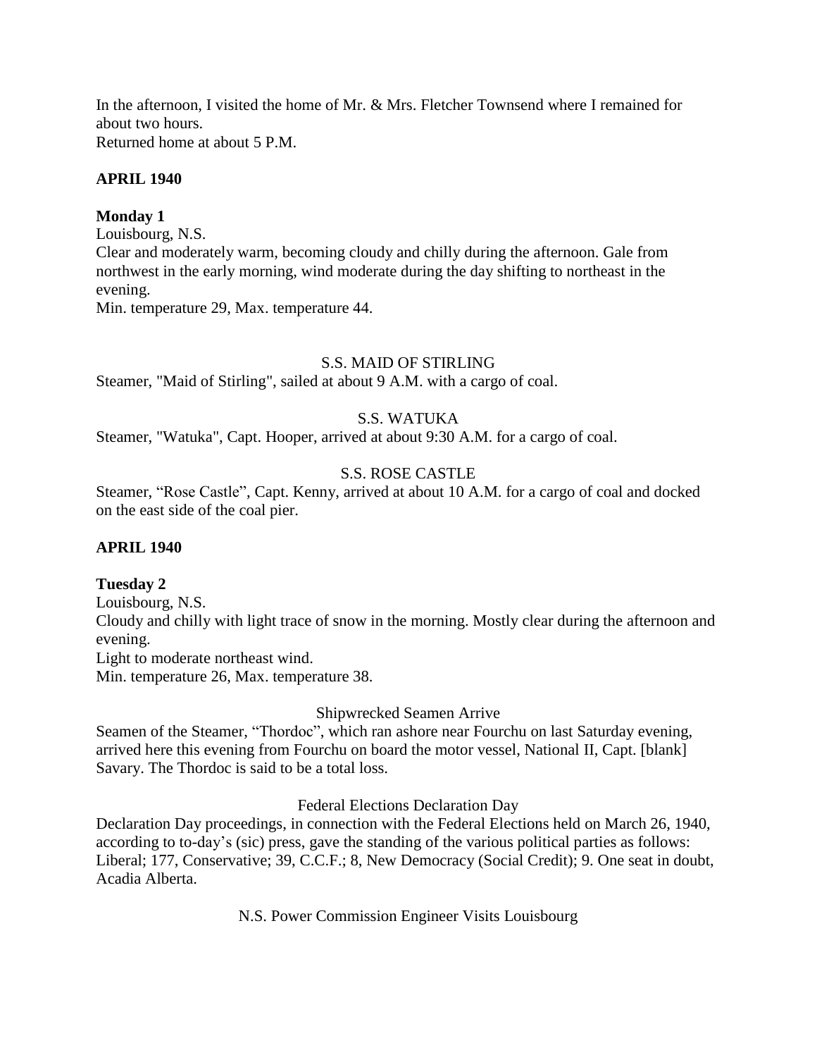In the afternoon, I visited the home of Mr. & Mrs. Fletcher Townsend where I remained for about two hours.
Returned home at about 5 P.M.

**APRIL 1940**

**Monday 1**
Louisbourg, N.S.
Clear and moderately warm, becoming cloudy and chilly during the afternoon. Gale from northwest in the early morning, wind moderate during the day shifting to northeast in the evening.
Min. temperature 29, Max. temperature 44.

S.S. MAID OF STIRLING

Steamer, "Maid of Stirling", sailed at about 9 A.M. with a cargo of coal.

S.S. WATUKA

Steamer, "Watuka", Capt. Hooper, arrived at about 9:30 A.M. for a cargo of coal.

S.S. ROSE CASTLE

Steamer, "Rose Castle", Capt. Kenny, arrived at about 10 A.M. for a cargo of coal and docked on the east side of the coal pier.

**APRIL 1940**

**Tuesday 2**
Louisbourg, N.S.
Cloudy and chilly with light trace of snow in the morning. Mostly clear during the afternoon and evening.
Light to moderate northeast wind.
Min. temperature 26, Max. temperature 38.

Shipwrecked Seamen Arrive

Seamen of the Steamer, "Thordoc", which ran ashore near Fourchu on last Saturday evening, arrived here this evening from Fourchu on board the motor vessel, National II, Capt. [blank] Savary. The Thordoc is said to be a total loss.

Federal Elections Declaration Day

Declaration Day proceedings, in connection with the Federal Elections held on March 26, 1940, according to to-day's (sic) press, gave the standing of the various political parties as follows: Liberal; 177, Conservative; 39, C.C.F.; 8, New Democracy (Social Credit); 9. One seat in doubt, Acadia Alberta.

N.S. Power Commission Engineer Visits Louisbourg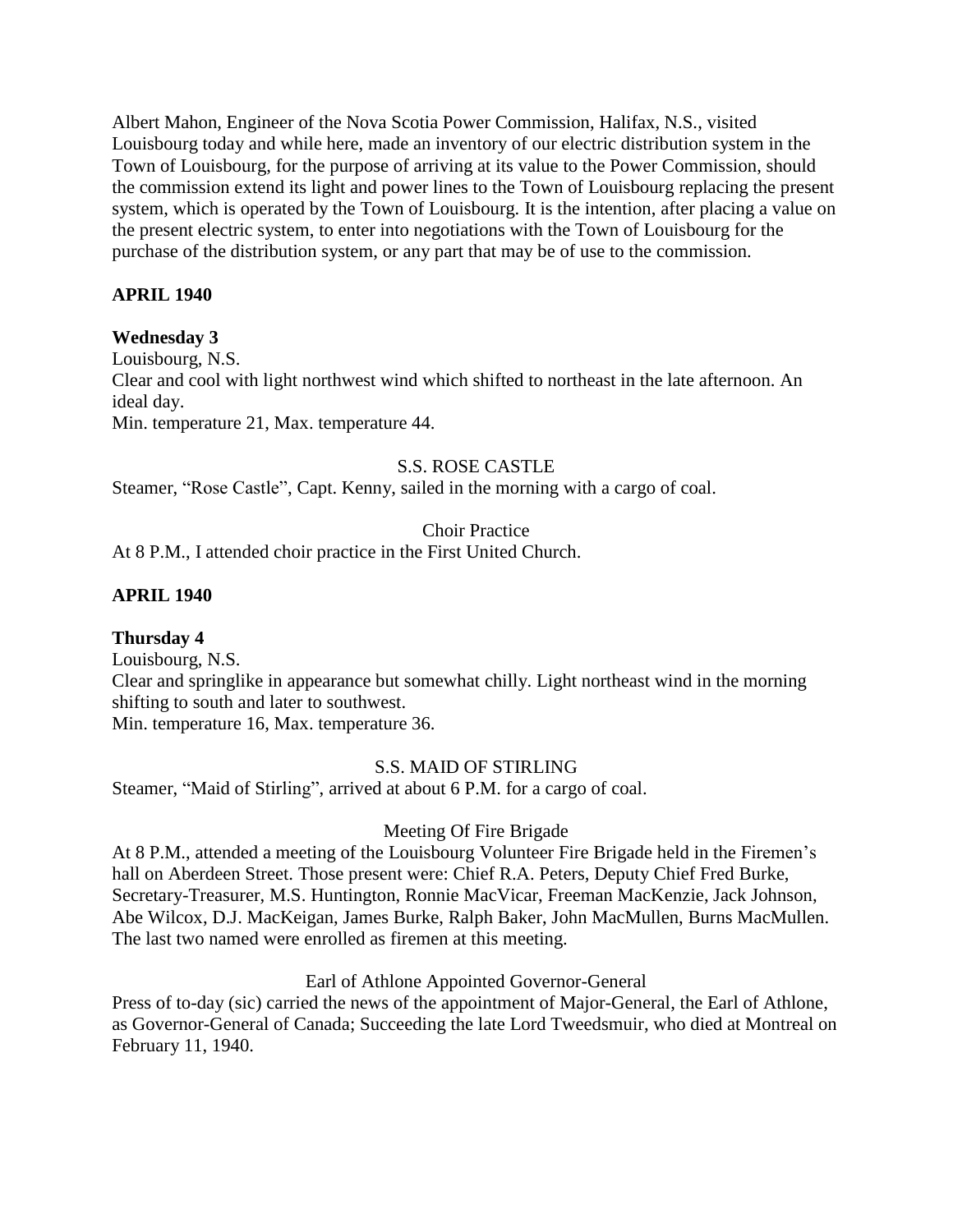Albert Mahon, Engineer of the Nova Scotia Power Commission, Halifax, N.S., visited Louisbourg today and while here, made an inventory of our electric distribution system in the Town of Louisbourg, for the purpose of arriving at its value to the Power Commission, should the commission extend its light and power lines to the Town of Louisbourg replacing the present system, which is operated by the Town of Louisbourg. It is the intention, after placing a value on the present electric system, to enter into negotiations with the Town of Louisbourg for the purchase of the distribution system, or any part that may be of use to the commission.

**APRIL 1940**

**Wednesday 3**

Louisbourg, N.S.

Clear and cool with light northwest wind which shifted to northeast in the late afternoon. An ideal day.

Min. temperature 21, Max. temperature 44.

S.S. ROSE CASTLE

Steamer, "Rose Castle", Capt. Kenny, sailed in the morning with a cargo of coal.

Choir Practice

At 8 P.M., I attended choir practice in the First United Church.

**APRIL 1940**

**Thursday 4**

Louisbourg, N.S.

Clear and springlike in appearance but somewhat chilly. Light northeast wind in the morning shifting to south and later to southwest.

Min. temperature 16, Max. temperature 36.

S.S. MAID OF STIRLING

Steamer, "Maid of Stirling", arrived at about 6 P.M. for a cargo of coal.

Meeting Of Fire Brigade

At 8 P.M., attended a meeting of the Louisbourg Volunteer Fire Brigade held in the Firemen's hall on Aberdeen Street. Those present were: Chief R.A. Peters, Deputy Chief Fred Burke, Secretary-Treasurer, M.S. Huntington, Ronnie MacVicar, Freeman MacKenzie, Jack Johnson, Abe Wilcox, D.J. MacKeigan, James Burke, Ralph Baker, John MacMullen, Burns MacMullen. The last two named were enrolled as firemen at this meeting.

Earl of Athlone Appointed Governor-General

Press of to-day (sic) carried the news of the appointment of Major-General, the Earl of Athlone, as Governor-General of Canada; Succeeding the late Lord Tweedsmuir, who died at Montreal on February 11, 1940.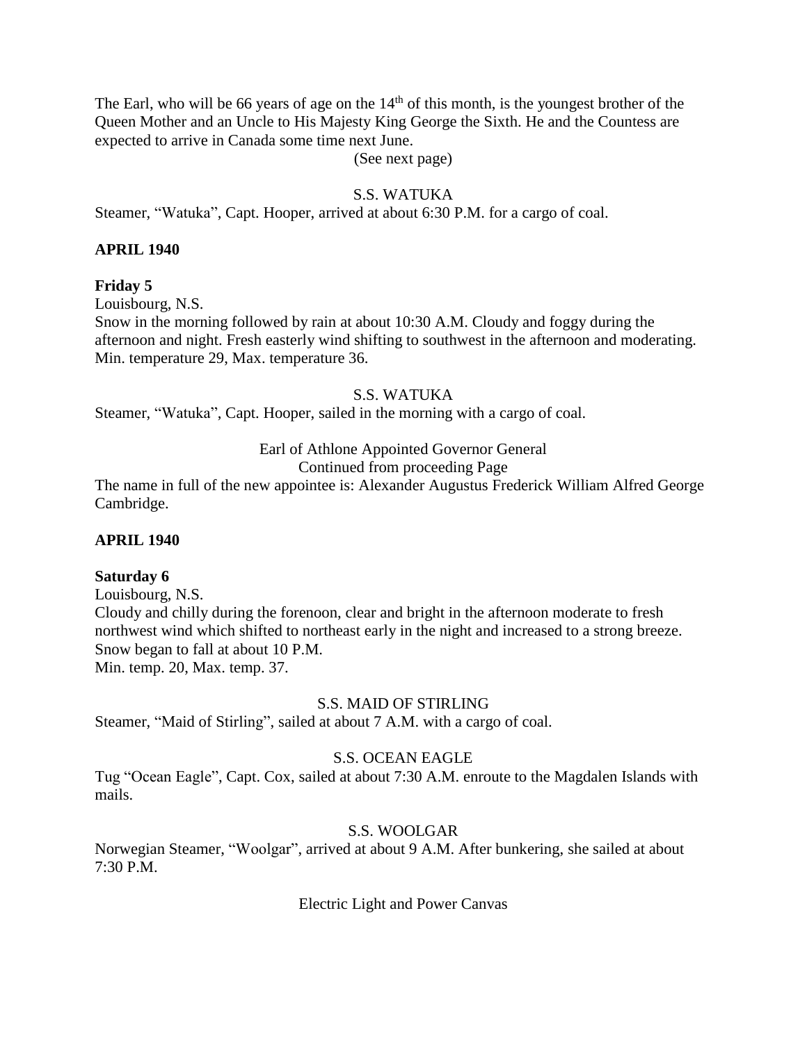The Earl, who will be 66 years of age on the 14th of this month, is the youngest brother of the Queen Mother and an Uncle to His Majesty King George the Sixth. He and the Countess are expected to arrive in Canada some time next June.

(See next page)

S.S. WATUKA

Steamer, "Watuka", Capt. Hooper, arrived at about 6:30 P.M. for a cargo of coal.

**APRIL 1940**

**Friday 5**

Louisbourg, N.S.

Snow in the morning followed by rain at about 10:30 A.M. Cloudy and foggy during the afternoon and night. Fresh easterly wind shifting to southwest in the afternoon and moderating. Min. temperature 29, Max. temperature 36.

S.S. WATUKA

Steamer, "Watuka", Capt. Hooper, sailed in the morning with a cargo of coal.

Earl of Athlone Appointed Governor General

Continued from proceeding Page

The name in full of the new appointee is: Alexander Augustus Frederick William Alfred George Cambridge.

**APRIL 1940**

**Saturday 6**

Louisbourg, N.S.

Cloudy and chilly during the forenoon, clear and bright in the afternoon moderate to fresh northwest wind which shifted to northeast early in the night and increased to a strong breeze. Snow began to fall at about 10 P.M.

Min. temp. 20, Max. temp. 37.

S.S. MAID OF STIRLING

Steamer, "Maid of Stirling", sailed at about 7 A.M. with a cargo of coal.

S.S. OCEAN EAGLE

Tug "Ocean Eagle", Capt. Cox, sailed at about 7:30 A.M. enroute to the Magdalen Islands with mails.

S.S. WOOLGAR

Norwegian Steamer, "Woolgar", arrived at about 9 A.M. After bunkering, she sailed at about 7:30 P.M.

Electric Light and Power Canvas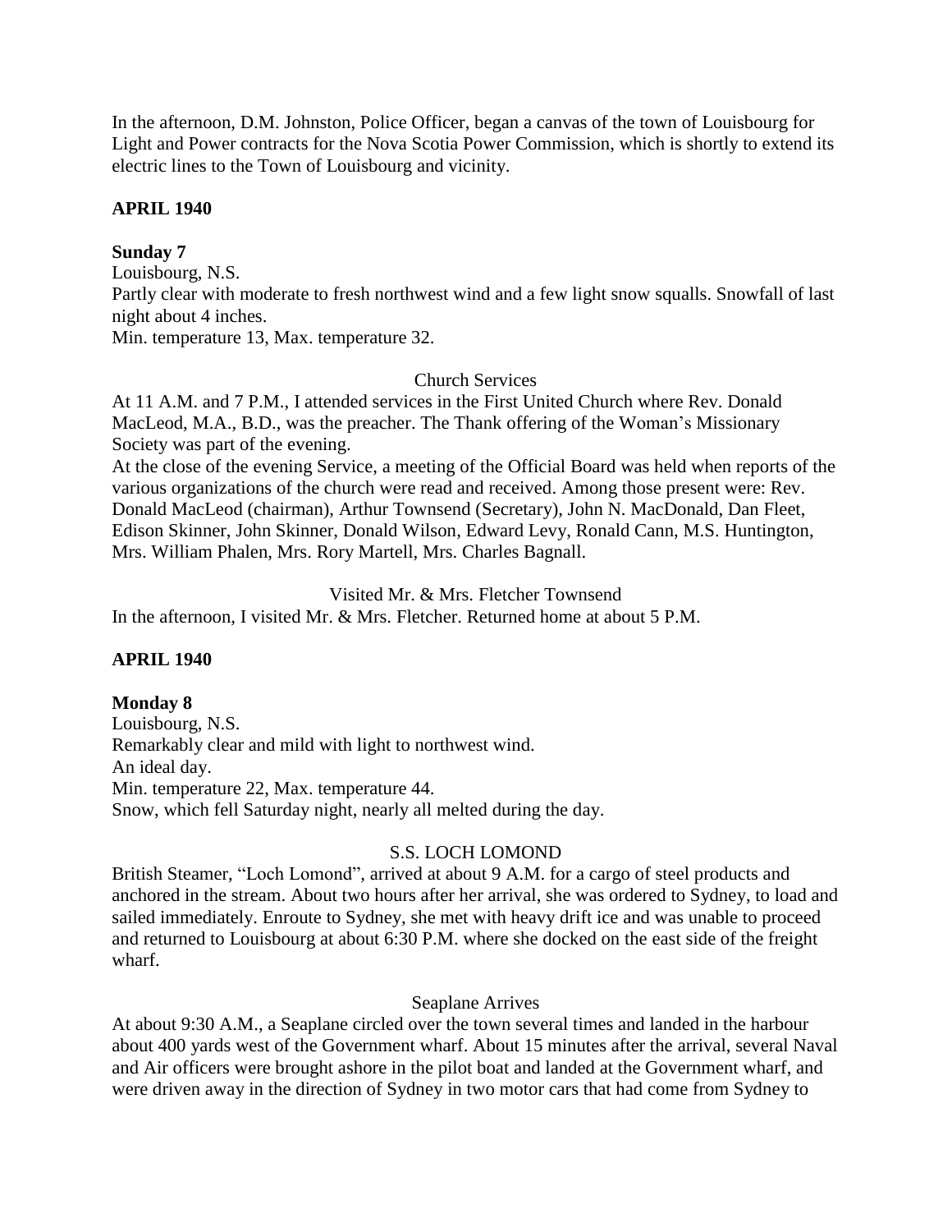In the afternoon, D.M. Johnston, Police Officer, began a canvas of the town of Louisbourg for Light and Power contracts for the Nova Scotia Power Commission, which is shortly to extend its electric lines to the Town of Louisbourg and vicinity.

**APRIL 1940**

**Sunday 7**

Louisbourg, N.S.
Partly clear with moderate to fresh northwest wind and a few light snow squalls. Snowfall of last night about 4 inches.
Min. temperature 13, Max. temperature 32.

Church Services

At 11 A.M. and 7 P.M., I attended services in the First United Church where Rev. Donald MacLeod, M.A., B.D., was the preacher. The Thank offering of the Woman's Missionary Society was part of the evening.
At the close of the evening Service, a meeting of the Official Board was held when reports of the various organizations of the church were read and received. Among those present were: Rev. Donald MacLeod (chairman), Arthur Townsend (Secretary), John N. MacDonald, Dan Fleet, Edison Skinner, John Skinner, Donald Wilson, Edward Levy, Ronald Cann, M.S. Huntington, Mrs. William Phalen, Mrs. Rory Martell, Mrs. Charles Bagnall.

Visited Mr. & Mrs. Fletcher Townsend

In the afternoon, I visited Mr. & Mrs. Fletcher. Returned home at about 5 P.M.

**APRIL 1940**

**Monday 8**

Louisbourg, N.S.
Remarkably clear and mild with light to northwest wind.
An ideal day.
Min. temperature 22, Max. temperature 44.
Snow, which fell Saturday night, nearly all melted during the day.

S.S. LOCH LOMOND

British Steamer, "Loch Lomond", arrived at about 9 A.M. for a cargo of steel products and anchored in the stream. About two hours after her arrival, she was ordered to Sydney, to load and sailed immediately. Enroute to Sydney, she met with heavy drift ice and was unable to proceed and returned to Louisbourg at about 6:30 P.M. where she docked on the east side of the freight wharf.

Seaplane Arrives

At about 9:30 A.M., a Seaplane circled over the town several times and landed in the harbour about 400 yards west of the Government wharf. About 15 minutes after the arrival, several Naval and Air officers were brought ashore in the pilot boat and landed at the Government wharf, and were driven away in the direction of Sydney in two motor cars that had come from Sydney to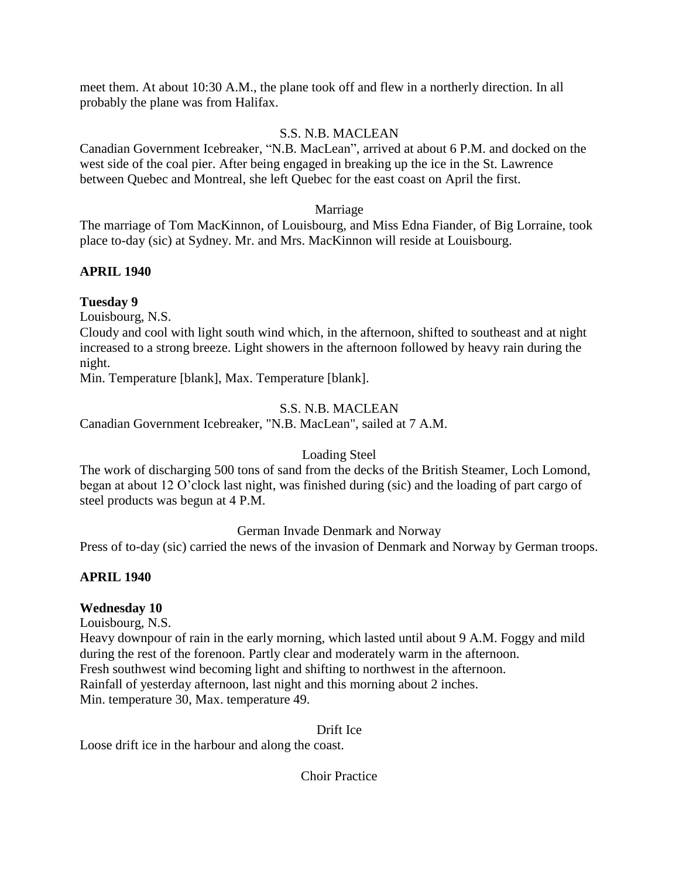meet them. At about 10:30 A.M., the plane took off and flew in a northerly direction. In all probably the plane was from Halifax.

S.S. N.B. MACLEAN

Canadian Government Icebreaker, "N.B. MacLean", arrived at about 6 P.M. and docked on the west side of the coal pier. After being engaged in breaking up the ice in the St. Lawrence between Quebec and Montreal, she left Quebec for the east coast on April the first.

Marriage

The marriage of Tom MacKinnon, of Louisbourg, and Miss Edna Fiander, of Big Lorraine, took place to-day (sic) at Sydney. Mr. and Mrs. MacKinnon will reside at Louisbourg.

**APRIL 1940**

**Tuesday 9**

Louisbourg, N.S.

Cloudy and cool with light south wind which, in the afternoon, shifted to southeast and at night increased to a strong breeze. Light showers in the afternoon followed by heavy rain during the night.

Min. Temperature [blank], Max. Temperature [blank].

S.S. N.B. MACLEAN

Canadian Government Icebreaker, "N.B. MacLean", sailed at 7 A.M.

Loading Steel

The work of discharging 500 tons of sand from the decks of the British Steamer, Loch Lomond, began at about 12 O'clock last night, was finished during (sic) and the loading of part cargo of steel products was begun at 4 P.M.

German Invade Denmark and Norway

Press of to-day (sic) carried the news of the invasion of Denmark and Norway by German troops.

**APRIL 1940**

**Wednesday 10**

Louisbourg, N.S.

Heavy downpour of rain in the early morning, which lasted until about 9 A.M. Foggy and mild during the rest of the forenoon. Partly clear and moderately warm in the afternoon.

Fresh southwest wind becoming light and shifting to northwest in the afternoon.

Rainfall of yesterday afternoon, last night and this morning about 2 inches.

Min. temperature 30, Max. temperature 49.

Drift Ice

Loose drift ice in the harbour and along the coast.

Choir Practice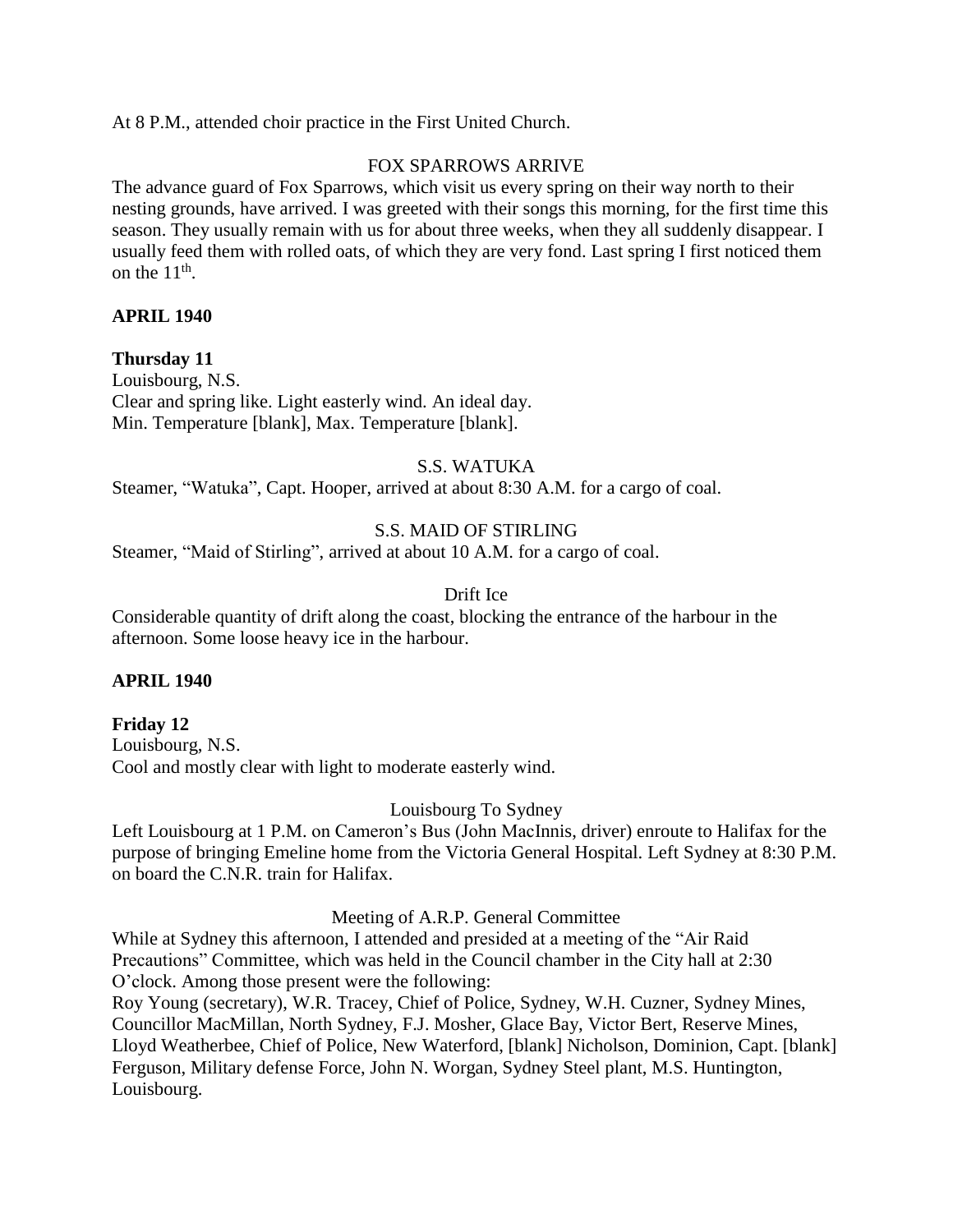At 8 P.M., attended choir practice in the First United Church.

FOX SPARROWS ARRIVE

The advance guard of Fox Sparrows, which visit us every spring on their way north to their nesting grounds, have arrived. I was greeted with their songs this morning, for the first time this season. They usually remain with us for about three weeks, when they all suddenly disappear. I usually feed them with rolled oats, of which they are very fond. Last spring I first noticed them on the 11th.

**APRIL 1940**

**Thursday 11**

Louisbourg, N.S.
Clear and spring like. Light easterly wind. An ideal day.
Min. Temperature [blank], Max. Temperature [blank].

S.S. WATUKA

Steamer, "Watuka", Capt. Hooper, arrived at about 8:30 A.M. for a cargo of coal.

S.S. MAID OF STIRLING

Steamer, "Maid of Stirling", arrived at about 10 A.M. for a cargo of coal.

Drift Ice

Considerable quantity of drift along the coast, blocking the entrance of the harbour in the afternoon. Some loose heavy ice in the harbour.

**APRIL 1940**

**Friday 12**

Louisbourg, N.S.
Cool and mostly clear with light to moderate easterly wind.

Louisbourg To Sydney

Left Louisbourg at 1 P.M. on Cameron's Bus (John MacInnis, driver) enroute to Halifax for the purpose of bringing Emeline home from the Victoria General Hospital. Left Sydney at 8:30 P.M. on board the C.N.R. train for Halifax.

Meeting of A.R.P. General Committee

While at Sydney this afternoon, I attended and presided at a meeting of the "Air Raid Precautions" Committee, which was held in the Council chamber in the City hall at 2:30 O'clock. Among those present were the following:
Roy Young (secretary), W.R. Tracey, Chief of Police, Sydney, W.H. Cuzner, Sydney Mines, Councillor MacMillan, North Sydney, F.J. Mosher, Glace Bay, Victor Bert, Reserve Mines, Lloyd Weatherbee, Chief of Police, New Waterford, [blank] Nicholson, Dominion, Capt. [blank] Ferguson, Military defense Force, John N. Worgan, Sydney Steel plant, M.S. Huntington, Louisbourg.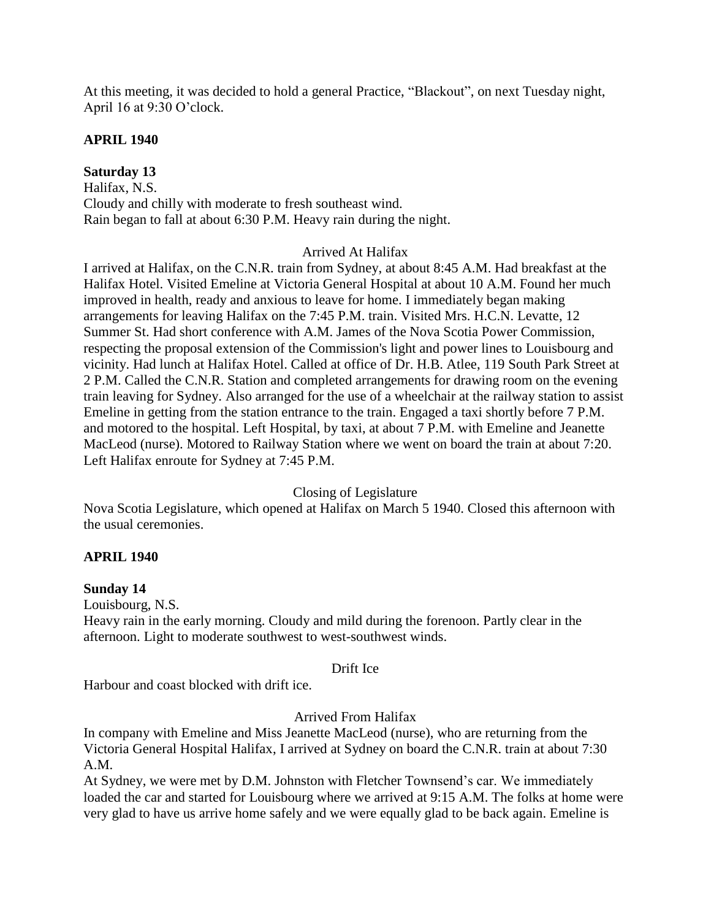At this meeting, it was decided to hold a general Practice, "Blackout", on next Tuesday night, April 16 at 9:30 O'clock.

**APRIL 1940**

**Saturday 13**

Halifax, N.S.

Cloudy and chilly with moderate to fresh southeast wind.

Rain began to fall at about 6:30 P.M. Heavy rain during the night.

Arrived At Halifax

I arrived at Halifax, on the C.N.R. train from Sydney, at about 8:45 A.M. Had breakfast at the Halifax Hotel. Visited Emeline at Victoria General Hospital at about 10 A.M. Found her much improved in health, ready and anxious to leave for home. I immediately began making arrangements for leaving Halifax on the 7:45 P.M. train. Visited Mrs. H.C.N. Levatte, 12 Summer St. Had short conference with A.M. James of the Nova Scotia Power Commission, respecting the proposal extension of the Commission's light and power lines to Louisbourg and vicinity. Had lunch at Halifax Hotel. Called at office of Dr. H.B. Atlee, 119 South Park Street at 2 P.M. Called the C.N.R. Station and completed arrangements for drawing room on the evening train leaving for Sydney. Also arranged for the use of a wheelchair at the railway station to assist Emeline in getting from the station entrance to the train. Engaged a taxi shortly before 7 P.M. and motored to the hospital. Left Hospital, by taxi, at about 7 P.M. with Emeline and Jeanette MacLeod (nurse). Motored to Railway Station where we went on board the train at about 7:20. Left Halifax enroute for Sydney at 7:45 P.M.

Closing of Legislature

Nova Scotia Legislature, which opened at Halifax on March 5 1940. Closed this afternoon with the usual ceremonies.

**APRIL 1940**

**Sunday 14**

Louisbourg, N.S.

Heavy rain in the early morning. Cloudy and mild during the forenoon. Partly clear in the afternoon. Light to moderate southwest to west-southwest winds.

Drift Ice

Harbour and coast blocked with drift ice.

Arrived From Halifax

In company with Emeline and Miss Jeanette MacLeod (nurse), who are returning from the Victoria General Hospital Halifax, I arrived at Sydney on board the C.N.R. train at about 7:30 A.M.

At Sydney, we were met by D.M. Johnston with Fletcher Townsend's car. We immediately loaded the car and started for Louisbourg where we arrived at 9:15 A.M. The folks at home were very glad to have us arrive home safely and we were equally glad to be back again. Emeline is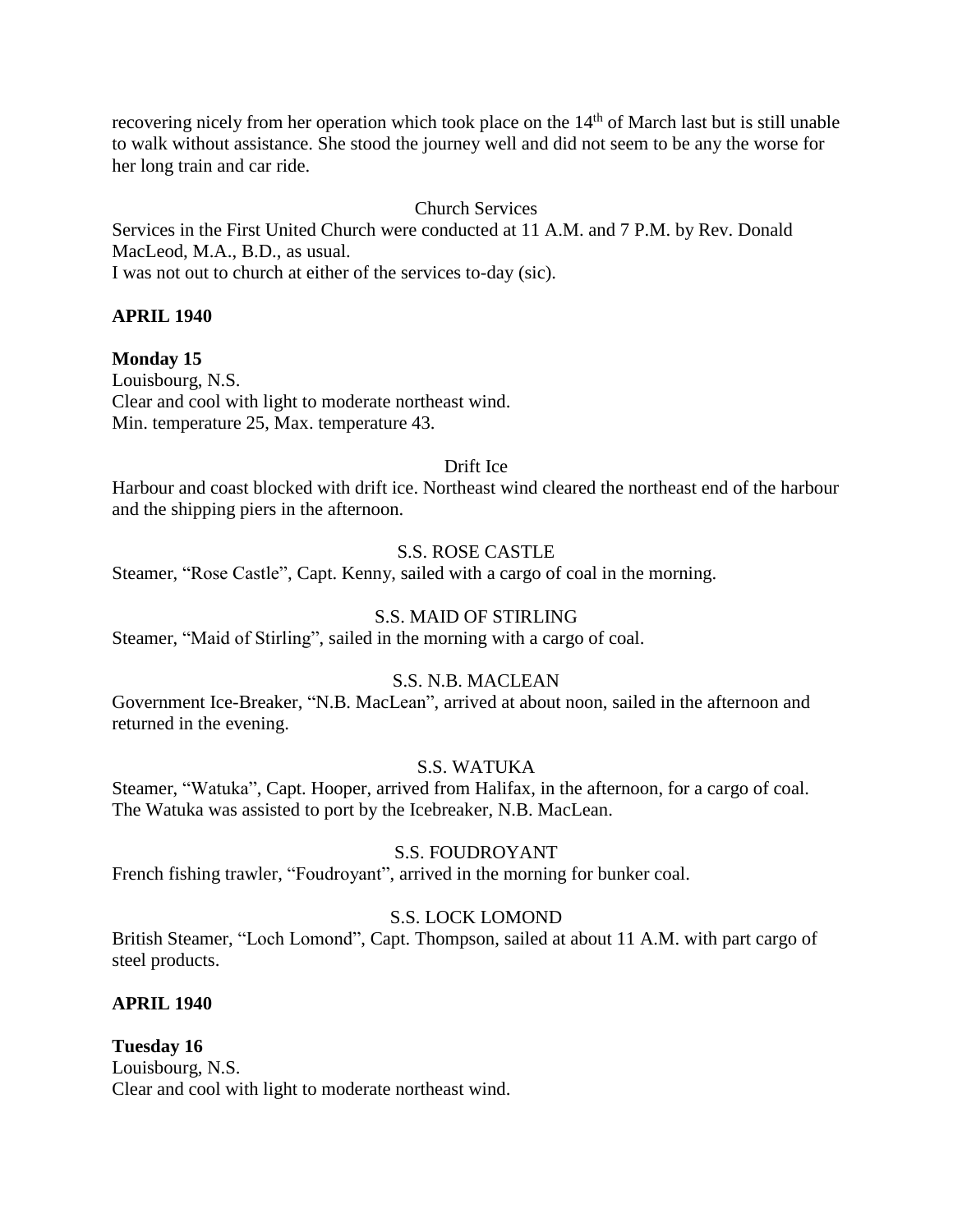recovering nicely from her operation which took place on the 14th of March last but is still unable to walk without assistance. She stood the journey well and did not seem to be any the worse for her long train and car ride.

Church Services

Services in the First United Church were conducted at 11 A.M. and 7 P.M. by Rev. Donald MacLeod, M.A., B.D., as usual.
I was not out to church at either of the services to-day (sic).

**APRIL 1940**

**Monday 15**
Louisbourg, N.S.
Clear and cool with light to moderate northeast wind.
Min. temperature 25, Max. temperature 43.

Drift Ice

Harbour and coast blocked with drift ice. Northeast wind cleared the northeast end of the harbour and the shipping piers in the afternoon.

S.S. ROSE CASTLE

Steamer, "Rose Castle", Capt. Kenny, sailed with a cargo of coal in the morning.

S.S. MAID OF STIRLING

Steamer, "Maid of Stirling", sailed in the morning with a cargo of coal.

S.S. N.B. MACLEAN

Government Ice-Breaker, "N.B. MacLean", arrived at about noon, sailed in the afternoon and returned in the evening.

S.S. WATUKA

Steamer, "Watuka", Capt. Hooper, arrived from Halifax, in the afternoon, for a cargo of coal. The Watuka was assisted to port by the Icebreaker, N.B. MacLean.

S.S. FOUDROYANT

French fishing trawler, "Foudroyant", arrived in the morning for bunker coal.

S.S. LOCK LOMOND

British Steamer, "Loch Lomond", Capt. Thompson, sailed at about 11 A.M. with part cargo of steel products.

**APRIL 1940**

**Tuesday 16**
Louisbourg, N.S.
Clear and cool with light to moderate northeast wind.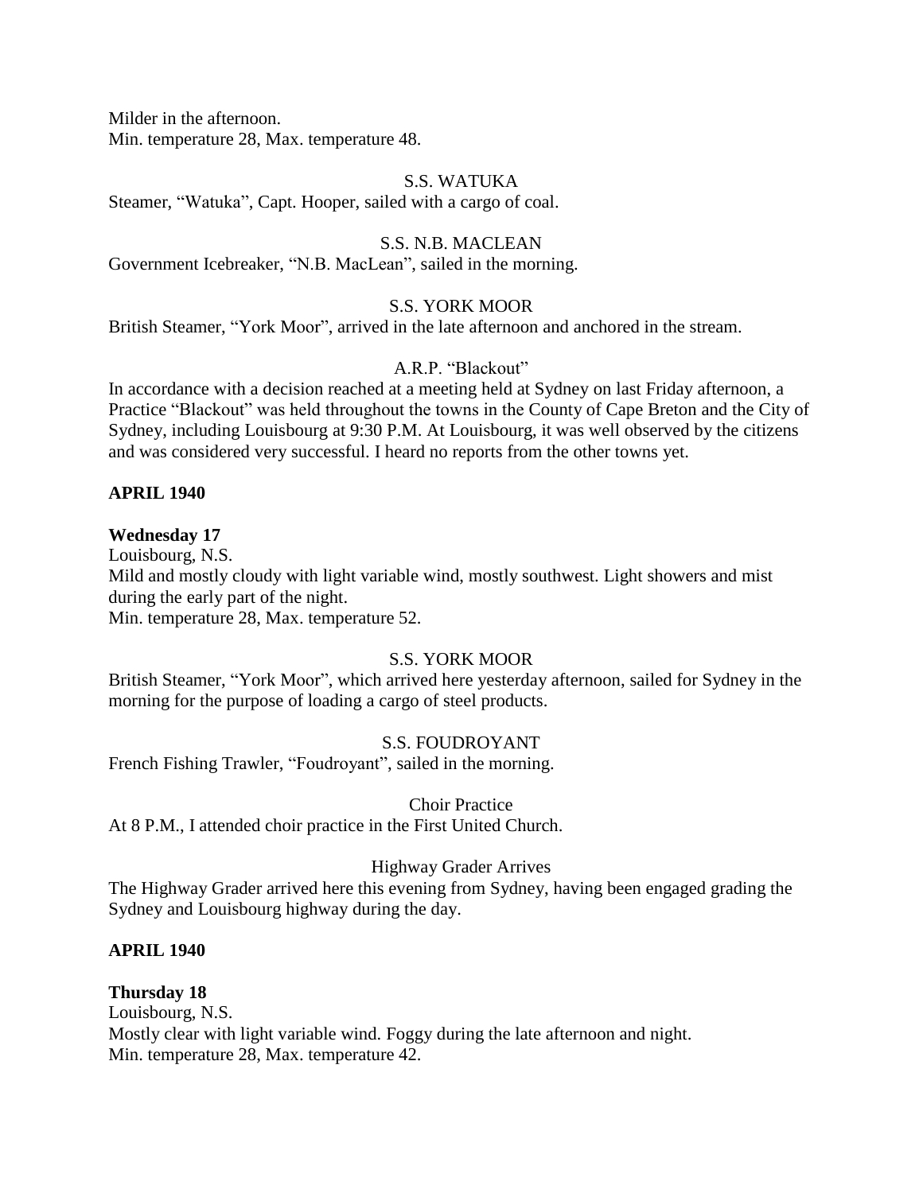Milder in the afternoon.
Min. temperature 28, Max. temperature 48.

S.S. WATUKA

Steamer, "Watuka", Capt. Hooper, sailed with a cargo of coal.

S.S. N.B. MACLEAN

Government Icebreaker, "N.B. MacLean", sailed in the morning.

S.S. YORK MOOR

British Steamer, "York Moor", arrived in the late afternoon and anchored in the stream.

A.R.P. "Blackout"

In accordance with a decision reached at a meeting held at Sydney on last Friday afternoon, a Practice "Blackout" was held throughout the towns in the County of Cape Breton and the City of Sydney, including Louisbourg at 9:30 P.M. At Louisbourg, it was well observed by the citizens and was considered very successful. I heard no reports from the other towns yet.

**APRIL 1940**

**Wednesday 17**

Louisbourg, N.S.
Mild and mostly cloudy with light variable wind, mostly southwest. Light showers and mist during the early part of the night.
Min. temperature 28, Max. temperature 52.

S.S. YORK MOOR

British Steamer, "York Moor", which arrived here yesterday afternoon, sailed for Sydney in the morning for the purpose of loading a cargo of steel products.

S.S. FOUDROYANT

French Fishing Trawler, "Foudroyant", sailed in the morning.

Choir Practice

At 8 P.M., I attended choir practice in the First United Church.

Highway Grader Arrives

The Highway Grader arrived here this evening from Sydney, having been engaged grading the Sydney and Louisbourg highway during the day.

**APRIL 1940**

**Thursday 18**

Louisbourg, N.S.
Mostly clear with light variable wind. Foggy during the late afternoon and night.
Min. temperature 28, Max. temperature 42.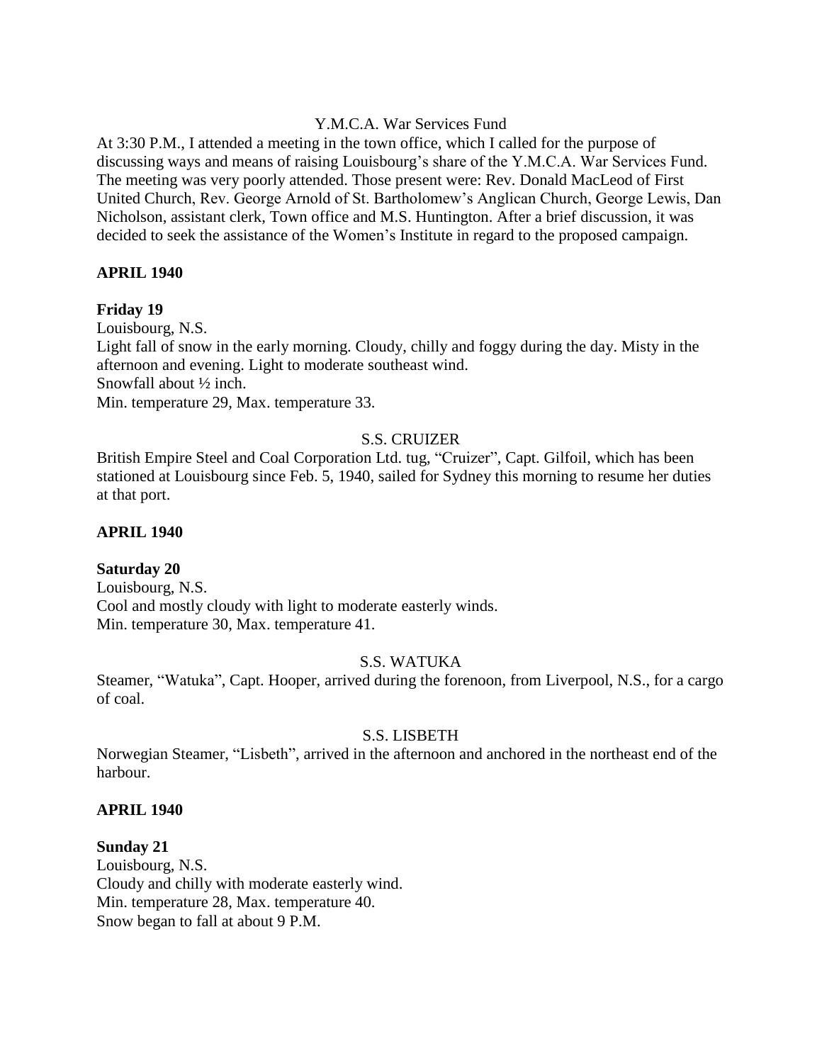Y.M.C.A. War Services Fund

At 3:30 P.M., I attended a meeting in the town office, which I called for the purpose of discussing ways and means of raising Louisbourg's share of the Y.M.C.A. War Services Fund. The meeting was very poorly attended. Those present were: Rev. Donald MacLeod of First United Church, Rev. George Arnold of St. Bartholomew's Anglican Church, George Lewis, Dan Nicholson, assistant clerk, Town office and M.S. Huntington. After a brief discussion, it was decided to seek the assistance of the Women's Institute in regard to the proposed campaign.

**APRIL 1940**

**Friday 19**

Louisbourg, N.S.

Light fall of snow in the early morning. Cloudy, chilly and foggy during the day. Misty in the afternoon and evening. Light to moderate southeast wind.

Snowfall about ½ inch.

Min. temperature 29, Max. temperature 33.

S.S. CRUIZER

British Empire Steel and Coal Corporation Ltd. tug, "Cruizer", Capt. Gilfoil, which has been stationed at Louisbourg since Feb. 5, 1940, sailed for Sydney this morning to resume her duties at that port.

**APRIL 1940**

**Saturday 20**

Louisbourg, N.S.

Cool and mostly cloudy with light to moderate easterly winds.

Min. temperature 30, Max. temperature 41.

S.S. WATUKA

Steamer, "Watuka", Capt. Hooper, arrived during the forenoon, from Liverpool, N.S., for a cargo of coal.

S.S. LISBETH

Norwegian Steamer, "Lisbeth", arrived in the afternoon and anchored in the northeast end of the harbour.

**APRIL 1940**

**Sunday 21**

Louisbourg, N.S.

Cloudy and chilly with moderate easterly wind.

Min. temperature 28, Max. temperature 40.

Snow began to fall at about 9 P.M.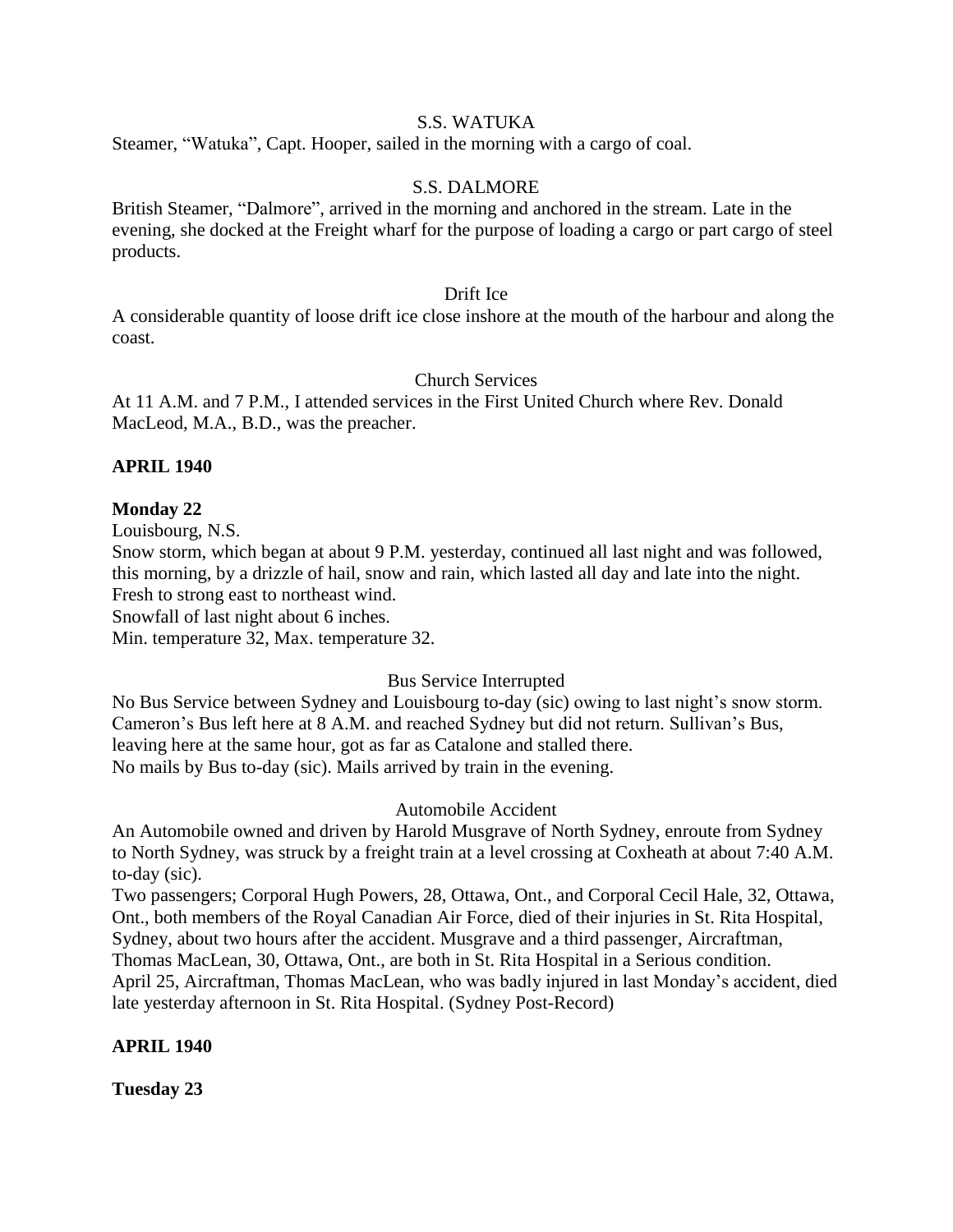S.S. WATUKA

Steamer, "Watuka", Capt. Hooper, sailed in the morning with a cargo of coal.

S.S. DALMORE

British Steamer, "Dalmore", arrived in the morning and anchored in the stream. Late in the evening, she docked at the Freight wharf for the purpose of loading a cargo or part cargo of steel products.

Drift Ice

A considerable quantity of loose drift ice close inshore at the mouth of the harbour and along the coast.

Church Services

At 11 A.M. and 7 P.M., I attended services in the First United Church where Rev. Donald MacLeod, M.A., B.D., was the preacher.

**APRIL 1940**

**Monday 22**

Louisbourg, N.S.
Snow storm, which began at about 9 P.M. yesterday, continued all last night and was followed, this morning, by a drizzle of hail, snow and rain, which lasted all day and late into the night.
Fresh to strong east to northeast wind.
Snowfall of last night about 6 inches.
Min. temperature 32, Max. temperature 32.

Bus Service Interrupted

No Bus Service between Sydney and Louisbourg to-day (sic) owing to last night's snow storm. Cameron's Bus left here at 8 A.M. and reached Sydney but did not return. Sullivan's Bus, leaving here at the same hour, got as far as Catalone and stalled there.
No mails by Bus to-day (sic). Mails arrived by train in the evening.

Automobile Accident

An Automobile owned and driven by Harold Musgrave of North Sydney, enroute from Sydney to North Sydney, was struck by a freight train at a level crossing at Coxheath at about 7:40 A.M. to-day (sic).
Two passengers; Corporal Hugh Powers, 28, Ottawa, Ont., and Corporal Cecil Hale, 32, Ottawa, Ont., both members of the Royal Canadian Air Force, died of their injuries in St. Rita Hospital, Sydney, about two hours after the accident. Musgrave and a third passenger, Aircraftman, Thomas MacLean, 30, Ottawa, Ont., are both in St. Rita Hospital in a Serious condition.
April 25, Aircraftman, Thomas MacLean, who was badly injured in last Monday's accident, died late yesterday afternoon in St. Rita Hospital. (Sydney Post-Record)

**APRIL 1940**

**Tuesday 23**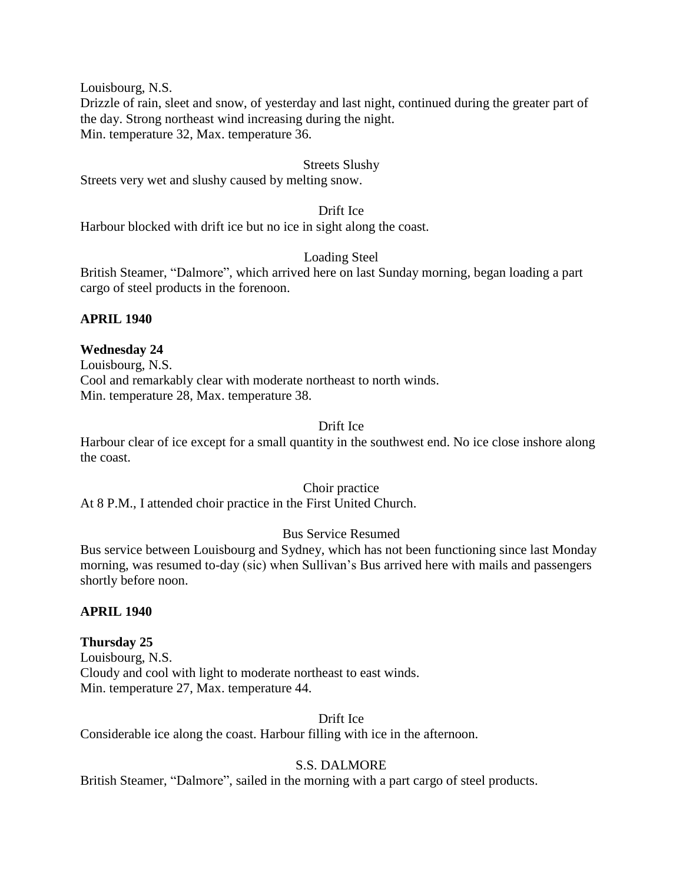Louisbourg, N.S.
Drizzle of rain, sleet and snow, of yesterday and last night, continued during the greater part of the day. Strong northeast wind increasing during the night.
Min. temperature 32, Max. temperature 36.

Streets Slushy

Streets very wet and slushy caused by melting snow.

Drift Ice

Harbour blocked with drift ice but no ice in sight along the coast.

Loading Steel

British Steamer, "Dalmore", which arrived here on last Sunday morning, began loading a part cargo of steel products in the forenoon.

**APRIL 1940**

**Wednesday 24**
Louisbourg, N.S.
Cool and remarkably clear with moderate northeast to north winds.
Min. temperature 28, Max. temperature 38.

Drift Ice

Harbour clear of ice except for a small quantity in the southwest end. No ice close inshore along the coast.

Choir practice

At 8 P.M., I attended choir practice in the First United Church.

Bus Service Resumed

Bus service between Louisbourg and Sydney, which has not been functioning since last Monday morning, was resumed to-day (sic) when Sullivan's Bus arrived here with mails and passengers shortly before noon.

**APRIL 1940**

**Thursday 25**
Louisbourg, N.S.
Cloudy and cool with light to moderate northeast to east winds.
Min. temperature 27, Max. temperature 44.

Drift Ice

Considerable ice along the coast. Harbour filling with ice in the afternoon.

S.S. DALMORE

British Steamer, "Dalmore", sailed in the morning with a part cargo of steel products.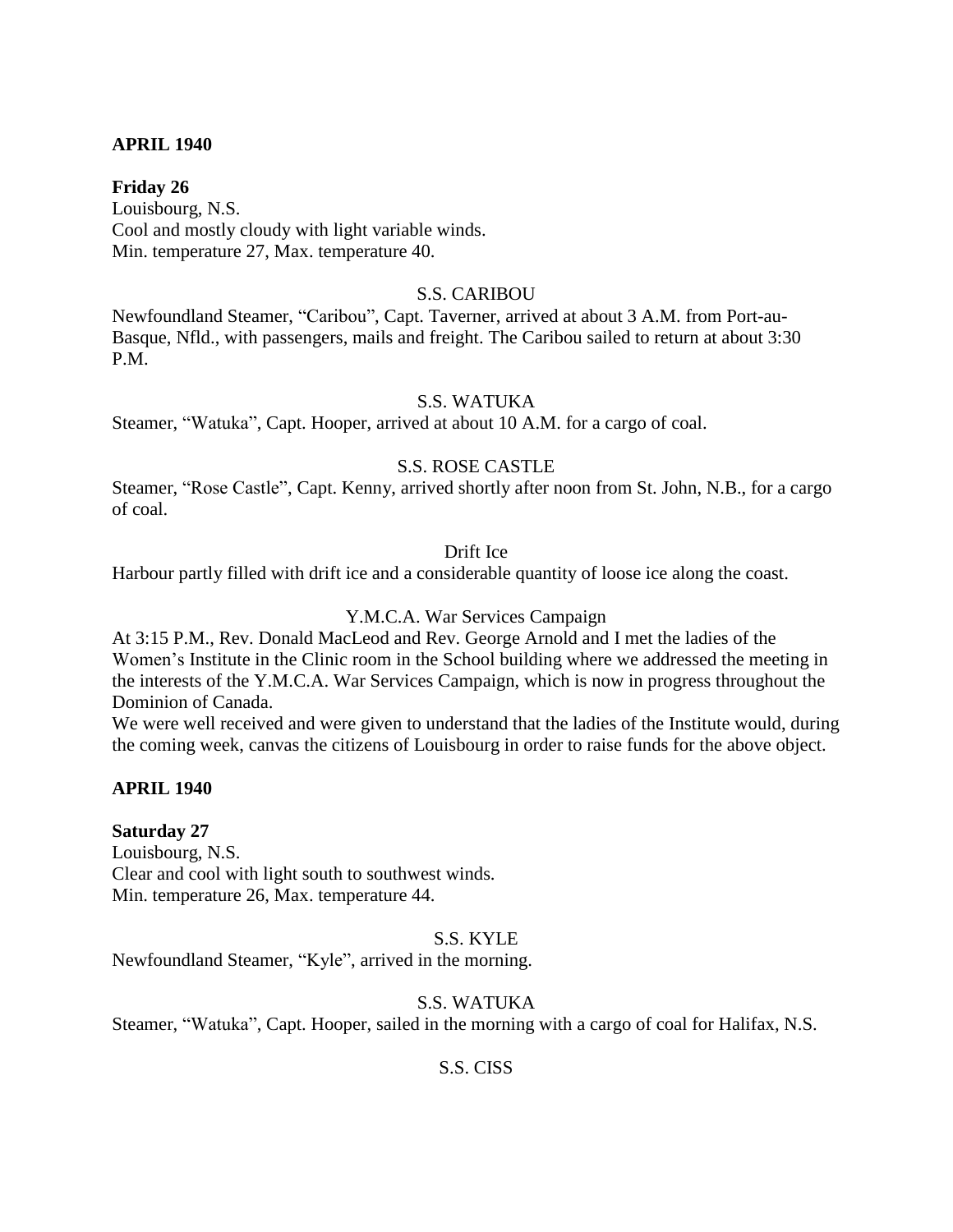**APRIL 1940**

**Friday 26**
Louisbourg, N.S.
Cool and mostly cloudy with light variable winds.
Min. temperature 27, Max. temperature 40.

S.S. CARIBOU

Newfoundland Steamer, "Caribou", Capt. Taverner, arrived at about 3 A.M. from Port-au-Basque, Nfld., with passengers, mails and freight. The Caribou sailed to return at about 3:30 P.M.

S.S. WATUKA

Steamer, "Watuka", Capt. Hooper, arrived at about 10 A.M. for a cargo of coal.

S.S. ROSE CASTLE

Steamer, "Rose Castle", Capt. Kenny, arrived shortly after noon from St. John, N.B., for a cargo of coal.

Drift Ice

Harbour partly filled with drift ice and a considerable quantity of loose ice along the coast.

Y.M.C.A. War Services Campaign

At 3:15 P.M., Rev. Donald MacLeod and Rev. George Arnold and I met the ladies of the Women's Institute in the Clinic room in the School building where we addressed the meeting in the interests of the Y.M.C.A. War Services Campaign, which is now in progress throughout the Dominion of Canada.
We were well received and were given to understand that the ladies of the Institute would, during the coming week, canvas the citizens of Louisbourg in order to raise funds for the above object.

**APRIL 1940**

**Saturday 27**
Louisbourg, N.S.
Clear and cool with light south to southwest winds.
Min. temperature 26, Max. temperature 44.

S.S. KYLE

Newfoundland Steamer, "Kyle", arrived in the morning.

S.S. WATUKA

Steamer, "Watuka", Capt. Hooper, sailed in the morning with a cargo of coal for Halifax, N.S.

S.S. CISS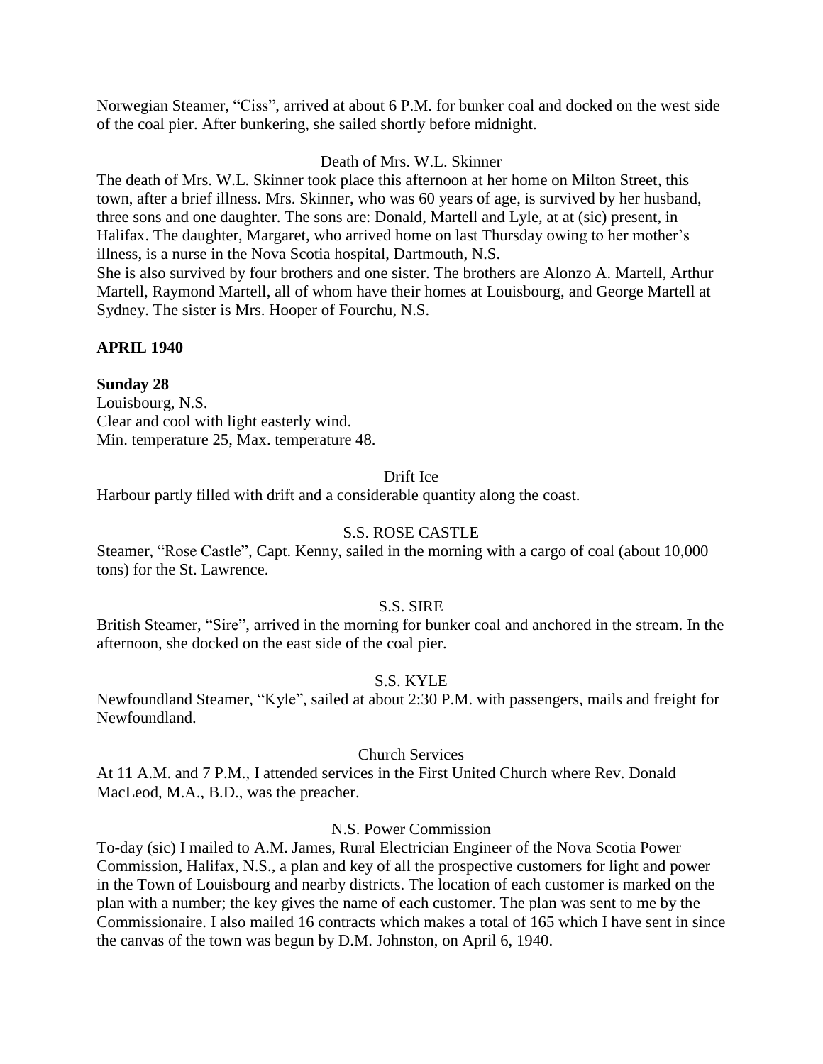Norwegian Steamer, “Ciss”, arrived at about 6 P.M. for bunker coal and docked on the west side of the coal pier. After bunkering, she sailed shortly before midnight.

Death of Mrs. W.L. Skinner

The death of Mrs. W.L. Skinner took place this afternoon at her home on Milton Street, this town, after a brief illness. Mrs. Skinner, who was 60 years of age, is survived by her husband, three sons and one daughter. The sons are: Donald, Martell and Lyle, at at (sic) present, in Halifax. The daughter, Margaret, who arrived home on last Thursday owing to her mother’s illness, is a nurse in the Nova Scotia hospital, Dartmouth, N.S.

She is also survived by four brothers and one sister. The brothers are Alonzo A. Martell, Arthur Martell, Raymond Martell, all of whom have their homes at Louisbourg, and George Martell at Sydney. The sister is Mrs. Hooper of Fourchu, N.S.

**APRIL 1940**

**Sunday 28**

Louisbourg, N.S.
Clear and cool with light easterly wind.
Min. temperature 25, Max. temperature 48.

Drift Ice

Harbour partly filled with drift and a considerable quantity along the coast.

S.S. ROSE CASTLE

Steamer, “Rose Castle”, Capt. Kenny, sailed in the morning with a cargo of coal (about 10,000 tons) for the St. Lawrence.

S.S. SIRE

British Steamer, “Sire”, arrived in the morning for bunker coal and anchored in the stream. In the afternoon, she docked on the east side of the coal pier.

S.S. KYLE

Newfoundland Steamer, “Kyle”, sailed at about 2:30 P.M. with passengers, mails and freight for Newfoundland.

Church Services

At 11 A.M. and 7 P.M., I attended services in the First United Church where Rev. Donald MacLeod, M.A., B.D., was the preacher.

N.S. Power Commission

To-day (sic) I mailed to A.M. James, Rural Electrician Engineer of the Nova Scotia Power Commission, Halifax, N.S., a plan and key of all the prospective customers for light and power in the Town of Louisbourg and nearby districts. The location of each customer is marked on the plan with a number; the key gives the name of each customer. The plan was sent to me by the Commissionaire. I also mailed 16 contracts which makes a total of 165 which I have sent in since the canvas of the town was begun by D.M. Johnston, on April 6, 1940.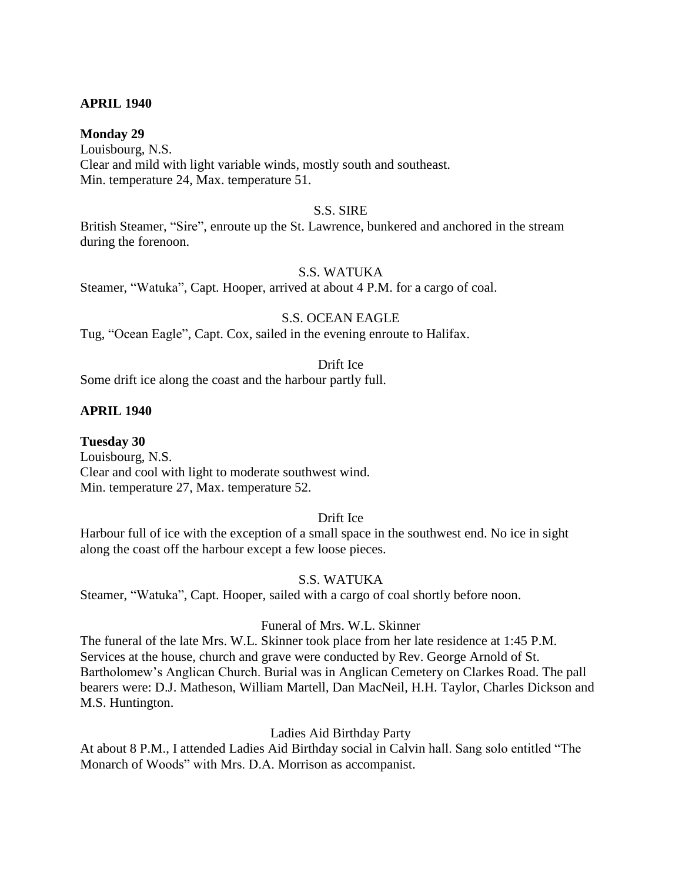**APRIL 1940**

**Monday 29**

Louisbourg, N.S.
Clear and mild with light variable winds, mostly south and southeast.
Min. temperature 24, Max. temperature 51.

S.S. SIRE

British Steamer, "Sire", enroute up the St. Lawrence, bunkered and anchored in the stream during the forenoon.

S.S. WATUKA

Steamer, "Watuka", Capt. Hooper, arrived at about 4 P.M. for a cargo of coal.

S.S. OCEAN EAGLE

Tug, "Ocean Eagle", Capt. Cox, sailed in the evening enroute to Halifax.

Drift Ice

Some drift ice along the coast and the harbour partly full.

**APRIL 1940**

**Tuesday 30**

Louisbourg, N.S.
Clear and cool with light to moderate southwest wind.
Min. temperature 27, Max. temperature 52.

Drift Ice

Harbour full of ice with the exception of a small space in the southwest end. No ice in sight along the coast off the harbour except a few loose pieces.

S.S. WATUKA

Steamer, "Watuka", Capt. Hooper, sailed with a cargo of coal shortly before noon.

Funeral of Mrs. W.L. Skinner

The funeral of the late Mrs. W.L. Skinner took place from her late residence at 1:45 P.M. Services at the house, church and grave were conducted by Rev. George Arnold of St. Bartholomew's Anglican Church. Burial was in Anglican Cemetery on Clarkes Road. The pall bearers were: D.J. Matheson, William Martell, Dan MacNeil, H.H. Taylor, Charles Dickson and M.S. Huntington.

Ladies Aid Birthday Party

At about 8 P.M., I attended Ladies Aid Birthday social in Calvin hall. Sang solo entitled "The Monarch of Woods" with Mrs. D.A. Morrison as accompanist.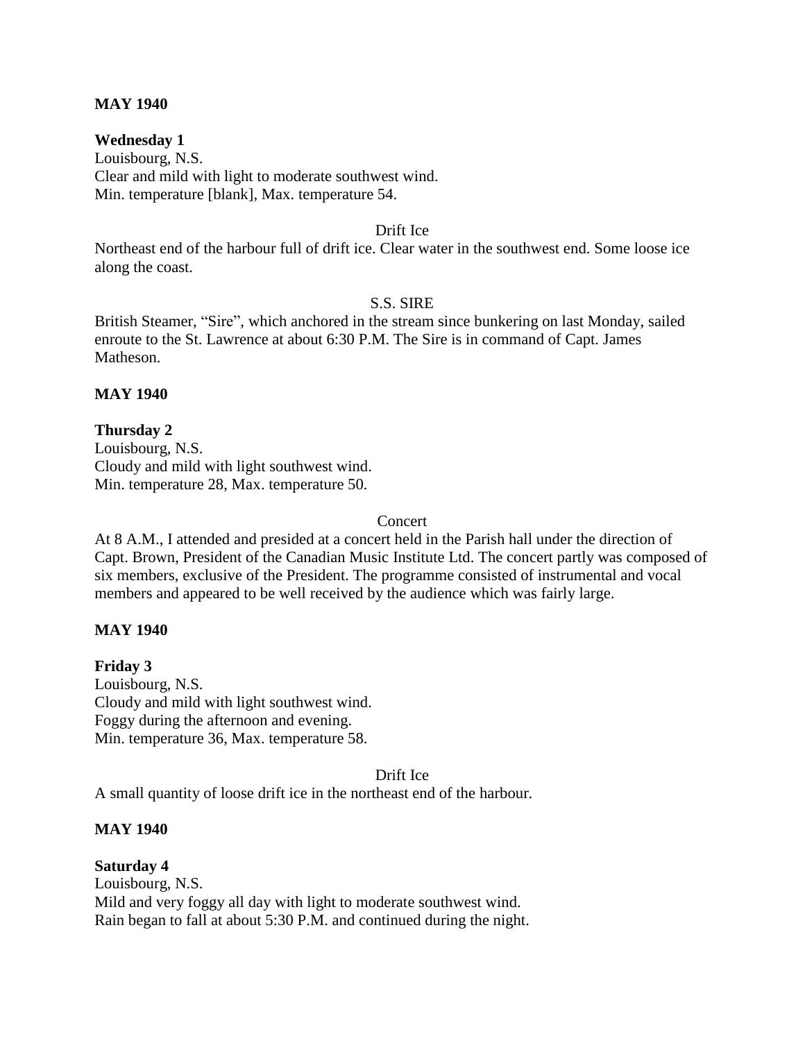**MAY 1940**

**Wednesday 1**
Louisbourg, N.S.
Clear and mild with light to moderate southwest wind.
Min. temperature [blank], Max. temperature 54.

Drift Ice

Northeast end of the harbour full of drift ice. Clear water in the southwest end. Some loose ice along the coast.

S.S. SIRE

British Steamer, "Sire", which anchored in the stream since bunkering on last Monday, sailed enroute to the St. Lawrence at about 6:30 P.M. The Sire is in command of Capt. James Matheson.

**MAY 1940**

**Thursday 2**
Louisbourg, N.S.
Cloudy and mild with light southwest wind.
Min. temperature 28, Max. temperature 50.

Concert

At 8 A.M., I attended and presided at a concert held in the Parish hall under the direction of Capt. Brown, President of the Canadian Music Institute Ltd. The concert partly was composed of six members, exclusive of the President. The programme consisted of instrumental and vocal members and appeared to be well received by the audience which was fairly large.

**MAY 1940**

**Friday 3**
Louisbourg, N.S.
Cloudy and mild with light southwest wind.
Foggy during the afternoon and evening.
Min. temperature 36, Max. temperature 58.

Drift Ice

A small quantity of loose drift ice in the northeast end of the harbour.

**MAY 1940**

**Saturday 4**
Louisbourg, N.S.
Mild and very foggy all day with light to moderate southwest wind.
Rain began to fall at about 5:30 P.M. and continued during the night.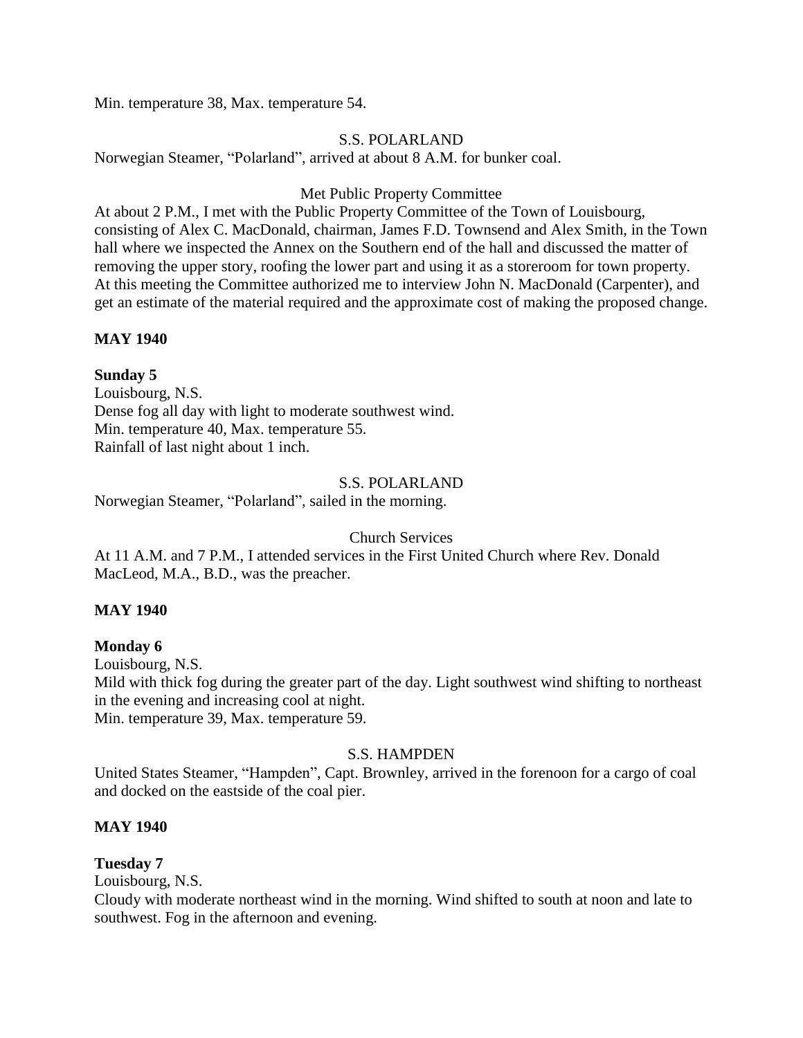Min. temperature 38, Max. temperature 54.

S.S. POLARLAND

Norwegian Steamer, "Polarland", arrived at about 8 A.M. for bunker coal.

Met Public Property Committee

At about 2 P.M., I met with the Public Property Committee of the Town of Louisbourg, consisting of Alex C. MacDonald, chairman, James F.D. Townsend and Alex Smith, in the Town hall where we inspected the Annex on the Southern end of the hall and discussed the matter of removing the upper story, roofing the lower part and using it as a storeroom for town property. At this meeting the Committee authorized me to interview John N. MacDonald (Carpenter), and get an estimate of the material required and the approximate cost of making the proposed change.

**MAY 1940**

**Sunday 5**

Louisbourg, N.S.

Dense fog all day with light to moderate southwest wind.

Min. temperature 40, Max. temperature 55.

Rainfall of last night about 1 inch.

S.S. POLARLAND

Norwegian Steamer, "Polarland", sailed in the morning.

Church Services

At 11 A.M. and 7 P.M., I attended services in the First United Church where Rev. Donald MacLeod, M.A., B.D., was the preacher.

**MAY 1940**

**Monday 6**

Louisbourg, N.S.

Mild with thick fog during the greater part of the day. Light southwest wind shifting to northeast in the evening and increasing cool at night.

Min. temperature 39, Max. temperature 59.

S.S. HAMPDEN

United States Steamer, "Hampden", Capt. Brownley, arrived in the forenoon for a cargo of coal and docked on the eastside of the coal pier.

**MAY 1940**

**Tuesday 7**

Louisbourg, N.S.

Cloudy with moderate northeast wind in the morning. Wind shifted to south at noon and late to southwest. Fog in the afternoon and evening.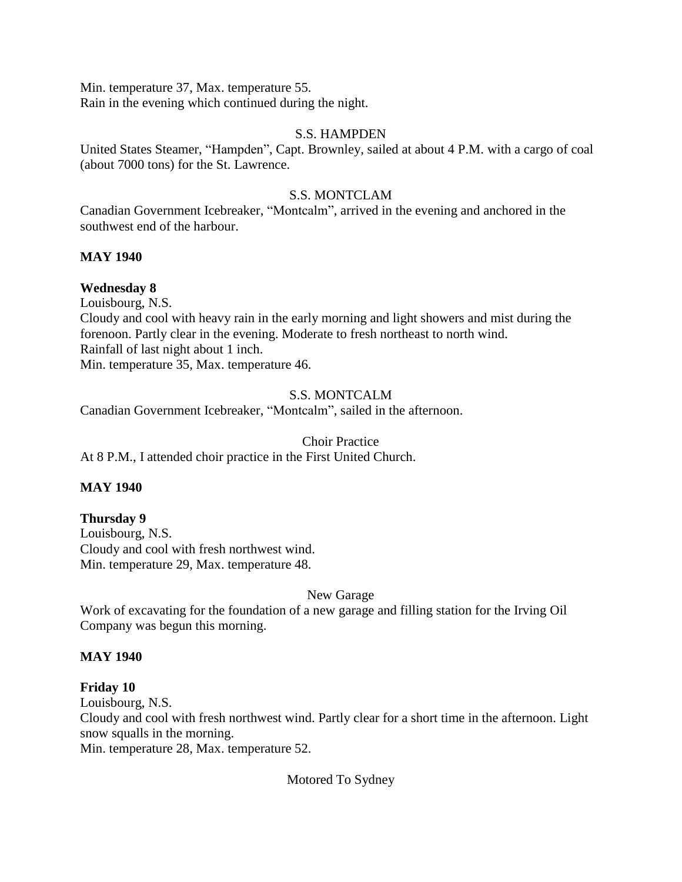Min. temperature 37, Max. temperature 55.
Rain in the evening which continued during the night.

S.S. HAMPDEN

United States Steamer, "Hampden", Capt. Brownley, sailed at about 4 P.M. with a cargo of coal (about 7000 tons) for the St. Lawrence.

S.S. MONTCLAM

Canadian Government Icebreaker, "Montcalm", arrived in the evening and anchored in the southwest end of the harbour.

**MAY 1940**

**Wednesday 8**

Louisbourg, N.S.
Cloudy and cool with heavy rain in the early morning and light showers and mist during the forenoon. Partly clear in the evening. Moderate to fresh northeast to north wind.
Rainfall of last night about 1 inch.
Min. temperature 35, Max. temperature 46.

S.S. MONTCALM

Canadian Government Icebreaker, "Montcalm", sailed in the afternoon.

Choir Practice

At 8 P.M., I attended choir practice in the First United Church.

**MAY 1940**

**Thursday 9**

Louisbourg, N.S.
Cloudy and cool with fresh northwest wind.
Min. temperature 29, Max. temperature 48.

New Garage

Work of excavating for the foundation of a new garage and filling station for the Irving Oil Company was begun this morning.

**MAY 1940**

**Friday 10**

Louisbourg, N.S.
Cloudy and cool with fresh northwest wind. Partly clear for a short time in the afternoon. Light snow squalls in the morning.
Min. temperature 28, Max. temperature 52.

Motored To Sydney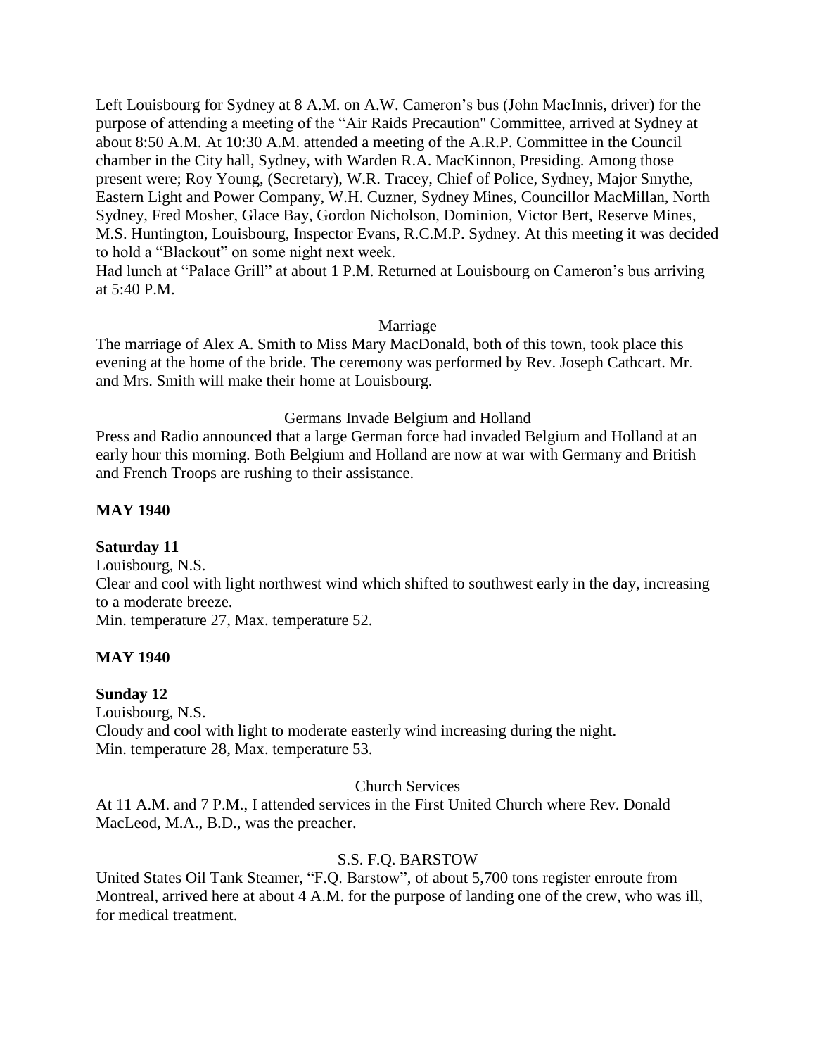Left Louisbourg for Sydney at 8 A.M. on A.W. Cameron's bus (John MacInnis, driver) for the purpose of attending a meeting of the "Air Raids Precaution" Committee, arrived at Sydney at about 8:50 A.M. At 10:30 A.M. attended a meeting of the A.R.P. Committee in the Council chamber in the City hall, Sydney, with Warden R.A. MacKinnon, Presiding. Among those present were; Roy Young, (Secretary), W.R. Tracey, Chief of Police, Sydney, Major Smythe, Eastern Light and Power Company, W.H. Cuzner, Sydney Mines, Councillor MacMillan, North Sydney, Fred Mosher, Glace Bay, Gordon Nicholson, Dominion, Victor Bert, Reserve Mines, M.S. Huntington, Louisbourg, Inspector Evans, R.C.M.P. Sydney. At this meeting it was decided to hold a "Blackout" on some night next week.
Had lunch at "Palace Grill" at about 1 P.M. Returned at Louisbourg on Cameron's bus arriving at 5:40 P.M.

Marriage

The marriage of Alex A. Smith to Miss Mary MacDonald, both of this town, took place this evening at the home of the bride. The ceremony was performed by Rev. Joseph Cathcart. Mr. and Mrs. Smith will make their home at Louisbourg.

Germans Invade Belgium and Holland

Press and Radio announced that a large German force had invaded Belgium and Holland at an early hour this morning. Both Belgium and Holland are now at war with Germany and British and French Troops are rushing to their assistance.

**MAY 1940**

**Saturday 11**

Louisbourg, N.S.
Clear and cool with light northwest wind which shifted to southwest early in the day, increasing to a moderate breeze.
Min. temperature 27, Max. temperature 52.

**MAY 1940**

**Sunday 12**

Louisbourg, N.S.
Cloudy and cool with light to moderate easterly wind increasing during the night.
Min. temperature 28, Max. temperature 53.

Church Services

At 11 A.M. and 7 P.M., I attended services in the First United Church where Rev. Donald MacLeod, M.A., B.D., was the preacher.

S.S. F.Q. BARSTOW

United States Oil Tank Steamer, "F.Q. Barstow", of about 5,700 tons register enroute from Montreal, arrived here at about 4 A.M. for the purpose of landing one of the crew, who was ill, for medical treatment.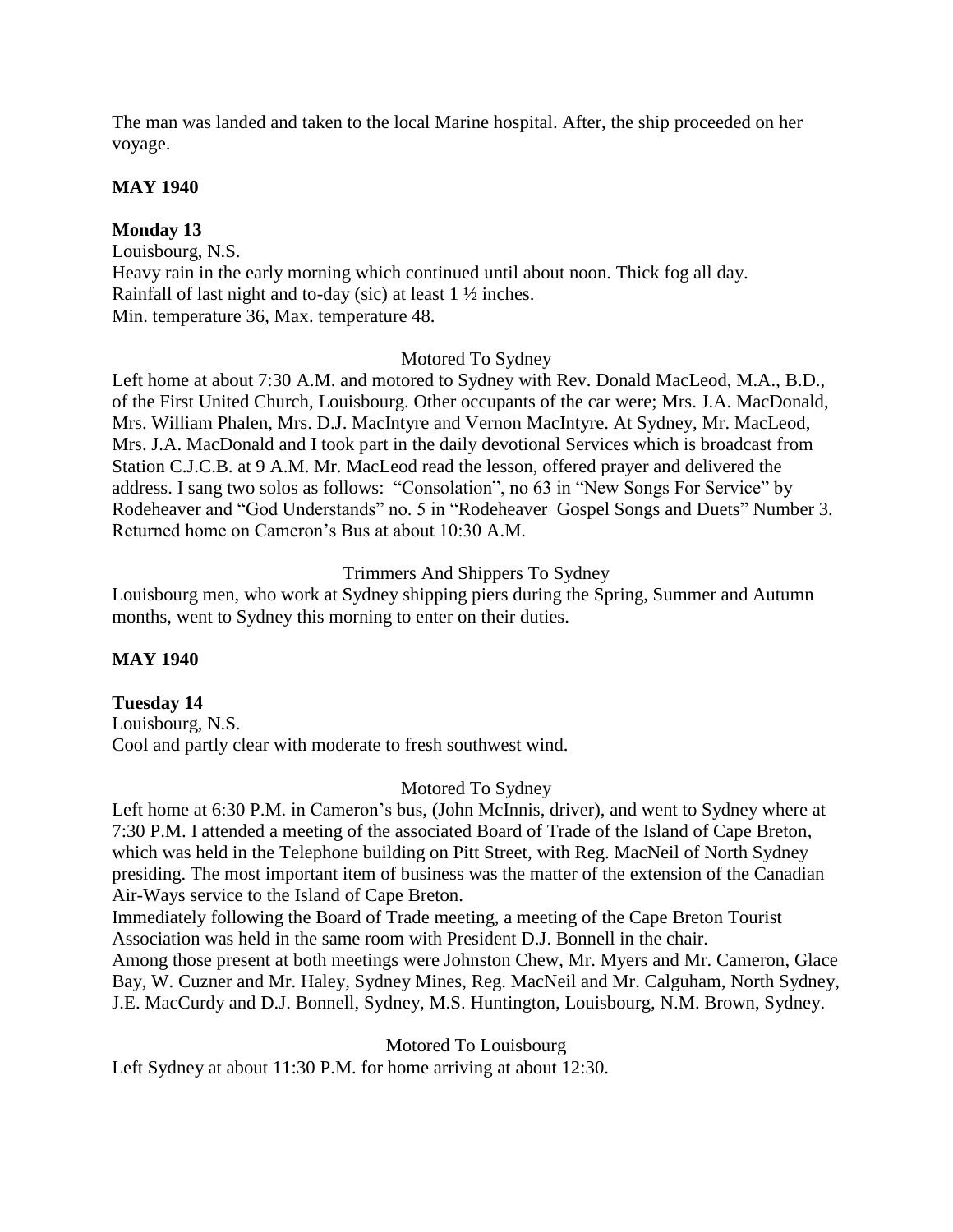The man was landed and taken to the local Marine hospital. After, the ship proceeded on her voyage.

**MAY 1940**

**Monday 13**

Louisbourg, N.S.
Heavy rain in the early morning which continued until about noon. Thick fog all day.
Rainfall of last night and to-day (sic) at least 1 ½ inches.
Min. temperature 36, Max. temperature 48.

Motored To Sydney

Left home at about 7:30 A.M. and motored to Sydney with Rev. Donald MacLeod, M.A., B.D., of the First United Church, Louisbourg. Other occupants of the car were; Mrs. J.A. MacDonald, Mrs. William Phalen, Mrs. D.J. MacIntyre and Vernon MacIntyre. At Sydney, Mr. MacLeod, Mrs. J.A. MacDonald and I took part in the daily devotional Services which is broadcast from Station C.J.C.B. at 9 A.M. Mr. MacLeod read the lesson, offered prayer and delivered the address. I sang two solos as follows: "Consolation", no 63 in "New Songs For Service" by Rodeheaver and "God Understands" no. 5 in "Rodeheaver Gospel Songs and Duets" Number 3. Returned home on Cameron's Bus at about 10:30 A.M.

Trimmers And Shippers To Sydney

Louisbourg men, who work at Sydney shipping piers during the Spring, Summer and Autumn months, went to Sydney this morning to enter on their duties.

**MAY 1940**

**Tuesday 14**

Louisbourg, N.S.
Cool and partly clear with moderate to fresh southwest wind.

Motored To Sydney

Left home at 6:30 P.M. in Cameron's bus, (John McInnis, driver), and went to Sydney where at 7:30 P.M. I attended a meeting of the associated Board of Trade of the Island of Cape Breton, which was held in the Telephone building on Pitt Street, with Reg. MacNeil of North Sydney presiding. The most important item of business was the matter of the extension of the Canadian Air-Ways service to the Island of Cape Breton.
Immediately following the Board of Trade meeting, a meeting of the Cape Breton Tourist Association was held in the same room with President D.J. Bonnell in the chair.
Among those present at both meetings were Johnston Chew, Mr. Myers and Mr. Cameron, Glace Bay, W. Cuzner and Mr. Haley, Sydney Mines, Reg. MacNeil and Mr. Calguham, North Sydney, J.E. MacCurdy and D.J. Bonnell, Sydney, M.S. Huntington, Louisbourg, N.M. Brown, Sydney.

Motored To Louisbourg

Left Sydney at about 11:30 P.M. for home arriving at about 12:30.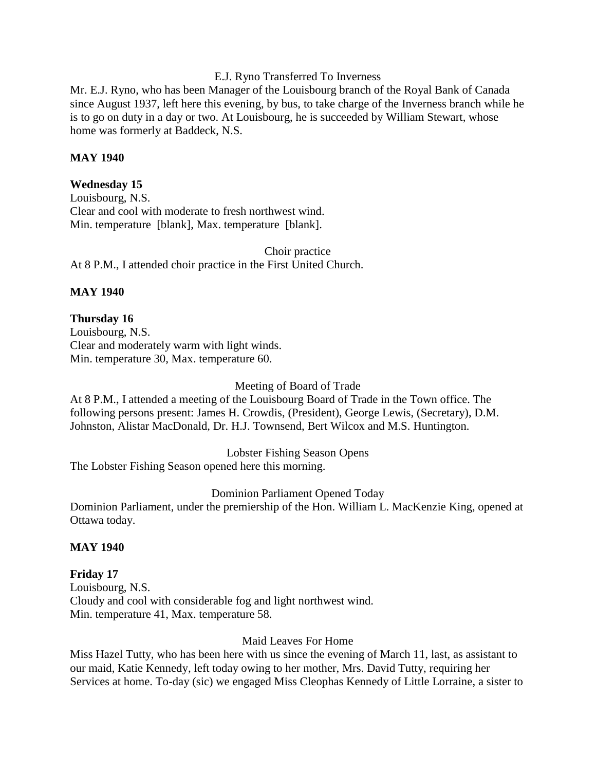E.J. Ryno Transferred To Inverness

Mr. E.J. Ryno, who has been Manager of the Louisbourg branch of the Royal Bank of Canada since August 1937, left here this evening, by bus, to take charge of the Inverness branch while he is to go on duty in a day or two. At Louisbourg, he is succeeded by William Stewart, whose home was formerly at Baddeck, N.S.

**MAY 1940**

**Wednesday 15**

Louisbourg, N.S.

Clear and cool with moderate to fresh northwest wind.

Min. temperature [blank], Max. temperature [blank].

Choir practice

At 8 P.M., I attended choir practice in the First United Church.

**MAY 1940**

**Thursday 16**

Louisbourg, N.S.

Clear and moderately warm with light winds.

Min. temperature 30, Max. temperature 60.

Meeting of Board of Trade

At 8 P.M., I attended a meeting of the Louisbourg Board of Trade in the Town office. The following persons present: James H. Crowdis, (President), George Lewis, (Secretary), D.M. Johnston, Alistar MacDonald, Dr. H.J. Townsend, Bert Wilcox and M.S. Huntington.

Lobster Fishing Season Opens

The Lobster Fishing Season opened here this morning.

Dominion Parliament Opened Today

Dominion Parliament, under the premiership of the Hon. William L. MacKenzie King, opened at Ottawa today.

**MAY 1940**

**Friday 17**

Louisbourg, N.S.

Cloudy and cool with considerable fog and light northwest wind.

Min. temperature 41, Max. temperature 58.

Maid Leaves For Home

Miss Hazel Tutty, who has been here with us since the evening of March 11, last, as assistant to our maid, Katie Kennedy, left today owing to her mother, Mrs. David Tutty, requiring her Services at home. To-day (sic) we engaged Miss Cleophas Kennedy of Little Lorraine, a sister to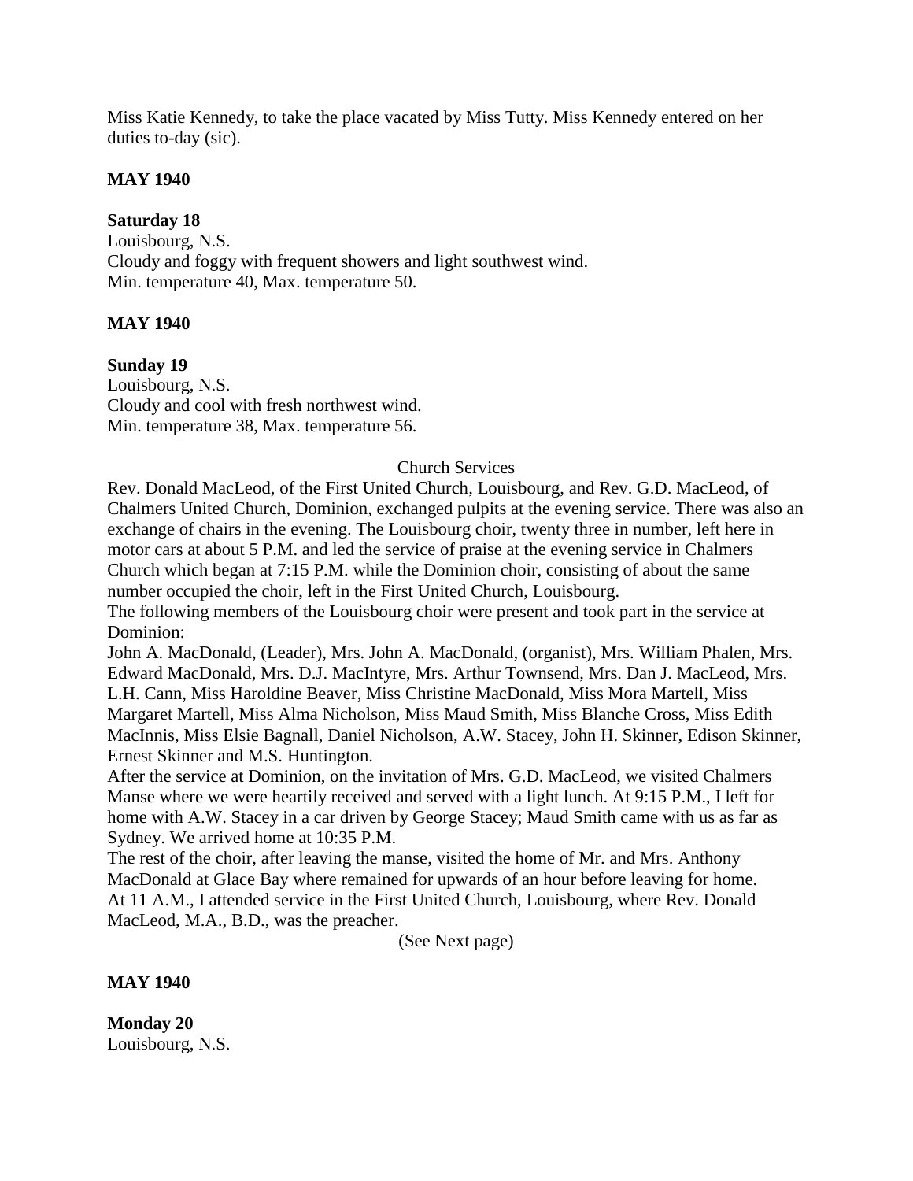Miss Katie Kennedy, to take the place vacated by Miss Tutty. Miss Kennedy entered on her duties to-day (sic).

**MAY 1940**

**Saturday 18**
Louisbourg, N.S.
Cloudy and foggy with frequent showers and light southwest wind.
Min. temperature 40, Max. temperature 50.

**MAY 1940**

**Sunday 19**
Louisbourg, N.S.
Cloudy and cool with fresh northwest wind.
Min. temperature 38, Max. temperature 56.

Church Services

Rev. Donald MacLeod, of the First United Church, Louisbourg, and Rev. G.D. MacLeod, of Chalmers United Church, Dominion, exchanged pulpits at the evening service. There was also an exchange of chairs in the evening. The Louisbourg choir, twenty three in number, left here in motor cars at about 5 P.M. and led the service of praise at the evening service in Chalmers Church which began at 7:15 P.M. while the Dominion choir, consisting of about the same number occupied the choir, left in the First United Church, Louisbourg.
The following members of the Louisbourg choir were present and took part in the service at Dominion:
John A. MacDonald, (Leader), Mrs. John A. MacDonald, (organist), Mrs. William Phalen, Mrs. Edward MacDonald, Mrs. D.J. MacIntyre, Mrs. Arthur Townsend, Mrs. Dan J. MacLeod, Mrs. L.H. Cann, Miss Haroldine Beaver, Miss Christine MacDonald, Miss Mora Martell, Miss Margaret Martell, Miss Alma Nicholson, Miss Maud Smith, Miss Blanche Cross, Miss Edith MacInnis, Miss Elsie Bagnall, Daniel Nicholson, A.W. Stacey, John H. Skinner, Edison Skinner, Ernest Skinner and M.S. Huntington.
After the service at Dominion, on the invitation of Mrs. G.D. MacLeod, we visited Chalmers Manse where we were heartily received and served with a light lunch. At 9:15 P.M., I left for home with A.W. Stacey in a car driven by George Stacey; Maud Smith came with us as far as Sydney. We arrived home at 10:35 P.M.
The rest of the choir, after leaving the manse, visited the home of Mr. and Mrs. Anthony MacDonald at Glace Bay where remained for upwards of an hour before leaving for home.
At 11 A.M., I attended service in the First United Church, Louisbourg, where Rev. Donald MacLeod, M.A., B.D., was the preacher.

(See Next page)

**MAY 1940**

**Monday 20**
Louisbourg, N.S.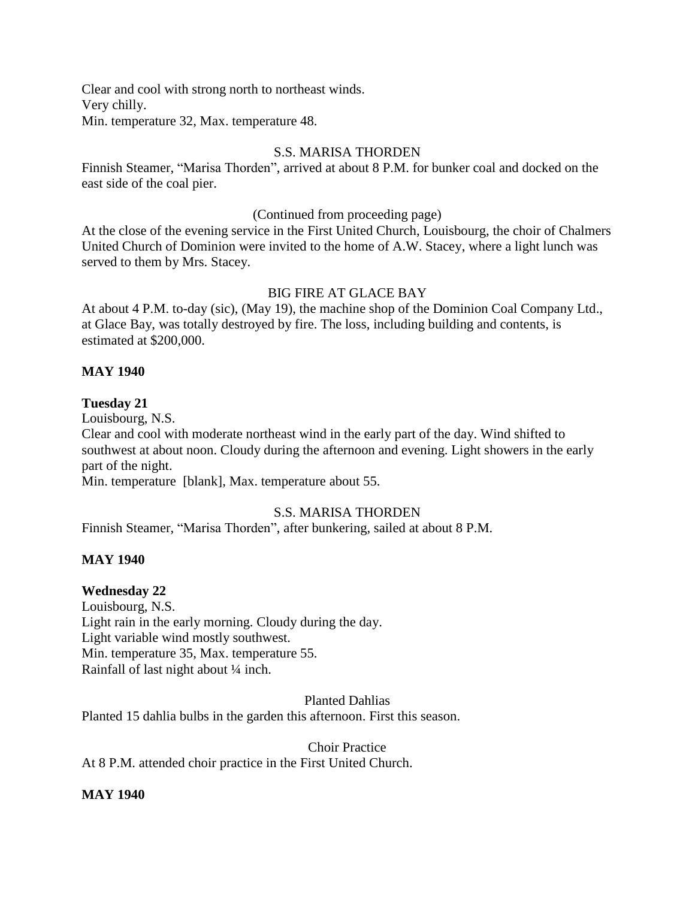Clear and cool with strong north to northeast winds.
Very chilly.
Min. temperature 32, Max. temperature 48.

S.S. MARISA THORDEN

Finnish Steamer, "Marisa Thorden", arrived at about 8 P.M. for bunker coal and docked on the east side of the coal pier.

(Continued from proceeding page)

At the close of the evening service in the First United Church, Louisbourg, the choir of Chalmers United Church of Dominion were invited to the home of A.W. Stacey, where a light lunch was served to them by Mrs. Stacey.

BIG FIRE AT GLACE BAY

At about 4 P.M. to-day (sic), (May 19), the machine shop of the Dominion Coal Company Ltd., at Glace Bay, was totally destroyed by fire. The loss, including building and contents, is estimated at $200,000.

**MAY 1940**

**Tuesday 21**

Louisbourg, N.S.
Clear and cool with moderate northeast wind in the early part of the day. Wind shifted to southwest at about noon. Cloudy during the afternoon and evening. Light showers in the early part of the night.
Min. temperature [blank], Max. temperature about 55.

S.S. MARISA THORDEN

Finnish Steamer, "Marisa Thorden", after bunkering, sailed at about 8 P.M.

**MAY 1940**

**Wednesday 22**

Louisbourg, N.S.
Light rain in the early morning. Cloudy during the day.
Light variable wind mostly southwest.
Min. temperature 35, Max. temperature 55.
Rainfall of last night about ¼ inch.

Planted Dahlias

Planted 15 dahlia bulbs in the garden this afternoon. First this season.

Choir Practice

At 8 P.M. attended choir practice in the First United Church.

**MAY 1940**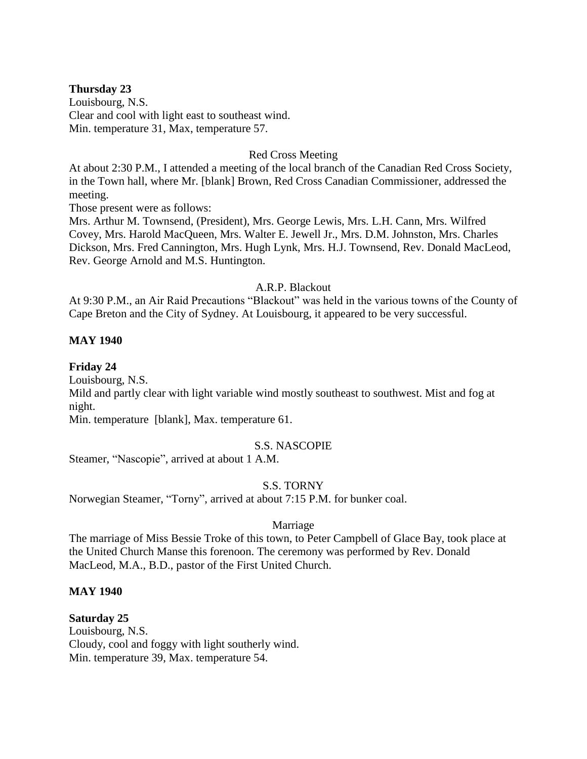**Thursday 23**
Louisbourg, N.S.
Clear and cool with light east to southeast wind.
Min. temperature 31, Max, temperature 57.

Red Cross Meeting

At about 2:30 P.M., I attended a meeting of the local branch of the Canadian Red Cross Society, in the Town hall, where Mr. [blank] Brown, Red Cross Canadian Commissioner, addressed the meeting.
Those present were as follows:
Mrs. Arthur M. Townsend, (President), Mrs. George Lewis, Mrs. L.H. Cann, Mrs. Wilfred Covey, Mrs. Harold MacQueen, Mrs. Walter E. Jewell Jr., Mrs. D.M. Johnston, Mrs. Charles Dickson, Mrs. Fred Cannington, Mrs. Hugh Lynk, Mrs. H.J. Townsend, Rev. Donald MacLeod, Rev. George Arnold and M.S. Huntington.

A.R.P. Blackout

At 9:30 P.M., an Air Raid Precautions "Blackout" was held in the various towns of the County of Cape Breton and the City of Sydney. At Louisbourg, it appeared to be very successful.

**MAY 1940**

**Friday 24**
Louisbourg, N.S.
Mild and partly clear with light variable wind mostly southeast to southwest. Mist and fog at night.
Min. temperature [blank], Max. temperature 61.

S.S. NASCOPIE

Steamer, "Nascopie", arrived at about 1 A.M.

S.S. TORNY

Norwegian Steamer, "Torny", arrived at about 7:15 P.M. for bunker coal.

Marriage

The marriage of Miss Bessie Troke of this town, to Peter Campbell of Glace Bay, took place at the United Church Manse this forenoon. The ceremony was performed by Rev. Donald MacLeod, M.A., B.D., pastor of the First United Church.

**MAY 1940**

**Saturday 25**
Louisbourg, N.S.
Cloudy, cool and foggy with light southerly wind.
Min. temperature 39, Max. temperature 54.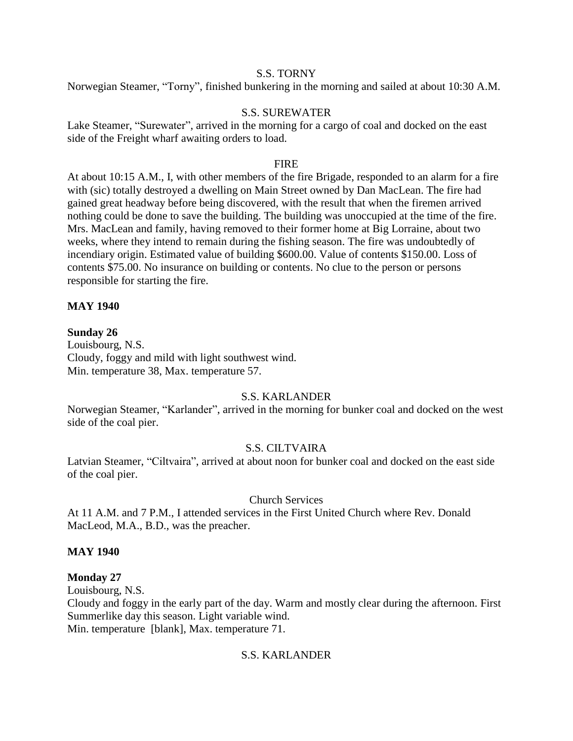S.S. TORNY

Norwegian Steamer, “Torny”, finished bunkering in the morning and sailed at about 10:30 A.M.

S.S. SUREWATER

Lake Steamer, “Surewater”, arrived in the morning for a cargo of coal and docked on the east side of the Freight wharf awaiting orders to load.

FIRE

At about 10:15 A.M., I, with other members of the fire Brigade, responded to an alarm for a fire with (sic) totally destroyed a dwelling on Main Street owned by Dan MacLean. The fire had gained great headway before being discovered, with the result that when the firemen arrived nothing could be done to save the building. The building was unoccupied at the time of the fire. Mrs. MacLean and family, having removed to their former home at Big Lorraine, about two weeks, where they intend to remain during the fishing season. The fire was undoubtedly of incendiary origin. Estimated value of building $600.00. Value of contents $150.00. Loss of contents $75.00. No insurance on building or contents. No clue to the person or persons responsible for starting the fire.

**MAY 1940**

**Sunday 26**

Louisbourg, N.S.
Cloudy, foggy and mild with light southwest wind.
Min. temperature 38, Max. temperature 57.

S.S. KARLANDER

Norwegian Steamer, “Karlander”, arrived in the morning for bunker coal and docked on the west side of the coal pier.

S.S. CILTVAIRA

Latvian Steamer, “Ciltvaira”, arrived at about noon for bunker coal and docked on the east side of the coal pier.

Church Services

At 11 A.M. and 7 P.M., I attended services in the First United Church where Rev. Donald MacLeod, M.A., B.D., was the preacher.

**MAY 1940**

**Monday 27**

Louisbourg, N.S.
Cloudy and foggy in the early part of the day. Warm and mostly clear during the afternoon. First Summerlike day this season. Light variable wind.
Min. temperature [blank], Max. temperature 71.

S.S. KARLANDER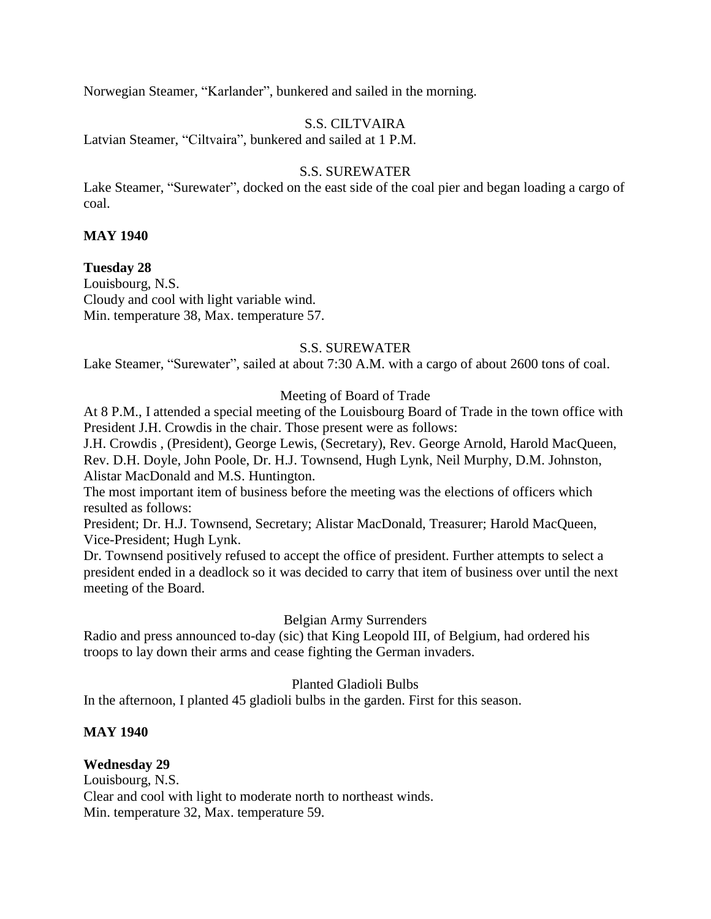Norwegian Steamer, “Karlander”, bunkered and sailed in the morning.

S.S. CILTVAIRA

Latvian Steamer, “Ciltvaira”, bunkered and sailed at 1 P.M.

S.S. SUREWATER

Lake Steamer, “Surewater”, docked on the east side of the coal pier and began loading a cargo of coal.

**MAY 1940**

**Tuesday 28**

Louisbourg, N.S.
Cloudy and cool with light variable wind.
Min. temperature 38, Max. temperature 57.

S.S. SUREWATER

Lake Steamer, “Surewater”, sailed at about 7:30 A.M. with a cargo of about 2600 tons of coal.

Meeting of Board of Trade

At 8 P.M., I attended a special meeting of the Louisbourg Board of Trade in the town office with President J.H. Crowdis in the chair. Those present were as follows:
J.H. Crowdis , (President), George Lewis, (Secretary), Rev. George Arnold, Harold MacQueen, Rev. D.H. Doyle, John Poole, Dr. H.J. Townsend, Hugh Lynk, Neil Murphy, D.M. Johnston, Alistar MacDonald and M.S. Huntington.
The most important item of business before the meeting was the elections of officers which resulted as follows:
President; Dr. H.J. Townsend, Secretary; Alistar MacDonald, Treasurer; Harold MacQueen, Vice-President; Hugh Lynk.
Dr. Townsend positively refused to accept the office of president. Further attempts to select a president ended in a deadlock so it was decided to carry that item of business over until the next meeting of the Board.

Belgian Army Surrenders

Radio and press announced to-day (sic) that King Leopold III, of Belgium, had ordered his troops to lay down their arms and cease fighting the German invaders.

Planted Gladioli Bulbs

In the afternoon, I planted 45 gladioli bulbs in the garden. First for this season.

**MAY 1940**

**Wednesday 29**

Louisbourg, N.S.
Clear and cool with light to moderate north to northeast winds.
Min. temperature 32, Max. temperature 59.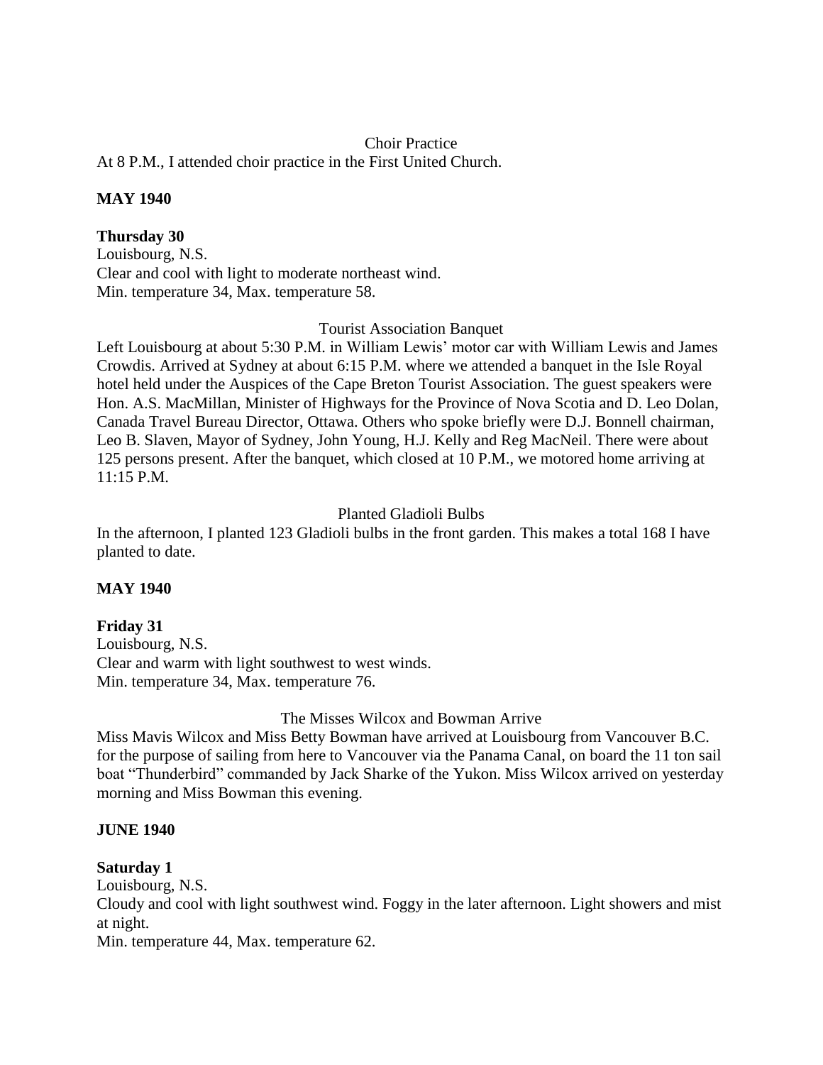Choir Practice

At 8 P.M., I attended choir practice in the First United Church.

**MAY 1940**

**Thursday 30**

Louisbourg, N.S.

Clear and cool with light to moderate northeast wind.

Min. temperature 34, Max. temperature 58.

Tourist Association Banquet

Left Louisbourg at about 5:30 P.M. in William Lewis' motor car with William Lewis and James Crowdis. Arrived at Sydney at about 6:15 P.M. where we attended a banquet in the Isle Royal hotel held under the Auspices of the Cape Breton Tourist Association. The guest speakers were Hon. A.S. MacMillan, Minister of Highways for the Province of Nova Scotia and D. Leo Dolan, Canada Travel Bureau Director, Ottawa. Others who spoke briefly were D.J. Bonnell chairman, Leo B. Slaven, Mayor of Sydney, John Young, H.J. Kelly and Reg MacNeil. There were about 125 persons present. After the banquet, which closed at 10 P.M., we motored home arriving at 11:15 P.M.

Planted Gladioli Bulbs

In the afternoon, I planted 123 Gladioli bulbs in the front garden. This makes a total 168 I have planted to date.

**MAY 1940**

**Friday 31**

Louisbourg, N.S.

Clear and warm with light southwest to west winds.

Min. temperature 34, Max. temperature 76.

The Misses Wilcox and Bowman Arrive

Miss Mavis Wilcox and Miss Betty Bowman have arrived at Louisbourg from Vancouver B.C. for the purpose of sailing from here to Vancouver via the Panama Canal, on board the 11 ton sail boat "Thunderbird" commanded by Jack Sharke of the Yukon. Miss Wilcox arrived on yesterday morning and Miss Bowman this evening.

**JUNE 1940**

**Saturday 1**

Louisbourg, N.S.

Cloudy and cool with light southwest wind. Foggy in the later afternoon. Light showers and mist at night.

Min. temperature 44, Max. temperature 62.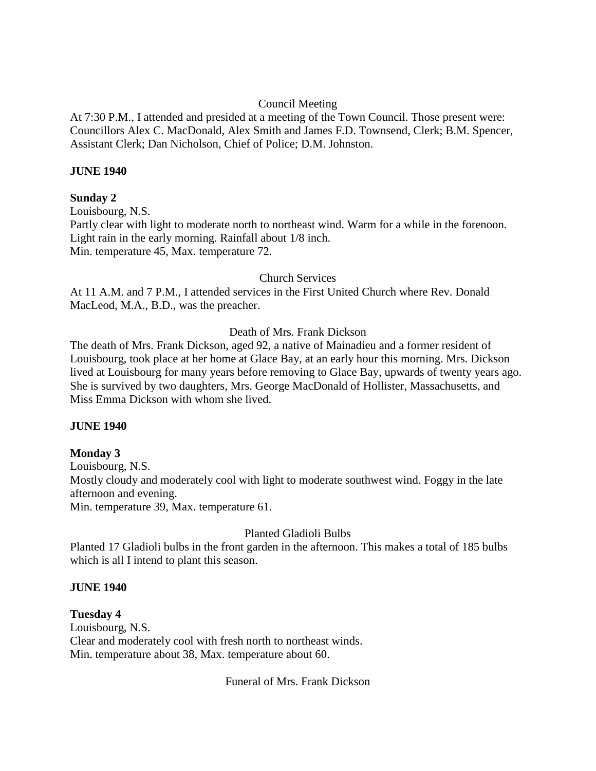Council Meeting

At 7:30 P.M., I attended and presided at a meeting of the Town Council. Those present were: Councillors Alex C. MacDonald, Alex Smith and James F.D. Townsend, Clerk; B.M. Spencer, Assistant Clerk; Dan Nicholson, Chief of Police; D.M. Johnston.

**JUNE 1940**

**Sunday 2**

Louisbourg, N.S.
Partly clear with light to moderate north to northeast wind. Warm for a while in the forenoon. Light rain in the early morning. Rainfall about 1/8 inch.
Min. temperature 45, Max. temperature 72.

Church Services

At 11 A.M. and 7 P.M., I attended services in the First United Church where Rev. Donald MacLeod, M.A., B.D., was the preacher.

Death of Mrs. Frank Dickson

The death of Mrs. Frank Dickson, aged 92, a native of Mainadieu and a former resident of Louisbourg, took place at her home at Glace Bay, at an early hour this morning. Mrs. Dickson lived at Louisbourg for many years before removing to Glace Bay, upwards of twenty years ago. She is survived by two daughters, Mrs. George MacDonald of Hollister, Massachusetts, and Miss Emma Dickson with whom she lived.

**JUNE 1940**

**Monday 3**

Louisbourg, N.S.
Mostly cloudy and moderately cool with light to moderate southwest wind. Foggy in the late afternoon and evening.
Min. temperature 39, Max. temperature 61.

Planted Gladioli Bulbs

Planted 17 Gladioli bulbs in the front garden in the afternoon. This makes a total of 185 bulbs which is all I intend to plant this season.

**JUNE 1940**

**Tuesday 4**

Louisbourg, N.S.
Clear and moderately cool with fresh north to northeast winds.
Min. temperature about 38, Max. temperature about 60.

Funeral of Mrs. Frank Dickson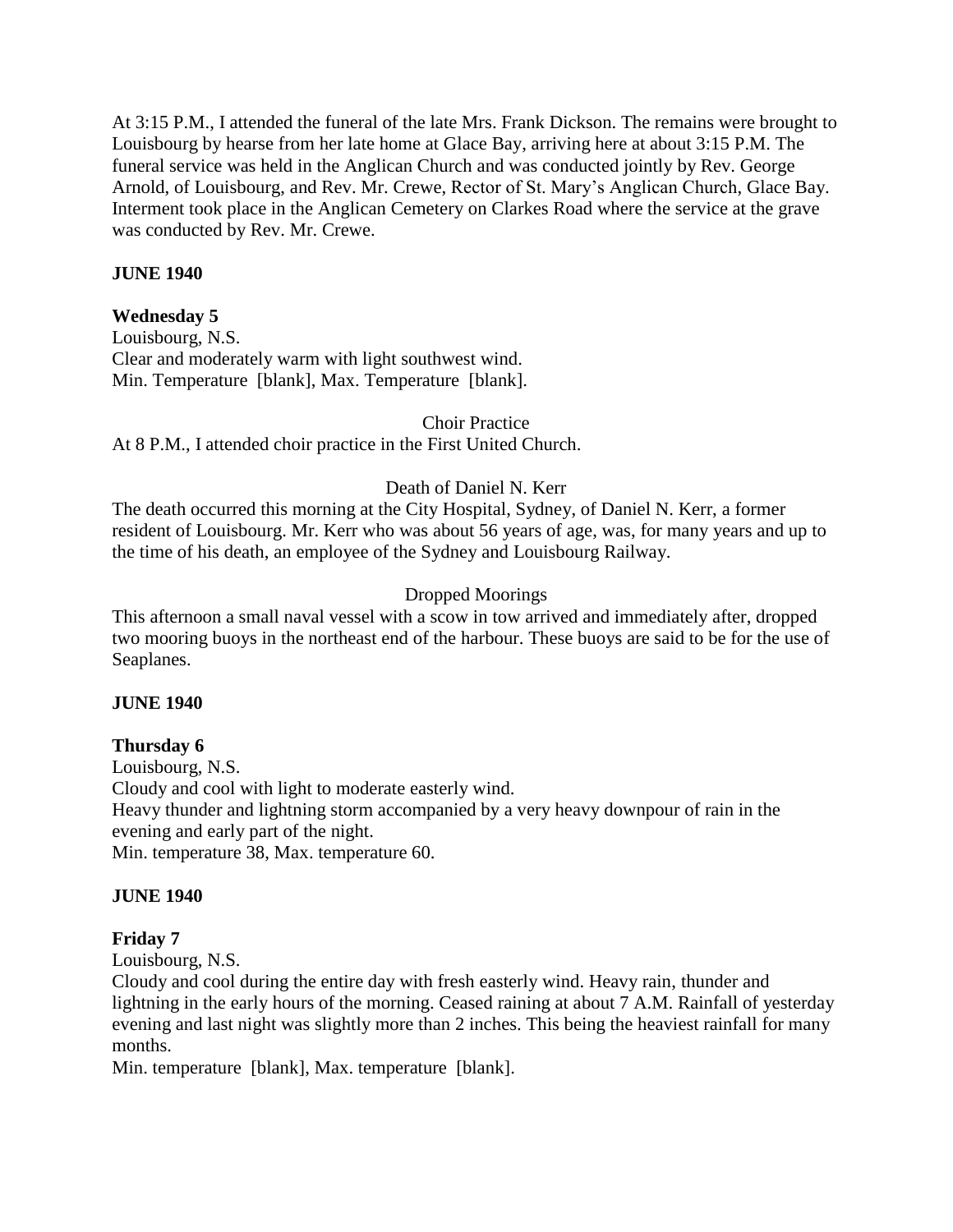At 3:15 P.M., I attended the funeral of the late Mrs. Frank Dickson. The remains were brought to Louisbourg by hearse from her late home at Glace Bay, arriving here at about 3:15 P.M. The funeral service was held in the Anglican Church and was conducted jointly by Rev. George Arnold, of Louisbourg, and Rev. Mr. Crewe, Rector of St. Mary's Anglican Church, Glace Bay. Interment took place in the Anglican Cemetery on Clarkes Road where the service at the grave was conducted by Rev. Mr. Crewe.

**JUNE 1940**

**Wednesday 5**

Louisbourg, N.S.
Clear and moderately warm with light southwest wind.
Min. Temperature [blank], Max. Temperature [blank].

Choir Practice

At 8 P.M., I attended choir practice in the First United Church.

Death of Daniel N. Kerr

The death occurred this morning at the City Hospital, Sydney, of Daniel N. Kerr, a former resident of Louisbourg. Mr. Kerr who was about 56 years of age, was, for many years and up to the time of his death, an employee of the Sydney and Louisbourg Railway.

Dropped Moorings

This afternoon a small naval vessel with a scow in tow arrived and immediately after, dropped two mooring buoys in the northeast end of the harbour. These buoys are said to be for the use of Seaplanes.

**JUNE 1940**

**Thursday 6**

Louisbourg, N.S.
Cloudy and cool with light to moderate easterly wind.
Heavy thunder and lightning storm accompanied by a very heavy downpour of rain in the evening and early part of the night.
Min. temperature 38, Max. temperature 60.

**JUNE 1940**

**Friday 7**

Louisbourg, N.S.
Cloudy and cool during the entire day with fresh easterly wind. Heavy rain, thunder and lightning in the early hours of the morning. Ceased raining at about 7 A.M. Rainfall of yesterday evening and last night was slightly more than 2 inches. This being the heaviest rainfall for many months.
Min. temperature [blank], Max. temperature [blank].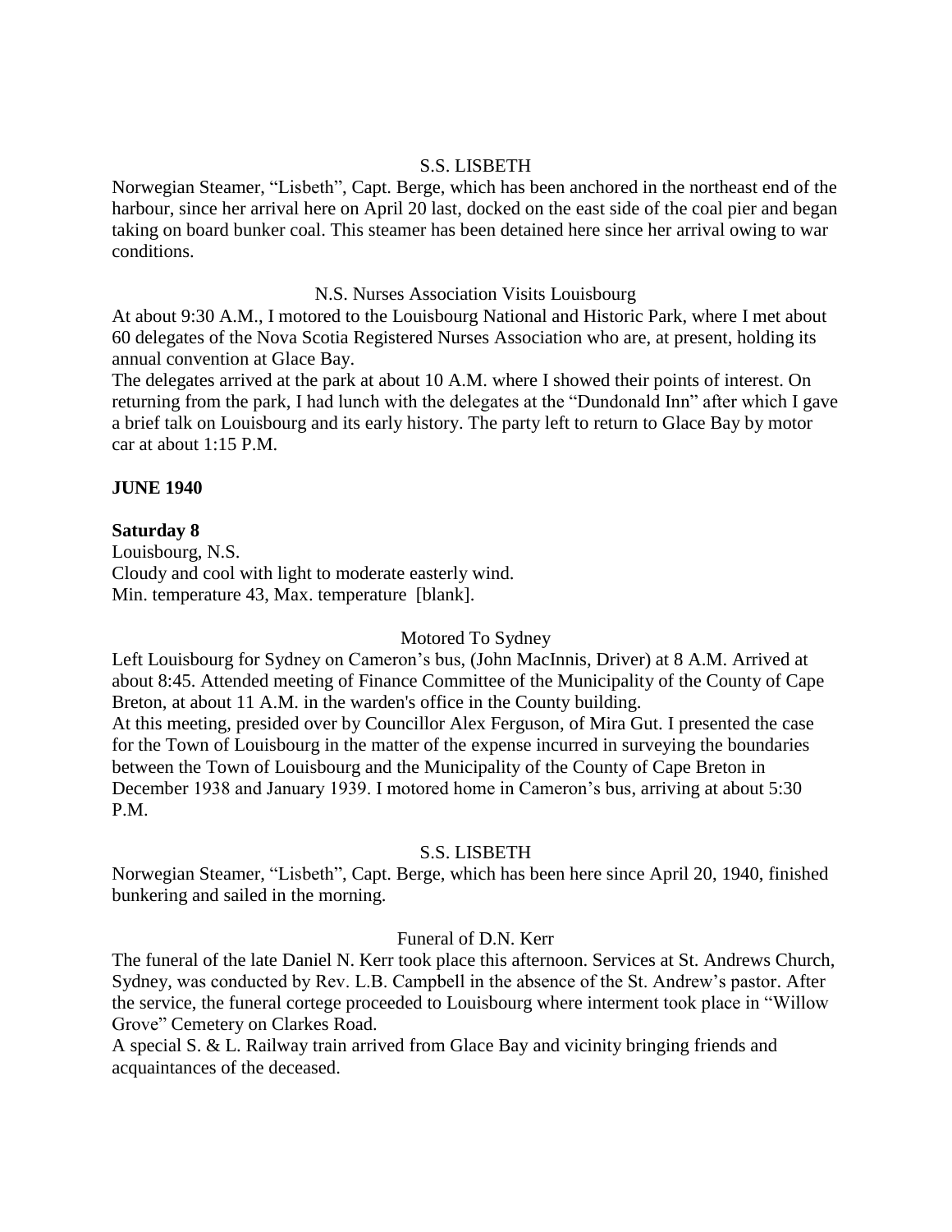S.S. LISBETH

Norwegian Steamer, "Lisbeth", Capt. Berge, which has been anchored in the northeast end of the harbour, since her arrival here on April 20 last, docked on the east side of the coal pier and began taking on board bunker coal. This steamer has been detained here since her arrival owing to war conditions.

N.S. Nurses Association Visits Louisbourg

At about 9:30 A.M., I motored to the Louisbourg National and Historic Park, where I met about 60 delegates of the Nova Scotia Registered Nurses Association who are, at present, holding its annual convention at Glace Bay.
The delegates arrived at the park at about 10 A.M. where I showed their points of interest. On returning from the park, I had lunch with the delegates at the "Dundonald Inn" after which I gave a brief talk on Louisbourg and its early history. The party left to return to Glace Bay by motor car at about 1:15 P.M.

**JUNE 1940**

**Saturday 8**

Louisbourg, N.S.
Cloudy and cool with light to moderate easterly wind.
Min. temperature 43, Max. temperature [blank].

Motored To Sydney

Left Louisbourg for Sydney on Cameron's bus, (John MacInnis, Driver) at 8 A.M. Arrived at about 8:45. Attended meeting of Finance Committee of the Municipality of the County of Cape Breton, at about 11 A.M. in the warden's office in the County building.
At this meeting, presided over by Councillor Alex Ferguson, of Mira Gut. I presented the case for the Town of Louisbourg in the matter of the expense incurred in surveying the boundaries between the Town of Louisbourg and the Municipality of the County of Cape Breton in December 1938 and January 1939. I motored home in Cameron's bus, arriving at about 5:30 P.M.

S.S. LISBETH

Norwegian Steamer, "Lisbeth", Capt. Berge, which has been here since April 20, 1940, finished bunkering and sailed in the morning.

Funeral of D.N. Kerr

The funeral of the late Daniel N. Kerr took place this afternoon. Services at St. Andrews Church, Sydney, was conducted by Rev. L.B. Campbell in the absence of the St. Andrew's pastor. After the service, the funeral cortege proceeded to Louisbourg where interment took place in "Willow Grove" Cemetery on Clarkes Road.
A special S. & L. Railway train arrived from Glace Bay and vicinity bringing friends and acquaintances of the deceased.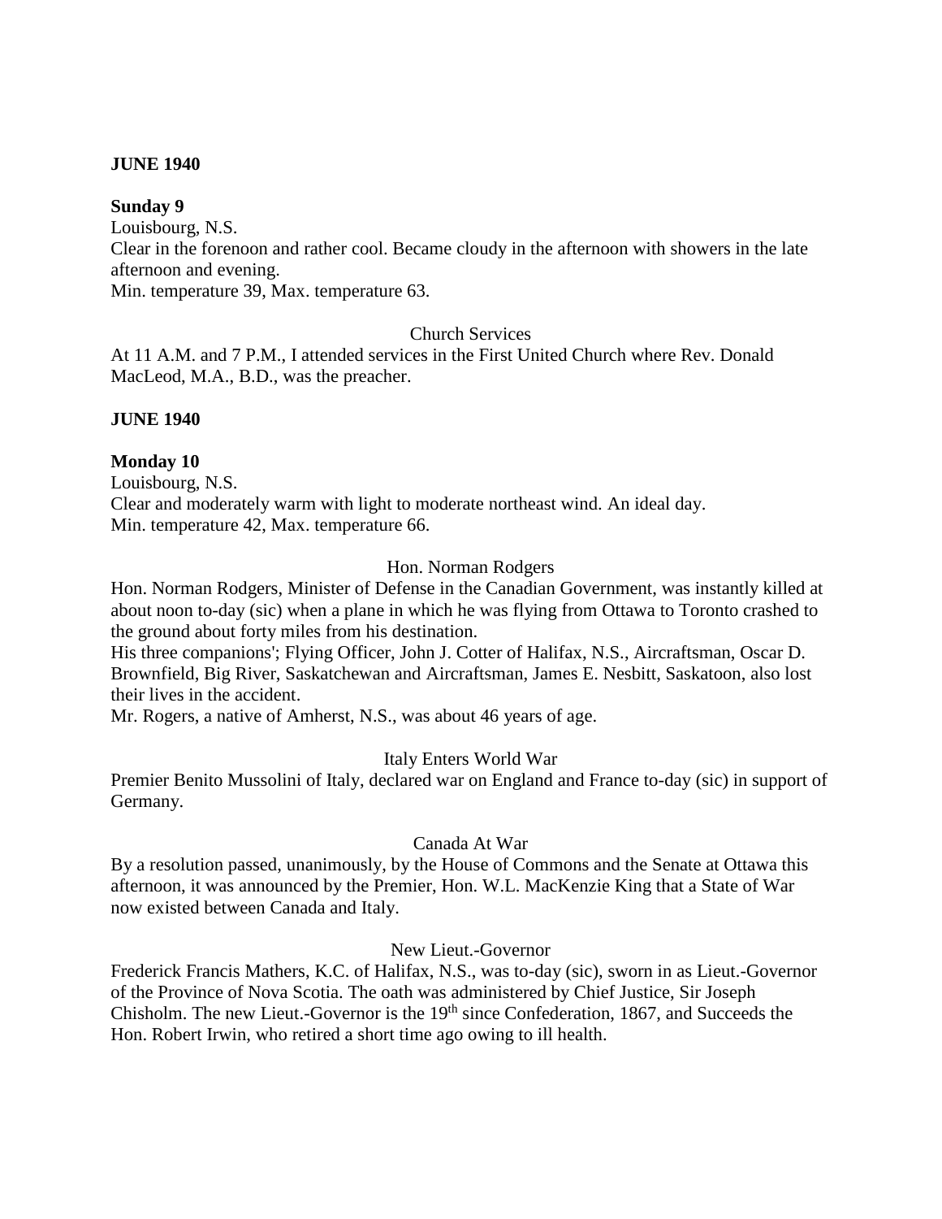**JUNE 1940**

**Sunday 9**
Louisbourg, N.S.
Clear in the forenoon and rather cool. Became cloudy in the afternoon with showers in the late afternoon and evening.
Min. temperature 39, Max. temperature 63.

Church Services

At 11 A.M. and 7 P.M., I attended services in the First United Church where Rev. Donald MacLeod, M.A., B.D., was the preacher.

**JUNE 1940**

**Monday 10**
Louisbourg, N.S.
Clear and moderately warm with light to moderate northeast wind. An ideal day.
Min. temperature 42, Max. temperature 66.

Hon. Norman Rodgers

Hon. Norman Rodgers, Minister of Defense in the Canadian Government, was instantly killed at about noon to-day (sic) when a plane in which he was flying from Ottawa to Toronto crashed to the ground about forty miles from his destination.
His three companions'; Flying Officer, John J. Cotter of Halifax, N.S., Aircraftsman, Oscar D. Brownfield, Big River, Saskatchewan and Aircraftsman, James E. Nesbitt, Saskatoon, also lost their lives in the accident.
Mr. Rogers, a native of Amherst, N.S., was about 46 years of age.

Italy Enters World War

Premier Benito Mussolini of Italy, declared war on England and France to-day (sic) in support of Germany.

Canada At War

By a resolution passed, unanimously, by the House of Commons and the Senate at Ottawa this afternoon, it was announced by the Premier, Hon. W.L. MacKenzie King that a State of War now existed between Canada and Italy.

New Lieut.-Governor

Frederick Francis Mathers, K.C. of Halifax, N.S., was to-day (sic), sworn in as Lieut.-Governor of the Province of Nova Scotia. The oath was administered by Chief Justice, Sir Joseph Chisholm. The new Lieut.-Governor is the 19th since Confederation, 1867, and Succeeds the Hon. Robert Irwin, who retired a short time ago owing to ill health.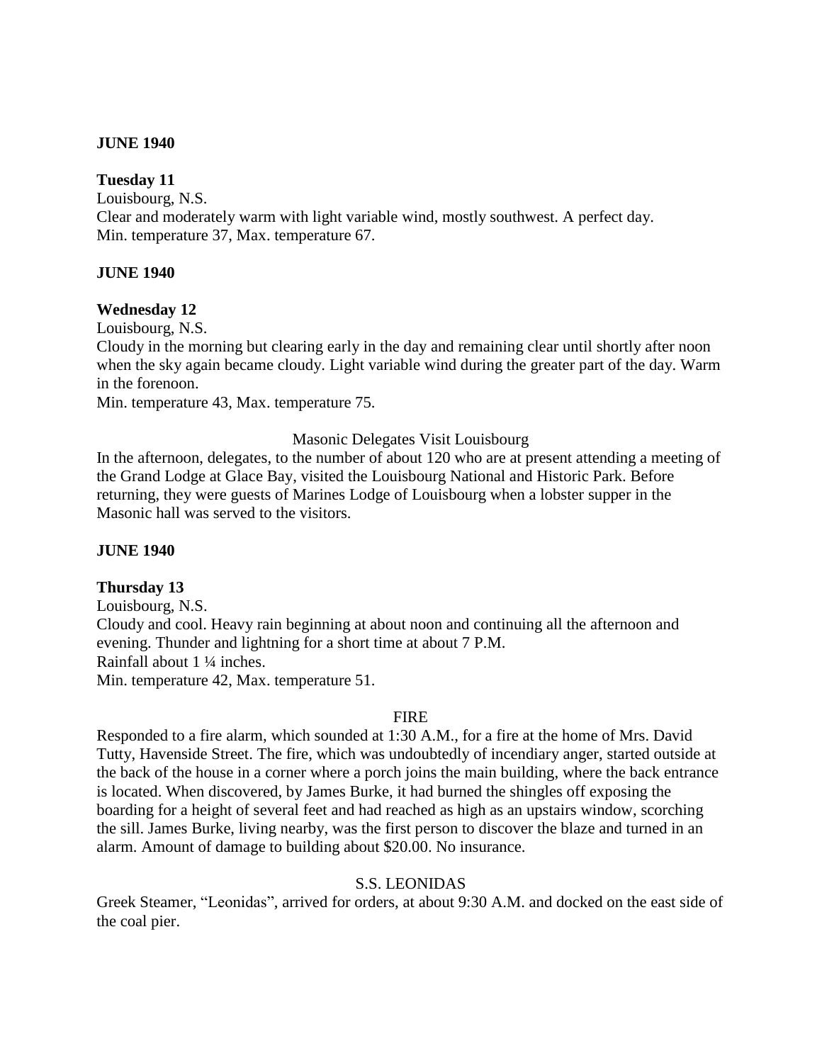**JUNE 1940**

**Tuesday 11**

Louisbourg, N.S.

Clear and moderately warm with light variable wind, mostly southwest. A perfect day.

Min. temperature 37, Max. temperature 67.

**JUNE 1940**

**Wednesday 12**

Louisbourg, N.S.

Cloudy in the morning but clearing early in the day and remaining clear until shortly after noon when the sky again became cloudy. Light variable wind during the greater part of the day. Warm in the forenoon.

Min. temperature 43, Max. temperature 75.

Masonic Delegates Visit Louisbourg

In the afternoon, delegates, to the number of about 120 who are at present attending a meeting of the Grand Lodge at Glace Bay, visited the Louisbourg National and Historic Park. Before returning, they were guests of Marines Lodge of Louisbourg when a lobster supper in the Masonic hall was served to the visitors.

**JUNE 1940**

**Thursday 13**

Louisbourg, N.S.

Cloudy and cool. Heavy rain beginning at about noon and continuing all the afternoon and evening. Thunder and lightning for a short time at about 7 P.M.

Rainfall about 1 ¼ inches.

Min. temperature 42, Max. temperature 51.

FIRE

Responded to a fire alarm, which sounded at 1:30 A.M., for a fire at the home of Mrs. David Tutty, Havenside Street. The fire, which was undoubtedly of incendiary anger, started outside at the back of the house in a corner where a porch joins the main building, where the back entrance is located. When discovered, by James Burke, it had burned the shingles off exposing the boarding for a height of several feet and had reached as high as an upstairs window, scorching the sill. James Burke, living nearby, was the first person to discover the blaze and turned in an alarm. Amount of damage to building about $20.00. No insurance.

S.S. LEONIDAS

Greek Steamer, "Leonidas", arrived for orders, at about 9:30 A.M. and docked on the east side of the coal pier.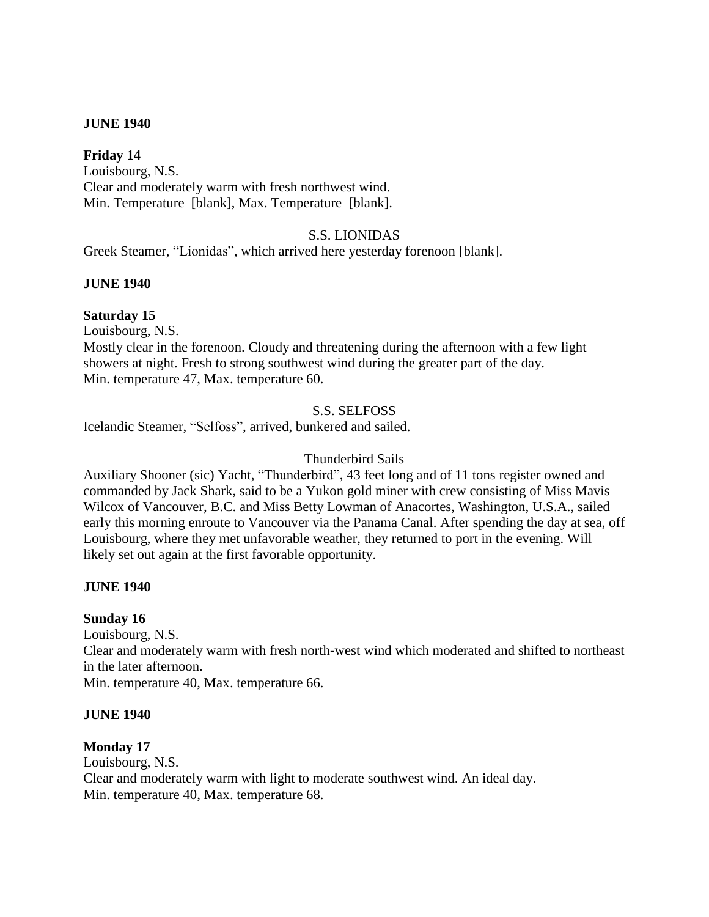**JUNE 1940**

**Friday 14**
Louisbourg, N.S.
Clear and moderately warm with fresh northwest wind.
Min. Temperature [blank], Max. Temperature [blank].

S.S. LIONIDAS

Greek Steamer, "Lionidas", which arrived here yesterday forenoon [blank].

**JUNE 1940**

**Saturday 15**
Louisbourg, N.S.
Mostly clear in the forenoon. Cloudy and threatening during the afternoon with a few light showers at night. Fresh to strong southwest wind during the greater part of the day.
Min. temperature 47, Max. temperature 60.

S.S. SELFOSS

Icelandic Steamer, "Selfoss", arrived, bunkered and sailed.

Thunderbird Sails

Auxiliary Shooner (sic) Yacht, "Thunderbird", 43 feet long and of 11 tons register owned and commanded by Jack Shark, said to be a Yukon gold miner with crew consisting of Miss Mavis Wilcox of Vancouver, B.C. and Miss Betty Lowman of Anacortes, Washington, U.S.A., sailed early this morning enroute to Vancouver via the Panama Canal. After spending the day at sea, off Louisbourg, where they met unfavorable weather, they returned to port in the evening. Will likely set out again at the first favorable opportunity.

**JUNE 1940**

**Sunday 16**
Louisbourg, N.S.
Clear and moderately warm with fresh north-west wind which moderated and shifted to northeast in the later afternoon.
Min. temperature 40, Max. temperature 66.

**JUNE 1940**

**Monday 17**
Louisbourg, N.S.
Clear and moderately warm with light to moderate southwest wind. An ideal day.
Min. temperature 40, Max. temperature 68.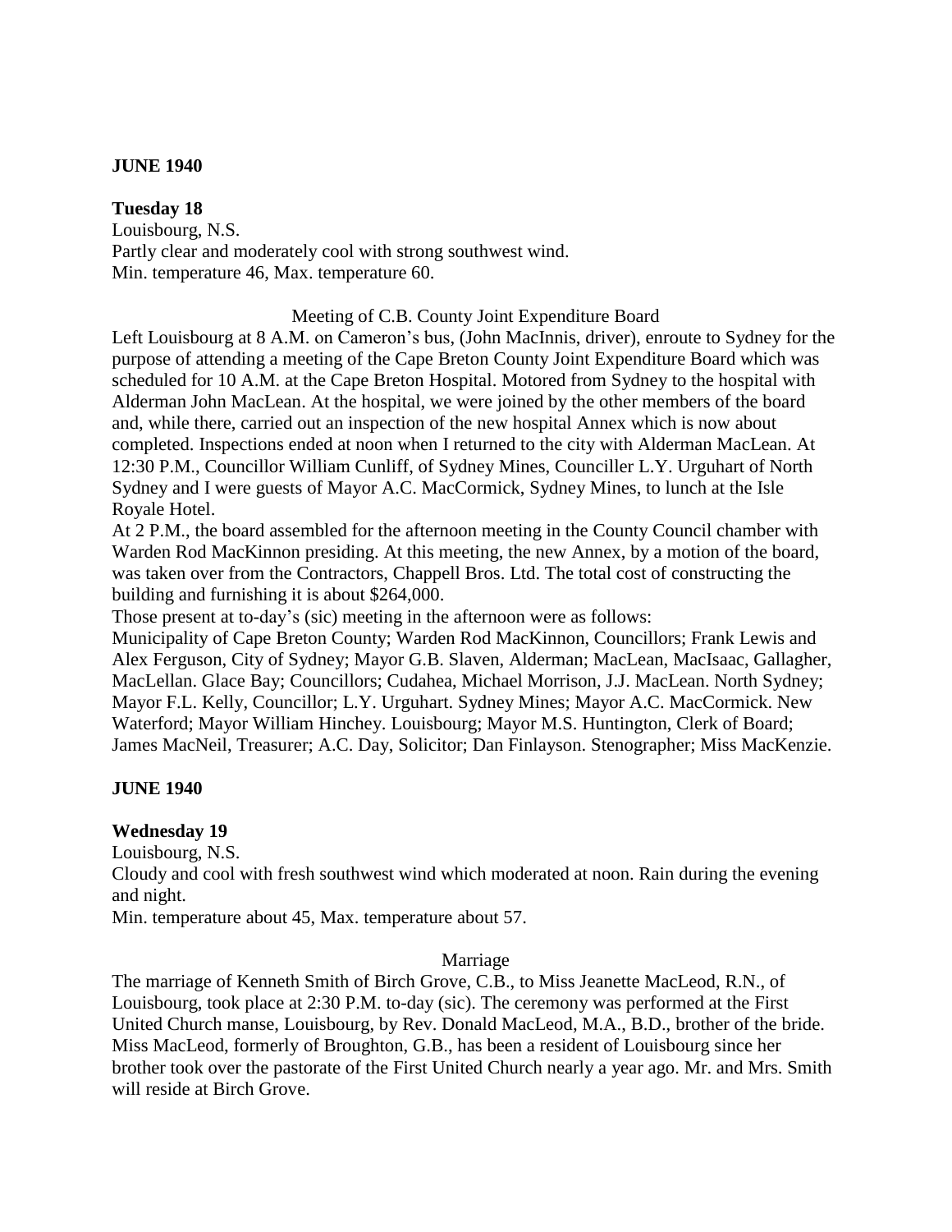**JUNE 1940**

**Tuesday 18**

Louisbourg, N.S.

Partly clear and moderately cool with strong southwest wind.

Min. temperature 46, Max. temperature 60.

Meeting of C.B. County Joint Expenditure Board

Left Louisbourg at 8 A.M. on Cameron's bus, (John MacInnis, driver), enroute to Sydney for the purpose of attending a meeting of the Cape Breton County Joint Expenditure Board which was scheduled for 10 A.M. at the Cape Breton Hospital. Motored from Sydney to the hospital with Alderman John MacLean. At the hospital, we were joined by the other members of the board and, while there, carried out an inspection of the new hospital Annex which is now about completed. Inspections ended at noon when I returned to the city with Alderman MacLean. At 12:30 P.M., Councillor William Cunliff, of Sydney Mines, Counciller L.Y. Urguhart of North Sydney and I were guests of Mayor A.C. MacCormick, Sydney Mines, to lunch at the Isle Royale Hotel.

At 2 P.M., the board assembled for the afternoon meeting in the County Council chamber with Warden Rod MacKinnon presiding. At this meeting, the new Annex, by a motion of the board, was taken over from the Contractors, Chappell Bros. Ltd. The total cost of constructing the building and furnishing it is about $264,000.

Those present at to-day's (sic) meeting in the afternoon were as follows:

Municipality of Cape Breton County; Warden Rod MacKinnon, Councillors; Frank Lewis and Alex Ferguson, City of Sydney; Mayor G.B. Slaven, Alderman; MacLean, MacIsaac, Gallagher, MacLellan. Glace Bay; Councillors; Cudahea, Michael Morrison, J.J. MacLean. North Sydney; Mayor F.L. Kelly, Councillor; L.Y. Urguhart. Sydney Mines; Mayor A.C. MacCormick. New Waterford; Mayor William Hinchey. Louisbourg; Mayor M.S. Huntington, Clerk of Board; James MacNeil, Treasurer; A.C. Day, Solicitor; Dan Finlayson. Stenographer; Miss MacKenzie.

**JUNE 1940**

**Wednesday 19**

Louisbourg, N.S.

Cloudy and cool with fresh southwest wind which moderated at noon. Rain during the evening and night.

Min. temperature about 45, Max. temperature about 57.

Marriage

The marriage of Kenneth Smith of Birch Grove, C.B., to Miss Jeanette MacLeod, R.N., of Louisbourg, took place at 2:30 P.M. to-day (sic). The ceremony was performed at the First United Church manse, Louisbourg, by Rev. Donald MacLeod, M.A., B.D., brother of the bride. Miss MacLeod, formerly of Broughton, G.B., has been a resident of Louisbourg since her brother took over the pastorate of the First United Church nearly a year ago. Mr. and Mrs. Smith will reside at Birch Grove.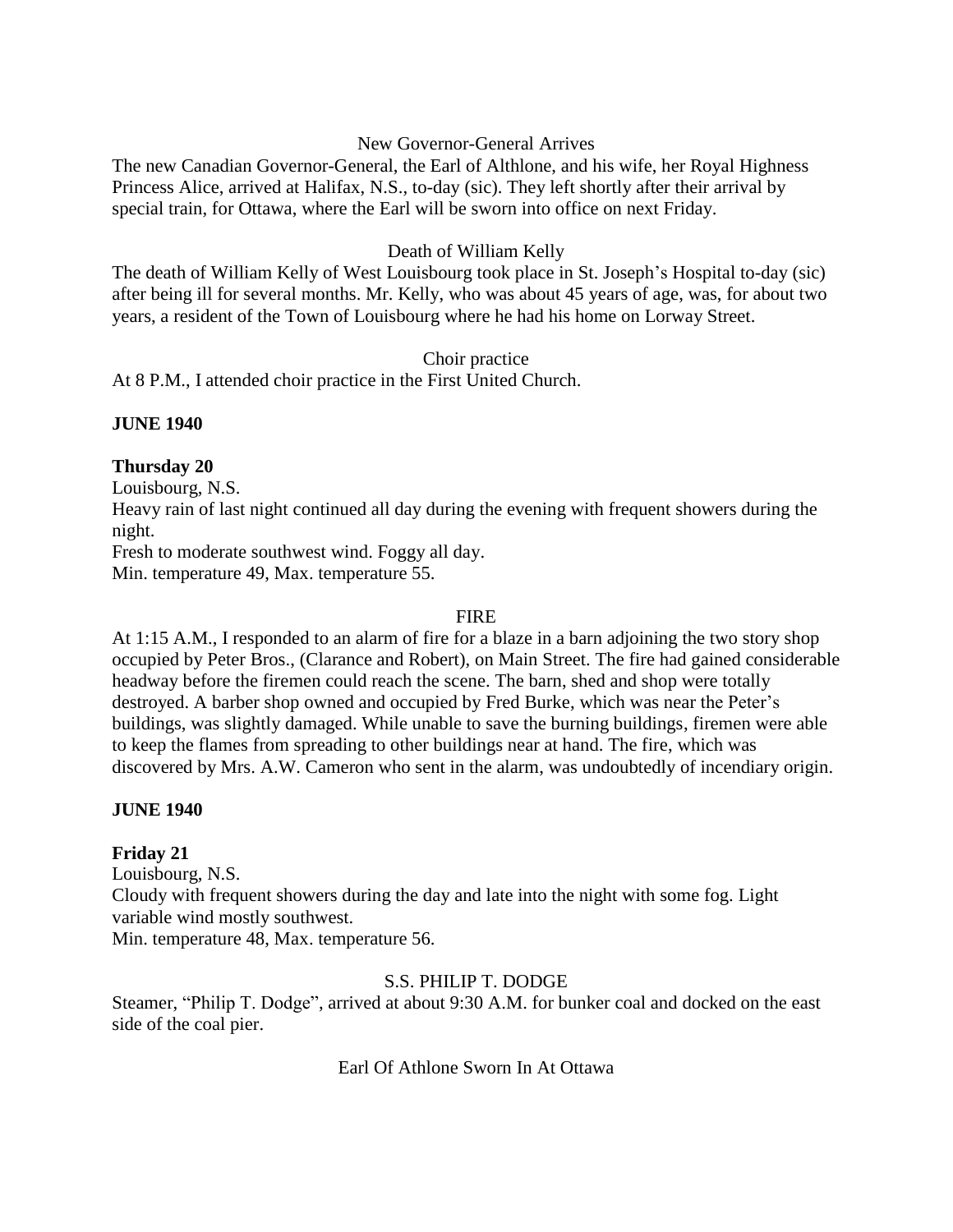New Governor-General Arrives

The new Canadian Governor-General, the Earl of Althlone, and his wife, her Royal Highness Princess Alice, arrived at Halifax, N.S., to-day (sic). They left shortly after their arrival by special train, for Ottawa, where the Earl will be sworn into office on next Friday.

Death of William Kelly

The death of William Kelly of West Louisbourg took place in St. Joseph's Hospital to-day (sic) after being ill for several months. Mr. Kelly, who was about 45 years of age, was, for about two years, a resident of the Town of Louisbourg where he had his home on Lorway Street.

Choir practice

At 8 P.M., I attended choir practice in the First United Church.

**JUNE 1940**

**Thursday 20**

Louisbourg, N.S.

Heavy rain of last night continued all day during the evening with frequent showers during the night.

Fresh to moderate southwest wind. Foggy all day.

Min. temperature 49, Max. temperature 55.

FIRE

At 1:15 A.M., I responded to an alarm of fire for a blaze in a barn adjoining the two story shop occupied by Peter Bros., (Clarance and Robert), on Main Street. The fire had gained considerable headway before the firemen could reach the scene. The barn, shed and shop were totally destroyed. A barber shop owned and occupied by Fred Burke, which was near the Peter's buildings, was slightly damaged. While unable to save the burning buildings, firemen were able to keep the flames from spreading to other buildings near at hand. The fire, which was discovered by Mrs. A.W. Cameron who sent in the alarm, was undoubtedly of incendiary origin.

**JUNE 1940**

**Friday 21**

Louisbourg, N.S.

Cloudy with frequent showers during the day and late into the night with some fog. Light variable wind mostly southwest.

Min. temperature 48, Max. temperature 56.

S.S. PHILIP T. DODGE

Steamer, "Philip T. Dodge", arrived at about 9:30 A.M. for bunker coal and docked on the east side of the coal pier.

Earl Of Athlone Sworn In At Ottawa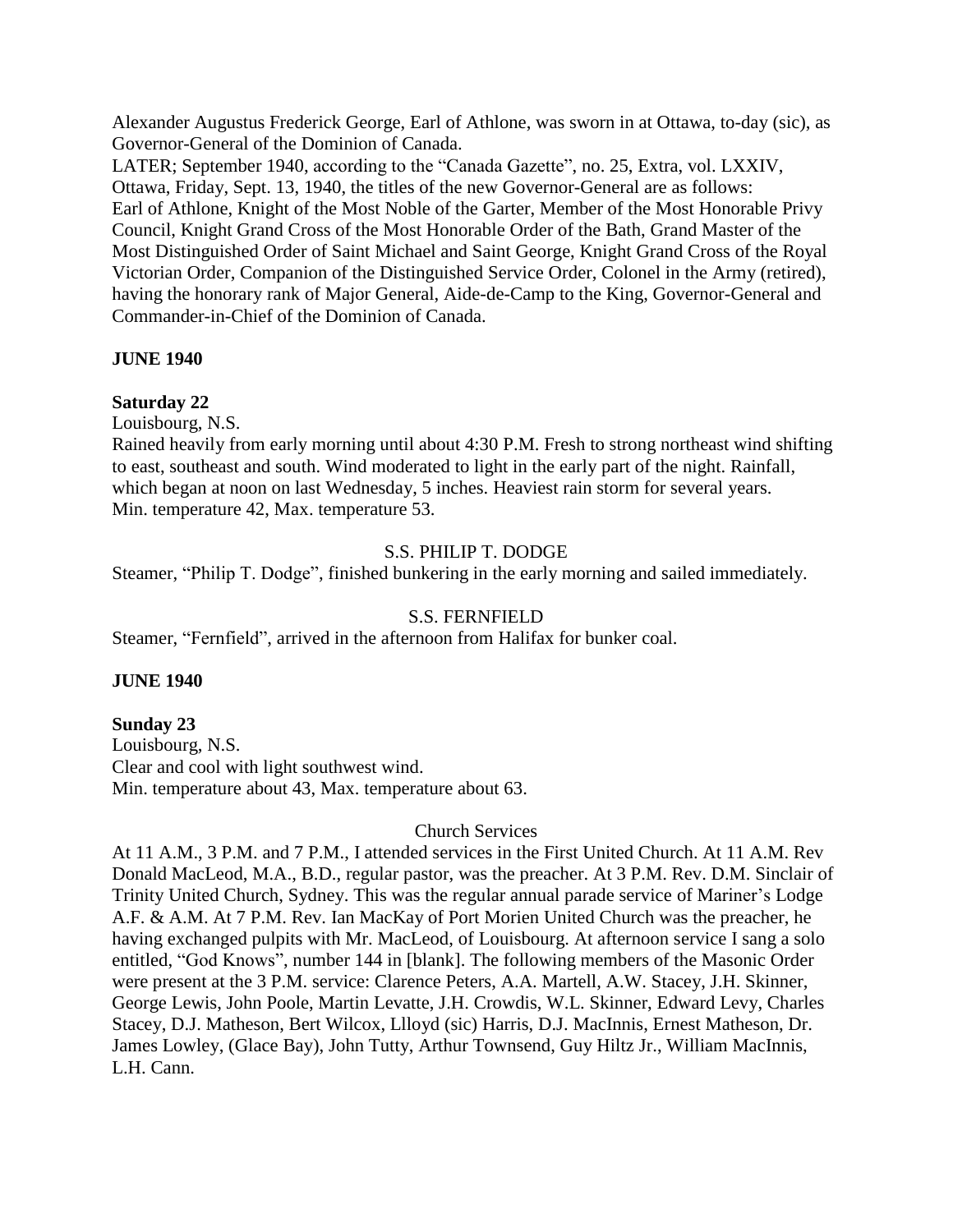Alexander Augustus Frederick George, Earl of Athlone, was sworn in at Ottawa, to-day (sic), as Governor-General of the Dominion of Canada.
LATER; September 1940, according to the "Canada Gazette", no. 25, Extra, vol. LXXIV, Ottawa, Friday, Sept. 13, 1940, the titles of the new Governor-General are as follows: Earl of Athlone, Knight of the Most Noble of the Garter, Member of the Most Honorable Privy Council, Knight Grand Cross of the Most Honorable Order of the Bath, Grand Master of the Most Distinguished Order of Saint Michael and Saint George, Knight Grand Cross of the Royal Victorian Order, Companion of the Distinguished Service Order, Colonel in the Army (retired), having the honorary rank of Major General, Aide-de-Camp to the King, Governor-General and Commander-in-Chief of the Dominion of Canada.

**JUNE 1940**

**Saturday 22**
Louisbourg, N.S.
Rained heavily from early morning until about 4:30 P.M. Fresh to strong northeast wind shifting to east, southeast and south. Wind moderated to light in the early part of the night. Rainfall, which began at noon on last Wednesday, 5 inches. Heaviest rain storm for several years.
Min. temperature 42, Max. temperature 53.

S.S. PHILIP T. DODGE

Steamer, "Philip T. Dodge", finished bunkering in the early morning and sailed immediately.

S.S. FERNFIELD

Steamer, "Fernfield", arrived in the afternoon from Halifax for bunker coal.

**JUNE 1940**

**Sunday 23**
Louisbourg, N.S.
Clear and cool with light southwest wind.
Min. temperature about 43, Max. temperature about 63.

Church Services

At 11 A.M., 3 P.M. and 7 P.M., I attended services in the First United Church. At 11 A.M. Rev Donald MacLeod, M.A., B.D., regular pastor, was the preacher. At 3 P.M. Rev. D.M. Sinclair of Trinity United Church, Sydney. This was the regular annual parade service of Mariner's Lodge A.F. & A.M. At 7 P.M. Rev. Ian MacKay of Port Morien United Church was the preacher, he having exchanged pulpits with Mr. MacLeod, of Louisbourg. At afternoon service I sang a solo entitled, "God Knows", number 144 in [blank]. The following members of the Masonic Order were present at the 3 P.M. service: Clarence Peters, A.A. Martell, A.W. Stacey, J.H. Skinner, George Lewis, John Poole, Martin Levatte, J.H. Crowdis, W.L. Skinner, Edward Levy, Charles Stacey, D.J. Matheson, Bert Wilcox, Llloyd (sic) Harris, D.J. MacInnis, Ernest Matheson, Dr. James Lowley, (Glace Bay), John Tutty, Arthur Townsend, Guy Hiltz Jr., William MacInnis, L.H. Cann.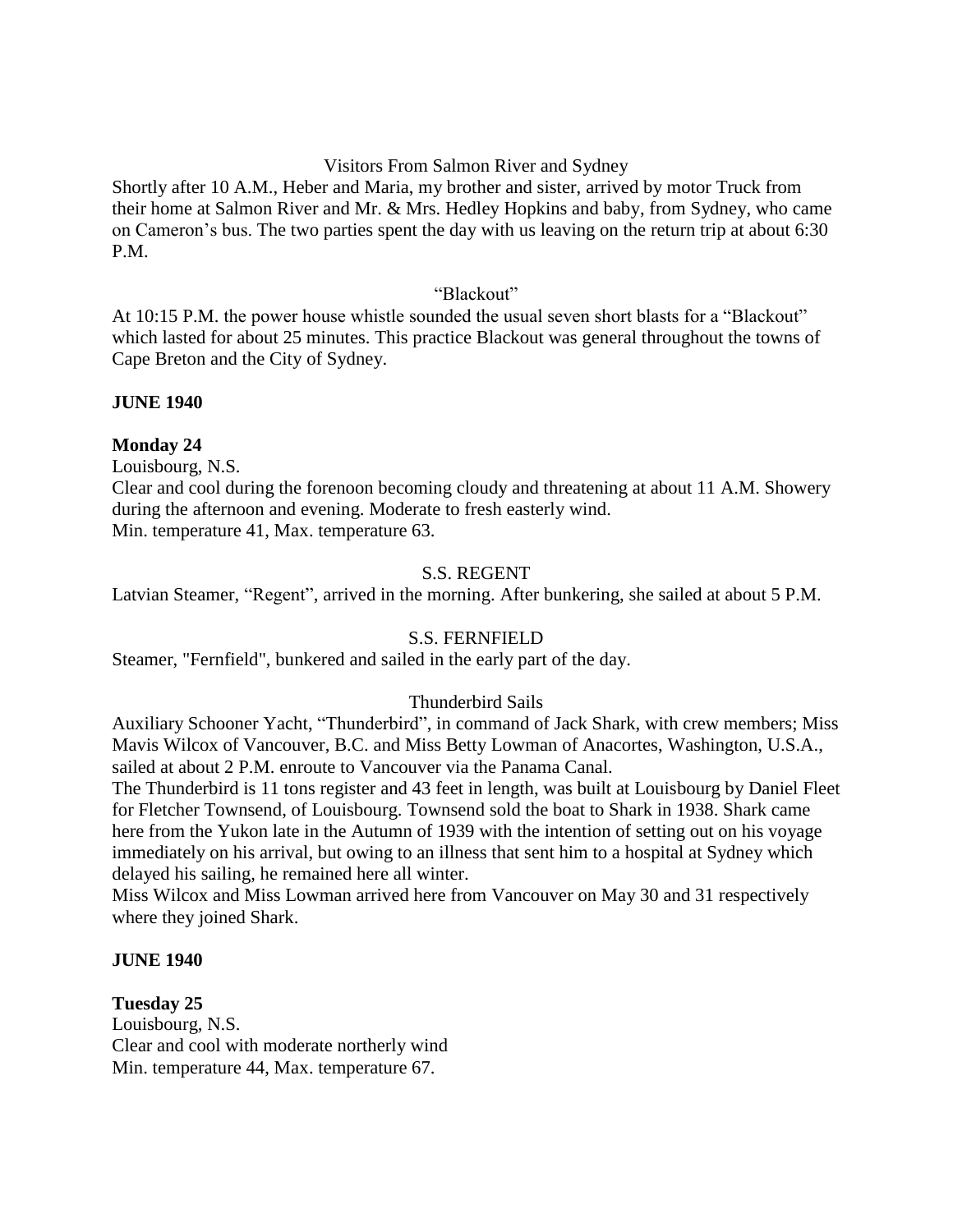Visitors From Salmon River and Sydney

Shortly after 10 A.M., Heber and Maria, my brother and sister, arrived by motor Truck from their home at Salmon River and Mr. & Mrs. Hedley Hopkins and baby, from Sydney, who came on Cameron's bus. The two parties spent the day with us leaving on the return trip at about 6:30 P.M.

"Blackout"

At 10:15 P.M. the power house whistle sounded the usual seven short blasts for a "Blackout" which lasted for about 25 minutes. This practice Blackout was general throughout the towns of Cape Breton and the City of Sydney.

**JUNE 1940**

**Monday 24**

Louisbourg, N.S.

Clear and cool during the forenoon becoming cloudy and threatening at about 11 A.M. Showery during the afternoon and evening. Moderate to fresh easterly wind.

Min. temperature 41, Max. temperature 63.

S.S. REGENT

Latvian Steamer, "Regent", arrived in the morning. After bunkering, she sailed at about 5 P.M.

S.S. FERNFIELD

Steamer, "Fernfield", bunkered and sailed in the early part of the day.

Thunderbird Sails

Auxiliary Schooner Yacht, "Thunderbird", in command of Jack Shark, with crew members; Miss Mavis Wilcox of Vancouver, B.C. and Miss Betty Lowman of Anacortes, Washington, U.S.A., sailed at about 2 P.M. enroute to Vancouver via the Panama Canal.

The Thunderbird is 11 tons register and 43 feet in length, was built at Louisbourg by Daniel Fleet for Fletcher Townsend, of Louisbourg. Townsend sold the boat to Shark in 1938. Shark came here from the Yukon late in the Autumn of 1939 with the intention of setting out on his voyage immediately on his arrival, but owing to an illness that sent him to a hospital at Sydney which delayed his sailing, he remained here all winter.

Miss Wilcox and Miss Lowman arrived here from Vancouver on May 30 and 31 respectively where they joined Shark.

**JUNE 1940**

**Tuesday 25**

Louisbourg, N.S.

Clear and cool with moderate northerly wind

Min. temperature 44, Max. temperature 67.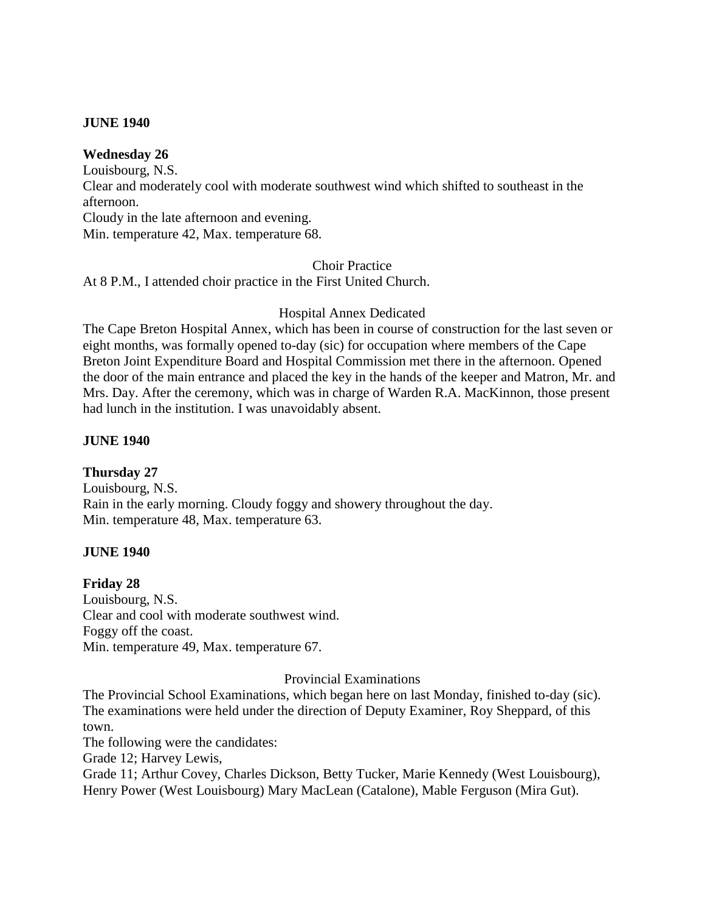**JUNE 1940**

**Wednesday 26**
Louisbourg, N.S.
Clear and moderately cool with moderate southwest wind which shifted to southeast in the afternoon.
Cloudy in the late afternoon and evening.
Min. temperature 42, Max. temperature 68.

Choir Practice

At 8 P.M., I attended choir practice in the First United Church.

Hospital Annex Dedicated

The Cape Breton Hospital Annex, which has been in course of construction for the last seven or eight months, was formally opened to-day (sic) for occupation where members of the Cape Breton Joint Expenditure Board and Hospital Commission met there in the afternoon. Opened the door of the main entrance and placed the key in the hands of the keeper and Matron, Mr. and Mrs. Day. After the ceremony, which was in charge of Warden R.A. MacKinnon, those present had lunch in the institution. I was unavoidably absent.

**JUNE 1940**

**Thursday 27**
Louisbourg, N.S.
Rain in the early morning. Cloudy foggy and showery throughout the day.
Min. temperature 48, Max. temperature 63.

**JUNE 1940**

**Friday 28**
Louisbourg, N.S.
Clear and cool with moderate southwest wind.
Foggy off the coast.
Min. temperature 49, Max. temperature 67.

Provincial Examinations

The Provincial School Examinations, which began here on last Monday, finished to-day (sic). The examinations were held under the direction of Deputy Examiner, Roy Sheppard, of this town.
The following were the candidates:
Grade 12; Harvey Lewis,
Grade 11; Arthur Covey, Charles Dickson, Betty Tucker, Marie Kennedy (West Louisbourg), Henry Power (West Louisbourg) Mary MacLean (Catalone), Mable Ferguson (Mira Gut).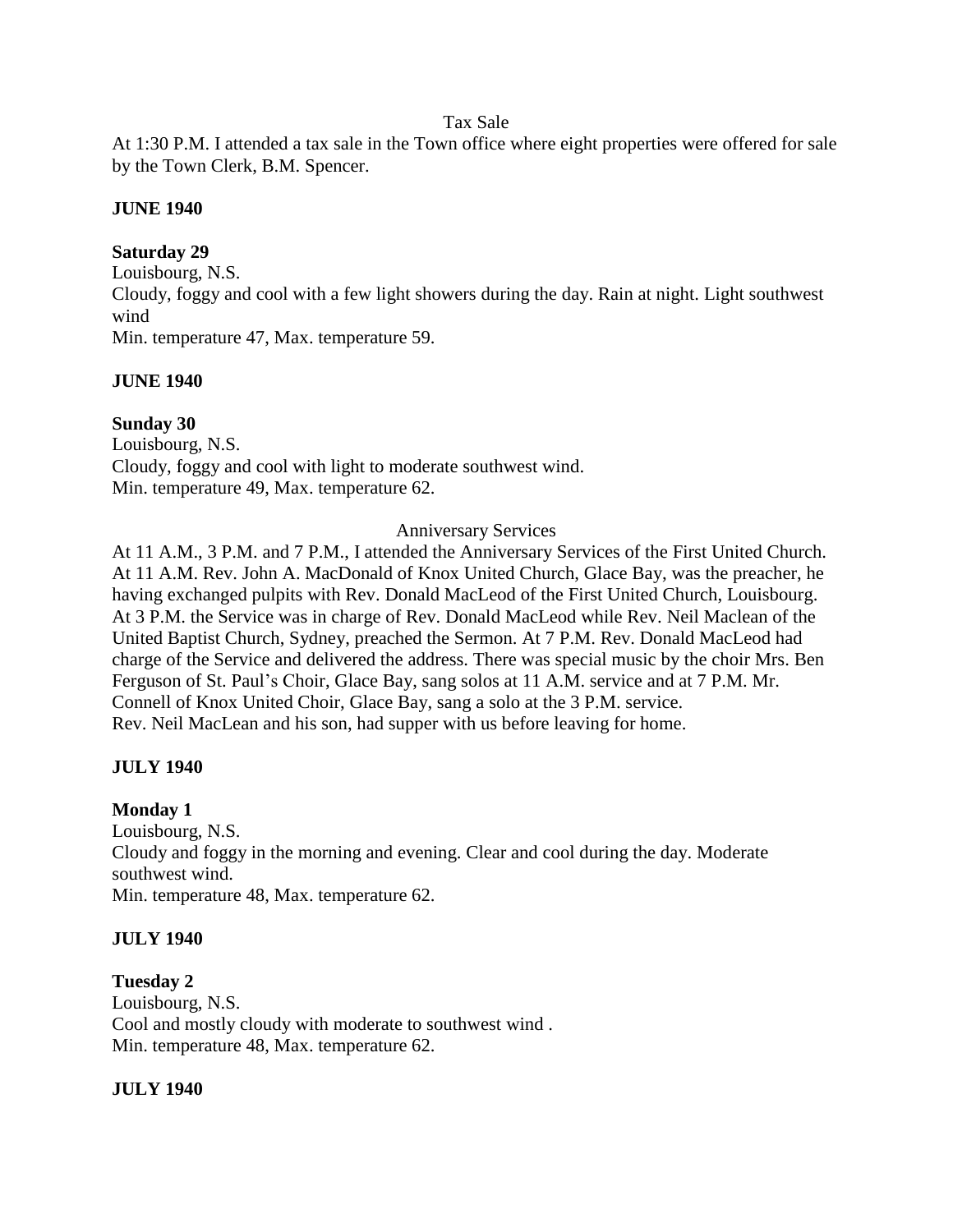Tax Sale

At 1:30 P.M. I attended a tax sale in the Town office where eight properties were offered for sale by the Town Clerk, B.M. Spencer.

**JUNE 1940**

**Saturday 29**

Louisbourg, N.S.
Cloudy, foggy and cool with a few light showers during the day. Rain at night. Light southwest wind
Min. temperature 47, Max. temperature 59.

**JUNE 1940**

**Sunday 30**

Louisbourg, N.S.
Cloudy, foggy and cool with light to moderate southwest wind.
Min. temperature 49, Max. temperature 62.

Anniversary Services

At 11 A.M., 3 P.M. and 7 P.M., I attended the Anniversary Services of the First United Church. At 11 A.M. Rev. John A. MacDonald of Knox United Church, Glace Bay, was the preacher, he having exchanged pulpits with Rev. Donald MacLeod of the First United Church, Louisbourg. At 3 P.M. the Service was in charge of Rev. Donald MacLeod while Rev. Neil Maclean of the United Baptist Church, Sydney, preached the Sermon. At 7 P.M. Rev. Donald MacLeod had charge of the Service and delivered the address. There was special music by the choir Mrs. Ben Ferguson of St. Paul's Choir, Glace Bay, sang solos at 11 A.M. service and at 7 P.M. Mr. Connell of Knox United Choir, Glace Bay, sang a solo at the 3 P.M. service.
Rev. Neil MacLean and his son, had supper with us before leaving for home.

**JULY 1940**

**Monday 1**

Louisbourg, N.S.
Cloudy and foggy in the morning and evening. Clear and cool during the day. Moderate southwest wind.
Min. temperature 48, Max. temperature 62.

**JULY 1940**

**Tuesday 2**

Louisbourg, N.S.
Cool and mostly cloudy with moderate to southwest wind .
Min. temperature 48, Max. temperature 62.

**JULY 1940**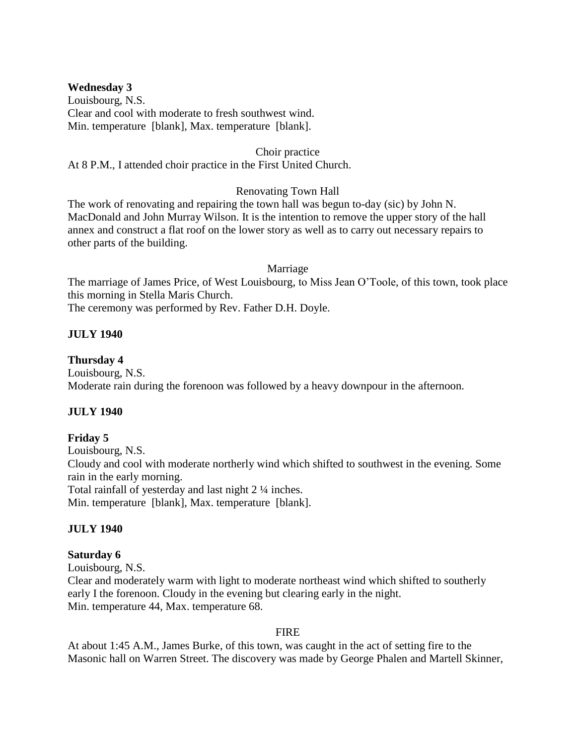**Wednesday 3**
Louisbourg, N.S.
Clear and cool with moderate to fresh southwest wind.
Min. temperature [blank], Max. temperature [blank].

Choir practice
At 8 P.M., I attended choir practice in the First United Church.

Renovating Town Hall
The work of renovating and repairing the town hall was begun to-day (sic) by John N. MacDonald and John Murray Wilson. It is the intention to remove the upper story of the hall annex and construct a flat roof on the lower story as well as to carry out necessary repairs to other parts of the building.

Marriage
The marriage of James Price, of West Louisbourg, to Miss Jean O'Toole, of this town, took place this morning in Stella Maris Church.
The ceremony was performed by Rev. Father D.H. Doyle.

**JULY 1940**

**Thursday 4**
Louisbourg, N.S.
Moderate rain during the forenoon was followed by a heavy downpour in the afternoon.

**JULY 1940**

**Friday 5**
Louisbourg, N.S.
Cloudy and cool with moderate northerly wind which shifted to southwest in the evening. Some rain in the early morning.
Total rainfall of yesterday and last night 2 ¼ inches.
Min. temperature [blank], Max. temperature [blank].

**JULY 1940**

**Saturday 6**
Louisbourg, N.S.
Clear and moderately warm with light to moderate northeast wind which shifted to southerly early I the forenoon. Cloudy in the evening but clearing early in the night.
Min. temperature 44, Max. temperature 68.

FIRE
At about 1:45 A.M., James Burke, of this town, was caught in the act of setting fire to the Masonic hall on Warren Street. The discovery was made by George Phalen and Martell Skinner,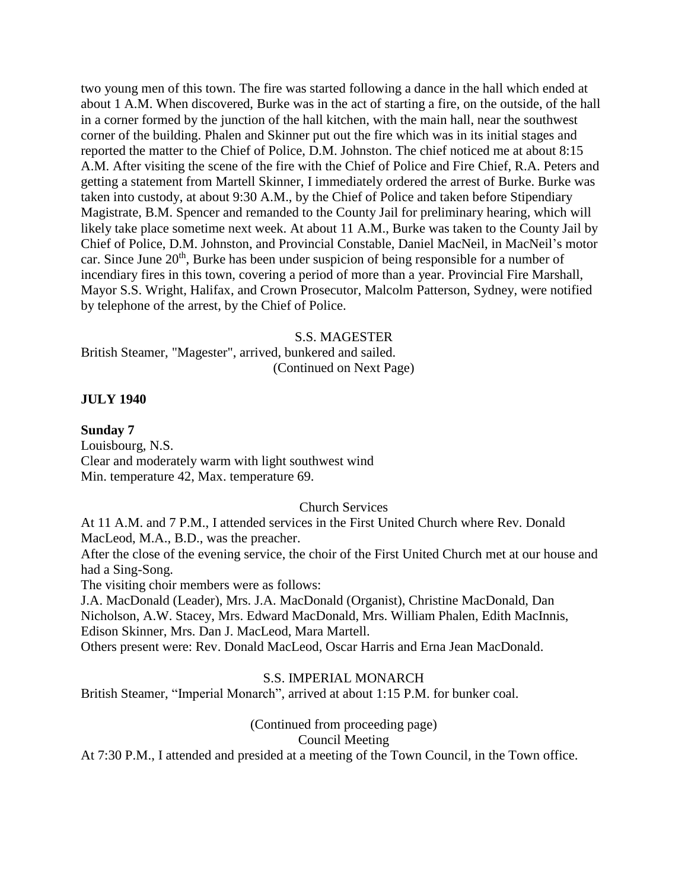two young men of this town. The fire was started following a dance in the hall which ended at about 1 A.M. When discovered, Burke was in the act of starting a fire, on the outside, of the hall in a corner formed by the junction of the hall kitchen, with the main hall, near the southwest corner of the building. Phalen and Skinner put out the fire which was in its initial stages and reported the matter to the Chief of Police, D.M. Johnston. The chief noticed me at about 8:15 A.M. After visiting the scene of the fire with the Chief of Police and Fire Chief, R.A. Peters and getting a statement from Martell Skinner, I immediately ordered the arrest of Burke. Burke was taken into custody, at about 9:30 A.M., by the Chief of Police and taken before Stipendiary Magistrate, B.M. Spencer and remanded to the County Jail for preliminary hearing, which will likely take place sometime next week. At about 11 A.M., Burke was taken to the County Jail by Chief of Police, D.M. Johnston, and Provincial Constable, Daniel MacNeil, in MacNeil's motor car. Since June 20th, Burke has been under suspicion of being responsible for a number of incendiary fires in this town, covering a period of more than a year. Provincial Fire Marshall, Mayor S.S. Wright, Halifax, and Crown Prosecutor, Malcolm Patterson, Sydney, were notified by telephone of the arrest, by the Chief of Police.

S.S. MAGESTER

British Steamer, "Magester", arrived, bunkered and sailed.

(Continued on Next Page)

**JULY 1940**

**Sunday 7**

Louisbourg, N.S.
Clear and moderately warm with light southwest wind
Min. temperature 42, Max. temperature 69.

Church Services

At 11 A.M. and 7 P.M., I attended services in the First United Church where Rev. Donald MacLeod, M.A., B.D., was the preacher.

After the close of the evening service, the choir of the First United Church met at our house and had a Sing-Song.

The visiting choir members were as follows:

J.A. MacDonald (Leader), Mrs. J.A. MacDonald (Organist), Christine MacDonald, Dan Nicholson, A.W. Stacey, Mrs. Edward MacDonald, Mrs. William Phalen, Edith MacInnis, Edison Skinner, Mrs. Dan J. MacLeod, Mara Martell.

Others present were: Rev. Donald MacLeod, Oscar Harris and Erna Jean MacDonald.

S.S. IMPERIAL MONARCH

British Steamer, "Imperial Monarch", arrived at about 1:15 P.M. for bunker coal.

(Continued from proceeding page)

Council Meeting

At 7:30 P.M., I attended and presided at a meeting of the Town Council, in the Town office.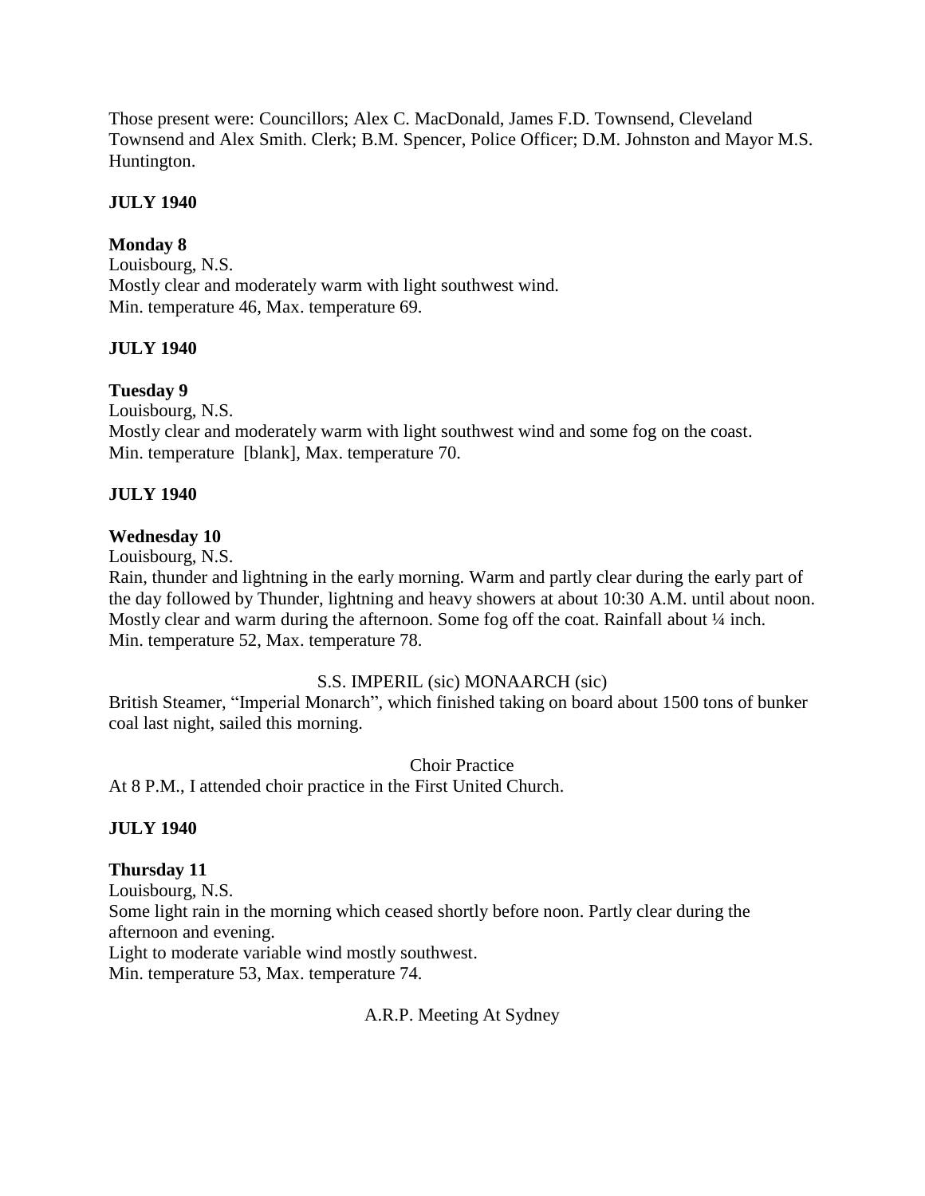Those present were: Councillors; Alex C. MacDonald, James F.D. Townsend, Cleveland Townsend and Alex Smith. Clerk; B.M. Spencer, Police Officer; D.M. Johnston and Mayor M.S. Huntington.

**JULY 1940**

**Monday 8**

Louisbourg, N.S.
Mostly clear and moderately warm with light southwest wind.
Min. temperature 46, Max. temperature 69.

**JULY 1940**

**Tuesday 9**

Louisbourg, N.S.
Mostly clear and moderately warm with light southwest wind and some fog on the coast.
Min. temperature [blank], Max. temperature 70.

**JULY 1940**

**Wednesday 10**

Louisbourg, N.S.
Rain, thunder and lightning in the early morning. Warm and partly clear during the early part of the day followed by Thunder, lightning and heavy showers at about 10:30 A.M. until about noon. Mostly clear and warm during the afternoon. Some fog off the coat. Rainfall about ¼ inch.
Min. temperature 52, Max. temperature 78.

S.S. IMPERIL (sic) MONAARCH (sic)

British Steamer, "Imperial Monarch", which finished taking on board about 1500 tons of bunker coal last night, sailed this morning.

Choir Practice

At 8 P.M., I attended choir practice in the First United Church.

**JULY 1940**

**Thursday 11**

Louisbourg, N.S.
Some light rain in the morning which ceased shortly before noon. Partly clear during the afternoon and evening.
Light to moderate variable wind mostly southwest.
Min. temperature 53, Max. temperature 74.

A.R.P. Meeting At Sydney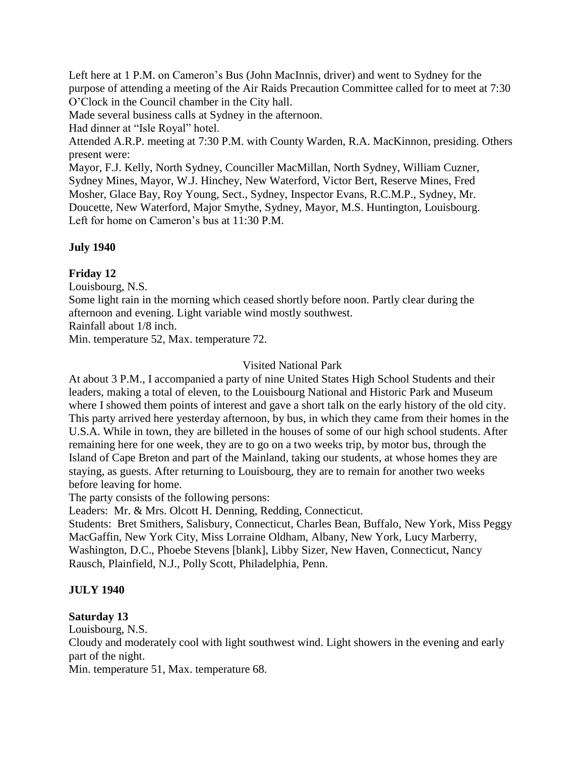Left here at 1 P.M. on Cameron's Bus (John MacInnis, driver) and went to Sydney for the purpose of attending a meeting of the Air Raids Precaution Committee called for to meet at 7:30 O'Clock in the Council chamber in the City hall.

Made several business calls at Sydney in the afternoon.

Had dinner at "Isle Royal" hotel.

Attended A.R.P. meeting at 7:30 P.M. with County Warden, R.A. MacKinnon, presiding. Others present were:

Mayor, F.J. Kelly, North Sydney, Counciller MacMillan, North Sydney, William Cuzner, Sydney Mines, Mayor, W.J. Hinchey, New Waterford, Victor Bert, Reserve Mines, Fred Mosher, Glace Bay, Roy Young, Sect., Sydney, Inspector Evans, R.C.M.P., Sydney, Mr. Doucette, New Waterford, Major Smythe, Sydney, Mayor, M.S. Huntington, Louisbourg.

Left for home on Cameron's bus at 11:30 P.M.

**July 1940**

**Friday 12**

Louisbourg, N.S.

Some light rain in the morning which ceased shortly before noon. Partly clear during the afternoon and evening. Light variable wind mostly southwest.

Rainfall about 1/8 inch.

Min. temperature 52, Max. temperature 72.

Visited National Park

At about 3 P.M., I accompanied a party of nine United States High School Students and their leaders, making a total of eleven, to the Louisbourg National and Historic Park and Museum where I showed them points of interest and gave a short talk on the early history of the old city. This party arrived here yesterday afternoon, by bus, in which they came from their homes in the U.S.A. While in town, they are billeted in the houses of some of our high school students. After remaining here for one week, they are to go on a two weeks trip, by motor bus, through the Island of Cape Breton and part of the Mainland, taking our students, at whose homes they are staying, as guests. After returning to Louisbourg, they are to remain for another two weeks before leaving for home.

The party consists of the following persons:

Leaders: Mr. & Mrs. Olcott H. Denning, Redding, Connecticut.

Students: Bret Smithers, Salisbury, Connecticut, Charles Bean, Buffalo, New York, Miss Peggy MacGaffin, New York City, Miss Lorraine Oldham, Albany, New York, Lucy Marberry, Washington, D.C., Phoebe Stevens [blank], Libby Sizer, New Haven, Connecticut, Nancy Rausch, Plainfield, N.J., Polly Scott, Philadelphia, Penn.

**JULY 1940**

**Saturday 13**

Louisbourg, N.S.

Cloudy and moderately cool with light southwest wind. Light showers in the evening and early part of the night.

Min. temperature 51, Max. temperature 68.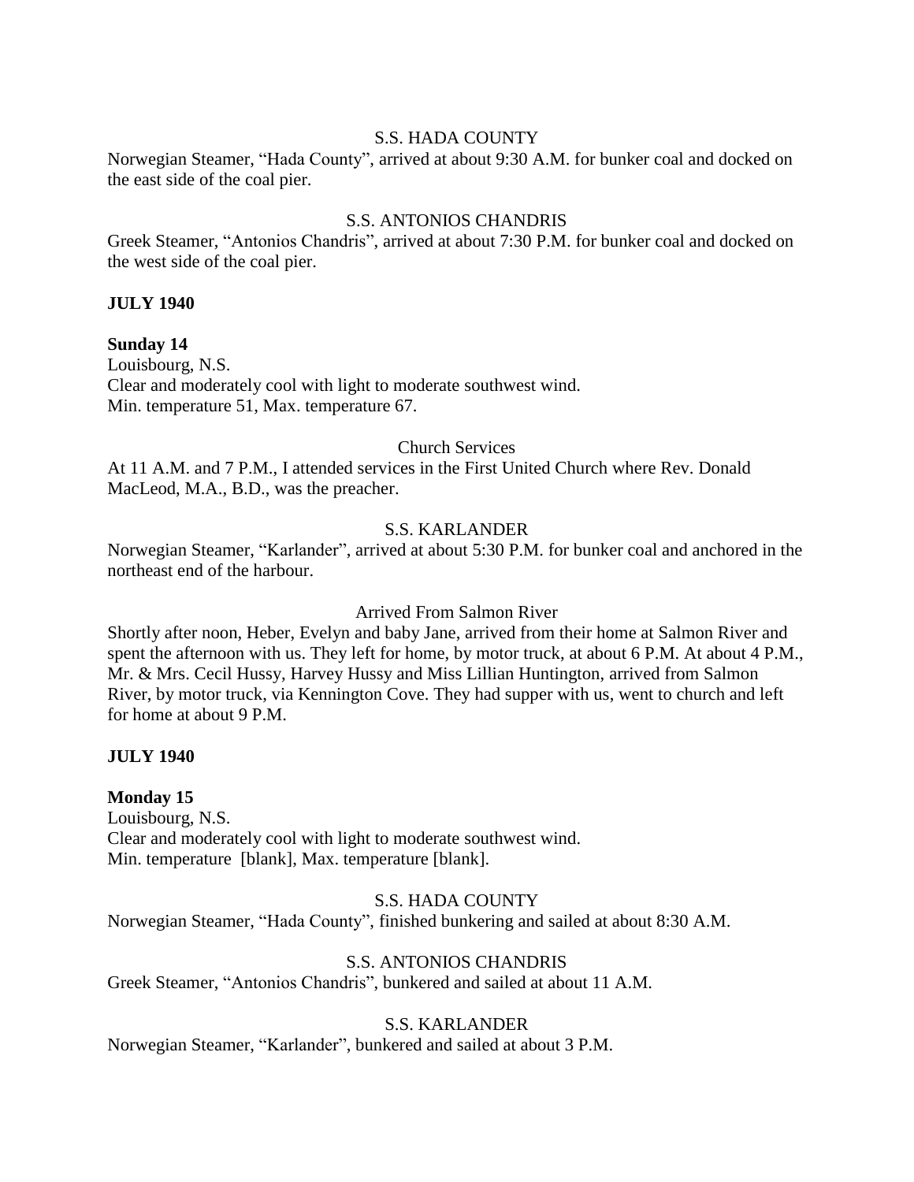S.S. HADA COUNTY

Norwegian Steamer, “Hada County”, arrived at about 9:30 A.M. for bunker coal and docked on the east side of the coal pier.

S.S. ANTONIOS CHANDRIS

Greek Steamer, “Antonios Chandris”, arrived at about 7:30 P.M. for bunker coal and docked on the west side of the coal pier.

**JULY 1940**

**Sunday 14**

Louisbourg, N.S.
Clear and moderately cool with light to moderate southwest wind.
Min. temperature 51, Max. temperature 67.

Church Services

At 11 A.M. and 7 P.M., I attended services in the First United Church where Rev. Donald MacLeod, M.A., B.D., was the preacher.

S.S. KARLANDER

Norwegian Steamer, “Karlander”, arrived at about 5:30 P.M. for bunker coal and anchored in the northeast end of the harbour.

Arrived From Salmon River

Shortly after noon, Heber, Evelyn and baby Jane, arrived from their home at Salmon River and spent the afternoon with us. They left for home, by motor truck, at about 6 P.M. At about 4 P.M., Mr. & Mrs. Cecil Hussy, Harvey Hussy and Miss Lillian Huntington, arrived from Salmon River, by motor truck, via Kennington Cove. They had supper with us, went to church and left for home at about 9 P.M.

**JULY 1940**

**Monday 15**

Louisbourg, N.S.
Clear and moderately cool with light to moderate southwest wind.
Min. temperature [blank], Max. temperature [blank].

S.S. HADA COUNTY

Norwegian Steamer, “Hada County”, finished bunkering and sailed at about 8:30 A.M.

S.S. ANTONIOS CHANDRIS

Greek Steamer, “Antonios Chandris”, bunkered and sailed at about 11 A.M.

S.S. KARLANDER

Norwegian Steamer, “Karlander”, bunkered and sailed at about 3 P.M.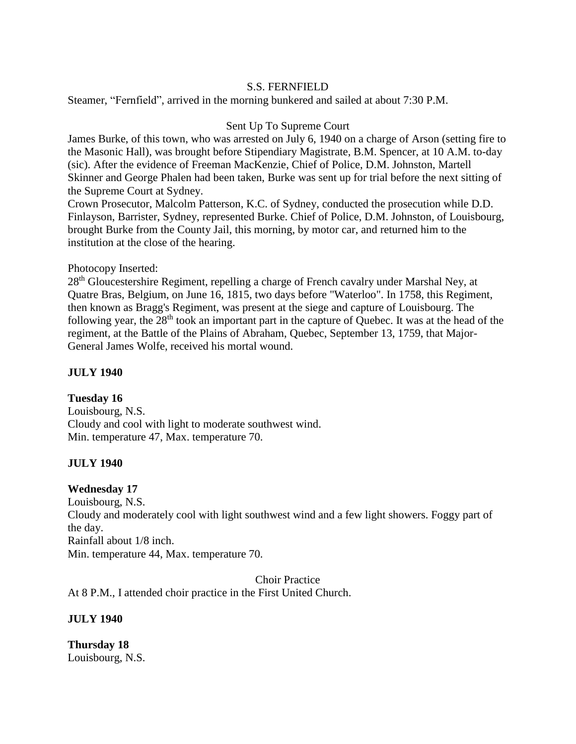S.S. FERNFIELD

Steamer, "Fernfield", arrived in the morning bunkered and sailed at about 7:30 P.M.

Sent Up To Supreme Court

James Burke, of this town, who was arrested on July 6, 1940 on a charge of Arson (setting fire to the Masonic Hall), was brought before Stipendiary Magistrate, B.M. Spencer, at 10 A.M. to-day (sic). After the evidence of Freeman MacKenzie, Chief of Police, D.M. Johnston, Martell Skinner and George Phalen had been taken, Burke was sent up for trial before the next sitting of the Supreme Court at Sydney.

Crown Prosecutor, Malcolm Patterson, K.C. of Sydney, conducted the prosecution while D.D. Finlayson, Barrister, Sydney, represented Burke. Chief of Police, D.M. Johnston, of Louisbourg, brought Burke from the County Jail, this morning, by motor car, and returned him to the institution at the close of the hearing.

Photocopy Inserted:

28th Gloucestershire Regiment, repelling a charge of French cavalry under Marshal Ney, at Quatre Bras, Belgium, on June 16, 1815, two days before "Waterloo". In 1758, this Regiment, then known as Bragg's Regiment, was present at the siege and capture of Louisbourg. The following year, the 28th took an important part in the capture of Quebec. It was at the head of the regiment, at the Battle of the Plains of Abraham, Quebec, September 13, 1759, that Major-General James Wolfe, received his mortal wound.

**JULY 1940**

**Tuesday 16**

Louisbourg, N.S.

Cloudy and cool with light to moderate southwest wind.

Min. temperature 47, Max. temperature 70.

**JULY 1940**

**Wednesday 17**

Louisbourg, N.S.

Cloudy and moderately cool with light southwest wind and a few light showers. Foggy part of the day.

Rainfall about 1/8 inch.

Min. temperature 44, Max. temperature 70.

Choir Practice

At 8 P.M., I attended choir practice in the First United Church.

**JULY 1940**

**Thursday 18**

Louisbourg, N.S.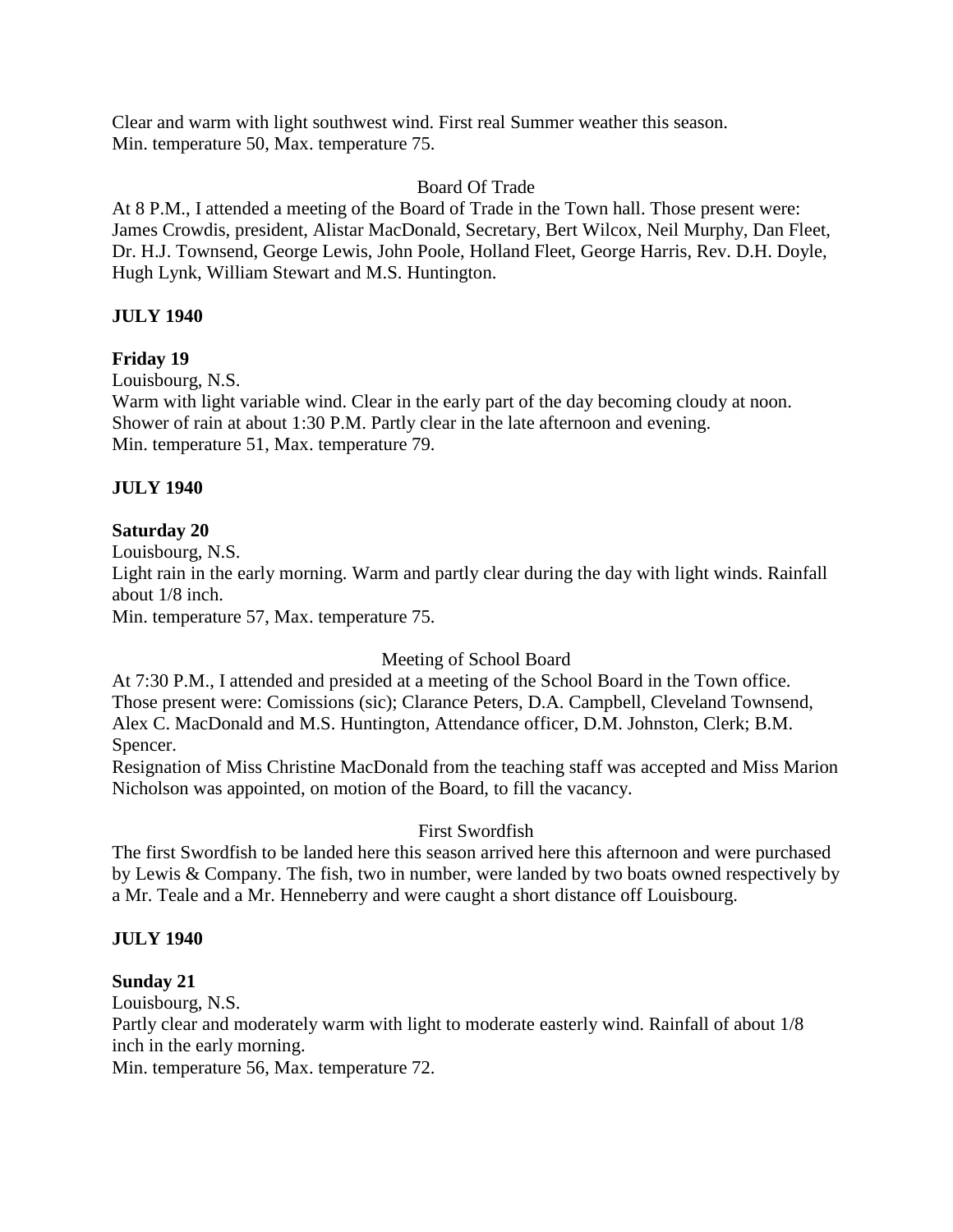Clear and warm with light southwest wind. First real Summer weather this season.
Min. temperature 50, Max. temperature 75.

Board Of Trade

At 8 P.M., I attended a meeting of the Board of Trade in the Town hall. Those present were: James Crowdis, president, Alistar MacDonald, Secretary, Bert Wilcox, Neil Murphy, Dan Fleet, Dr. H.J. Townsend, George Lewis, John Poole, Holland Fleet, George Harris, Rev. D.H. Doyle, Hugh Lynk, William Stewart and M.S. Huntington.

**JULY 1940**

**Friday 19**

Louisbourg, N.S.
Warm with light variable wind. Clear in the early part of the day becoming cloudy at noon. Shower of rain at about 1:30 P.M. Partly clear in the late afternoon and evening.
Min. temperature 51, Max. temperature 79.

**JULY 1940**

**Saturday 20**

Louisbourg, N.S.
Light rain in the early morning. Warm and partly clear during the day with light winds. Rainfall about 1/8 inch.
Min. temperature 57, Max. temperature 75.

Meeting of School Board

At 7:30 P.M., I attended and presided at a meeting of the School Board in the Town office. Those present were: Comissions (sic); Clarance Peters, D.A. Campbell, Cleveland Townsend, Alex C. MacDonald and M.S. Huntington, Attendance officer, D.M. Johnston, Clerk; B.M. Spencer.
Resignation of Miss Christine MacDonald from the teaching staff was accepted and Miss Marion Nicholson was appointed, on motion of the Board, to fill the vacancy.

First Swordfish

The first Swordfish to be landed here this season arrived here this afternoon and were purchased by Lewis & Company. The fish, two in number, were landed by two boats owned respectively by a Mr. Teale and a Mr. Henneberry and were caught a short distance off Louisbourg.

**JULY 1940**

**Sunday 21**

Louisbourg, N.S.
Partly clear and moderately warm with light to moderate easterly wind. Rainfall of about 1/8 inch in the early morning.
Min. temperature 56, Max. temperature 72.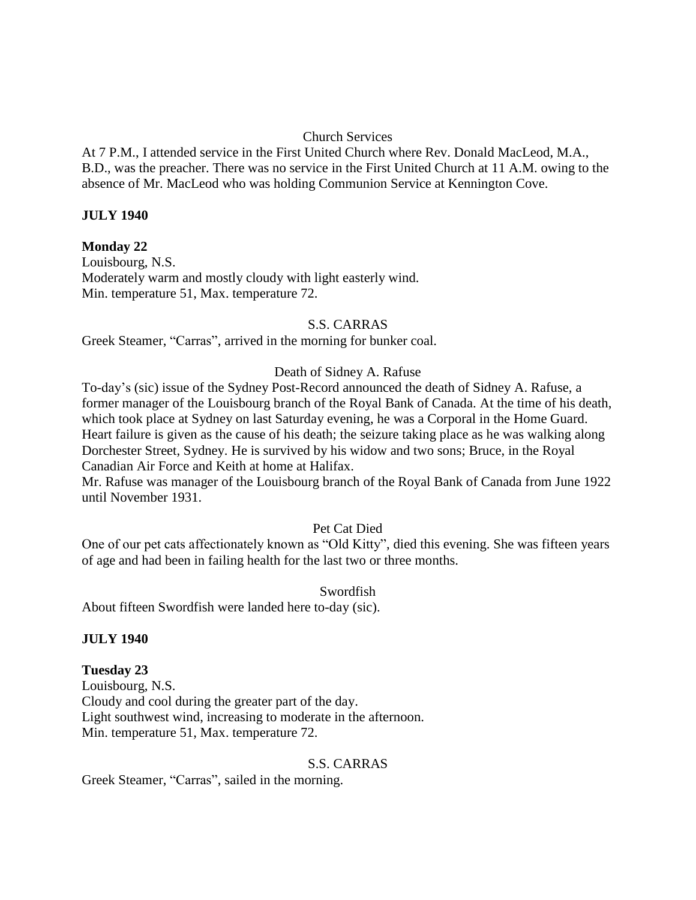Church Services

At 7 P.M., I attended service in the First United Church where Rev. Donald MacLeod, M.A., B.D., was the preacher. There was no service in the First United Church at 11 A.M. owing to the absence of Mr. MacLeod who was holding Communion Service at Kennington Cove.

**JULY 1940**

**Monday 22**

Louisbourg, N.S.
Moderately warm and mostly cloudy with light easterly wind.
Min. temperature 51, Max. temperature 72.

S.S. CARRAS

Greek Steamer, "Carras", arrived in the morning for bunker coal.

Death of Sidney A. Rafuse

To-day's (sic) issue of the Sydney Post-Record announced the death of Sidney A. Rafuse, a former manager of the Louisbourg branch of the Royal Bank of Canada. At the time of his death, which took place at Sydney on last Saturday evening, he was a Corporal in the Home Guard. Heart failure is given as the cause of his death; the seizure taking place as he was walking along Dorchester Street, Sydney. He is survived by his widow and two sons; Bruce, in the Royal Canadian Air Force and Keith at home at Halifax.
Mr. Rafuse was manager of the Louisbourg branch of the Royal Bank of Canada from June 1922 until November 1931.

Pet Cat Died

One of our pet cats affectionately known as "Old Kitty", died this evening. She was fifteen years of age and had been in failing health for the last two or three months.

Swordfish

About fifteen Swordfish were landed here to-day (sic).

**JULY 1940**

**Tuesday 23**

Louisbourg, N.S.
Cloudy and cool during the greater part of the day.
Light southwest wind, increasing to moderate in the afternoon.
Min. temperature 51, Max. temperature 72.

S.S. CARRAS

Greek Steamer, "Carras", sailed in the morning.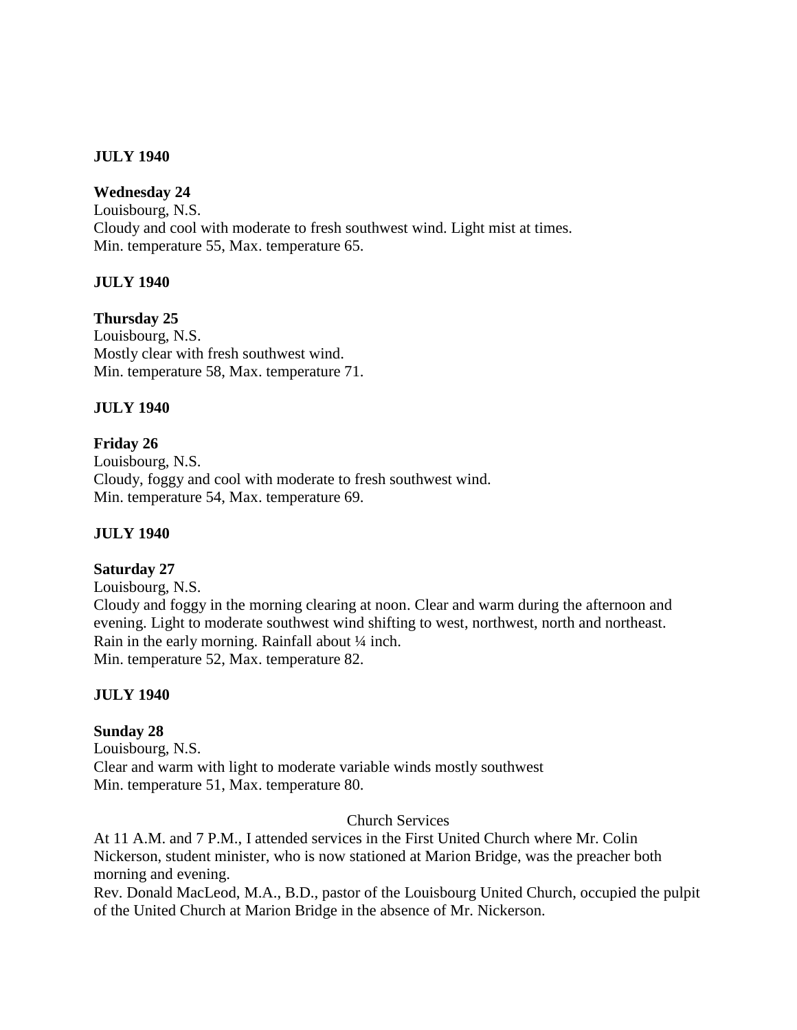**JULY 1940**

**Wednesday 24**
Louisbourg, N.S.
Cloudy and cool with moderate to fresh southwest wind. Light mist at times.
Min. temperature 55, Max. temperature 65.

**JULY 1940**

**Thursday 25**
Louisbourg, N.S.
Mostly clear with fresh southwest wind.
Min. temperature 58, Max. temperature 71.

**JULY 1940**

**Friday 26**
Louisbourg, N.S.
Cloudy, foggy and cool with moderate to fresh southwest wind.
Min. temperature 54, Max. temperature 69.

**JULY 1940**

**Saturday 27**
Louisbourg, N.S.
Cloudy and foggy in the morning clearing at noon. Clear and warm during the afternoon and evening. Light to moderate southwest wind shifting to west, northwest, north and northeast. Rain in the early morning. Rainfall about ¼ inch.
Min. temperature 52, Max. temperature 82.

**JULY 1940**

**Sunday 28**
Louisbourg, N.S.
Clear and warm with light to moderate variable winds mostly southwest
Min. temperature 51, Max. temperature 80.

Church Services

At 11 A.M. and 7 P.M., I attended services in the First United Church where Mr. Colin Nickerson, student minister, who is now stationed at Marion Bridge, was the preacher both morning and evening.
Rev. Donald MacLeod, M.A., B.D., pastor of the Louisbourg United Church, occupied the pulpit of the United Church at Marion Bridge in the absence of Mr. Nickerson.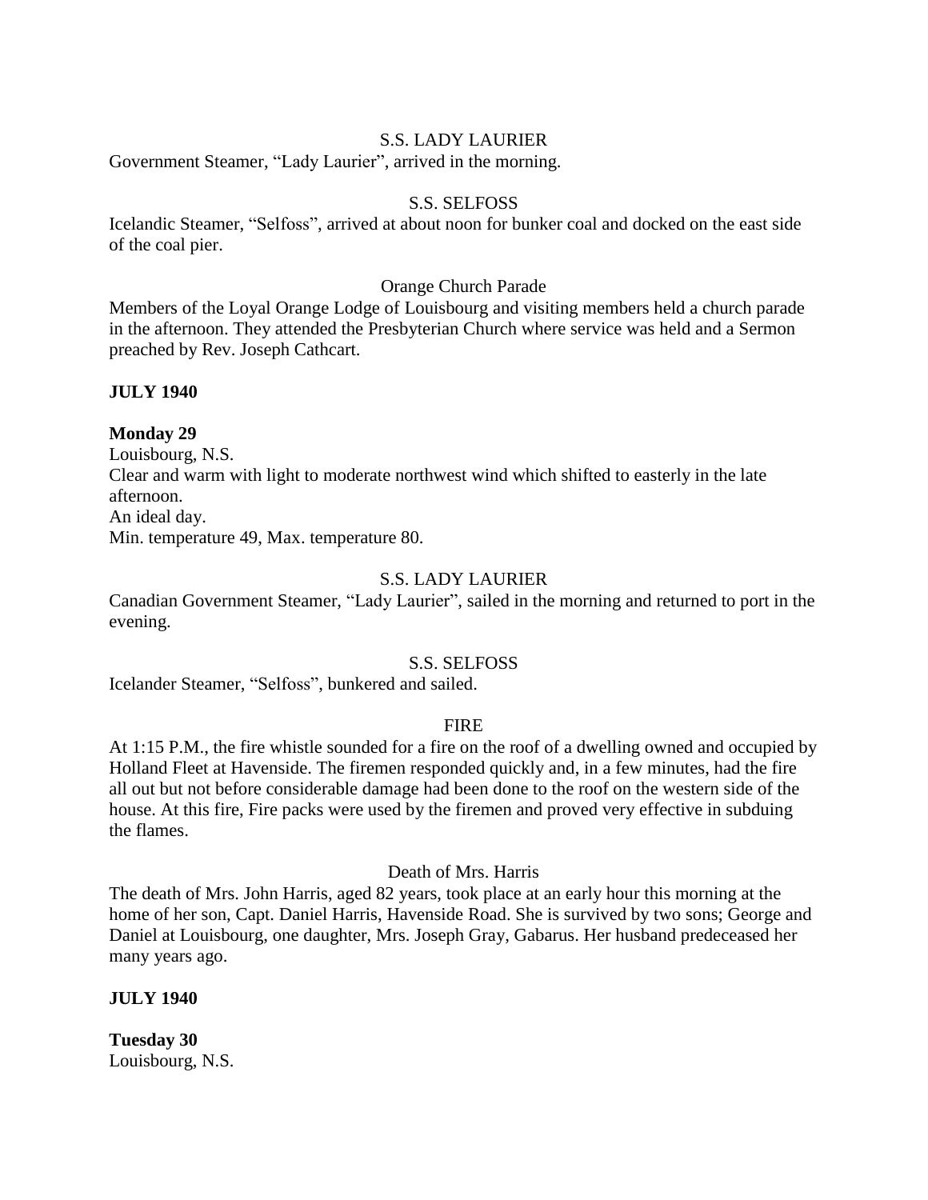### S.S. LADY LAURIER

Government Steamer, "Lady Laurier", arrived in the morning.

### S.S. SELFOSS

Icelandic Steamer, "Selfoss", arrived at about noon for bunker coal and docked on the east side of the coal pier.

### Orange Church Parade

Members of the Loyal Orange Lodge of Louisbourg and visiting members held a church parade in the afternoon. They attended the Presbyterian Church where service was held and a Sermon preached by Rev. Joseph Cathcart.

**JULY 1940**

**Monday 29**

Louisbourg, N.S.

Clear and warm with light to moderate northwest wind which shifted to easterly in the late afternoon.

An ideal day.

Min. temperature 49, Max. temperature 80.

### S.S. LADY LAURIER

Canadian Government Steamer, "Lady Laurier", sailed in the morning and returned to port in the evening.

### S.S. SELFOSS

Icelander Steamer, "Selfoss", bunkered and sailed.

### FIRE

At 1:15 P.M., the fire whistle sounded for a fire on the roof of a dwelling owned and occupied by Holland Fleet at Havenside. The firemen responded quickly and, in a few minutes, had the fire all out but not before considerable damage had been done to the roof on the western side of the house. At this fire, Fire packs were used by the firemen and proved very effective in subduing the flames.

### Death of Mrs. Harris

The death of Mrs. John Harris, aged 82 years, took place at an early hour this morning at the home of her son, Capt. Daniel Harris, Havenside Road. She is survived by two sons; George and Daniel at Louisbourg, one daughter, Mrs. Joseph Gray, Gabarus. Her husband predeceased her many years ago.

**JULY 1940**

**Tuesday 30**

Louisbourg, N.S.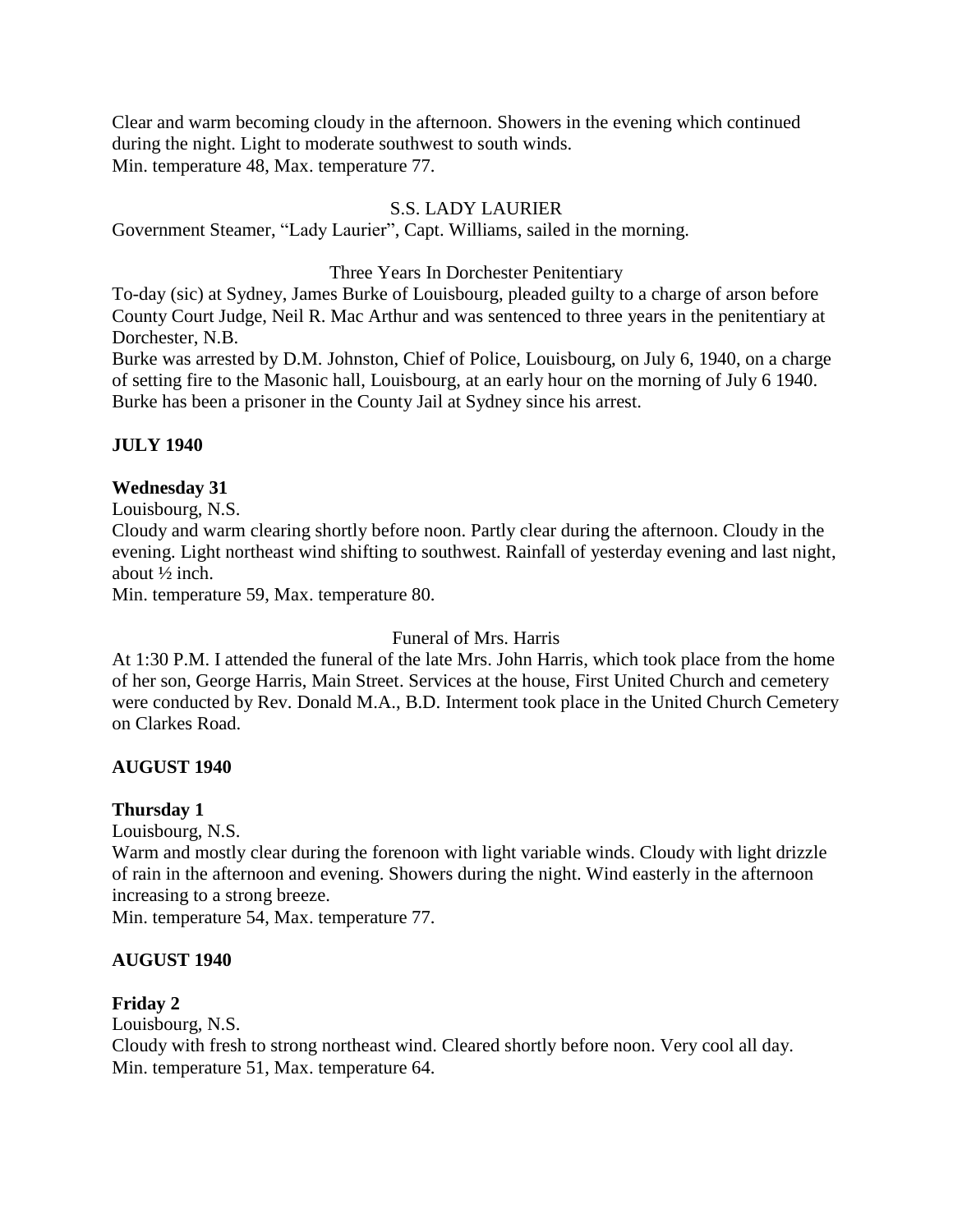Clear and warm becoming cloudy in the afternoon. Showers in the evening which continued during the night. Light to moderate southwest to south winds.
Min. temperature 48, Max. temperature 77.

S.S. LADY LAURIER

Government Steamer, "Lady Laurier", Capt. Williams, sailed in the morning.

Three Years In Dorchester Penitentiary

To-day (sic) at Sydney, James Burke of Louisbourg, pleaded guilty to a charge of arson before County Court Judge, Neil R. Mac Arthur and was sentenced to three years in the penitentiary at Dorchester, N.B.
Burke was arrested by D.M. Johnston, Chief of Police, Louisbourg, on July 6, 1940, on a charge of setting fire to the Masonic hall, Louisbourg, at an early hour on the morning of July 6 1940. Burke has been a prisoner in the County Jail at Sydney since his arrest.

**JULY 1940**

**Wednesday 31**

Louisbourg, N.S.
Cloudy and warm clearing shortly before noon. Partly clear during the afternoon. Cloudy in the evening. Light northeast wind shifting to southwest. Rainfall of yesterday evening and last night, about ½ inch.
Min. temperature 59, Max. temperature 80.

Funeral of Mrs. Harris

At 1:30 P.M. I attended the funeral of the late Mrs. John Harris, which took place from the home of her son, George Harris, Main Street. Services at the house, First United Church and cemetery were conducted by Rev. Donald M.A., B.D. Interment took place in the United Church Cemetery on Clarkes Road.

**AUGUST 1940**

**Thursday 1**

Louisbourg, N.S.
Warm and mostly clear during the forenoon with light variable winds. Cloudy with light drizzle of rain in the afternoon and evening. Showers during the night. Wind easterly in the afternoon increasing to a strong breeze.
Min. temperature 54, Max. temperature 77.

**AUGUST 1940**

**Friday 2**

Louisbourg, N.S.
Cloudy with fresh to strong northeast wind. Cleared shortly before noon. Very cool all day.
Min. temperature 51, Max. temperature 64.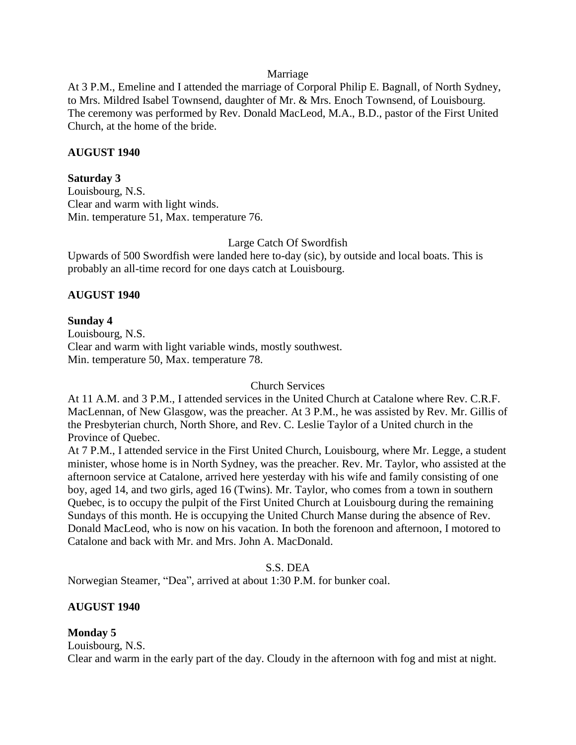Marriage

At 3 P.M., Emeline and I attended the marriage of Corporal Philip E. Bagnall, of North Sydney, to Mrs. Mildred Isabel Townsend, daughter of Mr. & Mrs. Enoch Townsend, of Louisbourg. The ceremony was performed by Rev. Donald MacLeod, M.A., B.D., pastor of the First United Church, at the home of the bride.

**AUGUST 1940**

**Saturday 3**

Louisbourg, N.S.
Clear and warm with light winds.
Min. temperature 51, Max. temperature 76.

Large Catch Of Swordfish

Upwards of 500 Swordfish were landed here to-day (sic), by outside and local boats. This is probably an all-time record for one days catch at Louisbourg.

**AUGUST 1940**

**Sunday 4**

Louisbourg, N.S.
Clear and warm with light variable winds, mostly southwest.
Min. temperature 50, Max. temperature 78.

Church Services

At 11 A.M. and 3 P.M., I attended services in the United Church at Catalone where Rev. C.R.F. MacLennan, of New Glasgow, was the preacher. At 3 P.M., he was assisted by Rev. Mr. Gillis of the Presbyterian church, North Shore, and Rev. C. Leslie Taylor of a United church in the Province of Quebec.

At 7 P.M., I attended service in the First United Church, Louisbourg, where Mr. Legge, a student minister, whose home is in North Sydney, was the preacher. Rev. Mr. Taylor, who assisted at the afternoon service at Catalone, arrived here yesterday with his wife and family consisting of one boy, aged 14, and two girls, aged 16 (Twins). Mr. Taylor, who comes from a town in southern Quebec, is to occupy the pulpit of the First United Church at Louisbourg during the remaining Sundays of this month. He is occupying the United Church Manse during the absence of Rev. Donald MacLeod, who is now on his vacation. In both the forenoon and afternoon, I motored to Catalone and back with Mr. and Mrs. John A. MacDonald.

S.S. DEA

Norwegian Steamer, "Dea", arrived at about 1:30 P.M. for bunker coal.

**AUGUST 1940**

**Monday 5**

Louisbourg, N.S.
Clear and warm in the early part of the day. Cloudy in the afternoon with fog and mist at night.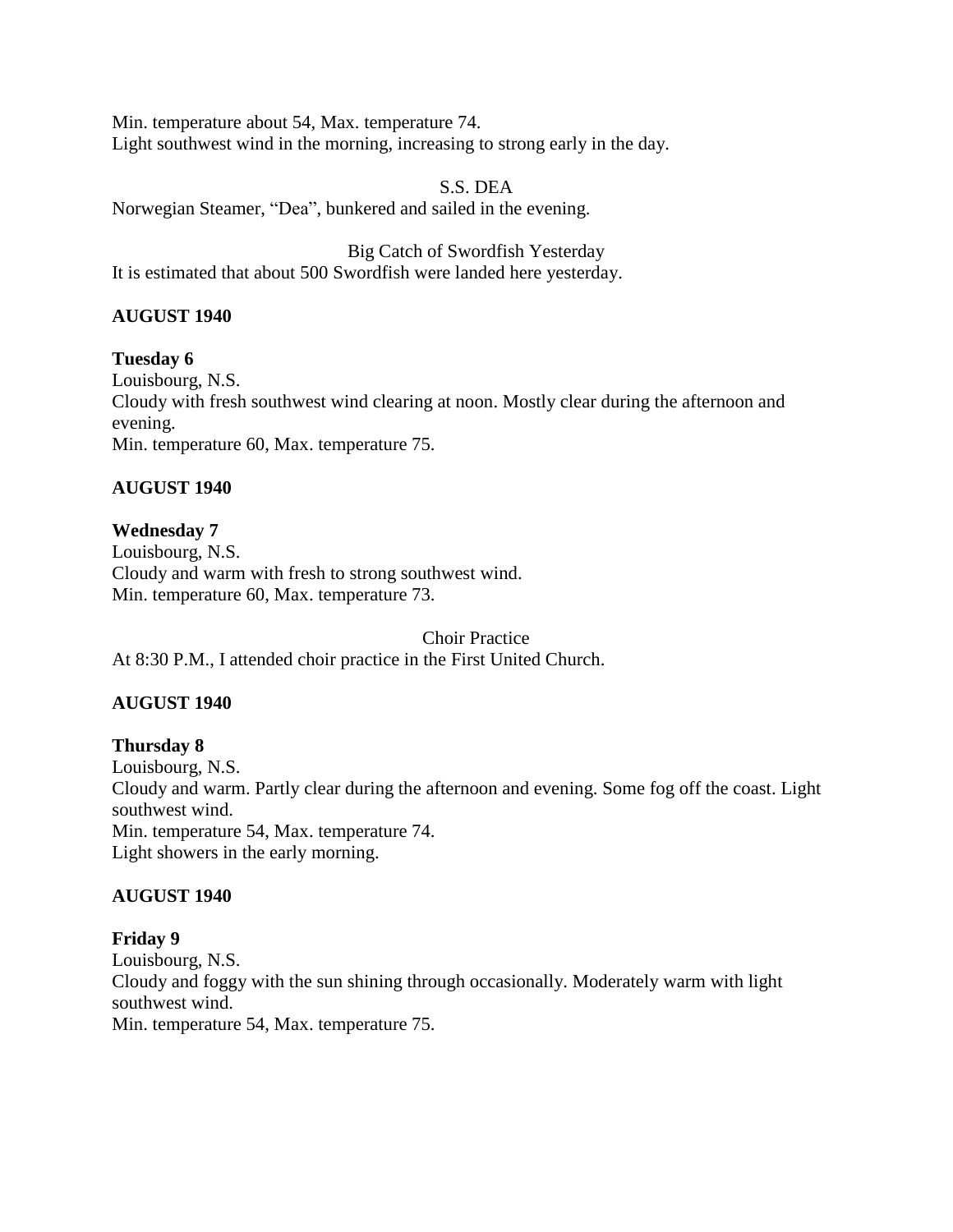Min. temperature about 54, Max. temperature 74.
Light southwest wind in the morning, increasing to strong early in the day.

S.S. DEA

Norwegian Steamer, "Dea", bunkered and sailed in the evening.

Big Catch of Swordfish Yesterday

It is estimated that about 500 Swordfish were landed here yesterday.

**AUGUST 1940**

**Tuesday 6**
Louisbourg, N.S.
Cloudy with fresh southwest wind clearing at noon. Mostly clear during the afternoon and evening.
Min. temperature 60, Max. temperature 75.

**AUGUST 1940**

**Wednesday 7**
Louisbourg, N.S.
Cloudy and warm with fresh to strong southwest wind.
Min. temperature 60, Max. temperature 73.

Choir Practice

At 8:30 P.M., I attended choir practice in the First United Church.

**AUGUST 1940**

**Thursday 8**
Louisbourg, N.S.
Cloudy and warm. Partly clear during the afternoon and evening. Some fog off the coast. Light southwest wind.
Min. temperature 54, Max. temperature 74.
Light showers in the early morning.

**AUGUST 1940**

**Friday 9**
Louisbourg, N.S.
Cloudy and foggy with the sun shining through occasionally. Moderately warm with light southwest wind.
Min. temperature 54, Max. temperature 75.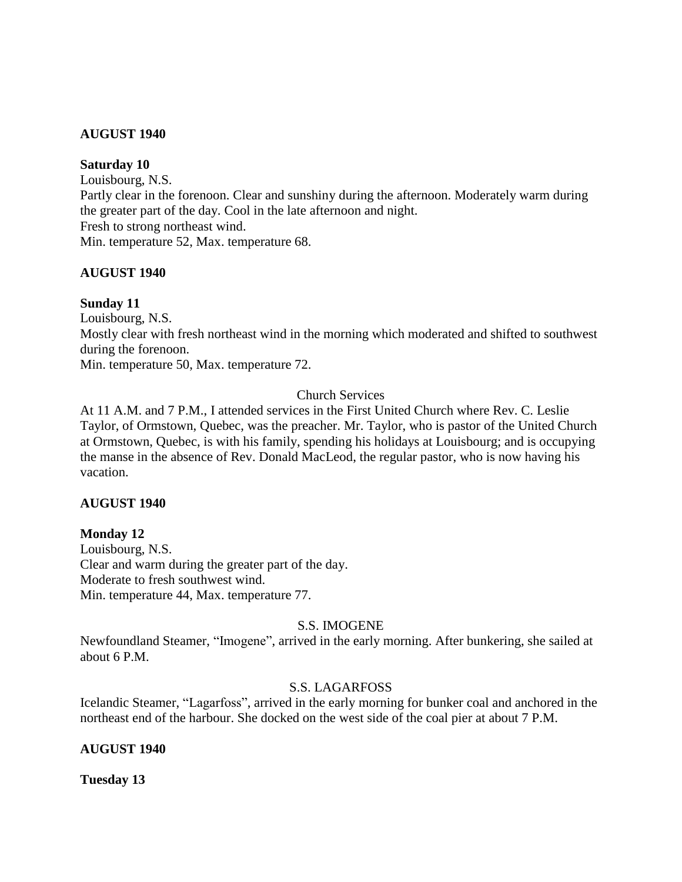**AUGUST 1940**

**Saturday 10**

Louisbourg, N.S.

Partly clear in the forenoon. Clear and sunshiny during the afternoon. Moderately warm during the greater part of the day. Cool in the late afternoon and night.

Fresh to strong northeast wind.

Min. temperature 52, Max. temperature 68.

**AUGUST 1940**

**Sunday 11**

Louisbourg, N.S.

Mostly clear with fresh northeast wind in the morning which moderated and shifted to southwest during the forenoon.

Min. temperature 50, Max. temperature 72.

Church Services

At 11 A.M. and 7 P.M., I attended services in the First United Church where Rev. C. Leslie Taylor, of Ormstown, Quebec, was the preacher. Mr. Taylor, who is pastor of the United Church at Ormstown, Quebec, is with his family, spending his holidays at Louisbourg; and is occupying the manse in the absence of Rev. Donald MacLeod, the regular pastor, who is now having his vacation.

**AUGUST 1940**

**Monday 12**

Louisbourg, N.S.

Clear and warm during the greater part of the day.

Moderate to fresh southwest wind.

Min. temperature 44, Max. temperature 77.

S.S. IMOGENE

Newfoundland Steamer, "Imogene", arrived in the early morning. After bunkering, she sailed at about 6 P.M.

S.S. LAGARFOSS

Icelandic Steamer, "Lagarfoss", arrived in the early morning for bunker coal and anchored in the northeast end of the harbour. She docked on the west side of the coal pier at about 7 P.M.

**AUGUST 1940**

**Tuesday 13**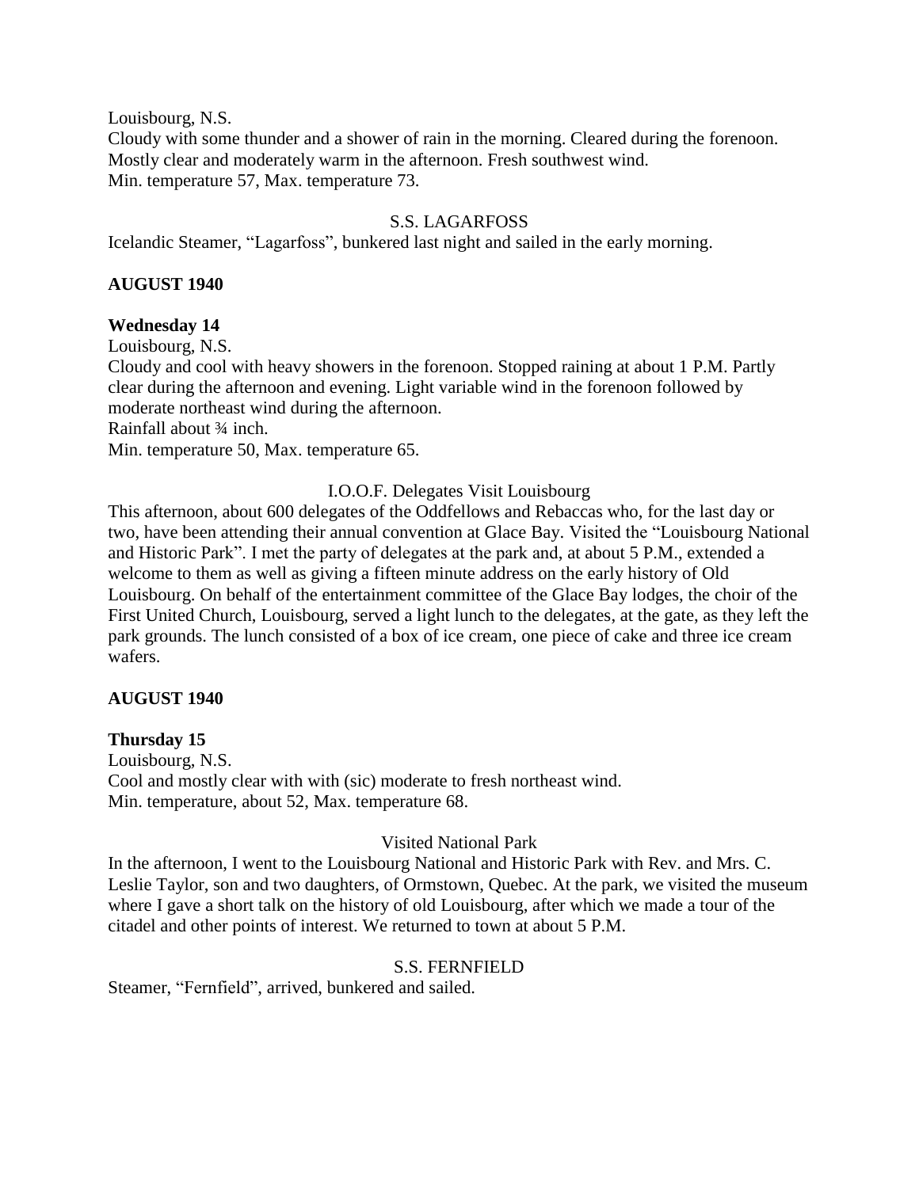Louisbourg, N.S.
Cloudy with some thunder and a shower of rain in the morning. Cleared during the forenoon. Mostly clear and moderately warm in the afternoon. Fresh southwest wind.
Min. temperature 57, Max. temperature 73.

S.S. LAGARFOSS

Icelandic Steamer, "Lagarfoss", bunkered last night and sailed in the early morning.

**AUGUST 1940**

**Wednesday 14**

Louisbourg, N.S.
Cloudy and cool with heavy showers in the forenoon. Stopped raining at about 1 P.M. Partly clear during the afternoon and evening. Light variable wind in the forenoon followed by moderate northeast wind during the afternoon.
Rainfall about ¾ inch.
Min. temperature 50, Max. temperature 65.

I.O.O.F. Delegates Visit Louisbourg

This afternoon, about 600 delegates of the Oddfellows and Rebaccas who, for the last day or two, have been attending their annual convention at Glace Bay. Visited the "Louisbourg National and Historic Park". I met the party of delegates at the park and, at about 5 P.M., extended a welcome to them as well as giving a fifteen minute address on the early history of Old Louisbourg. On behalf of the entertainment committee of the Glace Bay lodges, the choir of the First United Church, Louisbourg, served a light lunch to the delegates, at the gate, as they left the park grounds. The lunch consisted of a box of ice cream, one piece of cake and three ice cream wafers.

**AUGUST 1940**

**Thursday 15**

Louisbourg, N.S.
Cool and mostly clear with with (sic) moderate to fresh northeast wind.
Min. temperature, about 52, Max. temperature 68.

Visited National Park

In the afternoon, I went to the Louisbourg National and Historic Park with Rev. and Mrs. C. Leslie Taylor, son and two daughters, of Ormstown, Quebec. At the park, we visited the museum where I gave a short talk on the history of old Louisbourg, after which we made a tour of the citadel and other points of interest. We returned to town at about 5 P.M.

S.S. FERNFIELD

Steamer, "Fernfield", arrived, bunkered and sailed.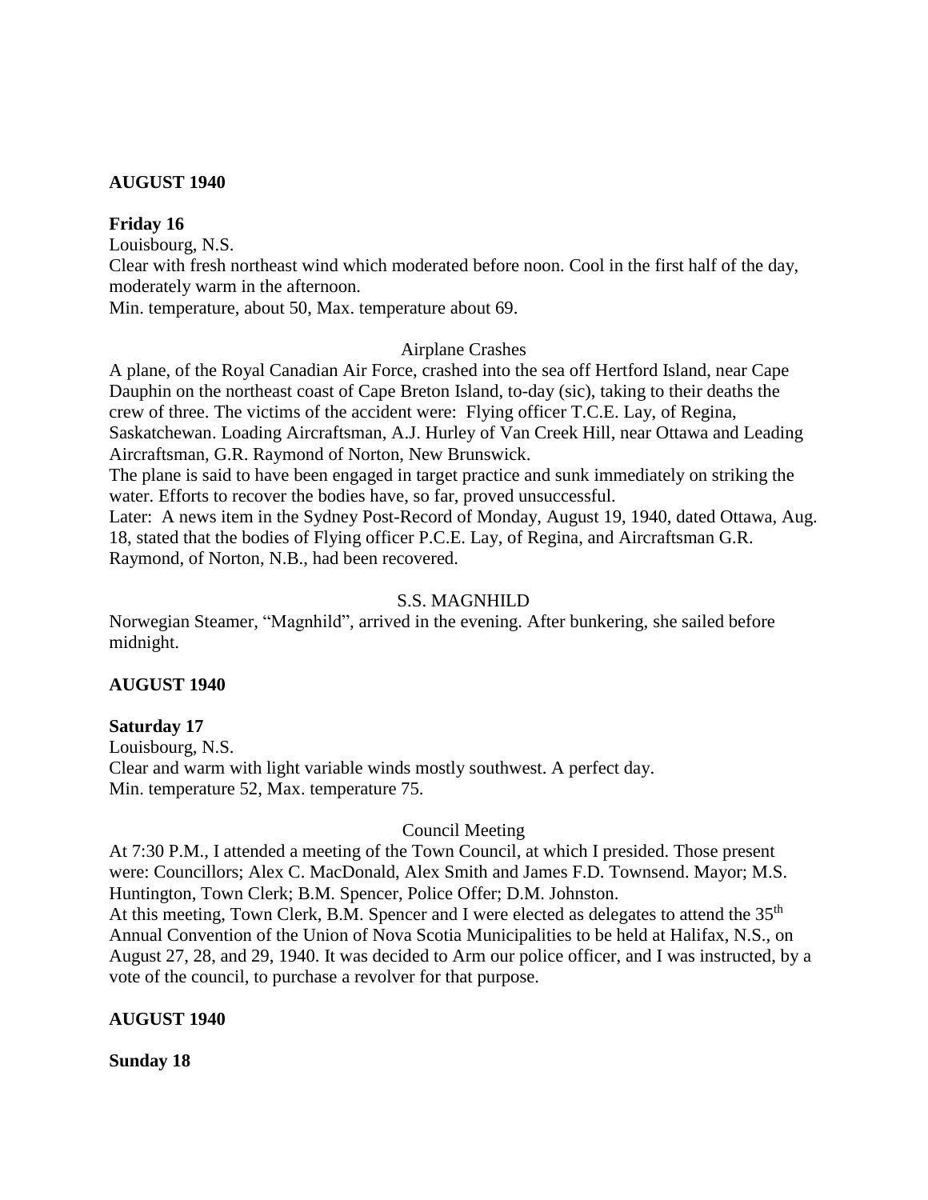**AUGUST 1940**

**Friday 16**

Louisbourg, N.S.

Clear with fresh northeast wind which moderated before noon. Cool in the first half of the day, moderately warm in the afternoon.

Min. temperature, about 50, Max. temperature about 69.

Airplane Crashes

A plane, of the Royal Canadian Air Force, crashed into the sea off Hertford Island, near Cape Dauphin on the northeast coast of Cape Breton Island, to-day (sic), taking to their deaths the crew of three. The victims of the accident were: Flying officer T.C.E. Lay, of Regina, Saskatchewan. Loading Aircraftsman, A.J. Hurley of Van Creek Hill, near Ottawa and Leading Aircraftsman, G.R. Raymond of Norton, New Brunswick.

The plane is said to have been engaged in target practice and sunk immediately on striking the water. Efforts to recover the bodies have, so far, proved unsuccessful.

Later: A news item in the Sydney Post-Record of Monday, August 19, 1940, dated Ottawa, Aug. 18, stated that the bodies of Flying officer P.C.E. Lay, of Regina, and Aircraftsman G.R. Raymond, of Norton, N.B., had been recovered.

S.S. MAGNHILD

Norwegian Steamer, "Magnhild", arrived in the evening. After bunkering, she sailed before midnight.

**AUGUST 1940**

**Saturday 17**

Louisbourg, N.S.

Clear and warm with light variable winds mostly southwest. A perfect day.

Min. temperature 52, Max. temperature 75.

Council Meeting

At 7:30 P.M., I attended a meeting of the Town Council, at which I presided. Those present were: Councillors; Alex C. MacDonald, Alex Smith and James F.D. Townsend. Mayor; M.S. Huntington, Town Clerk; B.M. Spencer, Police Offer; D.M. Johnston.

At this meeting, Town Clerk, B.M. Spencer and I were elected as delegates to attend the 35th Annual Convention of the Union of Nova Scotia Municipalities to be held at Halifax, N.S., on August 27, 28, and 29, 1940. It was decided to Arm our police officer, and I was instructed, by a vote of the council, to purchase a revolver for that purpose.

**AUGUST 1940**

**Sunday 18**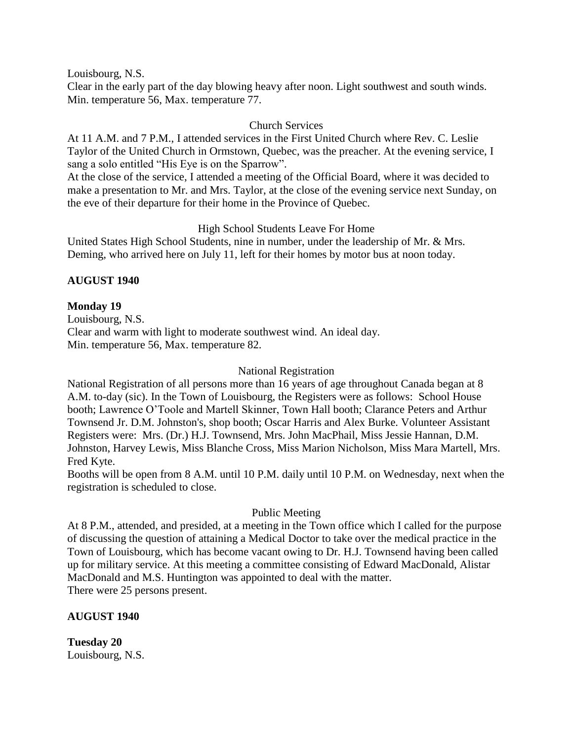Louisbourg, N.S.
Clear in the early part of the day blowing heavy after noon. Light southwest and south winds. Min. temperature 56, Max. temperature 77.

Church Services

At 11 A.M. and 7 P.M., I attended services in the First United Church where Rev. C. Leslie Taylor of the United Church in Ormstown, Quebec, was the preacher. At the evening service, I sang a solo entitled "His Eye is on the Sparrow".
At the close of the service, I attended a meeting of the Official Board, where it was decided to make a presentation to Mr. and Mrs. Taylor, at the close of the evening service next Sunday, on the eve of their departure for their home in the Province of Quebec.

High School Students Leave For Home

United States High School Students, nine in number, under the leadership of Mr. & Mrs. Deming, who arrived here on July 11, left for their homes by motor bus at noon today.

**AUGUST 1940**

**Monday 19**
Louisbourg, N.S.
Clear and warm with light to moderate southwest wind. An ideal day.
Min. temperature 56, Max. temperature 82.

National Registration

National Registration of all persons more than 16 years of age throughout Canada began at 8 A.M. to-day (sic). In the Town of Louisbourg, the Registers were as follows: School House booth; Lawrence O'Toole and Martell Skinner, Town Hall booth; Clarance Peters and Arthur Townsend Jr. D.M. Johnston's, shop booth; Oscar Harris and Alex Burke. Volunteer Assistant Registers were: Mrs. (Dr.) H.J. Townsend, Mrs. John MacPhail, Miss Jessie Hannan, D.M. Johnston, Harvey Lewis, Miss Blanche Cross, Miss Marion Nicholson, Miss Mara Martell, Mrs. Fred Kyte.
Booths will be open from 8 A.M. until 10 P.M. daily until 10 P.M. on Wednesday, next when the registration is scheduled to close.

Public Meeting

At 8 P.M., attended, and presided, at a meeting in the Town office which I called for the purpose of discussing the question of attaining a Medical Doctor to take over the medical practice in the Town of Louisbourg, which has become vacant owing to Dr. H.J. Townsend having been called up for military service. At this meeting a committee consisting of Edward MacDonald, Alistar MacDonald and M.S. Huntington was appointed to deal with the matter.
There were 25 persons present.

**AUGUST 1940**

**Tuesday 20**
Louisbourg, N.S.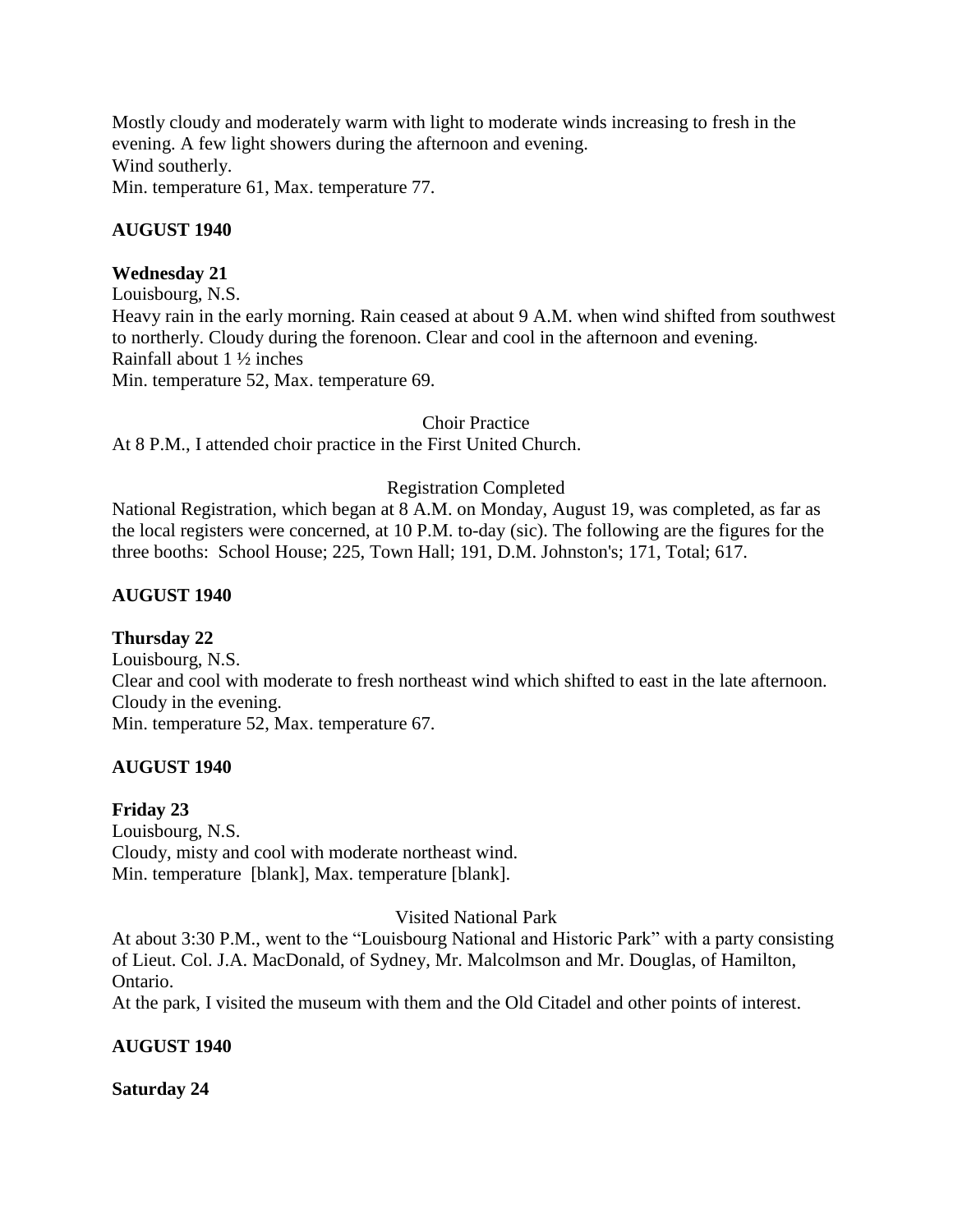Mostly cloudy and moderately warm with light to moderate winds increasing to fresh in the evening. A few light showers during the afternoon and evening.
Wind southerly.
Min. temperature 61, Max. temperature 77.

**AUGUST 1940**

**Wednesday 21**
Louisbourg, N.S.
Heavy rain in the early morning. Rain ceased at about 9 A.M. when wind shifted from southwest to northerly. Cloudy during the forenoon. Clear and cool in the afternoon and evening.
Rainfall about 1 ½ inches
Min. temperature 52, Max. temperature 69.

Choir Practice

At 8 P.M., I attended choir practice in the First United Church.

Registration Completed

National Registration, which began at 8 A.M. on Monday, August 19, was completed, as far as the local registers were concerned, at 10 P.M. to-day (sic). The following are the figures for the three booths: School House; 225, Town Hall; 191, D.M. Johnston's; 171, Total; 617.

**AUGUST 1940**

**Thursday 22**
Louisbourg, N.S.
Clear and cool with moderate to fresh northeast wind which shifted to east in the late afternoon. Cloudy in the evening.
Min. temperature 52, Max. temperature 67.

**AUGUST 1940**

**Friday 23**
Louisbourg, N.S.
Cloudy, misty and cool with moderate northeast wind.
Min. temperature [blank], Max. temperature [blank].

Visited National Park

At about 3:30 P.M., went to the "Louisbourg National and Historic Park" with a party consisting of Lieut. Col. J.A. MacDonald, of Sydney, Mr. Malcolmson and Mr. Douglas, of Hamilton, Ontario.
At the park, I visited the museum with them and the Old Citadel and other points of interest.

**AUGUST 1940**

**Saturday 24**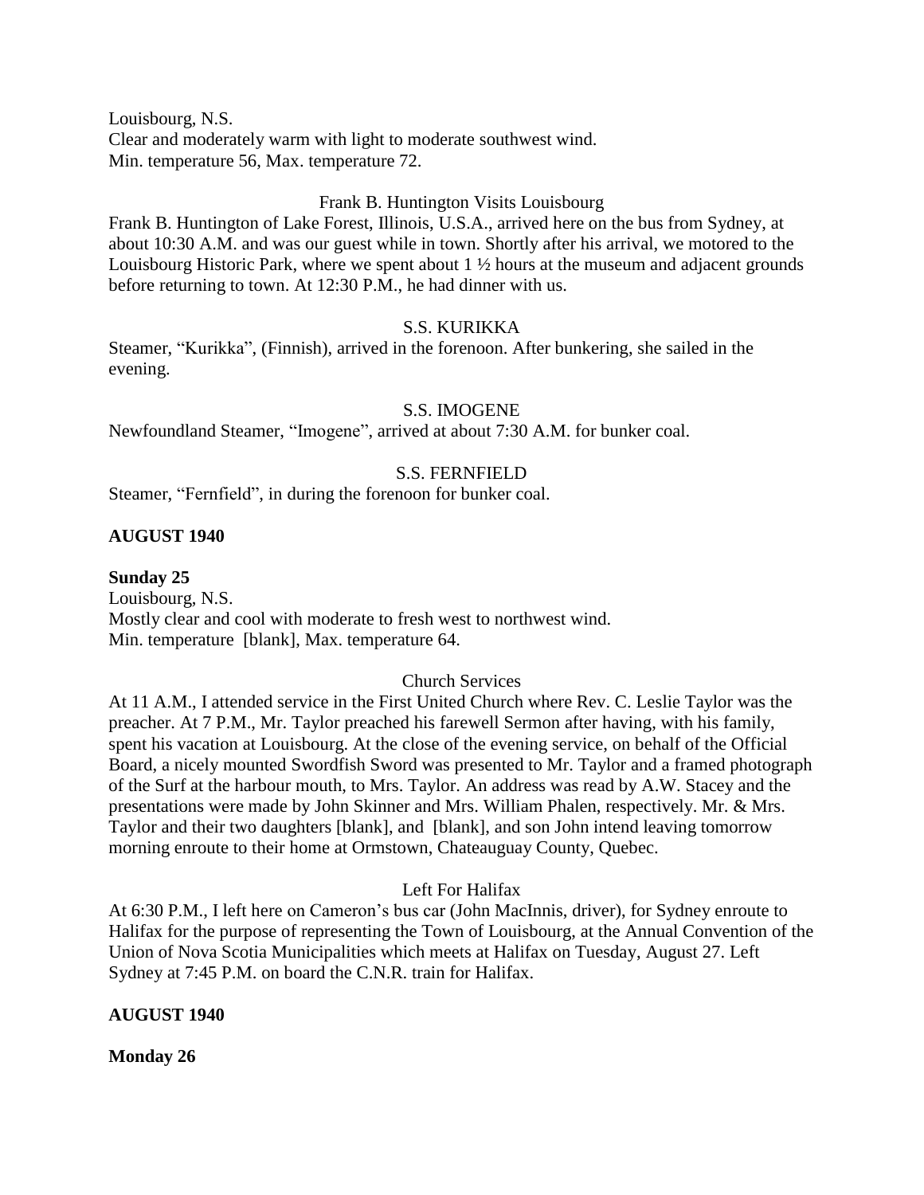Louisbourg, N.S.
Clear and moderately warm with light to moderate southwest wind.
Min. temperature 56, Max. temperature 72.

Frank B. Huntington Visits Louisbourg

Frank B. Huntington of Lake Forest, Illinois, U.S.A., arrived here on the bus from Sydney, at about 10:30 A.M. and was our guest while in town. Shortly after his arrival, we motored to the Louisbourg Historic Park, where we spent about 1 ½ hours at the museum and adjacent grounds before returning to town. At 12:30 P.M., he had dinner with us.

S.S. KURIKKA

Steamer, "Kurikka", (Finnish), arrived in the forenoon. After bunkering, she sailed in the evening.

S.S. IMOGENE

Newfoundland Steamer, "Imogene", arrived at about 7:30 A.M. for bunker coal.

S.S. FERNFIELD

Steamer, "Fernfield", in during the forenoon for bunker coal.

**AUGUST 1940**

**Sunday 25**

Louisbourg, N.S.
Mostly clear and cool with moderate to fresh west to northwest wind.
Min. temperature [blank], Max. temperature 64.

Church Services

At 11 A.M., I attended service in the First United Church where Rev. C. Leslie Taylor was the preacher. At 7 P.M., Mr. Taylor preached his farewell Sermon after having, with his family, spent his vacation at Louisbourg. At the close of the evening service, on behalf of the Official Board, a nicely mounted Swordfish Sword was presented to Mr. Taylor and a framed photograph of the Surf at the harbour mouth, to Mrs. Taylor. An address was read by A.W. Stacey and the presentations were made by John Skinner and Mrs. William Phalen, respectively. Mr. & Mrs. Taylor and their two daughters [blank], and [blank], and son John intend leaving tomorrow morning enroute to their home at Ormstown, Chateauguay County, Quebec.

Left For Halifax

At 6:30 P.M., I left here on Cameron's bus car (John MacInnis, driver), for Sydney enroute to Halifax for the purpose of representing the Town of Louisbourg, at the Annual Convention of the Union of Nova Scotia Municipalities which meets at Halifax on Tuesday, August 27. Left Sydney at 7:45 P.M. on board the C.N.R. train for Halifax.

**AUGUST 1940**

**Monday 26**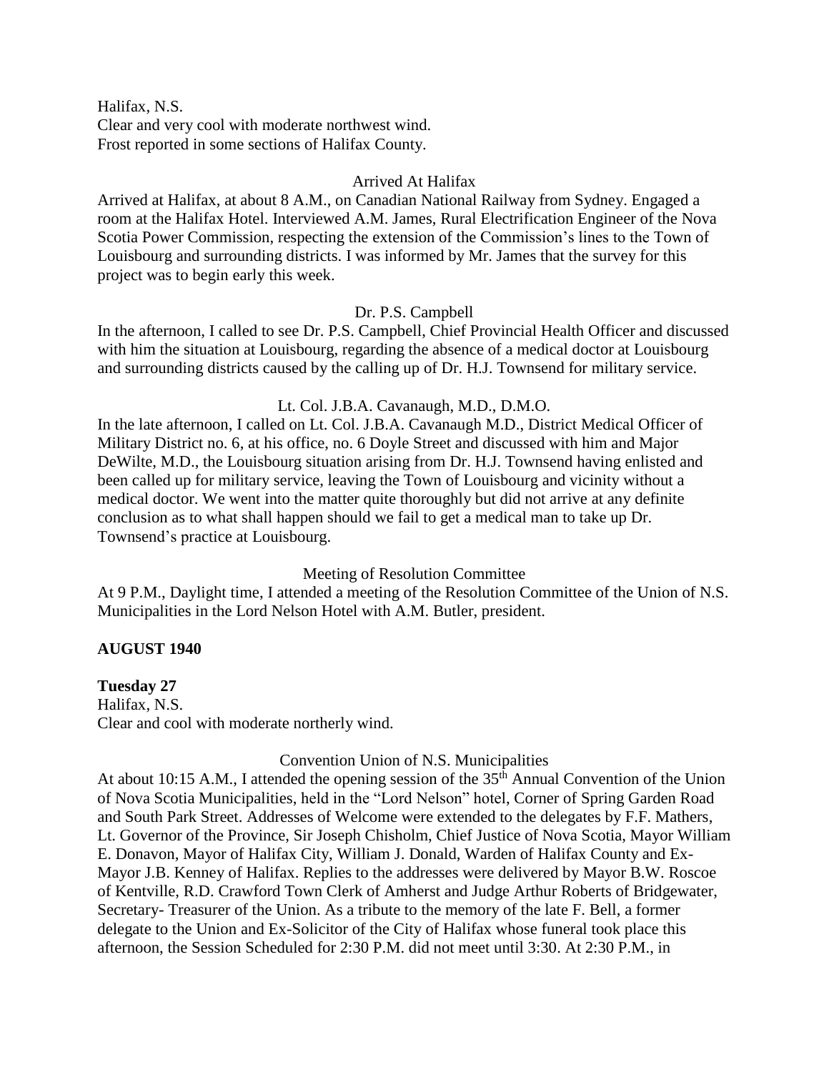Halifax, N.S.
Clear and very cool with moderate northwest wind.
Frost reported in some sections of Halifax County.

Arrived At Halifax

Arrived at Halifax, at about 8 A.M., on Canadian National Railway from Sydney. Engaged a room at the Halifax Hotel. Interviewed A.M. James, Rural Electrification Engineer of the Nova Scotia Power Commission, respecting the extension of the Commission's lines to the Town of Louisbourg and surrounding districts. I was informed by Mr. James that the survey for this project was to begin early this week.

Dr. P.S. Campbell

In the afternoon, I called to see Dr. P.S. Campbell, Chief Provincial Health Officer and discussed with him the situation at Louisbourg, regarding the absence of a medical doctor at Louisbourg and surrounding districts caused by the calling up of Dr. H.J. Townsend for military service.

Lt. Col. J.B.A. Cavanaugh, M.D., D.M.O.

In the late afternoon, I called on Lt. Col. J.B.A. Cavanaugh M.D., District Medical Officer of Military District no. 6, at his office, no. 6 Doyle Street and discussed with him and Major DeWilte, M.D., the Louisbourg situation arising from Dr. H.J. Townsend having enlisted and been called up for military service, leaving the Town of Louisbourg and vicinity without a medical doctor. We went into the matter quite thoroughly but did not arrive at any definite conclusion as to what shall happen should we fail to get a medical man to take up Dr. Townsend's practice at Louisbourg.

Meeting of Resolution Committee

At 9 P.M., Daylight time, I attended a meeting of the Resolution Committee of the Union of N.S. Municipalities in the Lord Nelson Hotel with A.M. Butler, president.

**AUGUST 1940**

**Tuesday 27**
Halifax, N.S.
Clear and cool with moderate northerly wind.

Convention Union of N.S. Municipalities

At about 10:15 A.M., I attended the opening session of the 35th Annual Convention of the Union of Nova Scotia Municipalities, held in the "Lord Nelson" hotel, Corner of Spring Garden Road and South Park Street. Addresses of Welcome were extended to the delegates by F.F. Mathers, Lt. Governor of the Province, Sir Joseph Chisholm, Chief Justice of Nova Scotia, Mayor William E. Donavon, Mayor of Halifax City, William J. Donald, Warden of Halifax County and Ex-Mayor J.B. Kenney of Halifax. Replies to the addresses were delivered by Mayor B.W. Roscoe of Kentville, R.D. Crawford Town Clerk of Amherst and Judge Arthur Roberts of Bridgewater, Secretary- Treasurer of the Union. As a tribute to the memory of the late F. Bell, a former delegate to the Union and Ex-Solicitor of the City of Halifax whose funeral took place this afternoon, the Session Scheduled for 2:30 P.M. did not meet until 3:30. At 2:30 P.M., in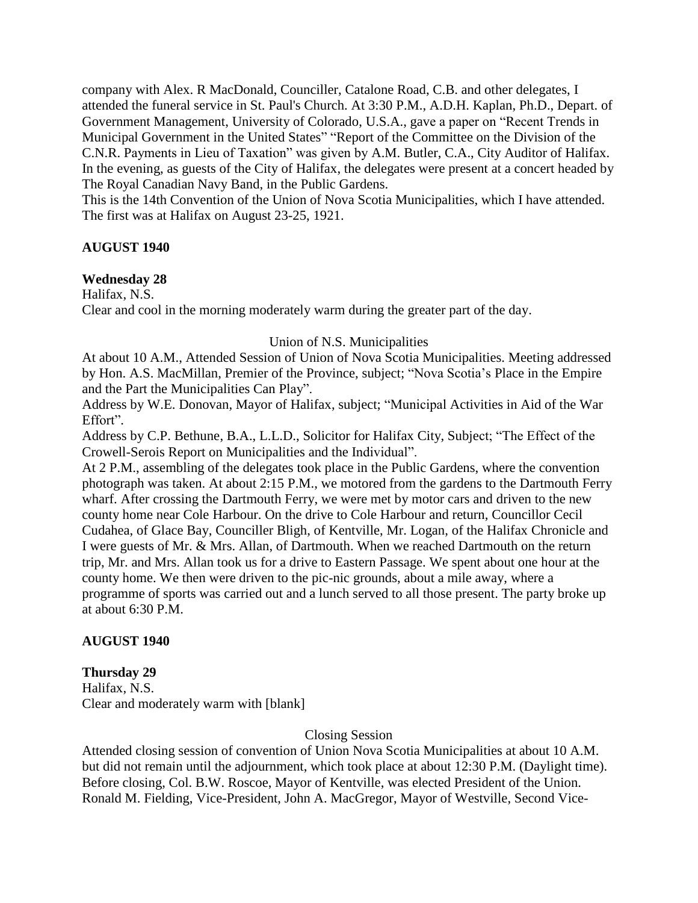company with Alex. R MacDonald, Counciller, Catalone Road, C.B. and other delegates, I attended the funeral service in St. Paul's Church. At 3:30 P.M., A.D.H. Kaplan, Ph.D., Depart. of Government Management, University of Colorado, U.S.A., gave a paper on "Recent Trends in Municipal Government in the United States" "Report of the Committee on the Division of the C.N.R. Payments in Lieu of Taxation" was given by A.M. Butler, C.A., City Auditor of Halifax. In the evening, as guests of the City of Halifax, the delegates were present at a concert headed by The Royal Canadian Navy Band, in the Public Gardens.

This is the 14th Convention of the Union of Nova Scotia Municipalities, which I have attended. The first was at Halifax on August 23-25, 1921.

**AUGUST 1940**

**Wednesday 28**

Halifax, N.S.

Clear and cool in the morning moderately warm during the greater part of the day.

Union of N.S. Municipalities

At about 10 A.M., Attended Session of Union of Nova Scotia Municipalities. Meeting addressed by Hon. A.S. MacMillan, Premier of the Province, subject; "Nova Scotia's Place in the Empire and the Part the Municipalities Can Play".

Address by W.E. Donovan, Mayor of Halifax, subject; "Municipal Activities in Aid of the War Effort".

Address by C.P. Bethune, B.A., L.L.D., Solicitor for Halifax City, Subject; "The Effect of the Crowell-Serois Report on Municipalities and the Individual".

At 2 P.M., assembling of the delegates took place in the Public Gardens, where the convention photograph was taken. At about 2:15 P.M., we motored from the gardens to the Dartmouth Ferry wharf. After crossing the Dartmouth Ferry, we were met by motor cars and driven to the new county home near Cole Harbour. On the drive to Cole Harbour and return, Councillor Cecil Cudahea, of Glace Bay, Counciller Bligh, of Kentville, Mr. Logan, of the Halifax Chronicle and I were guests of Mr. & Mrs. Allan, of Dartmouth. When we reached Dartmouth on the return trip, Mr. and Mrs. Allan took us for a drive to Eastern Passage. We spent about one hour at the county home. We then were driven to the pic-nic grounds, about a mile away, where a programme of sports was carried out and a lunch served to all those present. The party broke up at about 6:30 P.M.

**AUGUST 1940**

**Thursday 29**

Halifax, N.S.

Clear and moderately warm with [blank]

Closing Session

Attended closing session of convention of Union Nova Scotia Municipalities at about 10 A.M. but did not remain until the adjournment, which took place at about 12:30 P.M. (Daylight time). Before closing, Col. B.W. Roscoe, Mayor of Kentville, was elected President of the Union. Ronald M. Fielding, Vice-President, John A. MacGregor, Mayor of Westville, Second Vice-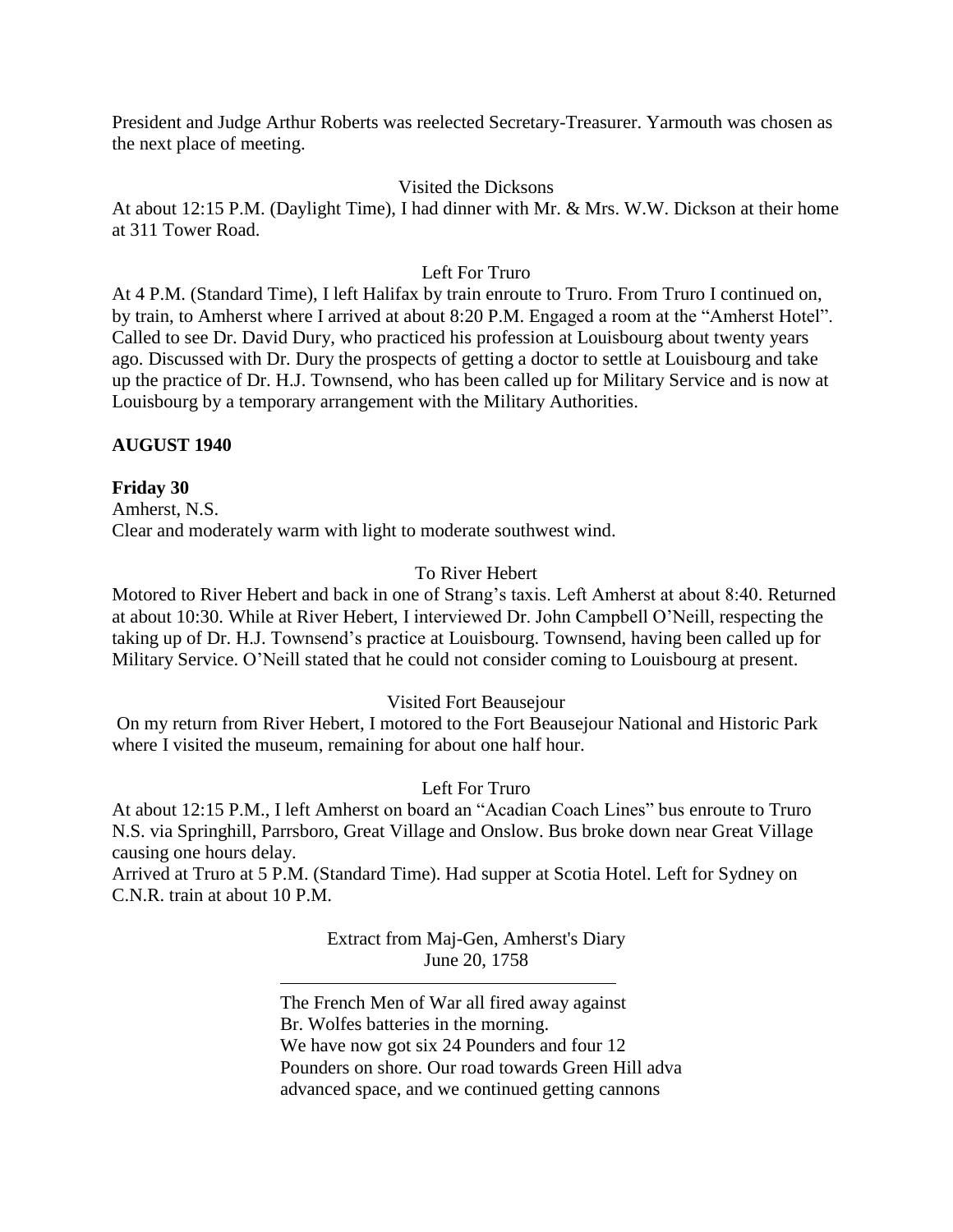President and Judge Arthur Roberts was reelected Secretary-Treasurer. Yarmouth was chosen as the next place of meeting.

Visited the Dicksons

At about 12:15 P.M. (Daylight Time), I had dinner with Mr. & Mrs. W.W. Dickson at their home at 311 Tower Road.

Left For Truro

At 4 P.M. (Standard Time), I left Halifax by train enroute to Truro. From Truro I continued on, by train, to Amherst where I arrived at about 8:20 P.M. Engaged a room at the "Amherst Hotel". Called to see Dr. David Dury, who practiced his profession at Louisbourg about twenty years ago. Discussed with Dr. Dury the prospects of getting a doctor to settle at Louisbourg and take up the practice of Dr. H.J. Townsend, who has been called up for Military Service and is now at Louisbourg by a temporary arrangement with the Military Authorities.

**AUGUST 1940**

**Friday 30**

Amherst, N.S.

Clear and moderately warm with light to moderate southwest wind.

To River Hebert

Motored to River Hebert and back in one of Strang's taxis. Left Amherst at about 8:40. Returned at about 10:30. While at River Hebert, I interviewed Dr. John Campbell O'Neill, respecting the taking up of Dr. H.J. Townsend's practice at Louisbourg. Townsend, having been called up for Military Service. O'Neill stated that he could not consider coming to Louisbourg at present.

Visited Fort Beausejour

On my return from River Hebert, I motored to the Fort Beausejour National and Historic Park where I visited the museum, remaining for about one half hour.

Left For Truro

At about 12:15 P.M., I left Amherst on board an "Acadian Coach Lines" bus enroute to Truro N.S. via Springhill, Parrsboro, Great Village and Onslow. Bus broke down near Great Village causing one hours delay.

Arrived at Truro at 5 P.M. (Standard Time). Had supper at Scotia Hotel. Left for Sydney on C.N.R. train at about 10 P.M.

Extract from Maj-Gen, Amherst's Diary
June 20, 1758

The French Men of War all fired away against
Br. Wolfes batteries in the morning.
We have now got six 24 Pounders and four 12
Pounders on shore. Our road towards Green Hill adva
advanced space, and we continued getting cannons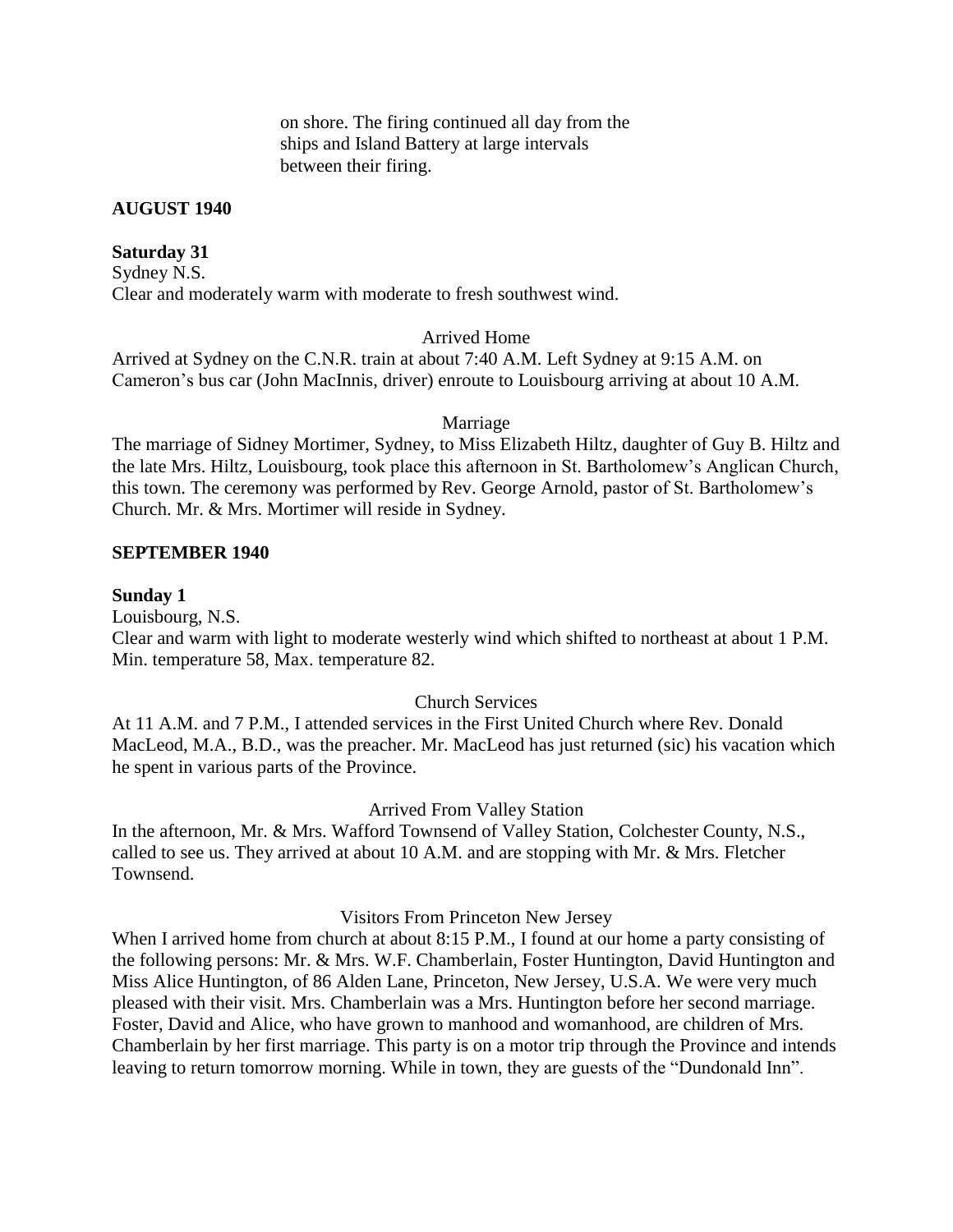on shore. The firing continued all day from the ships and Island Battery at large intervals between their firing.

**AUGUST 1940**

**Saturday 31**

Sydney N.S.

Clear and moderately warm with moderate to fresh southwest wind.

Arrived Home

Arrived at Sydney on the C.N.R. train at about 7:40 A.M. Left Sydney at 9:15 A.M. on Cameron's bus car (John MacInnis, driver) enroute to Louisbourg arriving at about 10 A.M.

Marriage

The marriage of Sidney Mortimer, Sydney, to Miss Elizabeth Hiltz, daughter of Guy B. Hiltz and the late Mrs. Hiltz, Louisbourg, took place this afternoon in St. Bartholomew's Anglican Church, this town. The ceremony was performed by Rev. George Arnold, pastor of St. Bartholomew's Church. Mr. & Mrs. Mortimer will reside in Sydney.

**SEPTEMBER 1940**

**Sunday 1**

Louisbourg, N.S.

Clear and warm with light to moderate westerly wind which shifted to northeast at about 1 P.M. Min. temperature 58, Max. temperature 82.

Church Services

At 11 A.M. and 7 P.M., I attended services in the First United Church where Rev. Donald MacLeod, M.A., B.D., was the preacher. Mr. MacLeod has just returned (sic) his vacation which he spent in various parts of the Province.

Arrived From Valley Station

In the afternoon, Mr. & Mrs. Wafford Townsend of Valley Station, Colchester County, N.S., called to see us. They arrived at about 10 A.M. and are stopping with Mr. & Mrs. Fletcher Townsend.

Visitors From Princeton New Jersey

When I arrived home from church at about 8:15 P.M., I found at our home a party consisting of the following persons: Mr. & Mrs. W.F. Chamberlain, Foster Huntington, David Huntington and Miss Alice Huntington, of 86 Alden Lane, Princeton, New Jersey, U.S.A. We were very much pleased with their visit. Mrs. Chamberlain was a Mrs. Huntington before her second marriage. Foster, David and Alice, who have grown to manhood and womanhood, are children of Mrs. Chamberlain by her first marriage. This party is on a motor trip through the Province and intends leaving to return tomorrow morning. While in town, they are guests of the "Dundonald Inn".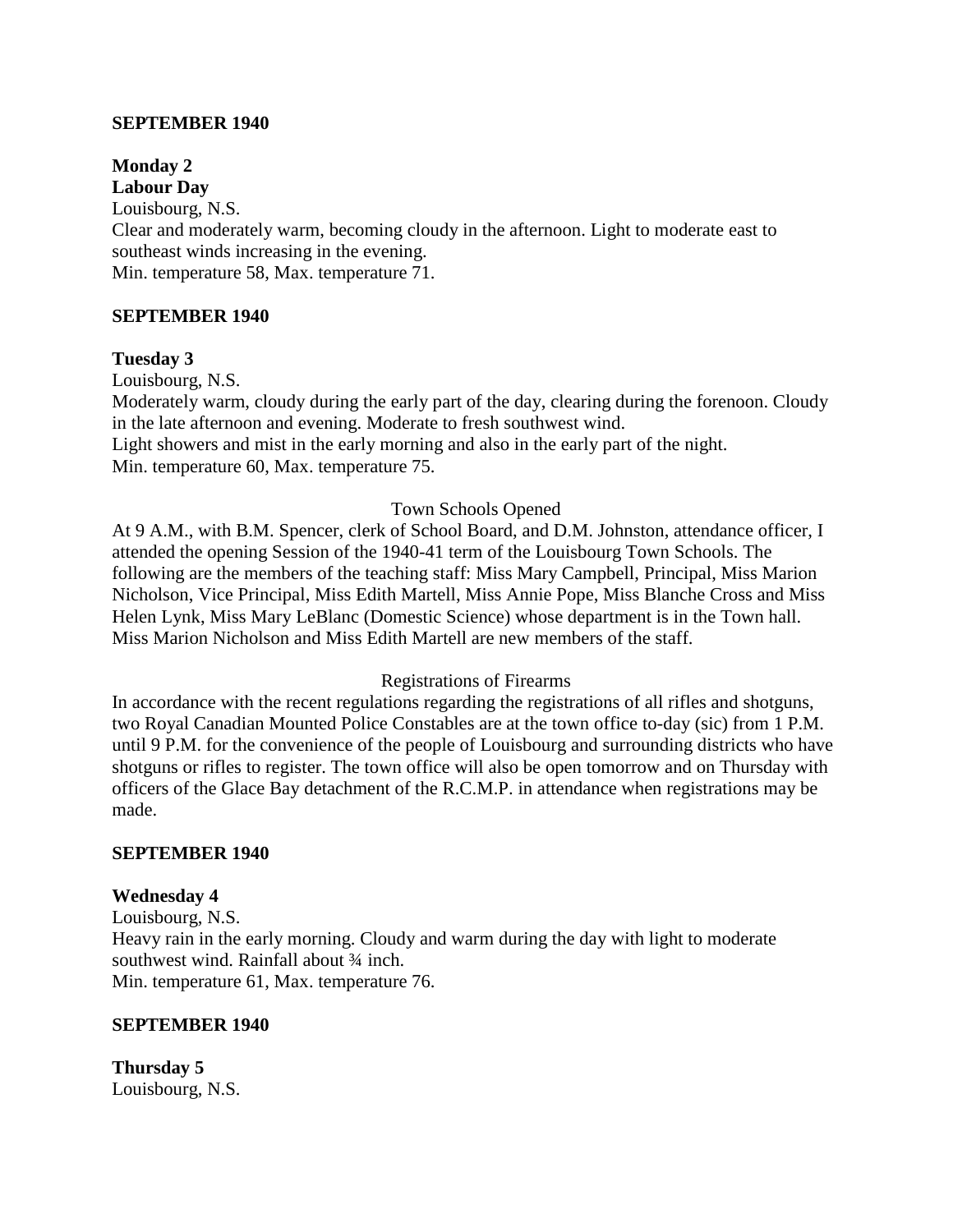**SEPTEMBER 1940**

**Monday 2**
**Labour Day**
Louisbourg, N.S.
Clear and moderately warm, becoming cloudy in the afternoon. Light to moderate east to southeast winds increasing in the evening.
Min. temperature 58, Max. temperature 71.

**SEPTEMBER 1940**

**Tuesday 3**
Louisbourg, N.S.
Moderately warm, cloudy during the early part of the day, clearing during the forenoon. Cloudy in the late afternoon and evening. Moderate to fresh southwest wind.
Light showers and mist in the early morning and also in the early part of the night.
Min. temperature 60, Max. temperature 75.

Town Schools Opened

At 9 A.M., with B.M. Spencer, clerk of School Board, and D.M. Johnston, attendance officer, I attended the opening Session of the 1940-41 term of the Louisbourg Town Schools. The following are the members of the teaching staff: Miss Mary Campbell, Principal, Miss Marion Nicholson, Vice Principal, Miss Edith Martell, Miss Annie Pope, Miss Blanche Cross and Miss Helen Lynk, Miss Mary LeBlanc (Domestic Science) whose department is in the Town hall. Miss Marion Nicholson and Miss Edith Martell are new members of the staff.

Registrations of Firearms

In accordance with the recent regulations regarding the registrations of all rifles and shotguns, two Royal Canadian Mounted Police Constables are at the town office to-day (sic) from 1 P.M. until 9 P.M. for the convenience of the people of Louisbourg and surrounding districts who have shotguns or rifles to register. The town office will also be open tomorrow and on Thursday with officers of the Glace Bay detachment of the R.C.M.P. in attendance when registrations may be made.

**SEPTEMBER 1940**

**Wednesday 4**
Louisbourg, N.S.
Heavy rain in the early morning. Cloudy and warm during the day with light to moderate southwest wind. Rainfall about ¾ inch.
Min. temperature 61, Max. temperature 76.

**SEPTEMBER 1940**

**Thursday 5**
Louisbourg, N.S.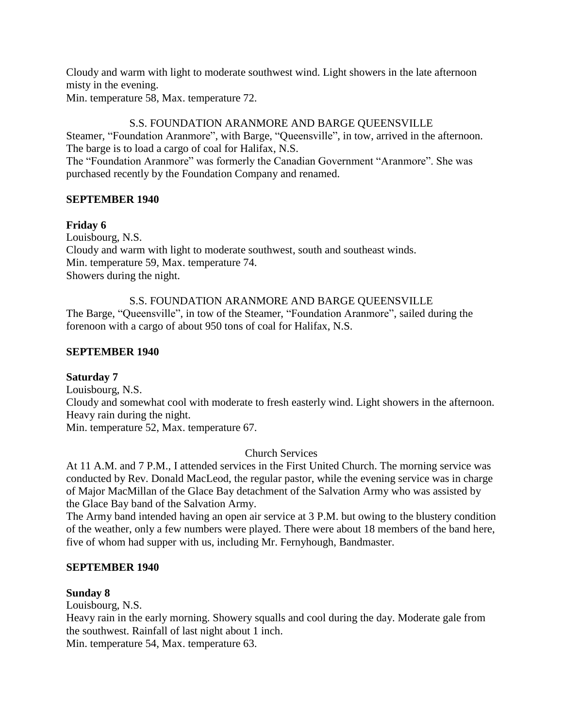Cloudy and warm with light to moderate southwest wind. Light showers in the late afternoon misty in the evening.
Min. temperature 58, Max. temperature 72.

S.S. FOUNDATION ARANMORE AND BARGE QUEENSVILLE

Steamer, "Foundation Aranmore", with Barge, "Queensville", in tow, arrived in the afternoon. The barge is to load a cargo of coal for Halifax, N.S.
The "Foundation Aranmore" was formerly the Canadian Government "Aranmore". She was purchased recently by the Foundation Company and renamed.

**SEPTEMBER 1940**

**Friday 6**

Louisbourg, N.S.
Cloudy and warm with light to moderate southwest, south and southeast winds.
Min. temperature 59, Max. temperature 74.
Showers during the night.

S.S. FOUNDATION ARANMORE AND BARGE QUEENSVILLE

The Barge, "Queensville", in tow of the Steamer, "Foundation Aranmore", sailed during the forenoon with a cargo of about 950 tons of coal for Halifax, N.S.

**SEPTEMBER 1940**

**Saturday 7**

Louisbourg, N.S.
Cloudy and somewhat cool with moderate to fresh easterly wind. Light showers in the afternoon. Heavy rain during the night.
Min. temperature 52, Max. temperature 67.

Church Services

At 11 A.M. and 7 P.M., I attended services in the First United Church. The morning service was conducted by Rev. Donald MacLeod, the regular pastor, while the evening service was in charge of Major MacMillan of the Glace Bay detachment of the Salvation Army who was assisted by the Glace Bay band of the Salvation Army.
The Army band intended having an open air service at 3 P.M. but owing to the blustery condition of the weather, only a few numbers were played. There were about 18 members of the band here, five of whom had supper with us, including Mr. Fernyhough, Bandmaster.

**SEPTEMBER 1940**

**Sunday 8**

Louisbourg, N.S.
Heavy rain in the early morning. Showery squalls and cool during the day. Moderate gale from the southwest. Rainfall of last night about 1 inch.
Min. temperature 54, Max. temperature 63.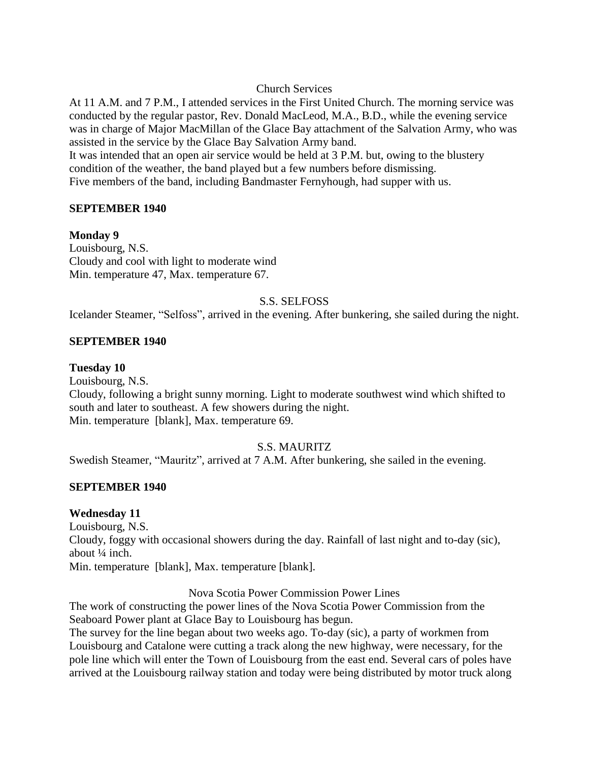Church Services

At 11 A.M. and 7 P.M., I attended services in the First United Church. The morning service was conducted by the regular pastor, Rev. Donald MacLeod, M.A., B.D., while the evening service was in charge of Major MacMillan of the Glace Bay attachment of the Salvation Army, who was assisted in the service by the Glace Bay Salvation Army band.

It was intended that an open air service would be held at 3 P.M. but, owing to the blustery condition of the weather, the band played but a few numbers before dismissing.

Five members of the band, including Bandmaster Fernyhough, had supper with us.

**SEPTEMBER 1940**

**Monday 9**

Louisbourg, N.S.

Cloudy and cool with light to moderate wind

Min. temperature 47, Max. temperature 67.

S.S. SELFOSS

Icelander Steamer, "Selfoss", arrived in the evening. After bunkering, she sailed during the night.

**SEPTEMBER 1940**

**Tuesday 10**

Louisbourg, N.S.

Cloudy, following a bright sunny morning. Light to moderate southwest wind which shifted to south and later to southeast. A few showers during the night.

Min. temperature [blank], Max. temperature 69.

S.S. MAURITZ

Swedish Steamer, "Mauritz", arrived at 7 A.M. After bunkering, she sailed in the evening.

**SEPTEMBER 1940**

**Wednesday 11**

Louisbourg, N.S.

Cloudy, foggy with occasional showers during the day. Rainfall of last night and to-day (sic), about ¼ inch.

Min. temperature [blank], Max. temperature [blank].

Nova Scotia Power Commission Power Lines

The work of constructing the power lines of the Nova Scotia Power Commission from the Seaboard Power plant at Glace Bay to Louisbourg has begun.

The survey for the line began about two weeks ago. To-day (sic), a party of workmen from Louisbourg and Catalone were cutting a track along the new highway, were necessary, for the pole line which will enter the Town of Louisbourg from the east end. Several cars of poles have arrived at the Louisbourg railway station and today were being distributed by motor truck along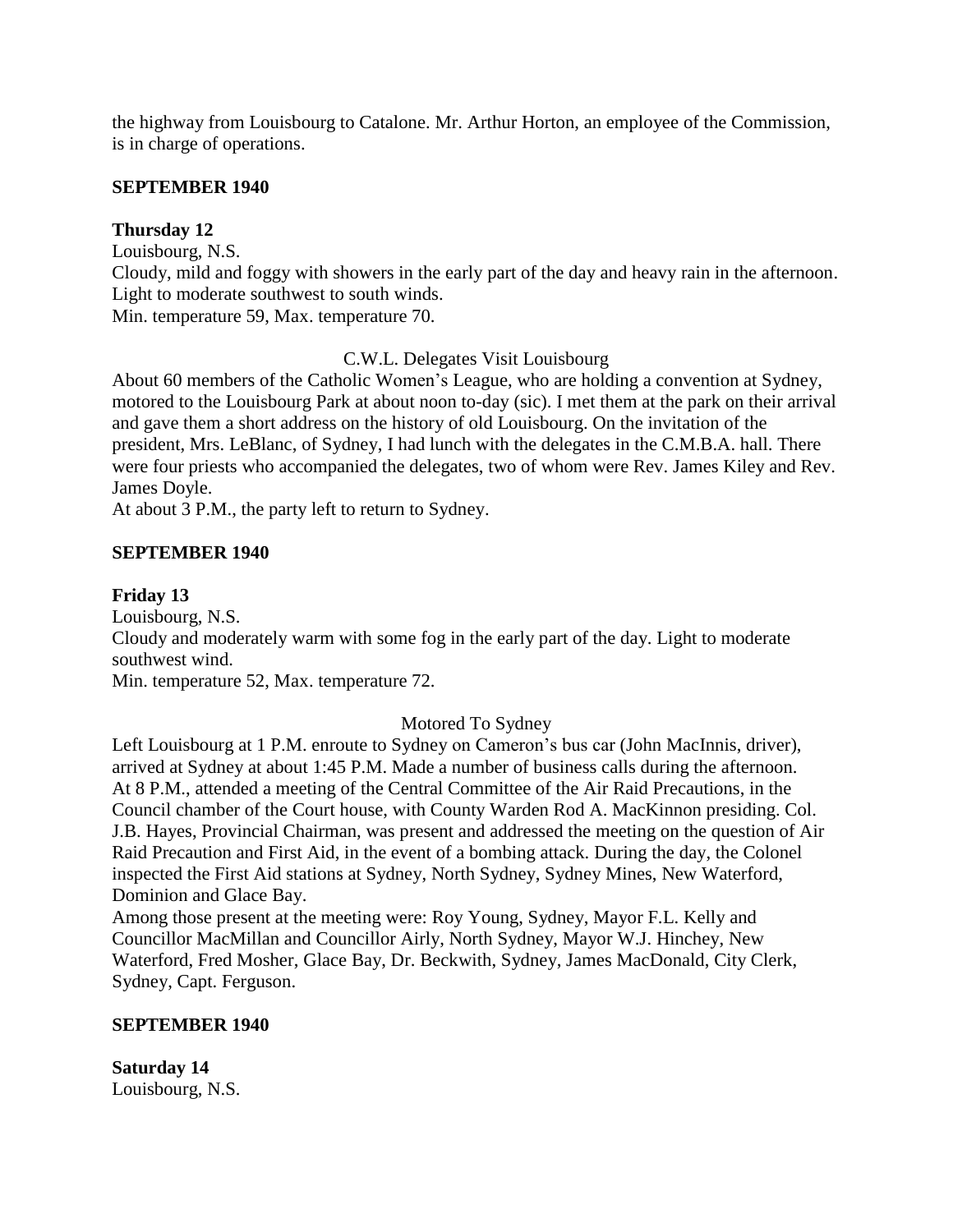the highway from Louisbourg to Catalone. Mr. Arthur Horton, an employee of the Commission, is in charge of operations.

**SEPTEMBER 1940**

**Thursday 12**

Louisbourg, N.S.

Cloudy, mild and foggy with showers in the early part of the day and heavy rain in the afternoon. Light to moderate southwest to south winds.

Min. temperature 59, Max. temperature 70.

C.W.L. Delegates Visit Louisbourg

About 60 members of the Catholic Women's League, who are holding a convention at Sydney, motored to the Louisbourg Park at about noon to-day (sic). I met them at the park on their arrival and gave them a short address on the history of old Louisbourg. On the invitation of the president, Mrs. LeBlanc, of Sydney, I had lunch with the delegates in the C.M.B.A. hall. There were four priests who accompanied the delegates, two of whom were Rev. James Kiley and Rev. James Doyle.

At about 3 P.M., the party left to return to Sydney.

**SEPTEMBER 1940**

**Friday 13**

Louisbourg, N.S.

Cloudy and moderately warm with some fog in the early part of the day. Light to moderate southwest wind.

Min. temperature 52, Max. temperature 72.

Motored To Sydney

Left Louisbourg at 1 P.M. enroute to Sydney on Cameron's bus car (John MacInnis, driver), arrived at Sydney at about 1:45 P.M. Made a number of business calls during the afternoon. At 8 P.M., attended a meeting of the Central Committee of the Air Raid Precautions, in the Council chamber of the Court house, with County Warden Rod A. MacKinnon presiding. Col. J.B. Hayes, Provincial Chairman, was present and addressed the meeting on the question of Air Raid Precaution and First Aid, in the event of a bombing attack. During the day, the Colonel inspected the First Aid stations at Sydney, North Sydney, Sydney Mines, New Waterford, Dominion and Glace Bay.

Among those present at the meeting were: Roy Young, Sydney, Mayor F.L. Kelly and Councillor MacMillan and Councillor Airly, North Sydney, Mayor W.J. Hinchey, New Waterford, Fred Mosher, Glace Bay, Dr. Beckwith, Sydney, James MacDonald, City Clerk, Sydney, Capt. Ferguson.

**SEPTEMBER 1940**

**Saturday 14**

Louisbourg, N.S.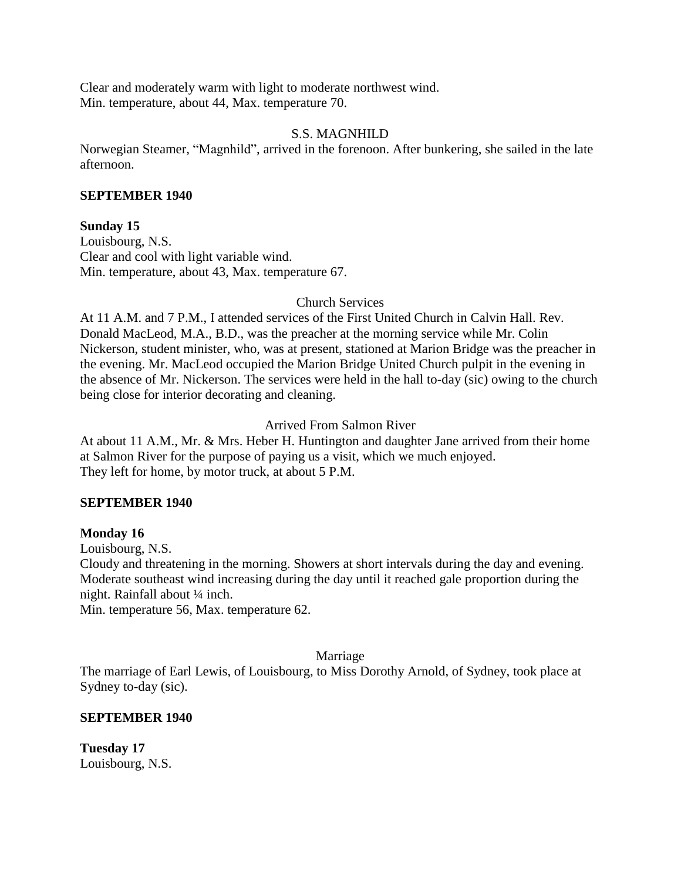Clear and moderately warm with light to moderate northwest wind.
Min. temperature, about 44, Max. temperature 70.

S.S. MAGNHILD

Norwegian Steamer, "Magnhild", arrived in the forenoon. After bunkering, she sailed in the late afternoon.

**SEPTEMBER 1940**

**Sunday 15**

Louisbourg, N.S.
Clear and cool with light variable wind.
Min. temperature, about 43, Max. temperature 67.

Church Services

At 11 A.M. and 7 P.M., I attended services of the First United Church in Calvin Hall. Rev. Donald MacLeod, M.A., B.D., was the preacher at the morning service while Mr. Colin Nickerson, student minister, who, was at present, stationed at Marion Bridge was the preacher in the evening. Mr. MacLeod occupied the Marion Bridge United Church pulpit in the evening in the absence of Mr. Nickerson. The services were held in the hall to-day (sic) owing to the church being close for interior decorating and cleaning.

Arrived From Salmon River

At about 11 A.M., Mr. & Mrs. Heber H. Huntington and daughter Jane arrived from their home at Salmon River for the purpose of paying us a visit, which we much enjoyed.
They left for home, by motor truck, at about 5 P.M.

**SEPTEMBER 1940**

**Monday 16**

Louisbourg, N.S.
Cloudy and threatening in the morning. Showers at short intervals during the day and evening. Moderate southeast wind increasing during the day until it reached gale proportion during the night. Rainfall about ¼ inch.
Min. temperature 56, Max. temperature 62.

Marriage

The marriage of Earl Lewis, of Louisbourg, to Miss Dorothy Arnold, of Sydney, took place at Sydney to-day (sic).

**SEPTEMBER 1940**

**Tuesday 17**

Louisbourg, N.S.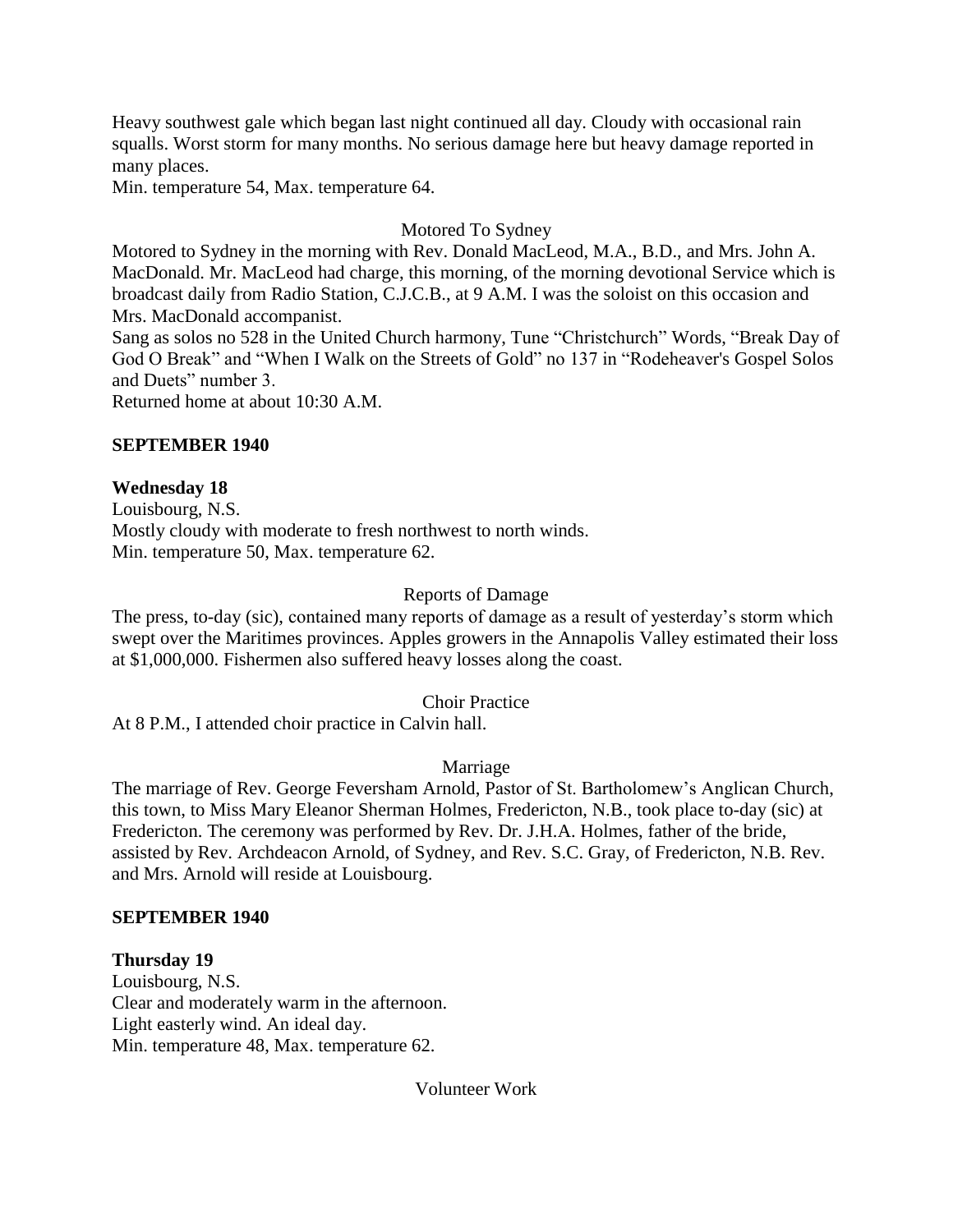Heavy southwest gale which began last night continued all day. Cloudy with occasional rain squalls. Worst storm for many months. No serious damage here but heavy damage reported in many places.
Min. temperature 54, Max. temperature 64.

Motored To Sydney

Motored to Sydney in the morning with Rev. Donald MacLeod, M.A., B.D., and Mrs. John A. MacDonald. Mr. MacLeod had charge, this morning, of the morning devotional Service which is broadcast daily from Radio Station, C.J.C.B., at 9 A.M. I was the soloist on this occasion and Mrs. MacDonald accompanist.
Sang as solos no 528 in the United Church harmony, Tune "Christchurch" Words, "Break Day of God O Break" and "When I Walk on the Streets of Gold" no 137 in "Rodeheaver's Gospel Solos and Duets" number 3.
Returned home at about 10:30 A.M.

**SEPTEMBER 1940**

**Wednesday 18**
Louisbourg, N.S.
Mostly cloudy with moderate to fresh northwest to north winds.
Min. temperature 50, Max. temperature 62.

Reports of Damage

The press, to-day (sic), contained many reports of damage as a result of yesterday's storm which swept over the Maritimes provinces. Apples growers in the Annapolis Valley estimated their loss at $1,000,000. Fishermen also suffered heavy losses along the coast.

Choir Practice

At 8 P.M., I attended choir practice in Calvin hall.

Marriage

The marriage of Rev. George Feversham Arnold, Pastor of St. Bartholomew's Anglican Church, this town, to Miss Mary Eleanor Sherman Holmes, Fredericton, N.B., took place to-day (sic) at Fredericton. The ceremony was performed by Rev. Dr. J.H.A. Holmes, father of the bride, assisted by Rev. Archdeacon Arnold, of Sydney, and Rev. S.C. Gray, of Fredericton, N.B. Rev. and Mrs. Arnold will reside at Louisbourg.

**SEPTEMBER 1940**

**Thursday 19**
Louisbourg, N.S.
Clear and moderately warm in the afternoon.
Light easterly wind. An ideal day.
Min. temperature 48, Max. temperature 62.

Volunteer Work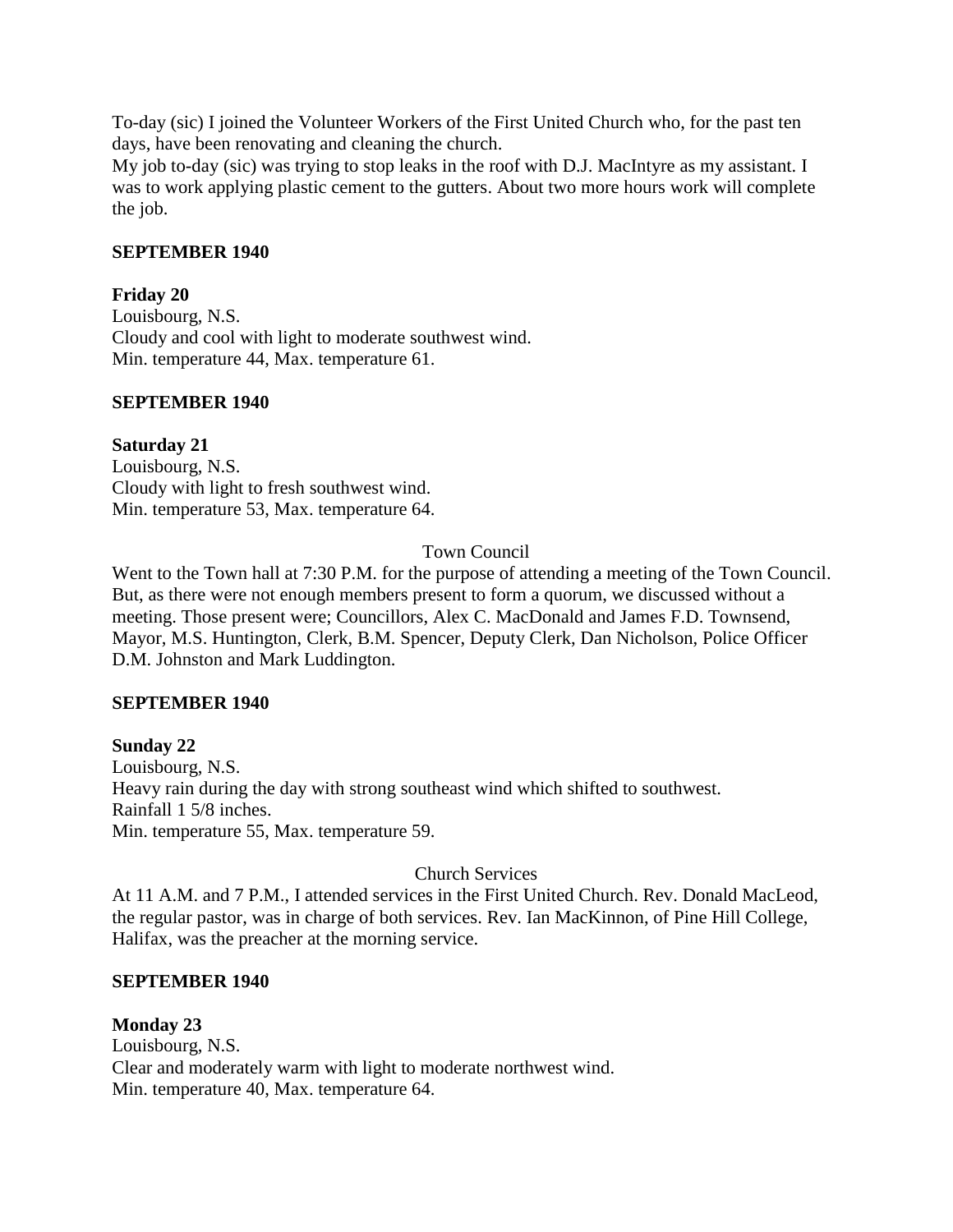To-day (sic) I joined the Volunteer Workers of the First United Church who, for the past ten days, have been renovating and cleaning the church.
My job to-day (sic) was trying to stop leaks in the roof with D.J. MacIntyre as my assistant. I was to work applying plastic cement to the gutters. About two more hours work will complete the job.

**SEPTEMBER 1940**

**Friday 20**
Louisbourg, N.S.
Cloudy and cool with light to moderate southwest wind.
Min. temperature 44, Max. temperature 61.

**SEPTEMBER 1940**

**Saturday 21**
Louisbourg, N.S.
Cloudy with light to fresh southwest wind.
Min. temperature 53, Max. temperature 64.

Town Council

Went to the Town hall at 7:30 P.M. for the purpose of attending a meeting of the Town Council. But, as there were not enough members present to form a quorum, we discussed without a meeting. Those present were; Councillors, Alex C. MacDonald and James F.D. Townsend, Mayor, M.S. Huntington, Clerk, B.M. Spencer, Deputy Clerk, Dan Nicholson, Police Officer D.M. Johnston and Mark Luddington.

**SEPTEMBER 1940**

**Sunday 22**
Louisbourg, N.S.
Heavy rain during the day with strong southeast wind which shifted to southwest.
Rainfall 1 5/8 inches.
Min. temperature 55, Max. temperature 59.

Church Services

At 11 A.M. and 7 P.M., I attended services in the First United Church. Rev. Donald MacLeod, the regular pastor, was in charge of both services. Rev. Ian MacKinnon, of Pine Hill College, Halifax, was the preacher at the morning service.

**SEPTEMBER 1940**

**Monday 23**
Louisbourg, N.S.
Clear and moderately warm with light to moderate northwest wind.
Min. temperature 40, Max. temperature 64.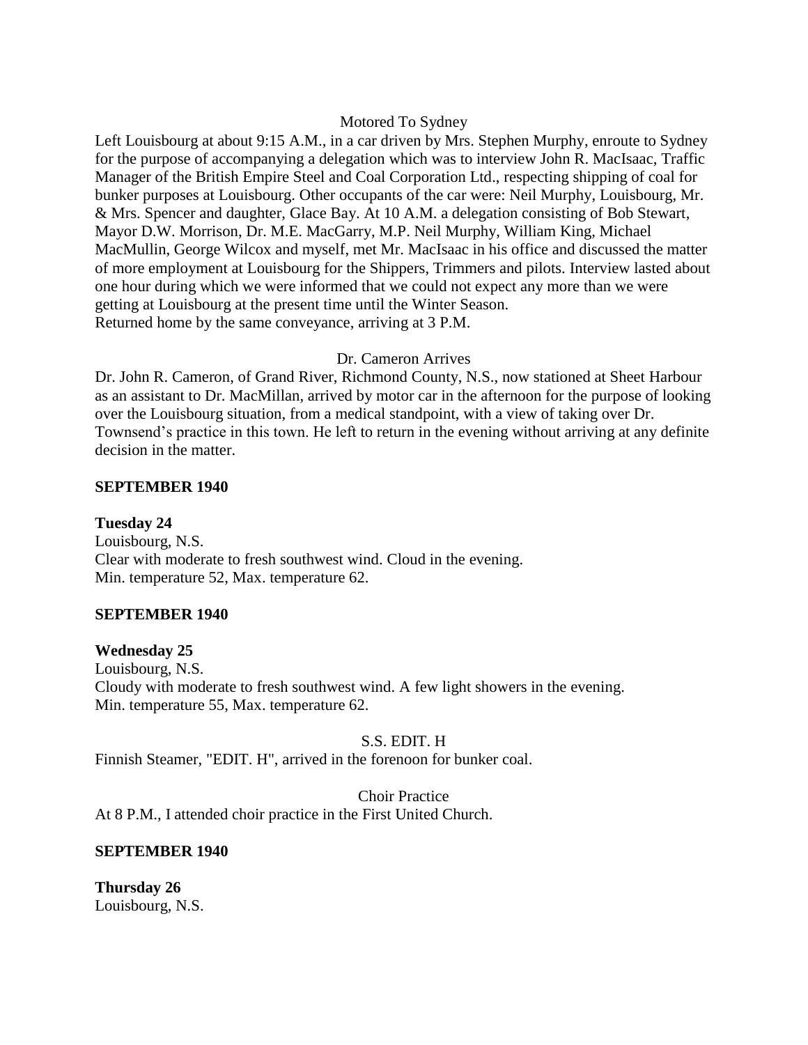Motored To Sydney

Left Louisbourg at about 9:15 A.M., in a car driven by Mrs. Stephen Murphy, enroute to Sydney for the purpose of accompanying a delegation which was to interview John R. MacIsaac, Traffic Manager of the British Empire Steel and Coal Corporation Ltd., respecting shipping of coal for bunker purposes at Louisbourg. Other occupants of the car were: Neil Murphy, Louisbourg, Mr. & Mrs. Spencer and daughter, Glace Bay. At 10 A.M. a delegation consisting of Bob Stewart, Mayor D.W. Morrison, Dr. M.E. MacGarry, M.P. Neil Murphy, William King, Michael MacMullin, George Wilcox and myself, met Mr. MacIsaac in his office and discussed the matter of more employment at Louisbourg for the Shippers, Trimmers and pilots. Interview lasted about one hour during which we were informed that we could not expect any more than we were getting at Louisbourg at the present time until the Winter Season.
Returned home by the same conveyance, arriving at 3 P.M.

Dr. Cameron Arrives

Dr. John R. Cameron, of Grand River, Richmond County, N.S., now stationed at Sheet Harbour as an assistant to Dr. MacMillan, arrived by motor car in the afternoon for the purpose of looking over the Louisbourg situation, from a medical standpoint, with a view of taking over Dr. Townsend's practice in this town. He left to return in the evening without arriving at any definite decision in the matter.

**SEPTEMBER 1940**

**Tuesday 24**
Louisbourg, N.S.
Clear with moderate to fresh southwest wind. Cloud in the evening.
Min. temperature 52, Max. temperature 62.

**SEPTEMBER 1940**

**Wednesday 25**
Louisbourg, N.S.
Cloudy with moderate to fresh southwest wind. A few light showers in the evening.
Min. temperature 55, Max. temperature 62.

S.S. EDIT. H

Finnish Steamer, "EDIT. H", arrived in the forenoon for bunker coal.

Choir Practice

At 8 P.M., I attended choir practice in the First United Church.

**SEPTEMBER 1940**

**Thursday 26**
Louisbourg, N.S.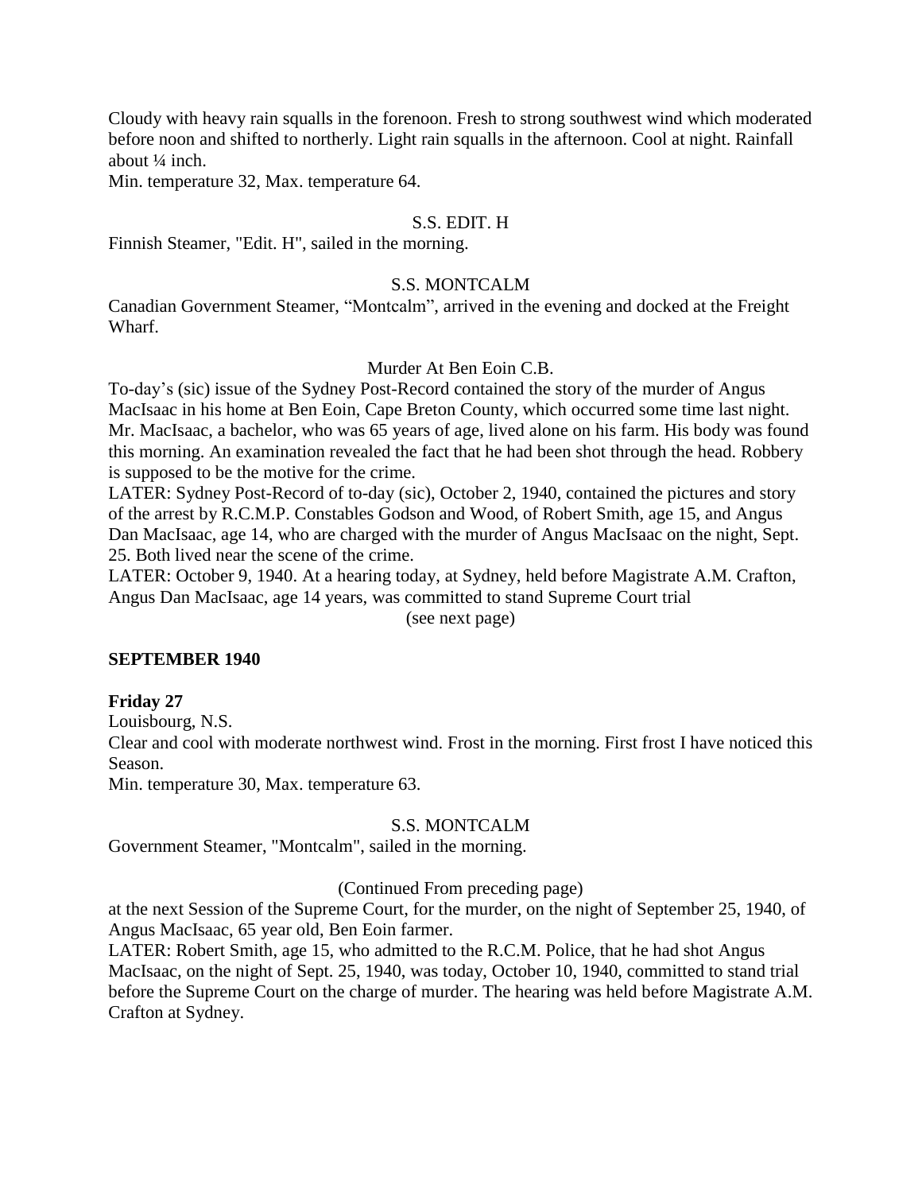Cloudy with heavy rain squalls in the forenoon. Fresh to strong southwest wind which moderated before noon and shifted to northerly. Light rain squalls in the afternoon. Cool at night. Rainfall about ¼ inch.
Min. temperature 32, Max. temperature 64.

S.S. EDIT. H

Finnish Steamer, "Edit. H", sailed in the morning.

S.S. MONTCALM

Canadian Government Steamer, “Montcalm”, arrived in the evening and docked at the Freight Wharf.

Murder At Ben Eoin C.B.

To-day’s (sic) issue of the Sydney Post-Record contained the story of the murder of Angus MacIsaac in his home at Ben Eoin, Cape Breton County, which occurred some time last night. Mr. MacIsaac, a bachelor, who was 65 years of age, lived alone on his farm. His body was found this morning. An examination revealed the fact that he had been shot through the head. Robbery is supposed to be the motive for the crime.
LATER: Sydney Post-Record of to-day (sic), October 2, 1940, contained the pictures and story of the arrest by R.C.M.P. Constables Godson and Wood, of Robert Smith, age 15, and Angus Dan MacIsaac, age 14, who are charged with the murder of Angus MacIsaac on the night, Sept. 25. Both lived near the scene of the crime.
LATER: October 9, 1940. At a hearing today, at Sydney, held before Magistrate A.M. Crafton, Angus Dan MacIsaac, age 14 years, was committed to stand Supreme Court trial

(see next page)

**SEPTEMBER 1940**

**Friday 27**

Louisbourg, N.S.
Clear and cool with moderate northwest wind. Frost in the morning. First frost I have noticed this Season.
Min. temperature 30, Max. temperature 63.

S.S. MONTCALM

Government Steamer, "Montcalm", sailed in the morning.

(Continued From preceding page)

at the next Session of the Supreme Court, for the murder, on the night of September 25, 1940, of Angus MacIsaac, 65 year old, Ben Eoin farmer.
LATER: Robert Smith, age 15, who admitted to the R.C.M. Police, that he had shot Angus MacIsaac, on the night of Sept. 25, 1940, was today, October 10, 1940, committed to stand trial before the Supreme Court on the charge of murder. The hearing was held before Magistrate A.M. Crafton at Sydney.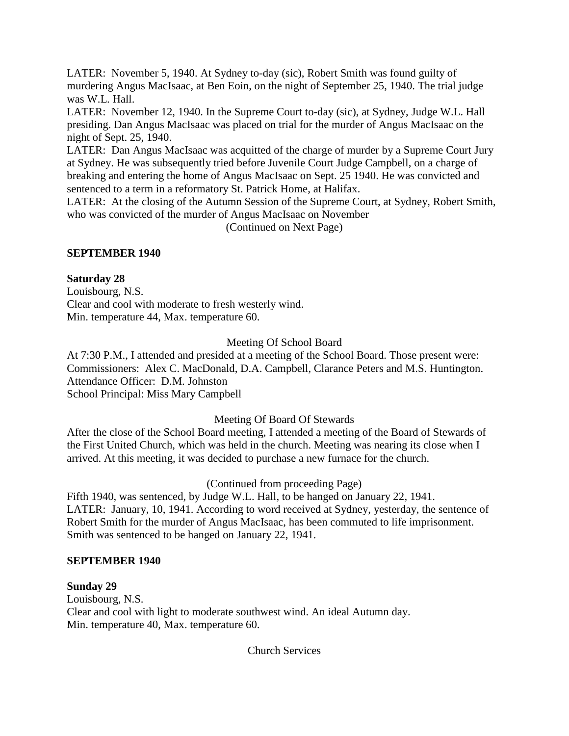LATER: November 5, 1940. At Sydney to-day (sic), Robert Smith was found guilty of murdering Angus MacIsaac, at Ben Eoin, on the night of September 25, 1940. The trial judge was W.L. Hall.

LATER: November 12, 1940. In the Supreme Court to-day (sic), at Sydney, Judge W.L. Hall presiding. Dan Angus MacIsaac was placed on trial for the murder of Angus MacIsaac on the night of Sept. 25, 1940.

LATER: Dan Angus MacIsaac was acquitted of the charge of murder by a Supreme Court Jury at Sydney. He was subsequently tried before Juvenile Court Judge Campbell, on a charge of breaking and entering the home of Angus MacIsaac on Sept. 25 1940. He was convicted and sentenced to a term in a reformatory St. Patrick Home, at Halifax.

LATER: At the closing of the Autumn Session of the Supreme Court, at Sydney, Robert Smith, who was convicted of the murder of Angus MacIsaac on November

(Continued on Next Page)

**SEPTEMBER 1940**

**Saturday 28**

Louisbourg, N.S.
Clear and cool with moderate to fresh westerly wind.
Min. temperature 44, Max. temperature 60.

Meeting Of School Board

At 7:30 P.M., I attended and presided at a meeting of the School Board. Those present were:
Commissioners: Alex C. MacDonald, D.A. Campbell, Clarance Peters and M.S. Huntington.
Attendance Officer: D.M. Johnston
School Principal: Miss Mary Campbell

Meeting Of Board Of Stewards

After the close of the School Board meeting, I attended a meeting of the Board of Stewards of the First United Church, which was held in the church. Meeting was nearing its close when I arrived. At this meeting, it was decided to purchase a new furnace for the church.

(Continued from proceeding Page)

Fifth 1940, was sentenced, by Judge W.L. Hall, to be hanged on January 22, 1941.

LATER: January, 10, 1941. According to word received at Sydney, yesterday, the sentence of Robert Smith for the murder of Angus MacIsaac, has been commuted to life imprisonment. Smith was sentenced to be hanged on January 22, 1941.

**SEPTEMBER 1940**

**Sunday 29**

Louisbourg, N.S.
Clear and cool with light to moderate southwest wind. An ideal Autumn day.
Min. temperature 40, Max. temperature 60.

Church Services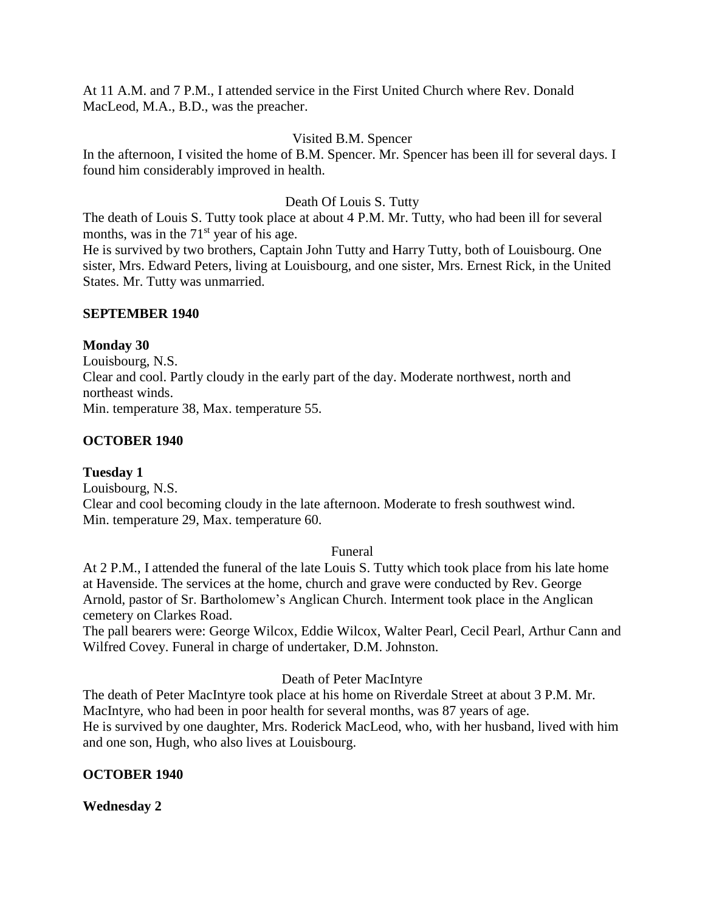At 11 A.M. and 7 P.M., I attended service in the First United Church where Rev. Donald MacLeod, M.A., B.D., was the preacher.

Visited B.M. Spencer

In the afternoon, I visited the home of B.M. Spencer. Mr. Spencer has been ill for several days. I found him considerably improved in health.

Death Of Louis S. Tutty

The death of Louis S. Tutty took place at about 4 P.M. Mr. Tutty, who had been ill for several months, was in the 71st year of his age.

He is survived by two brothers, Captain John Tutty and Harry Tutty, both of Louisbourg. One sister, Mrs. Edward Peters, living at Louisbourg, and one sister, Mrs. Ernest Rick, in the United States. Mr. Tutty was unmarried.

**SEPTEMBER 1940**

**Monday 30**

Louisbourg, N.S.

Clear and cool. Partly cloudy in the early part of the day. Moderate northwest, north and northeast winds.

Min. temperature 38, Max. temperature 55.

**OCTOBER 1940**

**Tuesday 1**

Louisbourg, N.S.

Clear and cool becoming cloudy in the late afternoon. Moderate to fresh southwest wind.

Min. temperature 29, Max. temperature 60.

Funeral

At 2 P.M., I attended the funeral of the late Louis S. Tutty which took place from his late home at Havenside. The services at the home, church and grave were conducted by Rev. George Arnold, pastor of Sr. Bartholomew's Anglican Church. Interment took place in the Anglican cemetery on Clarkes Road.

The pall bearers were: George Wilcox, Eddie Wilcox, Walter Pearl, Cecil Pearl, Arthur Cann and Wilfred Covey. Funeral in charge of undertaker, D.M. Johnston.

Death of Peter MacIntyre

The death of Peter MacIntyre took place at his home on Riverdale Street at about 3 P.M. Mr. MacIntyre, who had been in poor health for several months, was 87 years of age.

He is survived by one daughter, Mrs. Roderick MacLeod, who, with her husband, lived with him and one son, Hugh, who also lives at Louisbourg.

**OCTOBER 1940**

**Wednesday 2**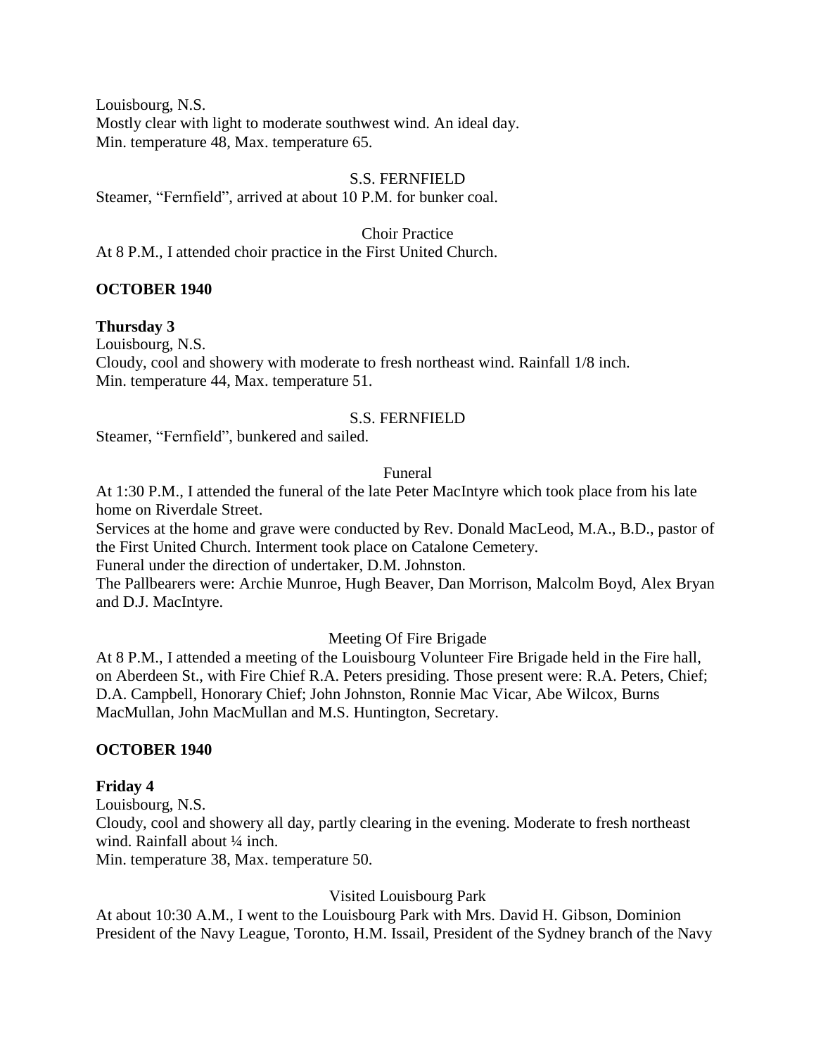Louisbourg, N.S.
Mostly clear with light to moderate southwest wind. An ideal day.
Min. temperature 48, Max. temperature 65.

S.S. FERNFIELD

Steamer, "Fernfield", arrived at about 10 P.M. for bunker coal.

Choir Practice

At 8 P.M., I attended choir practice in the First United Church.

**OCTOBER 1940**

**Thursday 3**

Louisbourg, N.S.
Cloudy, cool and showery with moderate to fresh northeast wind. Rainfall 1/8 inch.
Min. temperature 44, Max. temperature 51.

S.S. FERNFIELD

Steamer, "Fernfield", bunkered and sailed.

Funeral

At 1:30 P.M., I attended the funeral of the late Peter MacIntyre which took place from his late home on Riverdale Street.
Services at the home and grave were conducted by Rev. Donald MacLeod, M.A., B.D., pastor of the First United Church. Interment took place on Catalone Cemetery.
Funeral under the direction of undertaker, D.M. Johnston.
The Pallbearers were: Archie Munroe, Hugh Beaver, Dan Morrison, Malcolm Boyd, Alex Bryan and D.J. MacIntyre.

Meeting Of Fire Brigade

At 8 P.M., I attended a meeting of the Louisbourg Volunteer Fire Brigade held in the Fire hall, on Aberdeen St., with Fire Chief R.A. Peters presiding. Those present were: R.A. Peters, Chief; D.A. Campbell, Honorary Chief; John Johnston, Ronnie Mac Vicar, Abe Wilcox, Burns MacMullan, John MacMullan and M.S. Huntington, Secretary.

**OCTOBER 1940**

**Friday 4**

Louisbourg, N.S.
Cloudy, cool and showery all day, partly clearing in the evening. Moderate to fresh northeast wind. Rainfall about ¼ inch.
Min. temperature 38, Max. temperature 50.

Visited Louisbourg Park

At about 10:30 A.M., I went to the Louisbourg Park with Mrs. David H. Gibson, Dominion President of the Navy League, Toronto, H.M. Issail, President of the Sydney branch of the Navy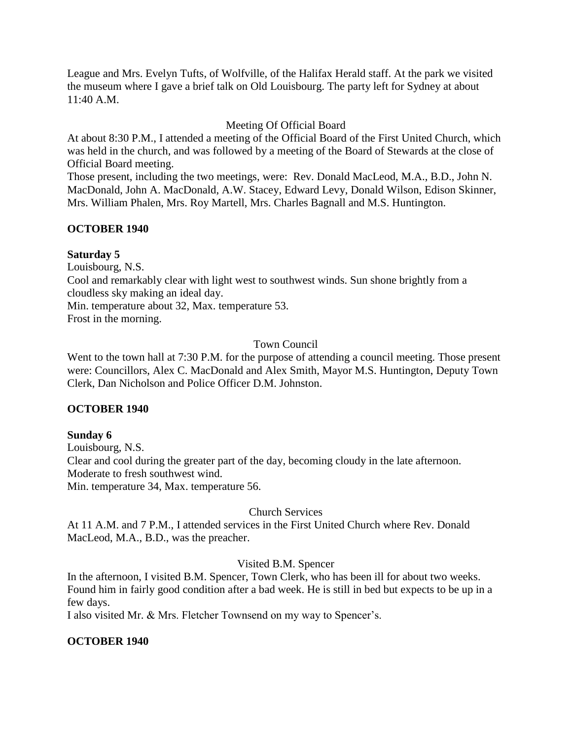League and Mrs. Evelyn Tufts, of Wolfville, of the Halifax Herald staff. At the park we visited the museum where I gave a brief talk on Old Louisbourg. The party left for Sydney at about 11:40 A.M.

Meeting Of Official Board

At about 8:30 P.M., I attended a meeting of the Official Board of the First United Church, which was held in the church, and was followed by a meeting of the Board of Stewards at the close of Official Board meeting.

Those present, including the two meetings, were: Rev. Donald MacLeod, M.A., B.D., John N. MacDonald, John A. MacDonald, A.W. Stacey, Edward Levy, Donald Wilson, Edison Skinner, Mrs. William Phalen, Mrs. Roy Martell, Mrs. Charles Bagnall and M.S. Huntington.

**OCTOBER 1940**

**Saturday 5**

Louisbourg, N.S.

Cool and remarkably clear with light west to southwest winds. Sun shone brightly from a cloudless sky making an ideal day.

Min. temperature about 32, Max. temperature 53.

Frost in the morning.

Town Council

Went to the town hall at 7:30 P.M. for the purpose of attending a council meeting. Those present were: Councillors, Alex C. MacDonald and Alex Smith, Mayor M.S. Huntington, Deputy Town Clerk, Dan Nicholson and Police Officer D.M. Johnston.

**OCTOBER 1940**

**Sunday 6**

Louisbourg, N.S.

Clear and cool during the greater part of the day, becoming cloudy in the late afternoon. Moderate to fresh southwest wind.

Min. temperature 34, Max. temperature 56.

Church Services

At 11 A.M. and 7 P.M., I attended services in the First United Church where Rev. Donald MacLeod, M.A., B.D., was the preacher.

Visited B.M. Spencer

In the afternoon, I visited B.M. Spencer, Town Clerk, who has been ill for about two weeks. Found him in fairly good condition after a bad week. He is still in bed but expects to be up in a few days.

I also visited Mr. & Mrs. Fletcher Townsend on my way to Spencer's.

**OCTOBER 1940**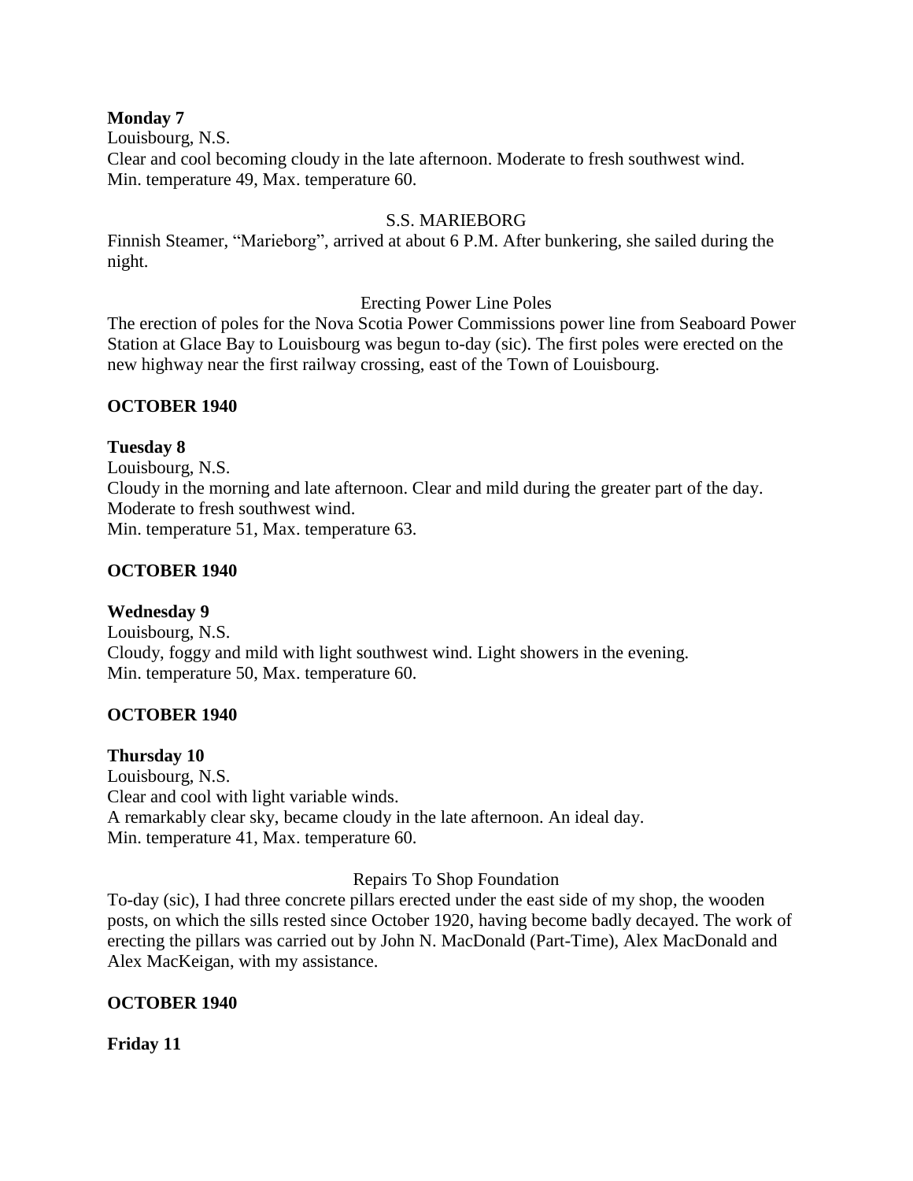**Monday 7**

Louisbourg, N.S.

Clear and cool becoming cloudy in the late afternoon. Moderate to fresh southwest wind.

Min. temperature 49, Max. temperature 60.

S.S. MARIEBORG

Finnish Steamer, "Marieborg", arrived at about 6 P.M. After bunkering, she sailed during the night.

Erecting Power Line Poles

The erection of poles for the Nova Scotia Power Commissions power line from Seaboard Power Station at Glace Bay to Louisbourg was begun to-day (sic). The first poles were erected on the new highway near the first railway crossing, east of the Town of Louisbourg.

**OCTOBER 1940**

**Tuesday 8**

Louisbourg, N.S.

Cloudy in the morning and late afternoon. Clear and mild during the greater part of the day. Moderate to fresh southwest wind.

Min. temperature 51, Max. temperature 63.

**OCTOBER 1940**

**Wednesday 9**

Louisbourg, N.S.

Cloudy, foggy and mild with light southwest wind. Light showers in the evening.

Min. temperature 50, Max. temperature 60.

**OCTOBER 1940**

**Thursday 10**

Louisbourg, N.S.

Clear and cool with light variable winds.

A remarkably clear sky, became cloudy in the late afternoon. An ideal day.

Min. temperature 41, Max. temperature 60.

Repairs To Shop Foundation

To-day (sic), I had three concrete pillars erected under the east side of my shop, the wooden posts, on which the sills rested since October 1920, having become badly decayed. The work of erecting the pillars was carried out by John N. MacDonald (Part-Time), Alex MacDonald and Alex MacKeigan, with my assistance.

**OCTOBER 1940**

**Friday 11**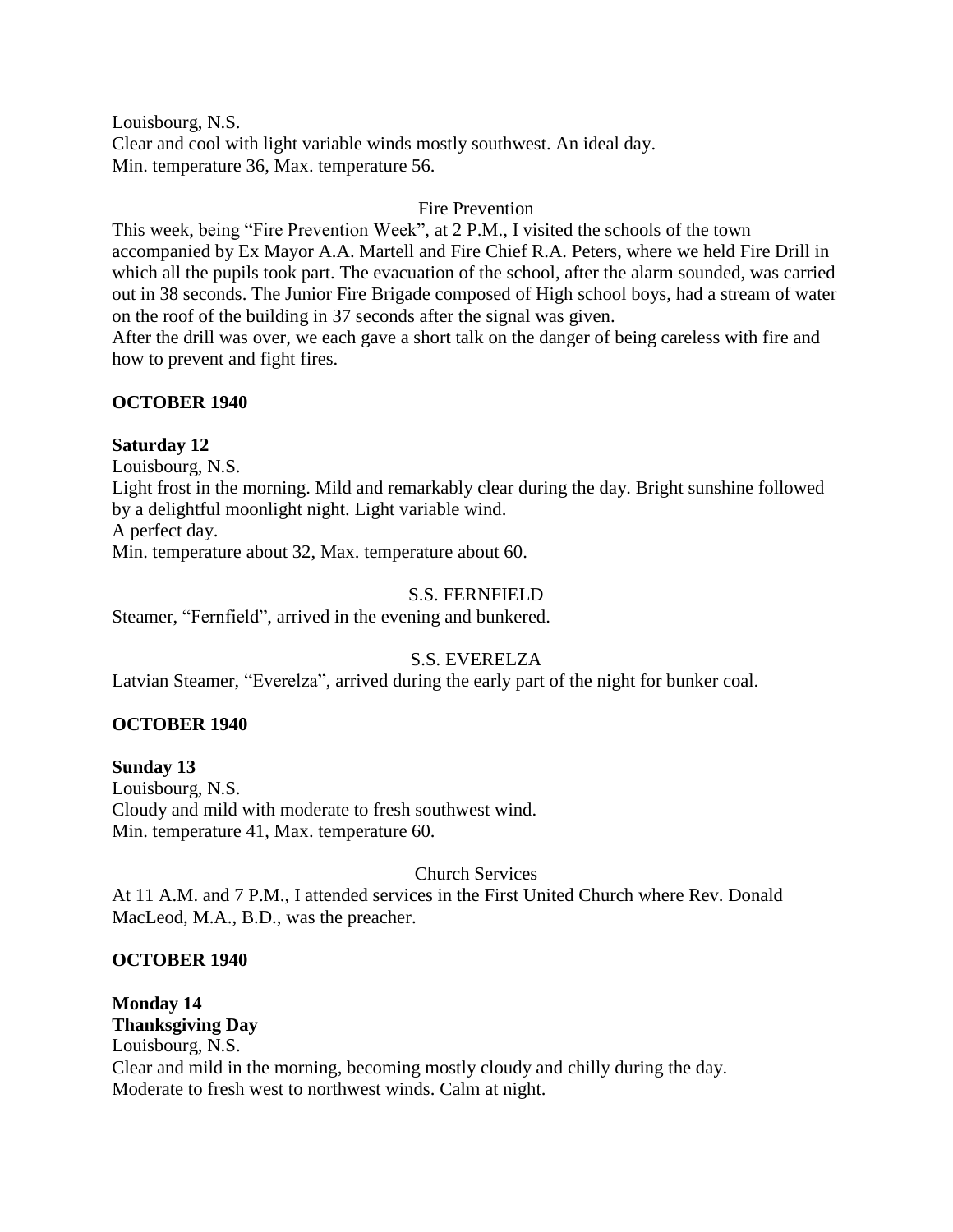Louisbourg, N.S.
Clear and cool with light variable winds mostly southwest. An ideal day.
Min. temperature 36, Max. temperature 56.

Fire Prevention

This week, being "Fire Prevention Week", at 2 P.M., I visited the schools of the town accompanied by Ex Mayor A.A. Martell and Fire Chief R.A. Peters, where we held Fire Drill in which all the pupils took part. The evacuation of the school, after the alarm sounded, was carried out in 38 seconds. The Junior Fire Brigade composed of High school boys, had a stream of water on the roof of the building in 37 seconds after the signal was given.
After the drill was over, we each gave a short talk on the danger of being careless with fire and how to prevent and fight fires.

**OCTOBER 1940**

**Saturday 12**
Louisbourg, N.S.
Light frost in the morning. Mild and remarkably clear during the day. Bright sunshine followed by a delightful moonlight night. Light variable wind.
A perfect day.
Min. temperature about 32, Max. temperature about 60.

S.S. FERNFIELD

Steamer, "Fernfield", arrived in the evening and bunkered.

S.S. EVERELZA

Latvian Steamer, "Everelza", arrived during the early part of the night for bunker coal.

**OCTOBER 1940**

**Sunday 13**
Louisbourg, N.S.
Cloudy and mild with moderate to fresh southwest wind.
Min. temperature 41, Max. temperature 60.

Church Services

At 11 A.M. and 7 P.M., I attended services in the First United Church where Rev. Donald MacLeod, M.A., B.D., was the preacher.

**OCTOBER 1940**

**Monday 14**
**Thanksgiving Day**
Louisbourg, N.S.
Clear and mild in the morning, becoming mostly cloudy and chilly during the day.
Moderate to fresh west to northwest winds. Calm at night.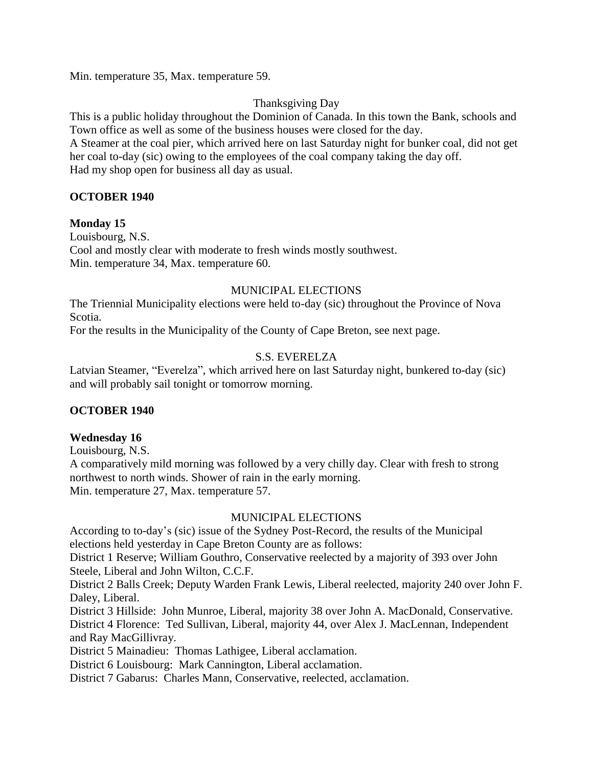Min. temperature 35, Max. temperature 59.

Thanksgiving Day

This is a public holiday throughout the Dominion of Canada. In this town the Bank, schools and Town office as well as some of the business houses were closed for the day.
A Steamer at the coal pier, which arrived here on last Saturday night for bunker coal, did not get her coal to-day (sic) owing to the employees of the coal company taking the day off.
Had my shop open for business all day as usual.

**OCTOBER 1940**

**Monday 15**
Louisbourg, N.S.
Cool and mostly clear with moderate to fresh winds mostly southwest.
Min. temperature 34, Max. temperature 60.

MUNICIPAL ELECTIONS

The Triennial Municipality elections were held to-day (sic) throughout the Province of Nova Scotia.
For the results in the Municipality of the County of Cape Breton, see next page.

S.S. EVERELZA

Latvian Steamer, "Everelza", which arrived here on last Saturday night, bunkered to-day (sic) and will probably sail tonight or tomorrow morning.

**OCTOBER 1940**

**Wednesday 16**
Louisbourg, N.S.
A comparatively mild morning was followed by a very chilly day. Clear with fresh to strong northwest to north winds. Shower of rain in the early morning.
Min. temperature 27, Max. temperature 57.

MUNICIPAL ELECTIONS

According to to-day's (sic) issue of the Sydney Post-Record, the results of the Municipal elections held yesterday in Cape Breton County are as follows:
District 1 Reserve; William Gouthro, Conservative reelected by a majority of 393 over John Steele, Liberal and John Wilton, C.C.F.
District 2 Balls Creek; Deputy Warden Frank Lewis, Liberal reelected, majority 240 over John F. Daley, Liberal.
District 3 Hillside: John Munroe, Liberal, majority 38 over John A. MacDonald, Conservative.
District 4 Florence: Ted Sullivan, Liberal, majority 44, over Alex J. MacLennan, Independent and Ray MacGillivray.
District 5 Mainadieu: Thomas Lathigee, Liberal acclamation.
District 6 Louisbourg: Mark Cannington, Liberal acclamation.
District 7 Gabarus: Charles Mann, Conservative, reelected, acclamation.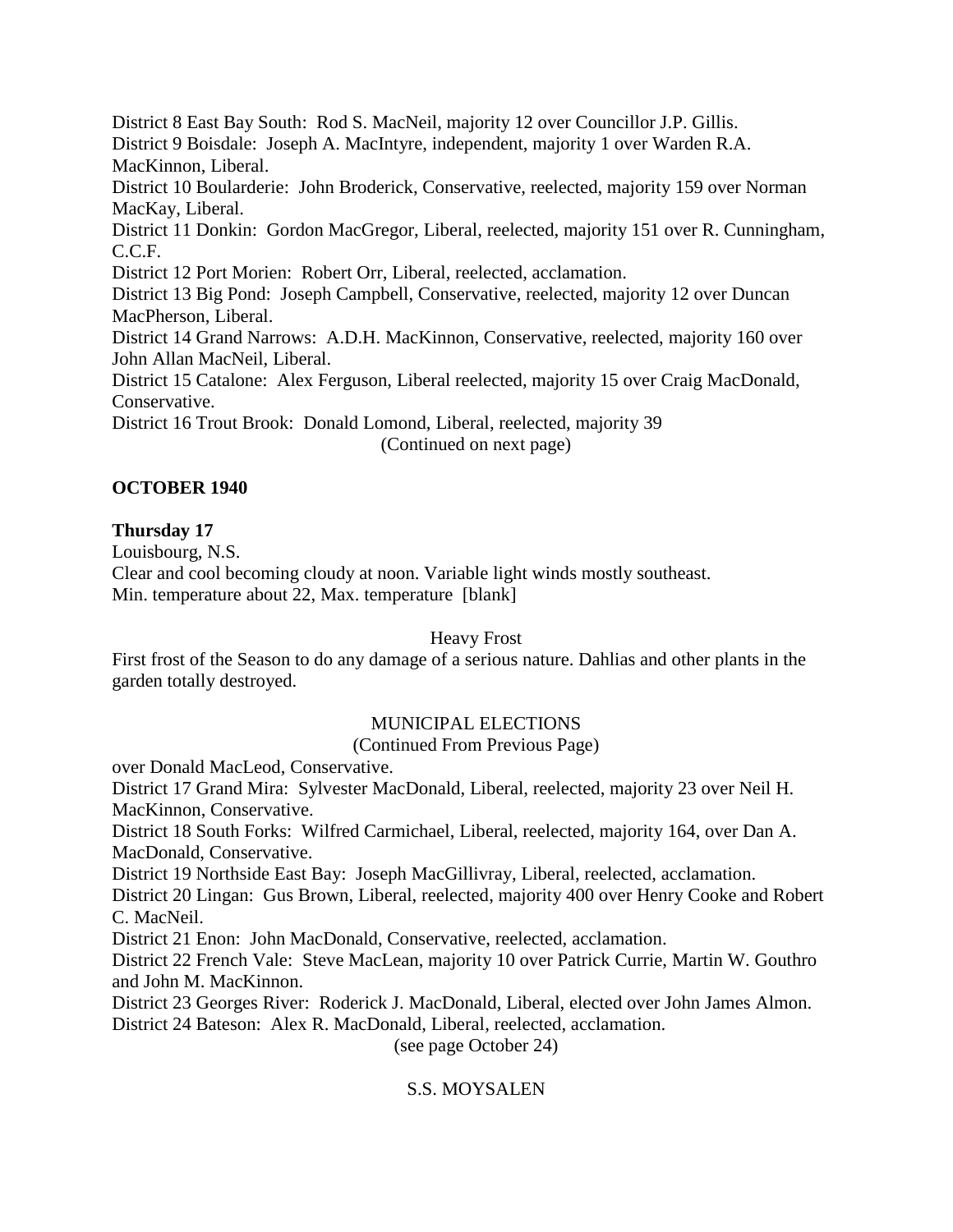District 8 East Bay South: Rod S. MacNeil, majority 12 over Councillor J.P. Gillis.
District 9 Boisdale: Joseph A. MacIntyre, independent, majority 1 over Warden R.A. MacKinnon, Liberal.
District 10 Boularderie: John Broderick, Conservative, reelected, majority 159 over Norman MacKay, Liberal.
District 11 Donkin: Gordon MacGregor, Liberal, reelected, majority 151 over R. Cunningham, C.C.F.
District 12 Port Morien: Robert Orr, Liberal, reelected, acclamation.
District 13 Big Pond: Joseph Campbell, Conservative, reelected, majority 12 over Duncan MacPherson, Liberal.
District 14 Grand Narrows: A.D.H. MacKinnon, Conservative, reelected, majority 160 over John Allan MacNeil, Liberal.
District 15 Catalone: Alex Ferguson, Liberal reelected, majority 15 over Craig MacDonald, Conservative.
District 16 Trout Brook: Donald Lomond, Liberal, reelected, majority 39

(Continued on next page)

**OCTOBER 1940**

**Thursday 17**

Louisbourg, N.S.
Clear and cool becoming cloudy at noon. Variable light winds mostly southeast.
Min. temperature about 22, Max. temperature [blank]

Heavy Frost

First frost of the Season to do any damage of a serious nature. Dahlias and other plants in the garden totally destroyed.

MUNICIPAL ELECTIONS

(Continued From Previous Page)

over Donald MacLeod, Conservative.
District 17 Grand Mira: Sylvester MacDonald, Liberal, reelected, majority 23 over Neil H. MacKinnon, Conservative.
District 18 South Forks: Wilfred Carmichael, Liberal, reelected, majority 164, over Dan A. MacDonald, Conservative.
District 19 Northside East Bay: Joseph MacGillivray, Liberal, reelected, acclamation.
District 20 Lingan: Gus Brown, Liberal, reelected, majority 400 over Henry Cooke and Robert C. MacNeil.
District 21 Enon: John MacDonald, Conservative, reelected, acclamation.
District 22 French Vale: Steve MacLean, majority 10 over Patrick Currie, Martin W. Gouthro and John M. MacKinnon.
District 23 Georges River: Roderick J. MacDonald, Liberal, elected over John James Almon.
District 24 Bateson: Alex R. MacDonald, Liberal, reelected, acclamation.

(see page October 24)

S.S. MOYSALEN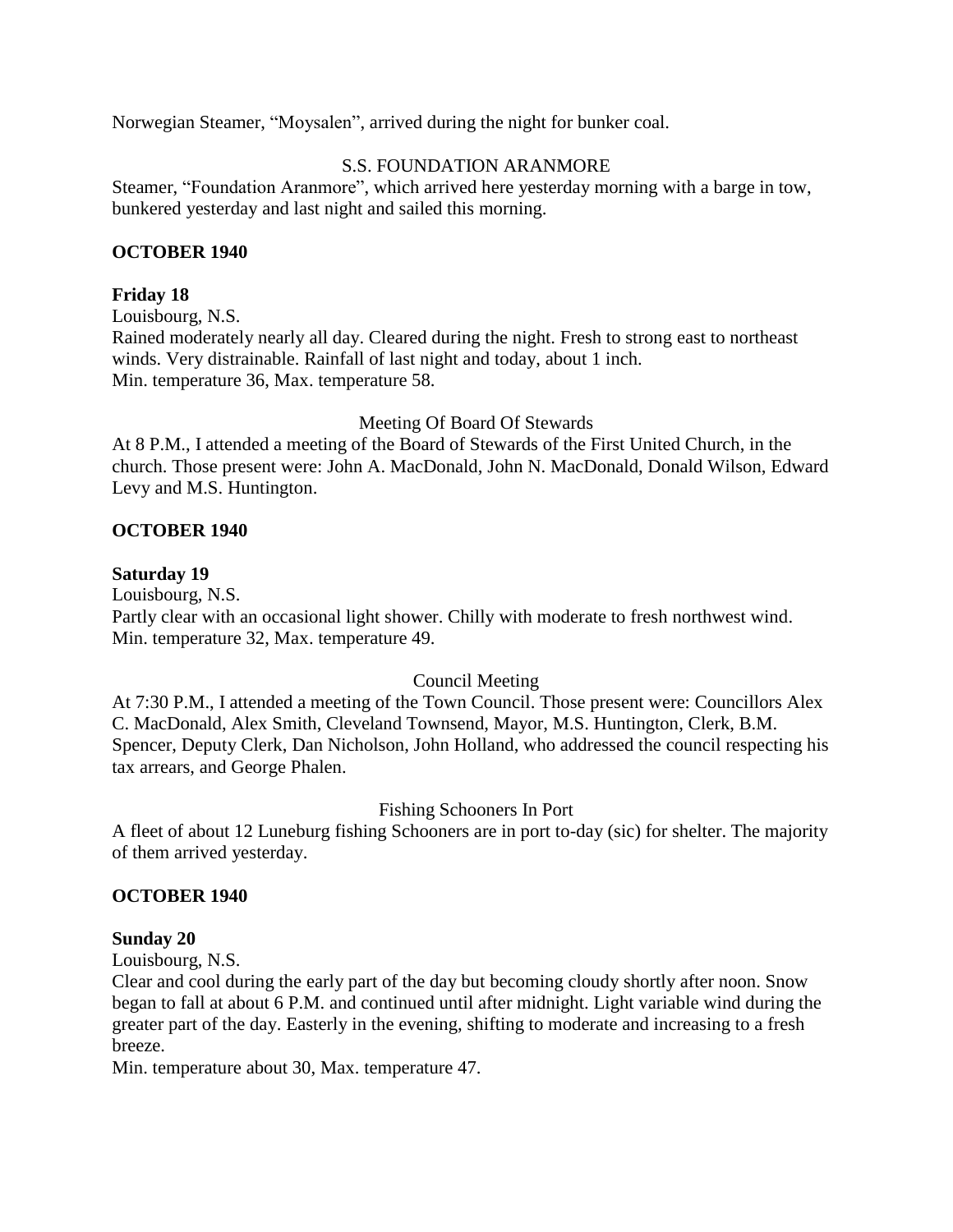Norwegian Steamer, “Moysalen”, arrived during the night for bunker coal.

S.S. FOUNDATION ARANMORE

Steamer, “Foundation Aranmore”, which arrived here yesterday morning with a barge in tow, bunkered yesterday and last night and sailed this morning.

**OCTOBER 1940**

**Friday 18**

Louisbourg, N.S.

Rained moderately nearly all day. Cleared during the night. Fresh to strong east to northeast winds. Very distrainable. Rainfall of last night and today, about 1 inch.

Min. temperature 36, Max. temperature 58.

Meeting Of Board Of Stewards

At 8 P.M., I attended a meeting of the Board of Stewards of the First United Church, in the church. Those present were: John A. MacDonald, John N. MacDonald, Donald Wilson, Edward Levy and M.S. Huntington.

**OCTOBER 1940**

**Saturday 19**

Louisbourg, N.S.

Partly clear with an occasional light shower. Chilly with moderate to fresh northwest wind.

Min. temperature 32, Max. temperature 49.

Council Meeting

At 7:30 P.M., I attended a meeting of the Town Council. Those present were: Councillors Alex C. MacDonald, Alex Smith, Cleveland Townsend, Mayor, M.S. Huntington, Clerk, B.M. Spencer, Deputy Clerk, Dan Nicholson, John Holland, who addressed the council respecting his tax arrears, and George Phalen.

Fishing Schooners In Port

A fleet of about 12 Luneburg fishing Schooners are in port to-day (sic) for shelter. The majority of them arrived yesterday.

**OCTOBER 1940**

**Sunday 20**

Louisbourg, N.S.

Clear and cool during the early part of the day but becoming cloudy shortly after noon. Snow began to fall at about 6 P.M. and continued until after midnight. Light variable wind during the greater part of the day. Easterly in the evening, shifting to moderate and increasing to a fresh breeze.

Min. temperature about 30, Max. temperature 47.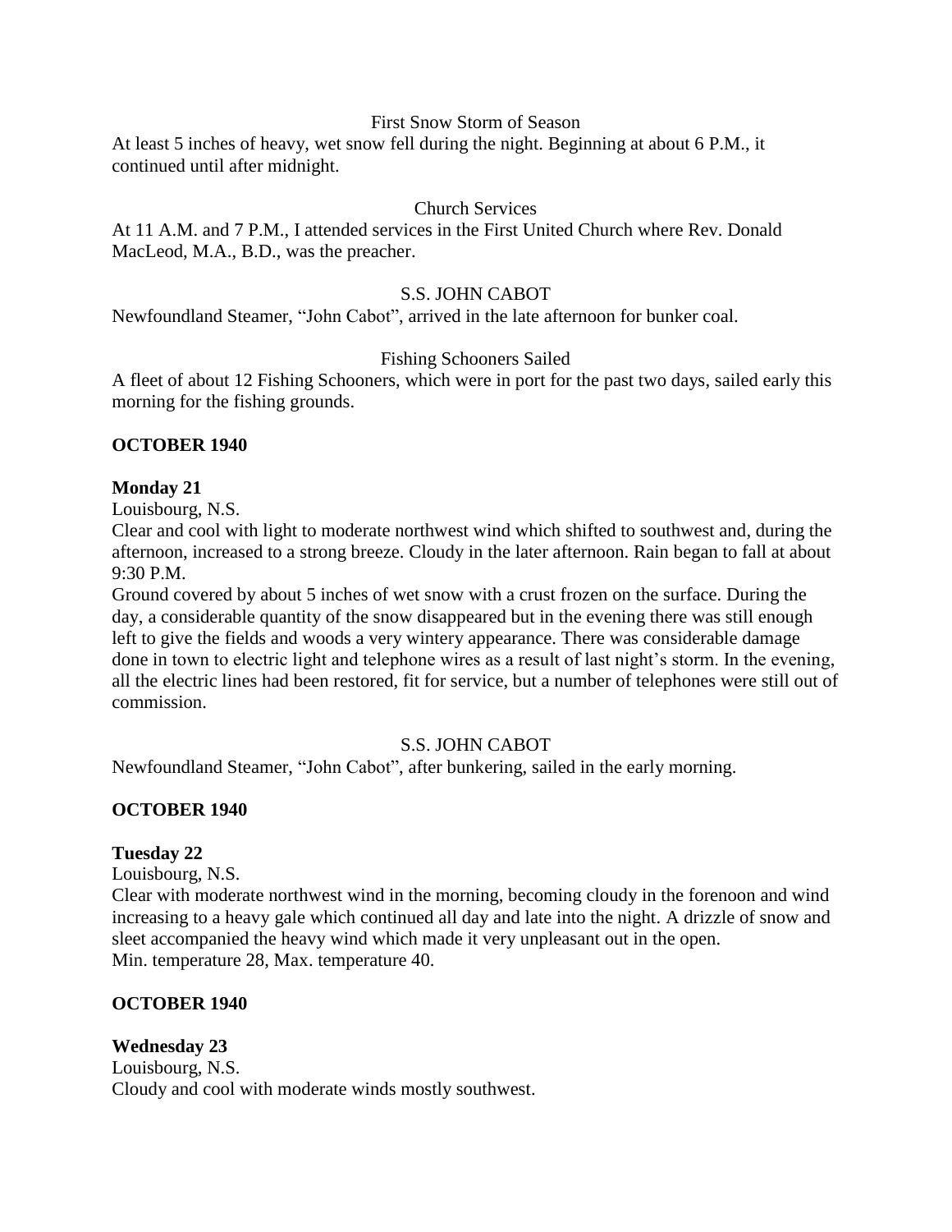First Snow Storm of Season

At least 5 inches of heavy, wet snow fell during the night. Beginning at about 6 P.M., it continued until after midnight.

Church Services

At 11 A.M. and 7 P.M., I attended services in the First United Church where Rev. Donald MacLeod, M.A., B.D., was the preacher.

S.S. JOHN CABOT

Newfoundland Steamer, "John Cabot", arrived in the late afternoon for bunker coal.

Fishing Schooners Sailed

A fleet of about 12 Fishing Schooners, which were in port for the past two days, sailed early this morning for the fishing grounds.

**OCTOBER 1940**

**Monday 21**

Louisbourg, N.S.

Clear and cool with light to moderate northwest wind which shifted to southwest and, during the afternoon, increased to a strong breeze. Cloudy in the later afternoon. Rain began to fall at about 9:30 P.M.

Ground covered by about 5 inches of wet snow with a crust frozen on the surface. During the day, a considerable quantity of the snow disappeared but in the evening there was still enough left to give the fields and woods a very wintery appearance. There was considerable damage done in town to electric light and telephone wires as a result of last night's storm. In the evening, all the electric lines had been restored, fit for service, but a number of telephones were still out of commission.

S.S. JOHN CABOT

Newfoundland Steamer, "John Cabot", after bunkering, sailed in the early morning.

**OCTOBER 1940**

**Tuesday 22**

Louisbourg, N.S.

Clear with moderate northwest wind in the morning, becoming cloudy in the forenoon and wind increasing to a heavy gale which continued all day and late into the night. A drizzle of snow and sleet accompanied the heavy wind which made it very unpleasant out in the open.

Min. temperature 28, Max. temperature 40.

**OCTOBER 1940**

**Wednesday 23**

Louisbourg, N.S.

Cloudy and cool with moderate winds mostly southwest.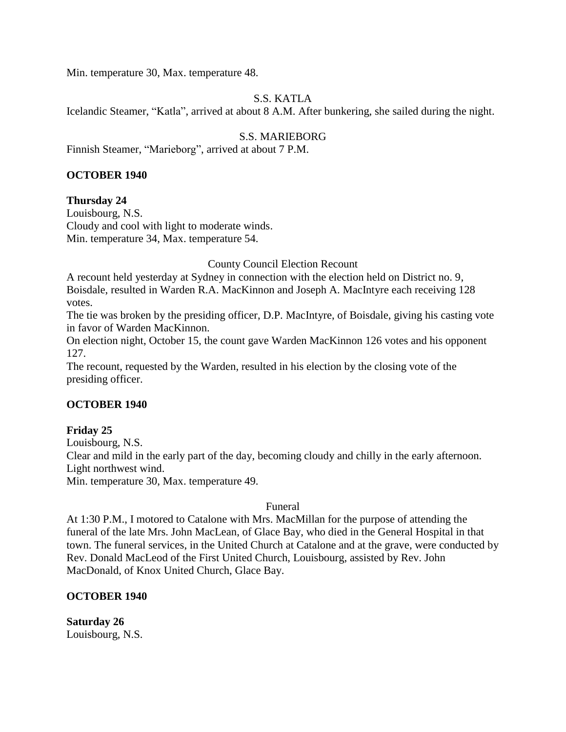Min. temperature 30, Max. temperature 48.

S.S. KATLA

Icelandic Steamer, "Katla", arrived at about 8 A.M. After bunkering, she sailed during the night.

S.S. MARIEBORG

Finnish Steamer, "Marieborg", arrived at about 7 P.M.

**OCTOBER 1940**

**Thursday 24**

Louisbourg, N.S.
Cloudy and cool with light to moderate winds.
Min. temperature 34, Max. temperature 54.

County Council Election Recount

A recount held yesterday at Sydney in connection with the election held on District no. 9, Boisdale, resulted in Warden R.A. MacKinnon and Joseph A. MacIntyre each receiving 128 votes.

The tie was broken by the presiding officer, D.P. MacIntyre, of Boisdale, giving his casting vote in favor of Warden MacKinnon.

On election night, October 15, the count gave Warden MacKinnon 126 votes and his opponent 127.

The recount, requested by the Warden, resulted in his election by the closing vote of the presiding officer.

**OCTOBER 1940**

**Friday 25**

Louisbourg, N.S.
Clear and mild in the early part of the day, becoming cloudy and chilly in the early afternoon.
Light northwest wind.
Min. temperature 30, Max. temperature 49.

Funeral

At 1:30 P.M., I motored to Catalone with Mrs. MacMillan for the purpose of attending the funeral of the late Mrs. John MacLean, of Glace Bay, who died in the General Hospital in that town. The funeral services, in the United Church at Catalone and at the grave, were conducted by Rev. Donald MacLeod of the First United Church, Louisbourg, assisted by Rev. John MacDonald, of Knox United Church, Glace Bay.

**OCTOBER 1940**

**Saturday 26**

Louisbourg, N.S.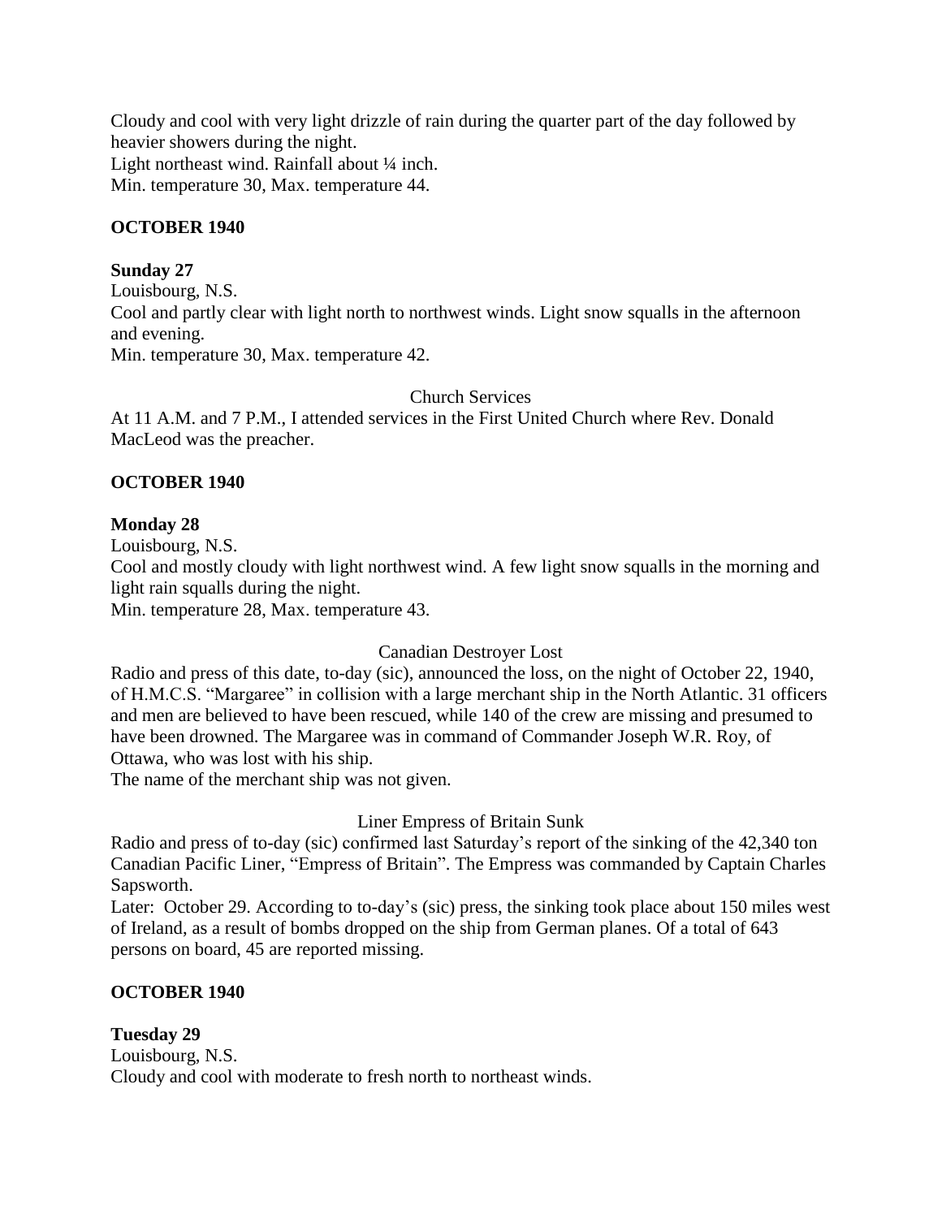Cloudy and cool with very light drizzle of rain during the quarter part of the day followed by heavier showers during the night.
Light northeast wind. Rainfall about ¼ inch.
Min. temperature 30, Max. temperature 44.

**OCTOBER 1940**

**Sunday 27**
Louisbourg, N.S.
Cool and partly clear with light north to northwest winds. Light snow squalls in the afternoon and evening.
Min. temperature 30, Max. temperature 42.

Church Services

At 11 A.M. and 7 P.M., I attended services in the First United Church where Rev. Donald MacLeod was the preacher.

**OCTOBER 1940**

**Monday 28**
Louisbourg, N.S.
Cool and mostly cloudy with light northwest wind. A few light snow squalls in the morning and light rain squalls during the night.
Min. temperature 28, Max. temperature 43.

Canadian Destroyer Lost

Radio and press of this date, to-day (sic), announced the loss, on the night of October 22, 1940, of H.M.C.S. "Margaree" in collision with a large merchant ship in the North Atlantic. 31 officers and men are believed to have been rescued, while 140 of the crew are missing and presumed to have been drowned. The Margaree was in command of Commander Joseph W.R. Roy, of Ottawa, who was lost with his ship.
The name of the merchant ship was not given.

Liner Empress of Britain Sunk

Radio and press of to-day (sic) confirmed last Saturday's report of the sinking of the 42,340 ton Canadian Pacific Liner, "Empress of Britain". The Empress was commanded by Captain Charles Sapsworth.
Later: October 29. According to to-day's (sic) press, the sinking took place about 150 miles west of Ireland, as a result of bombs dropped on the ship from German planes. Of a total of 643 persons on board, 45 are reported missing.

**OCTOBER 1940**

**Tuesday 29**
Louisbourg, N.S.
Cloudy and cool with moderate to fresh north to northeast winds.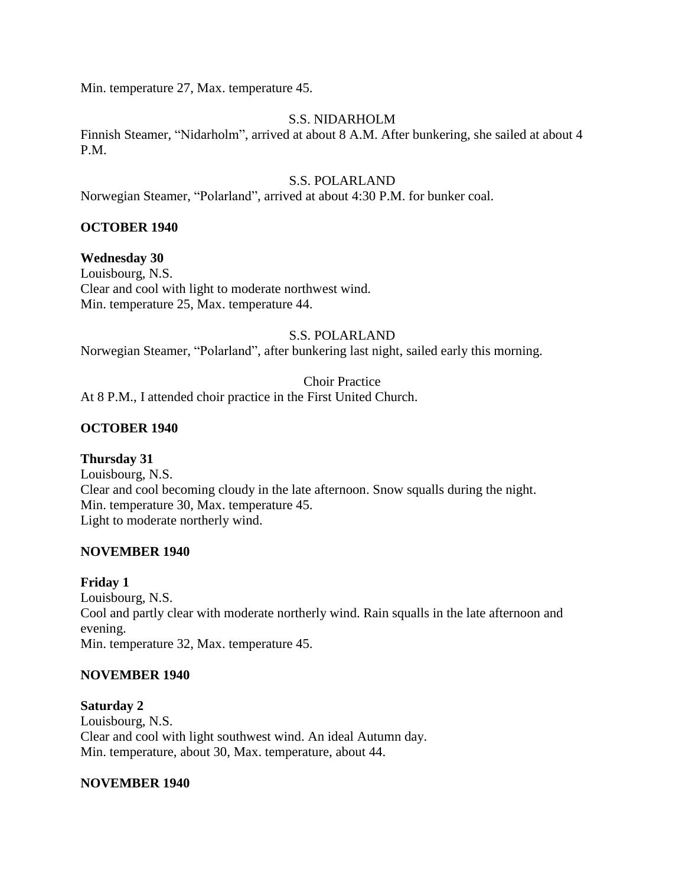Min. temperature 27, Max. temperature 45.

S.S. NIDARHOLM

Finnish Steamer, "Nidarholm", arrived at about 8 A.M. After bunkering, she sailed at about 4 P.M.

S.S. POLARLAND

Norwegian Steamer, "Polarland", arrived at about 4:30 P.M. for bunker coal.

**OCTOBER 1940**

**Wednesday 30**

Louisbourg, N.S.
Clear and cool with light to moderate northwest wind.
Min. temperature 25, Max. temperature 44.

S.S. POLARLAND

Norwegian Steamer, "Polarland", after bunkering last night, sailed early this morning.

Choir Practice

At 8 P.M., I attended choir practice in the First United Church.

**OCTOBER 1940**

**Thursday 31**

Louisbourg, N.S.
Clear and cool becoming cloudy in the late afternoon. Snow squalls during the night.
Min. temperature 30, Max. temperature 45.
Light to moderate northerly wind.

**NOVEMBER 1940**

**Friday 1**

Louisbourg, N.S.
Cool and partly clear with moderate northerly wind. Rain squalls in the late afternoon and evening.
Min. temperature 32, Max. temperature 45.

**NOVEMBER 1940**

**Saturday 2**

Louisbourg, N.S.
Clear and cool with light southwest wind. An ideal Autumn day.
Min. temperature, about 30, Max. temperature, about 44.

**NOVEMBER 1940**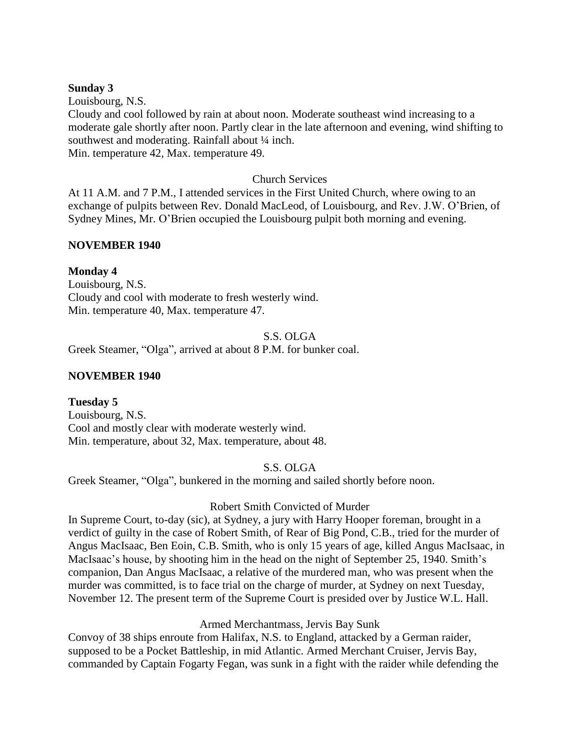**Sunday 3**

Louisbourg, N.S.

Cloudy and cool followed by rain at about noon. Moderate southeast wind increasing to a moderate gale shortly after noon. Partly clear in the late afternoon and evening, wind shifting to southwest and moderating. Rainfall about ¼ inch.

Min. temperature 42, Max. temperature 49.

Church Services

At 11 A.M. and 7 P.M., I attended services in the First United Church, where owing to an exchange of pulpits between Rev. Donald MacLeod, of Louisbourg, and Rev. J.W. O'Brien, of Sydney Mines, Mr. O'Brien occupied the Louisbourg pulpit both morning and evening.

**NOVEMBER 1940**

**Monday 4**

Louisbourg, N.S.

Cloudy and cool with moderate to fresh westerly wind.

Min. temperature 40, Max. temperature 47.

S.S. OLGA

Greek Steamer, "Olga", arrived at about 8 P.M. for bunker coal.

**NOVEMBER 1940**

**Tuesday 5**

Louisbourg, N.S.

Cool and mostly clear with moderate westerly wind.

Min. temperature, about 32, Max. temperature, about 48.

S.S. OLGA

Greek Steamer, "Olga", bunkered in the morning and sailed shortly before noon.

Robert Smith Convicted of Murder

In Supreme Court, to-day (sic), at Sydney, a jury with Harry Hooper foreman, brought in a verdict of guilty in the case of Robert Smith, of Rear of Big Pond, C.B., tried for the murder of Angus MacIsaac, Ben Eoin, C.B. Smith, who is only 15 years of age, killed Angus MacIsaac, in MacIsaac's house, by shooting him in the head on the night of September 25, 1940. Smith's companion, Dan Angus MacIsaac, a relative of the murdered man, who was present when the murder was committed, is to face trial on the charge of murder, at Sydney on next Tuesday, November 12. The present term of the Supreme Court is presided over by Justice W.L. Hall.

Armed Merchantmass, Jervis Bay Sunk

Convoy of 38 ships enroute from Halifax, N.S. to England, attacked by a German raider, supposed to be a Pocket Battleship, in mid Atlantic. Armed Merchant Cruiser, Jervis Bay, commanded by Captain Fogarty Fegan, was sunk in a fight with the raider while defending the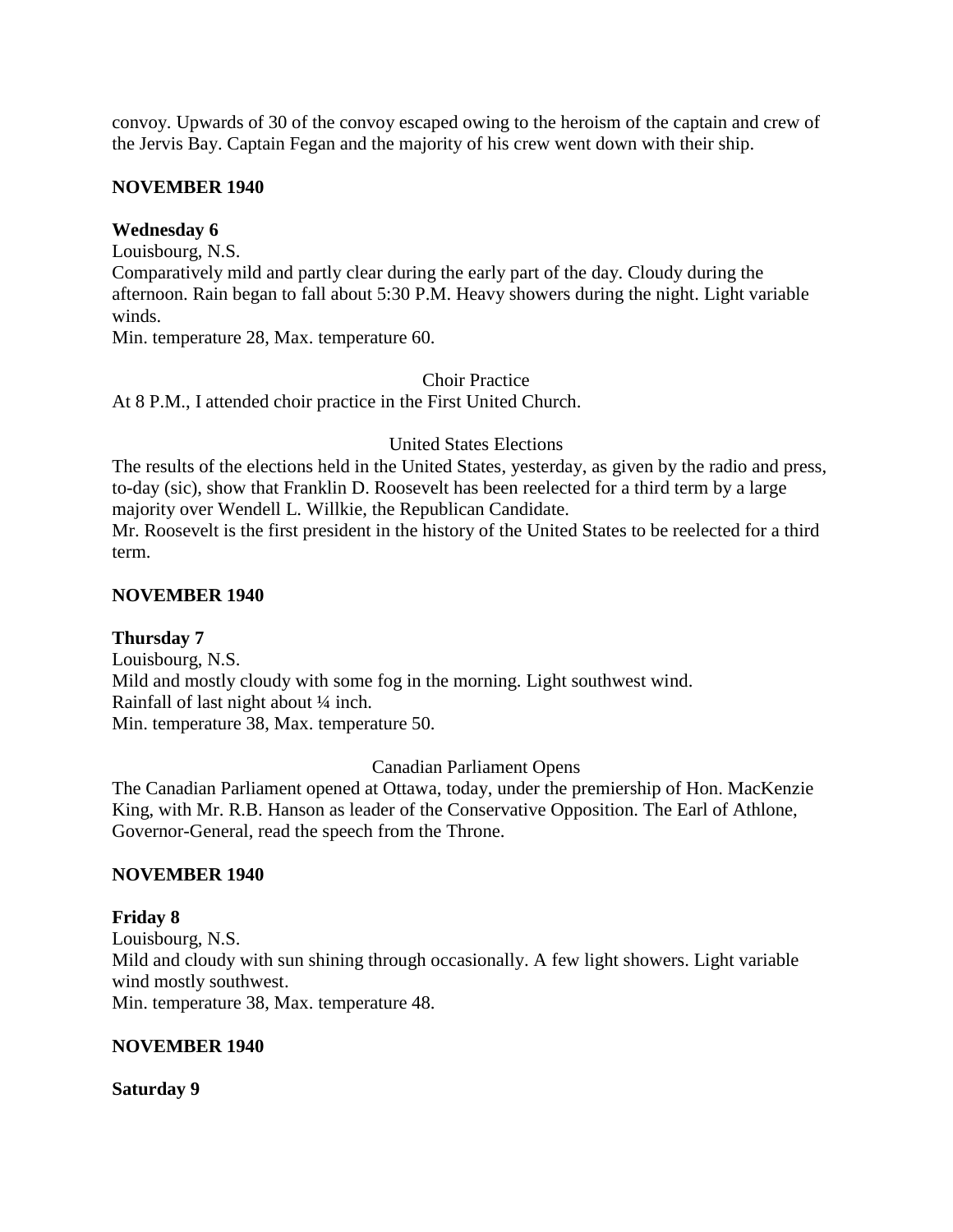convoy. Upwards of 30 of the convoy escaped owing to the heroism of the captain and crew of the Jervis Bay. Captain Fegan and the majority of his crew went down with their ship.

**NOVEMBER 1940**

**Wednesday 6**
Louisbourg, N.S.
Comparatively mild and partly clear during the early part of the day. Cloudy during the afternoon. Rain began to fall about 5:30 P.M. Heavy showers during the night. Light variable winds.
Min. temperature 28, Max. temperature 60.

Choir Practice

At 8 P.M., I attended choir practice in the First United Church.

United States Elections

The results of the elections held in the United States, yesterday, as given by the radio and press, to-day (sic), show that Franklin D. Roosevelt has been reelected for a third term by a large majority over Wendell L. Willkie, the Republican Candidate.
Mr. Roosevelt is the first president in the history of the United States to be reelected for a third term.

**NOVEMBER 1940**

**Thursday 7**
Louisbourg, N.S.
Mild and mostly cloudy with some fog in the morning. Light southwest wind.
Rainfall of last night about ¼ inch.
Min. temperature 38, Max. temperature 50.

Canadian Parliament Opens

The Canadian Parliament opened at Ottawa, today, under the premiership of Hon. MacKenzie King, with Mr. R.B. Hanson as leader of the Conservative Opposition. The Earl of Athlone, Governor-General, read the speech from the Throne.

**NOVEMBER 1940**

**Friday 8**
Louisbourg, N.S.
Mild and cloudy with sun shining through occasionally. A few light showers. Light variable wind mostly southwest.
Min. temperature 38, Max. temperature 48.

**NOVEMBER 1940**

**Saturday 9**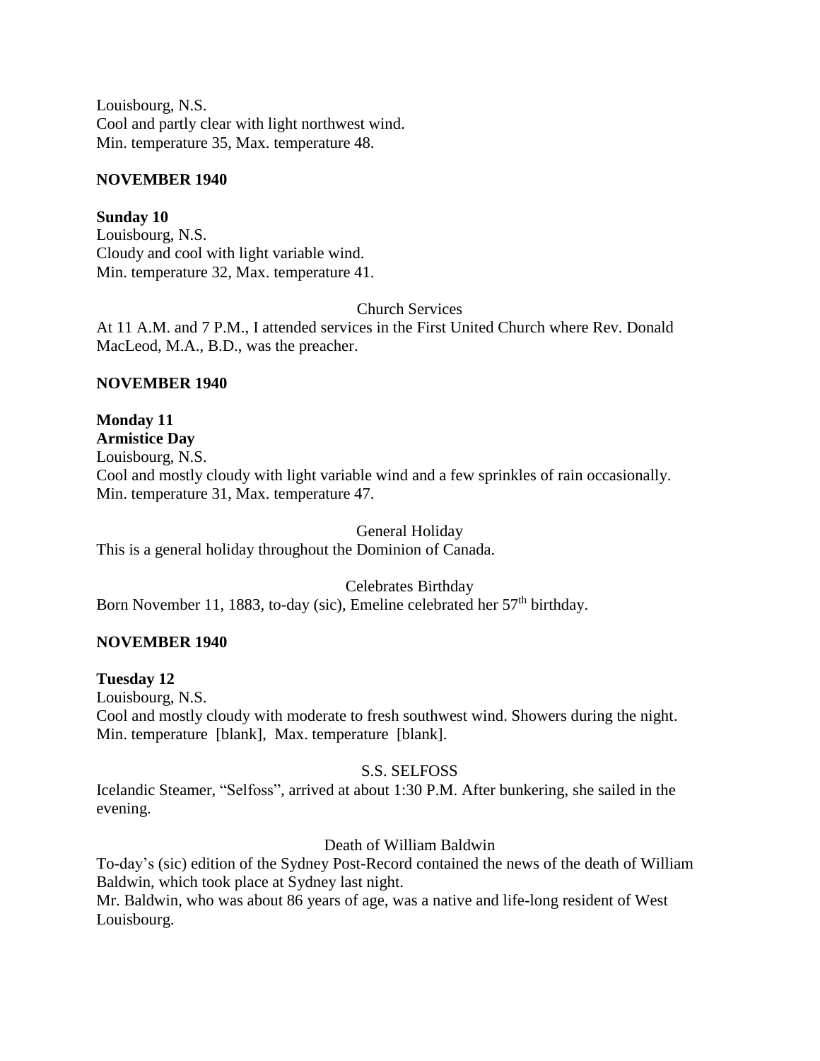Louisbourg, N.S.
Cool and partly clear with light northwest wind.
Min. temperature 35, Max. temperature 48.

**NOVEMBER 1940**

**Sunday 10**
Louisbourg, N.S.
Cloudy and cool with light variable wind.
Min. temperature 32, Max. temperature 41.

Church Services

At 11 A.M. and 7 P.M., I attended services in the First United Church where Rev. Donald MacLeod, M.A., B.D., was the preacher.

**NOVEMBER 1940**

**Monday 11**
**Armistice Day**
Louisbourg, N.S.
Cool and mostly cloudy with light variable wind and a few sprinkles of rain occasionally.
Min. temperature 31, Max. temperature 47.

General Holiday

This is a general holiday throughout the Dominion of Canada.

Celebrates Birthday

Born November 11, 1883, to-day (sic), Emeline celebrated her 57th birthday.

**NOVEMBER 1940**

**Tuesday 12**
Louisbourg, N.S.
Cool and mostly cloudy with moderate to fresh southwest wind. Showers during the night.
Min. temperature [blank], Max. temperature [blank].

S.S. SELFOSS

Icelandic Steamer, "Selfoss", arrived at about 1:30 P.M. After bunkering, she sailed in the evening.

Death of William Baldwin

To-day's (sic) edition of the Sydney Post-Record contained the news of the death of William Baldwin, which took place at Sydney last night.
Mr. Baldwin, who was about 86 years of age, was a native and life-long resident of West Louisbourg.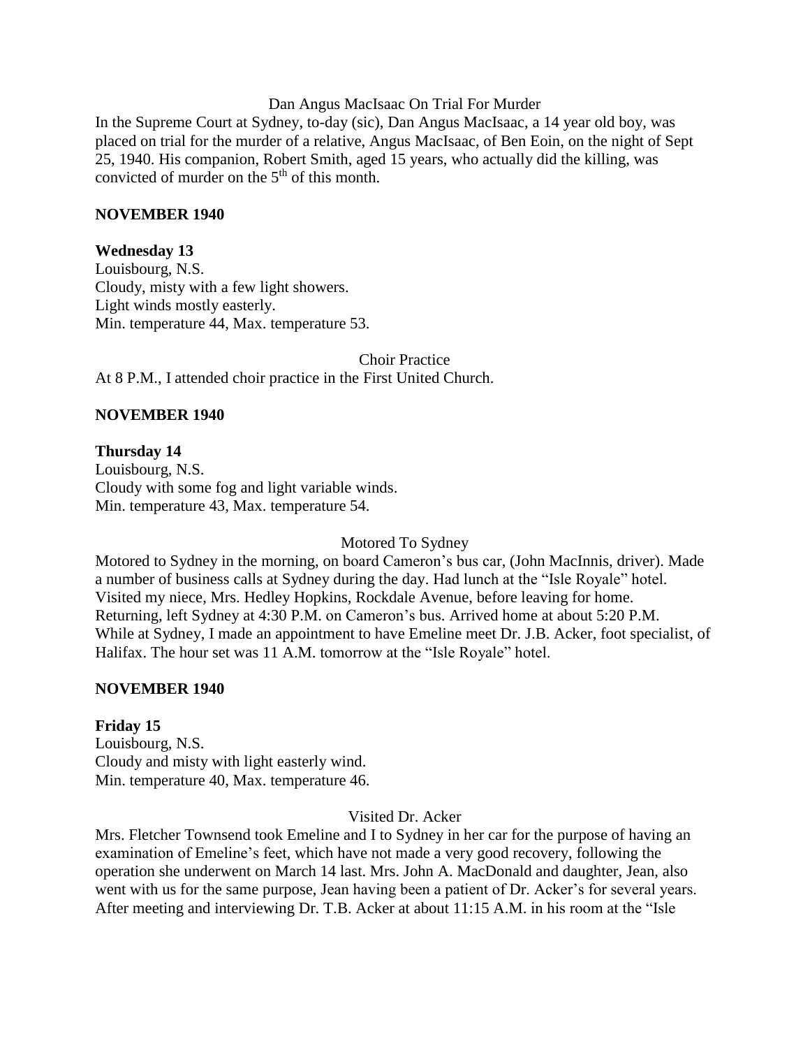Dan Angus MacIsaac On Trial For Murder

In the Supreme Court at Sydney, to-day (sic), Dan Angus MacIsaac, a 14 year old boy, was placed on trial for the murder of a relative, Angus MacIsaac, of Ben Eoin, on the night of Sept 25, 1940. His companion, Robert Smith, aged 15 years, who actually did the killing, was convicted of murder on the 5th of this month.

**NOVEMBER 1940**

**Wednesday 13**

Louisbourg, N.S.
Cloudy, misty with a few light showers.
Light winds mostly easterly.
Min. temperature 44, Max. temperature 53.

Choir Practice

At 8 P.M., I attended choir practice in the First United Church.

**NOVEMBER 1940**

**Thursday 14**

Louisbourg, N.S.
Cloudy with some fog and light variable winds.
Min. temperature 43, Max. temperature 54.

Motored To Sydney

Motored to Sydney in the morning, on board Cameron's bus car, (John MacInnis, driver). Made a number of business calls at Sydney during the day. Had lunch at the "Isle Royale" hotel. Visited my niece, Mrs. Hedley Hopkins, Rockdale Avenue, before leaving for home. Returning, left Sydney at 4:30 P.M. on Cameron's bus. Arrived home at about 5:20 P.M. While at Sydney, I made an appointment to have Emeline meet Dr. J.B. Acker, foot specialist, of Halifax. The hour set was 11 A.M. tomorrow at the "Isle Royale" hotel.

**NOVEMBER 1940**

**Friday 15**

Louisbourg, N.S.
Cloudy and misty with light easterly wind.
Min. temperature 40, Max. temperature 46.

Visited Dr. Acker

Mrs. Fletcher Townsend took Emeline and I to Sydney in her car for the purpose of having an examination of Emeline's feet, which have not made a very good recovery, following the operation she underwent on March 14 last. Mrs. John A. MacDonald and daughter, Jean, also went with us for the same purpose, Jean having been a patient of Dr. Acker's for several years. After meeting and interviewing Dr. T.B. Acker at about 11:15 A.M. in his room at the "Isle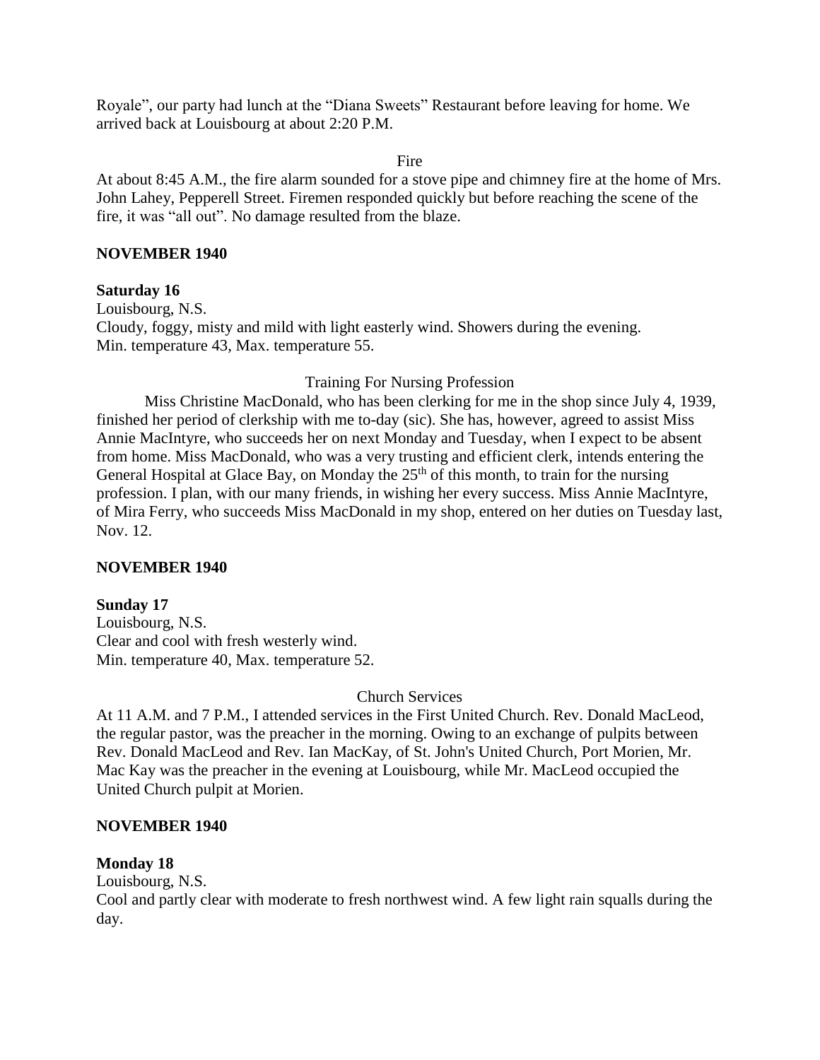Royale", our party had lunch at the "Diana Sweets" Restaurant before leaving for home. We arrived back at Louisbourg at about 2:20 P.M.

Fire

At about 8:45 A.M., the fire alarm sounded for a stove pipe and chimney fire at the home of Mrs. John Lahey, Pepperell Street. Firemen responded quickly but before reaching the scene of the fire, it was "all out". No damage resulted from the blaze.

**NOVEMBER 1940**

**Saturday 16**

Louisbourg, N.S.
Cloudy, foggy, misty and mild with light easterly wind. Showers during the evening.
Min. temperature 43, Max. temperature 55.

Training For Nursing Profession

Miss Christine MacDonald, who has been clerking for me in the shop since July 4, 1939, finished her period of clerkship with me to-day (sic). She has, however, agreed to assist Miss Annie MacIntyre, who succeeds her on next Monday and Tuesday, when I expect to be absent from home. Miss MacDonald, who was a very trusting and efficient clerk, intends entering the General Hospital at Glace Bay, on Monday the 25th of this month, to train for the nursing profession. I plan, with our many friends, in wishing her every success. Miss Annie MacIntyre, of Mira Ferry, who succeeds Miss MacDonald in my shop, entered on her duties on Tuesday last, Nov. 12.

**NOVEMBER 1940**

**Sunday 17**

Louisbourg, N.S.
Clear and cool with fresh westerly wind.
Min. temperature 40, Max. temperature 52.

Church Services

At 11 A.M. and 7 P.M., I attended services in the First United Church. Rev. Donald MacLeod, the regular pastor, was the preacher in the morning. Owing to an exchange of pulpits between Rev. Donald MacLeod and Rev. Ian MacKay, of St. John's United Church, Port Morien, Mr. Mac Kay was the preacher in the evening at Louisbourg, while Mr. MacLeod occupied the United Church pulpit at Morien.

**NOVEMBER 1940**

**Monday 18**

Louisbourg, N.S.
Cool and partly clear with moderate to fresh northwest wind. A few light rain squalls during the day.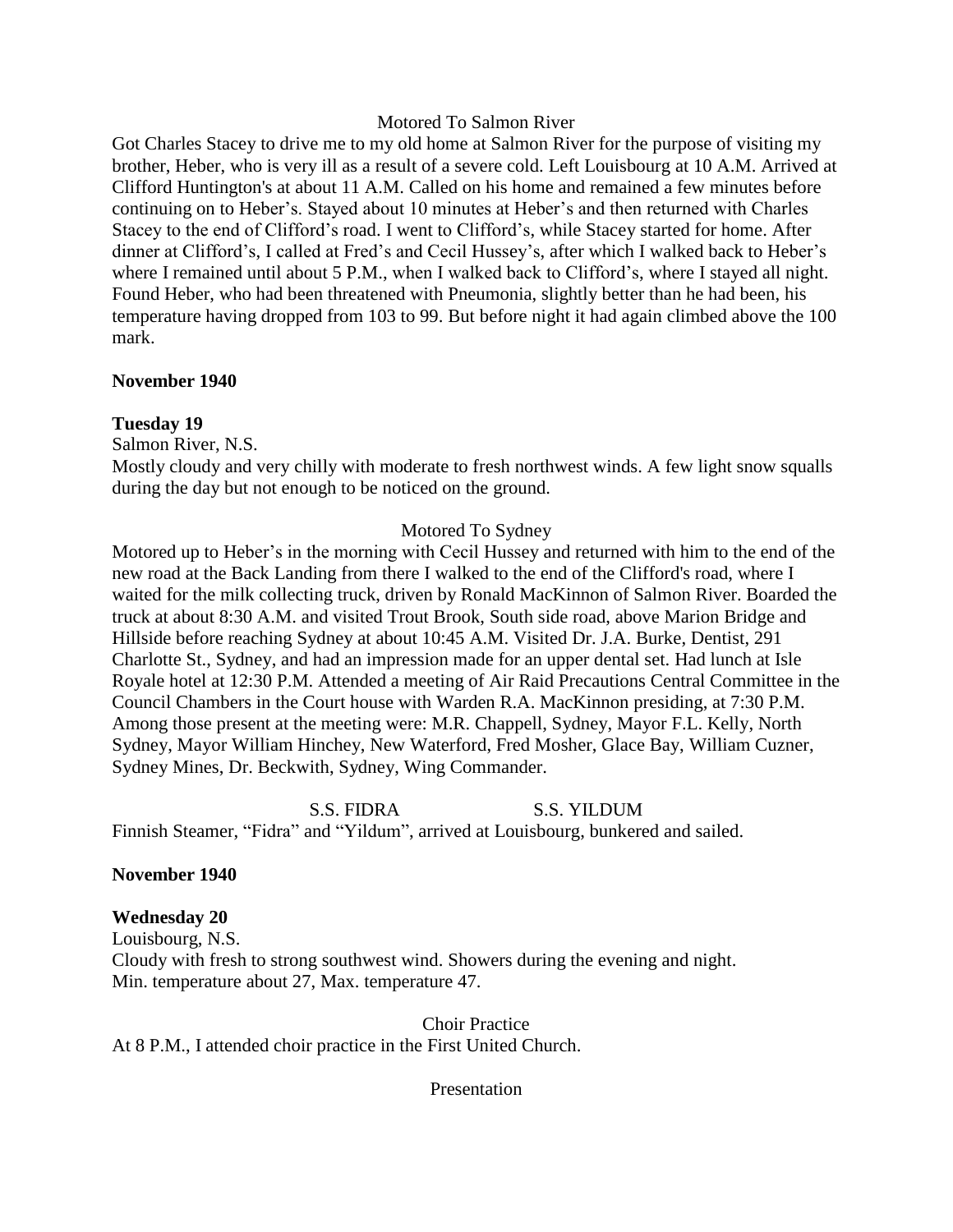Motored To Salmon River

Got Charles Stacey to drive me to my old home at Salmon River for the purpose of visiting my brother, Heber, who is very ill as a result of a severe cold. Left Louisbourg at 10 A.M. Arrived at Clifford Huntington's at about 11 A.M. Called on his home and remained a few minutes before continuing on to Heber's. Stayed about 10 minutes at Heber's and then returned with Charles Stacey to the end of Clifford's road. I went to Clifford's, while Stacey started for home. After dinner at Clifford's, I called at Fred's and Cecil Hussey's, after which I walked back to Heber's where I remained until about 5 P.M., when I walked back to Clifford's, where I stayed all night. Found Heber, who had been threatened with Pneumonia, slightly better than he had been, his temperature having dropped from 103 to 99. But before night it had again climbed above the 100 mark.

**November 1940**

**Tuesday 19**

Salmon River, N.S.

Mostly cloudy and very chilly with moderate to fresh northwest winds. A few light snow squalls during the day but not enough to be noticed on the ground.

Motored To Sydney

Motored up to Heber's in the morning with Cecil Hussey and returned with him to the end of the new road at the Back Landing from there I walked to the end of the Clifford's road, where I waited for the milk collecting truck, driven by Ronald MacKinnon of Salmon River. Boarded the truck at about 8:30 A.M. and visited Trout Brook, South side road, above Marion Bridge and Hillside before reaching Sydney at about 10:45 A.M. Visited Dr. J.A. Burke, Dentist, 291 Charlotte St., Sydney, and had an impression made for an upper dental set. Had lunch at Isle Royale hotel at 12:30 P.M. Attended a meeting of Air Raid Precautions Central Committee in the Council Chambers in the Court house with Warden R.A. MacKinnon presiding, at 7:30 P.M. Among those present at the meeting were: M.R. Chappell, Sydney, Mayor F.L. Kelly, North Sydney, Mayor William Hinchey, New Waterford, Fred Mosher, Glace Bay, William Cuzner, Sydney Mines, Dr. Beckwith, Sydney, Wing Commander.

S.S. FIDRA S.S. YILDUM

Finnish Steamer, "Fidra" and "Yildum", arrived at Louisbourg, bunkered and sailed.

**November 1940**

**Wednesday 20**

Louisbourg, N.S.

Cloudy with fresh to strong southwest wind. Showers during the evening and night.

Min. temperature about 27, Max. temperature 47.

Choir Practice

At 8 P.M., I attended choir practice in the First United Church.

Presentation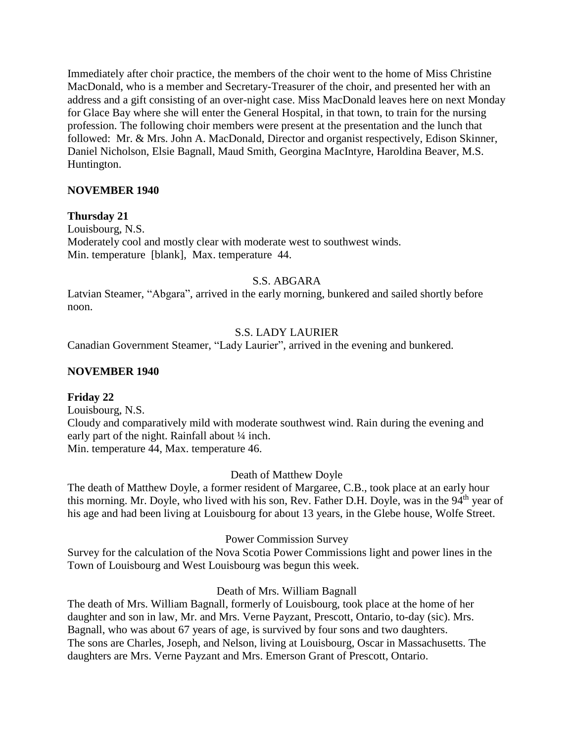Immediately after choir practice, the members of the choir went to the home of Miss Christine MacDonald, who is a member and Secretary-Treasurer of the choir, and presented her with an address and a gift consisting of an over-night case. Miss MacDonald leaves here on next Monday for Glace Bay where she will enter the General Hospital, in that town, to train for the nursing profession. The following choir members were present at the presentation and the lunch that followed: Mr. & Mrs. John A. MacDonald, Director and organist respectively, Edison Skinner, Daniel Nicholson, Elsie Bagnall, Maud Smith, Georgina MacIntyre, Haroldina Beaver, M.S. Huntington.

**NOVEMBER 1940**

**Thursday 21**

Louisbourg, N.S.
Moderately cool and mostly clear with moderate west to southwest winds.
Min. temperature [blank], Max. temperature 44.

S.S. ABGARA

Latvian Steamer, "Abgara", arrived in the early morning, bunkered and sailed shortly before noon.

S.S. LADY LAURIER

Canadian Government Steamer, "Lady Laurier", arrived in the evening and bunkered.

**NOVEMBER 1940**

**Friday 22**

Louisbourg, N.S.
Cloudy and comparatively mild with moderate southwest wind. Rain during the evening and early part of the night. Rainfall about ¼ inch.
Min. temperature 44, Max. temperature 46.

Death of Matthew Doyle

The death of Matthew Doyle, a former resident of Margaree, C.B., took place at an early hour this morning. Mr. Doyle, who lived with his son, Rev. Father D.H. Doyle, was in the 94th year of his age and had been living at Louisbourg for about 13 years, in the Glebe house, Wolfe Street.

Power Commission Survey

Survey for the calculation of the Nova Scotia Power Commissions light and power lines in the Town of Louisbourg and West Louisbourg was begun this week.

Death of Mrs. William Bagnall

The death of Mrs. William Bagnall, formerly of Louisbourg, took place at the home of her daughter and son in law, Mr. and Mrs. Verne Payzant, Prescott, Ontario, to-day (sic). Mrs. Bagnall, who was about 67 years of age, is survived by four sons and two daughters.
The sons are Charles, Joseph, and Nelson, living at Louisbourg, Oscar in Massachusetts. The daughters are Mrs. Verne Payzant and Mrs. Emerson Grant of Prescott, Ontario.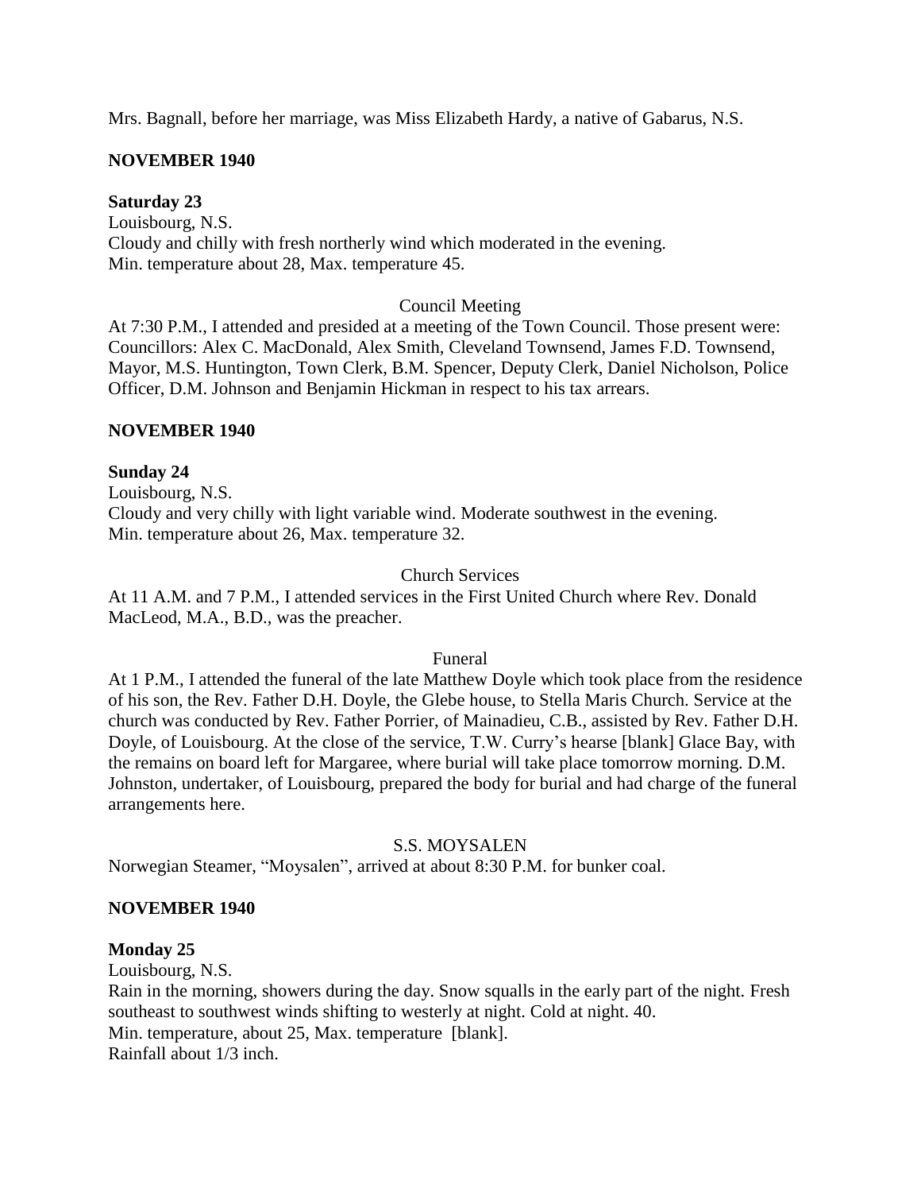Mrs. Bagnall, before her marriage, was Miss Elizabeth Hardy, a native of Gabarus, N.S.

**NOVEMBER 1940**

**Saturday 23**

Louisbourg, N.S.
Cloudy and chilly with fresh northerly wind which moderated in the evening.
Min. temperature about 28, Max. temperature 45.

Council Meeting

At 7:30 P.M., I attended and presided at a meeting of the Town Council. Those present were: Councillors: Alex C. MacDonald, Alex Smith, Cleveland Townsend, James F.D. Townsend, Mayor, M.S. Huntington, Town Clerk, B.M. Spencer, Deputy Clerk, Daniel Nicholson, Police Officer, D.M. Johnson and Benjamin Hickman in respect to his tax arrears.

**NOVEMBER 1940**

**Sunday 24**

Louisbourg, N.S.
Cloudy and very chilly with light variable wind. Moderate southwest in the evening.
Min. temperature about 26, Max. temperature 32.

Church Services

At 11 A.M. and 7 P.M., I attended services in the First United Church where Rev. Donald MacLeod, M.A., B.D., was the preacher.

Funeral

At 1 P.M., I attended the funeral of the late Matthew Doyle which took place from the residence of his son, the Rev. Father D.H. Doyle, the Glebe house, to Stella Maris Church. Service at the church was conducted by Rev. Father Porrier, of Mainadieu, C.B., assisted by Rev. Father D.H. Doyle, of Louisbourg. At the close of the service, T.W. Curry's hearse [blank] Glace Bay, with the remains on board left for Margaree, where burial will take place tomorrow morning. D.M. Johnston, undertaker, of Louisbourg, prepared the body for burial and had charge of the funeral arrangements here.

S.S. MOYSALEN

Norwegian Steamer, "Moysalen", arrived at about 8:30 P.M. for bunker coal.

**NOVEMBER 1940**

**Monday 25**

Louisbourg, N.S.
Rain in the morning, showers during the day. Snow squalls in the early part of the night. Fresh southeast to southwest winds shifting to westerly at night. Cold at night. 40.
Min. temperature, about 25, Max. temperature [blank].
Rainfall about 1/3 inch.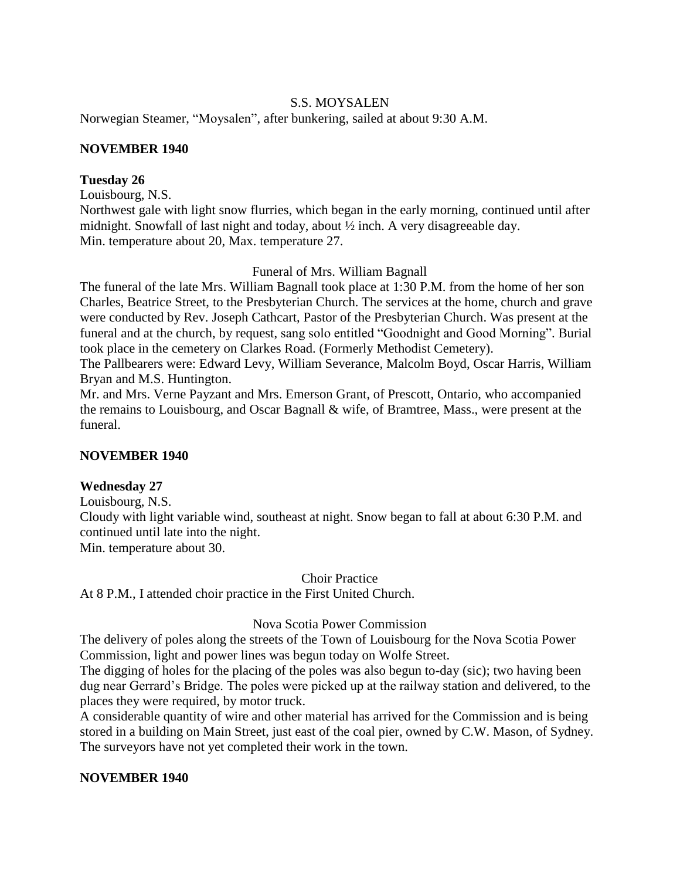S.S. MOYSALEN

Norwegian Steamer, "Moysalen", after bunkering, sailed at about 9:30 A.M.

**NOVEMBER 1940**

**Tuesday 26**

Louisbourg, N.S.

Northwest gale with light snow flurries, which began in the early morning, continued until after midnight. Snowfall of last night and today, about ½ inch. A very disagreeable day.
Min. temperature about 20, Max. temperature 27.

Funeral of Mrs. William Bagnall

The funeral of the late Mrs. William Bagnall took place at 1:30 P.M. from the home of her son Charles, Beatrice Street, to the Presbyterian Church. The services at the home, church and grave were conducted by Rev. Joseph Cathcart, Pastor of the Presbyterian Church. Was present at the funeral and at the church, by request, sang solo entitled "Goodnight and Good Morning". Burial took place in the cemetery on Clarkes Road. (Formerly Methodist Cemetery).

The Pallbearers were: Edward Levy, William Severance, Malcolm Boyd, Oscar Harris, William Bryan and M.S. Huntington.

Mr. and Mrs. Verne Payzant and Mrs. Emerson Grant, of Prescott, Ontario, who accompanied the remains to Louisbourg, and Oscar Bagnall & wife, of Bramtree, Mass., were present at the funeral.

**NOVEMBER 1940**

**Wednesday 27**

Louisbourg, N.S.

Cloudy with light variable wind, southeast at night. Snow began to fall at about 6:30 P.M. and continued until late into the night.
Min. temperature about 30.

Choir Practice

At 8 P.M., I attended choir practice in the First United Church.

Nova Scotia Power Commission

The delivery of poles along the streets of the Town of Louisbourg for the Nova Scotia Power Commission, light and power lines was begun today on Wolfe Street.

The digging of holes for the placing of the poles was also begun to-day (sic); two having been dug near Gerrard's Bridge. The poles were picked up at the railway station and delivered, to the places they were required, by motor truck.

A considerable quantity of wire and other material has arrived for the Commission and is being stored in a building on Main Street, just east of the coal pier, owned by C.W. Mason, of Sydney. The surveyors have not yet completed their work in the town.

**NOVEMBER 1940**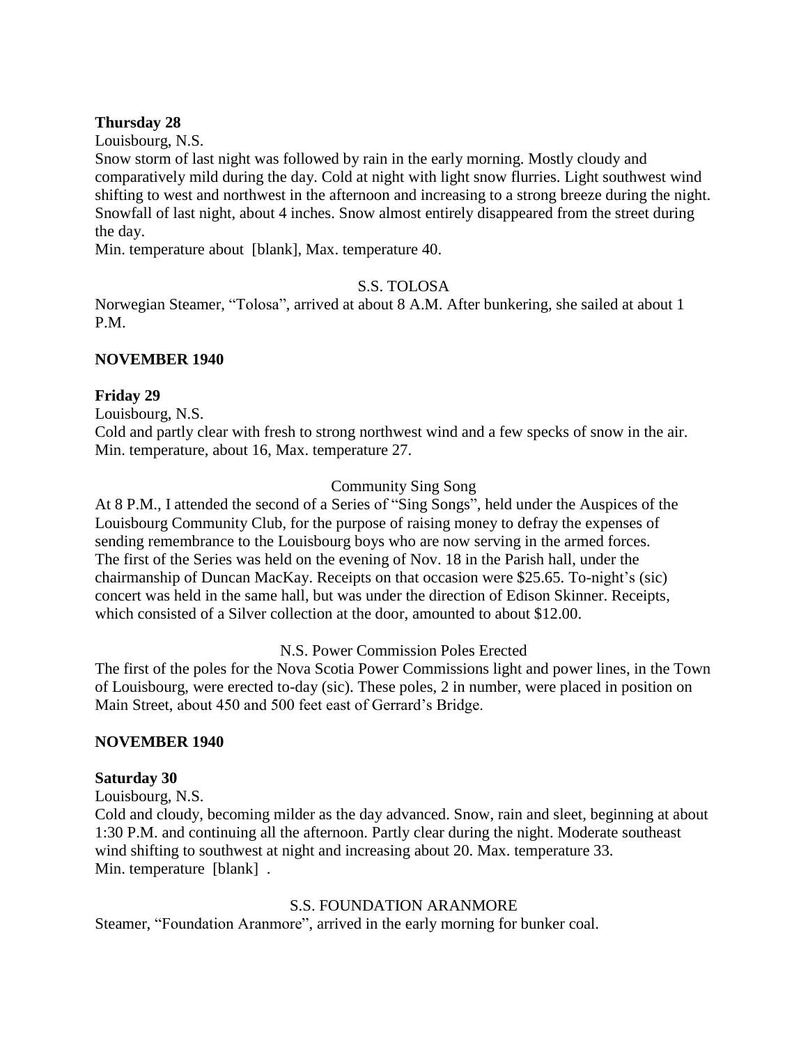**Thursday 28**

Louisbourg, N.S.

Snow storm of last night was followed by rain in the early morning. Mostly cloudy and comparatively mild during the day. Cold at night with light snow flurries. Light southwest wind shifting to west and northwest in the afternoon and increasing to a strong breeze during the night. Snowfall of last night, about 4 inches. Snow almost entirely disappeared from the street during the day.

Min. temperature about [blank], Max. temperature 40.

S.S. TOLOSA

Norwegian Steamer, "Tolosa", arrived at about 8 A.M. After bunkering, she sailed at about 1 P.M.

**NOVEMBER 1940**

**Friday 29**

Louisbourg, N.S.

Cold and partly clear with fresh to strong northwest wind and a few specks of snow in the air.

Min. temperature, about 16, Max. temperature 27.

Community Sing Song

At 8 P.M., I attended the second of a Series of "Sing Songs", held under the Auspices of the Louisbourg Community Club, for the purpose of raising money to defray the expenses of sending remembrance to the Louisbourg boys who are now serving in the armed forces. The first of the Series was held on the evening of Nov. 18 in the Parish hall, under the chairmanship of Duncan MacKay. Receipts on that occasion were $25.65. To-night's (sic) concert was held in the same hall, but was under the direction of Edison Skinner. Receipts, which consisted of a Silver collection at the door, amounted to about $12.00.

N.S. Power Commission Poles Erected

The first of the poles for the Nova Scotia Power Commissions light and power lines, in the Town of Louisbourg, were erected to-day (sic). These poles, 2 in number, were placed in position on Main Street, about 450 and 500 feet east of Gerrard's Bridge.

**NOVEMBER 1940**

**Saturday 30**

Louisbourg, N.S.

Cold and cloudy, becoming milder as the day advanced. Snow, rain and sleet, beginning at about 1:30 P.M. and continuing all the afternoon. Partly clear during the night. Moderate southeast wind shifting to southwest at night and increasing about 20. Max. temperature 33.

Min. temperature [blank] .

S.S. FOUNDATION ARANMORE

Steamer, "Foundation Aranmore", arrived in the early morning for bunker coal.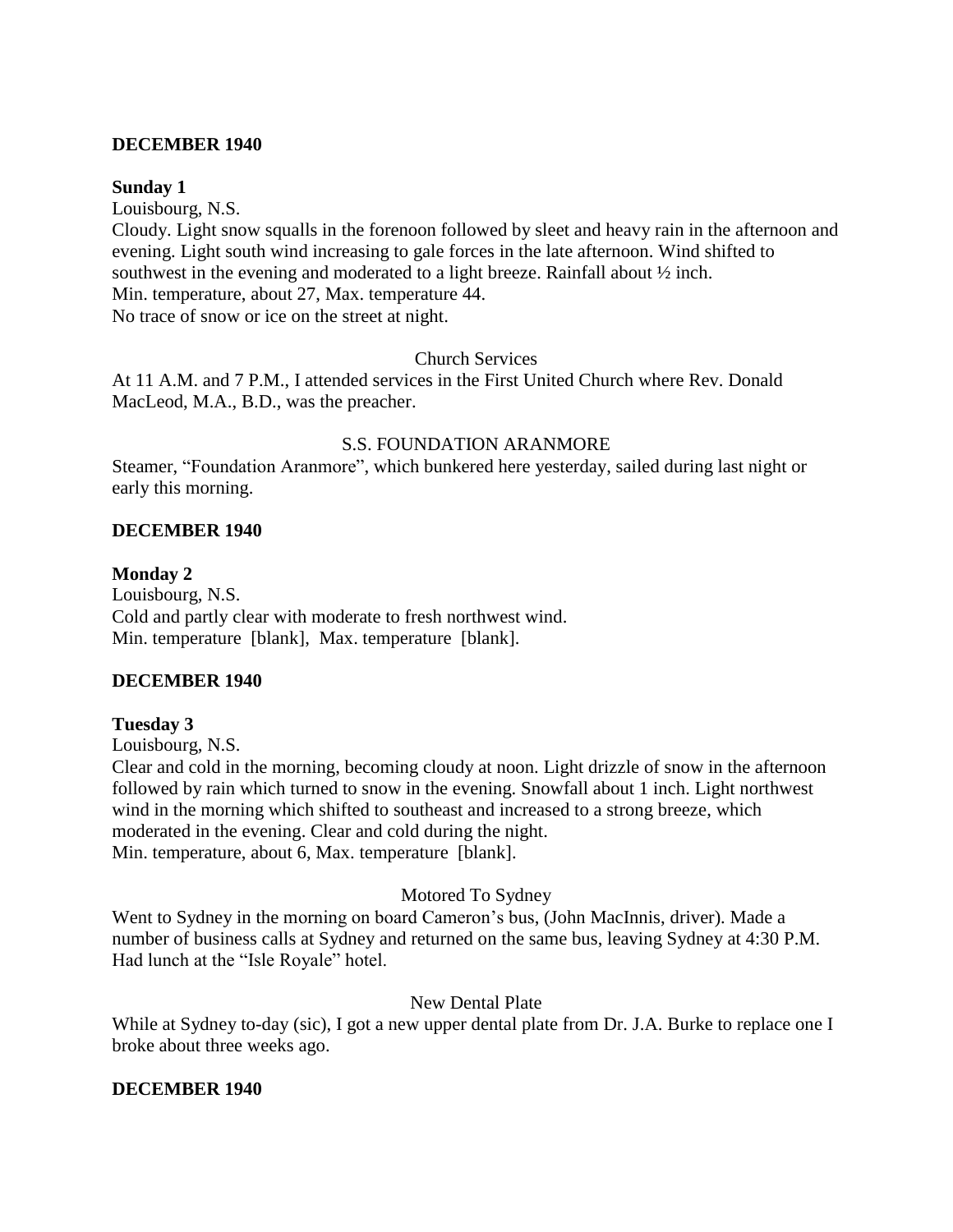**DECEMBER 1940**

**Sunday 1**

Louisbourg, N.S.

Cloudy. Light snow squalls in the forenoon followed by sleet and heavy rain in the afternoon and evening. Light south wind increasing to gale forces in the late afternoon. Wind shifted to southwest in the evening and moderated to a light breeze. Rainfall about ½ inch.

Min. temperature, about 27, Max. temperature 44.

No trace of snow or ice on the street at night.

Church Services

At 11 A.M. and 7 P.M., I attended services in the First United Church where Rev. Donald MacLeod, M.A., B.D., was the preacher.

S.S. FOUNDATION ARANMORE

Steamer, "Foundation Aranmore", which bunkered here yesterday, sailed during last night or early this morning.

**DECEMBER 1940**

**Monday 2**

Louisbourg, N.S.

Cold and partly clear with moderate to fresh northwest wind.

Min. temperature [blank], Max. temperature [blank].

**DECEMBER 1940**

**Tuesday 3**

Louisbourg, N.S.

Clear and cold in the morning, becoming cloudy at noon. Light drizzle of snow in the afternoon followed by rain which turned to snow in the evening. Snowfall about 1 inch. Light northwest wind in the morning which shifted to southeast and increased to a strong breeze, which moderated in the evening. Clear and cold during the night.

Min. temperature, about 6, Max. temperature [blank].

Motored To Sydney

Went to Sydney in the morning on board Cameron's bus, (John MacInnis, driver). Made a number of business calls at Sydney and returned on the same bus, leaving Sydney at 4:30 P.M. Had lunch at the "Isle Royale" hotel.

New Dental Plate

While at Sydney to-day (sic), I got a new upper dental plate from Dr. J.A. Burke to replace one I broke about three weeks ago.

**DECEMBER 1940**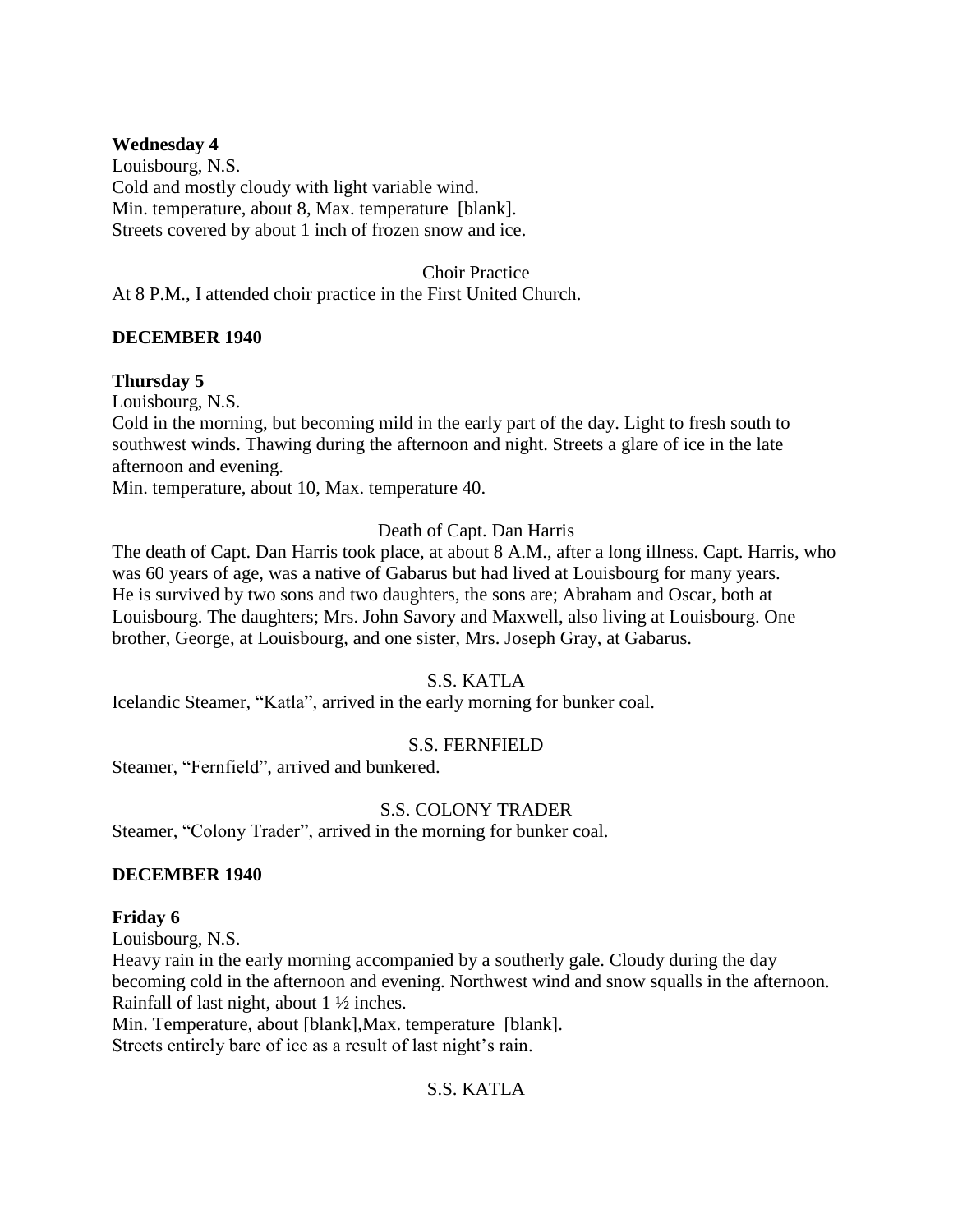**Wednesday 4**
Louisbourg, N.S.
Cold and mostly cloudy with light variable wind.
Min. temperature, about 8, Max. temperature [blank].
Streets covered by about 1 inch of frozen snow and ice.

Choir Practice
At 8 P.M., I attended choir practice in the First United Church.

**DECEMBER 1940**

**Thursday 5**
Louisbourg, N.S.
Cold in the morning, but becoming mild in the early part of the day. Light to fresh south to southwest winds. Thawing during the afternoon and night. Streets a glare of ice in the late afternoon and evening.
Min. temperature, about 10, Max. temperature 40.

Death of Capt. Dan Harris
The death of Capt. Dan Harris took place, at about 8 A.M., after a long illness. Capt. Harris, who was 60 years of age, was a native of Gabarus but had lived at Louisbourg for many years. He is survived by two sons and two daughters, the sons are; Abraham and Oscar, both at Louisbourg. The daughters; Mrs. John Savory and Maxwell, also living at Louisbourg. One brother, George, at Louisbourg, and one sister, Mrs. Joseph Gray, at Gabarus.

S.S. KATLA
Icelandic Steamer, "Katla", arrived in the early morning for bunker coal.

S.S. FERNFIELD
Steamer, "Fernfield", arrived and bunkered.

S.S. COLONY TRADER
Steamer, "Colony Trader", arrived in the morning for bunker coal.

**DECEMBER 1940**

**Friday 6**
Louisbourg, N.S.
Heavy rain in the early morning accompanied by a southerly gale. Cloudy during the day becoming cold in the afternoon and evening. Northwest wind and snow squalls in the afternoon. Rainfall of last night, about 1 ½ inches.
Min. Temperature, about [blank],Max. temperature [blank].
Streets entirely bare of ice as a result of last night's rain.

S.S. KATLA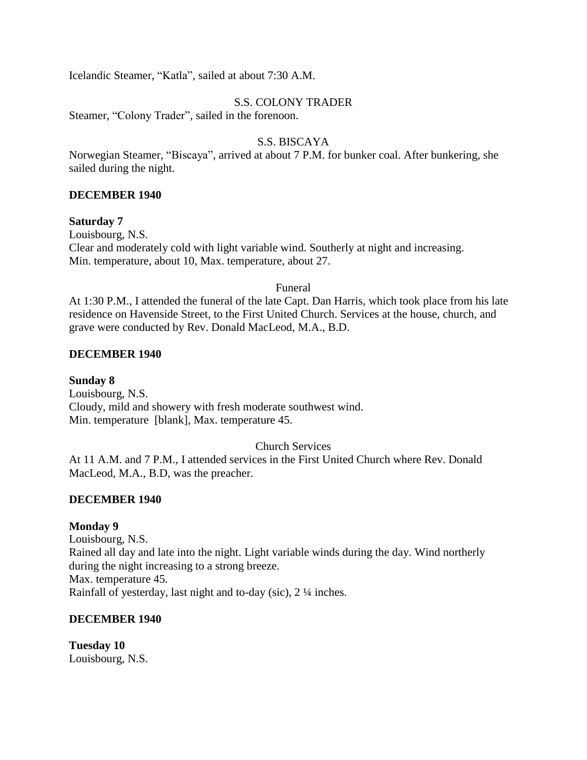Icelandic Steamer, "Katla", sailed at about 7:30 A.M.

S.S. COLONY TRADER

Steamer, "Colony Trader", sailed in the forenoon.

S.S. BISCAYA

Norwegian Steamer, "Biscaya", arrived at about 7 P.M. for bunker coal. After bunkering, she sailed during the night.

**DECEMBER 1940**

**Saturday 7**

Louisbourg, N.S.

Clear and moderately cold with light variable wind. Southerly at night and increasing.

Min. temperature, about 10, Max. temperature, about 27.

Funeral

At 1:30 P.M., I attended the funeral of the late Capt. Dan Harris, which took place from his late residence on Havenside Street, to the First United Church. Services at the house, church, and grave were conducted by Rev. Donald MacLeod, M.A., B.D.

**DECEMBER 1940**

**Sunday 8**

Louisbourg, N.S.

Cloudy, mild and showery with fresh moderate southwest wind.

Min. temperature [blank], Max. temperature 45.

Church Services

At 11 A.M. and 7 P.M., I attended services in the First United Church where Rev. Donald MacLeod, M.A., B.D, was the preacher.

**DECEMBER 1940**

**Monday 9**

Louisbourg, N.S.

Rained all day and late into the night. Light variable winds during the day. Wind northerly during the night increasing to a strong breeze.

Max. temperature 45.

Rainfall of yesterday, last night and to-day (sic), 2 ¼ inches.

**DECEMBER 1940**

**Tuesday 10**

Louisbourg, N.S.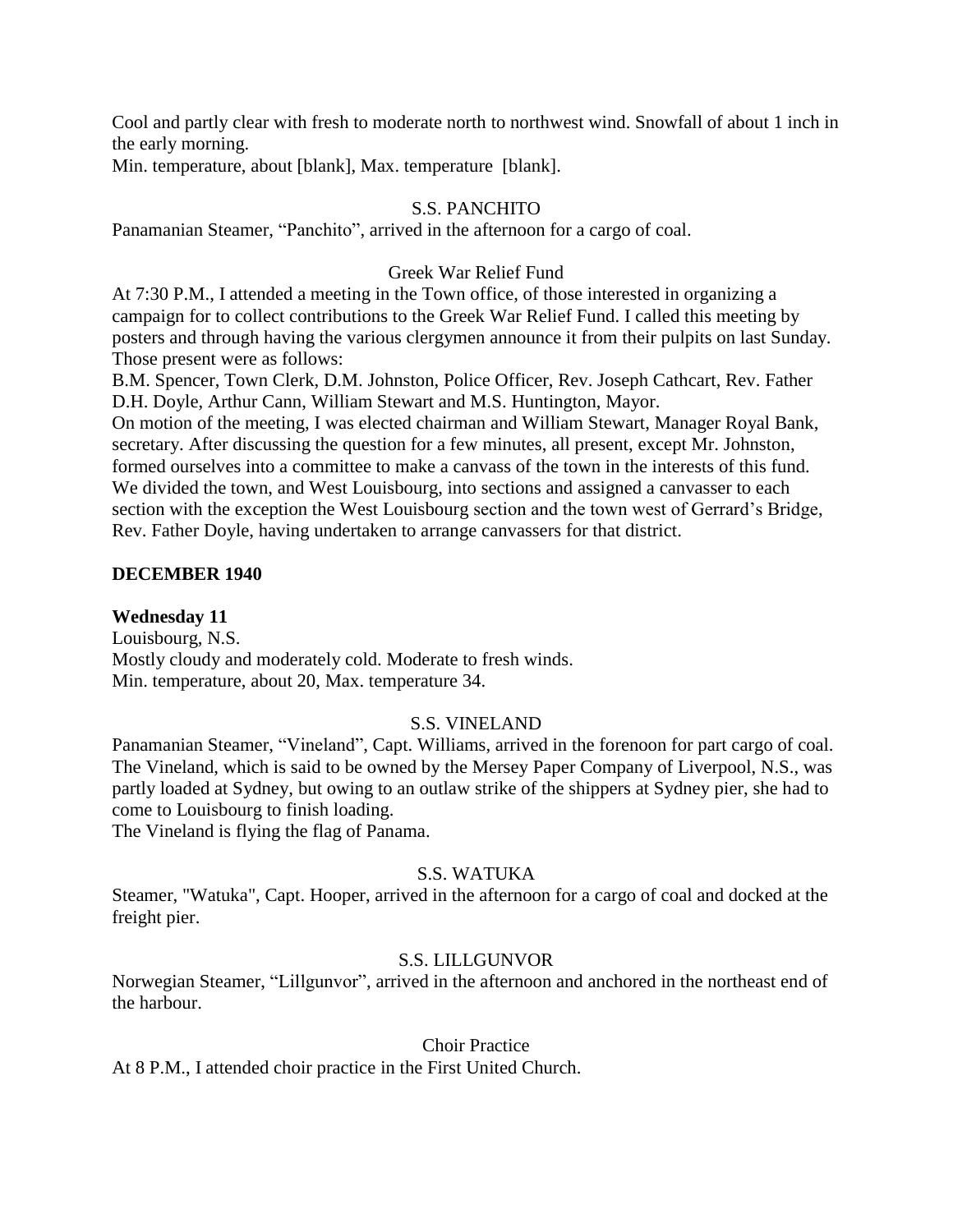Cool and partly clear with fresh to moderate north to northwest wind. Snowfall of about 1 inch in the early morning.
Min. temperature, about [blank], Max. temperature [blank].

S.S. PANCHITO

Panamanian Steamer, "Panchito", arrived in the afternoon for a cargo of coal.

Greek War Relief Fund

At 7:30 P.M., I attended a meeting in the Town office, of those interested in organizing a campaign for to collect contributions to the Greek War Relief Fund. I called this meeting by posters and through having the various clergymen announce it from their pulpits on last Sunday. Those present were as follows:
B.M. Spencer, Town Clerk, D.M. Johnston, Police Officer, Rev. Joseph Cathcart, Rev. Father D.H. Doyle, Arthur Cann, William Stewart and M.S. Huntington, Mayor.
On motion of the meeting, I was elected chairman and William Stewart, Manager Royal Bank, secretary. After discussing the question for a few minutes, all present, except Mr. Johnston, formed ourselves into a committee to make a canvass of the town in the interests of this fund. We divided the town, and West Louisbourg, into sections and assigned a canvasser to each section with the exception the West Louisbourg section and the town west of Gerrard's Bridge, Rev. Father Doyle, having undertaken to arrange canvassers for that district.

**DECEMBER 1940**

**Wednesday 11**

Louisbourg, N.S.
Mostly cloudy and moderately cold. Moderate to fresh winds.
Min. temperature, about 20, Max. temperature 34.

S.S. VINELAND

Panamanian Steamer, "Vineland", Capt. Williams, arrived in the forenoon for part cargo of coal. The Vineland, which is said to be owned by the Mersey Paper Company of Liverpool, N.S., was partly loaded at Sydney, but owing to an outlaw strike of the shippers at Sydney pier, she had to come to Louisbourg to finish loading.
The Vineland is flying the flag of Panama.

S.S. WATUKA

Steamer, "Watuka", Capt. Hooper, arrived in the afternoon for a cargo of coal and docked at the freight pier.

S.S. LILLGUNVOR

Norwegian Steamer, "Lillgunvor", arrived in the afternoon and anchored in the northeast end of the harbour.

Choir Practice

At 8 P.M., I attended choir practice in the First United Church.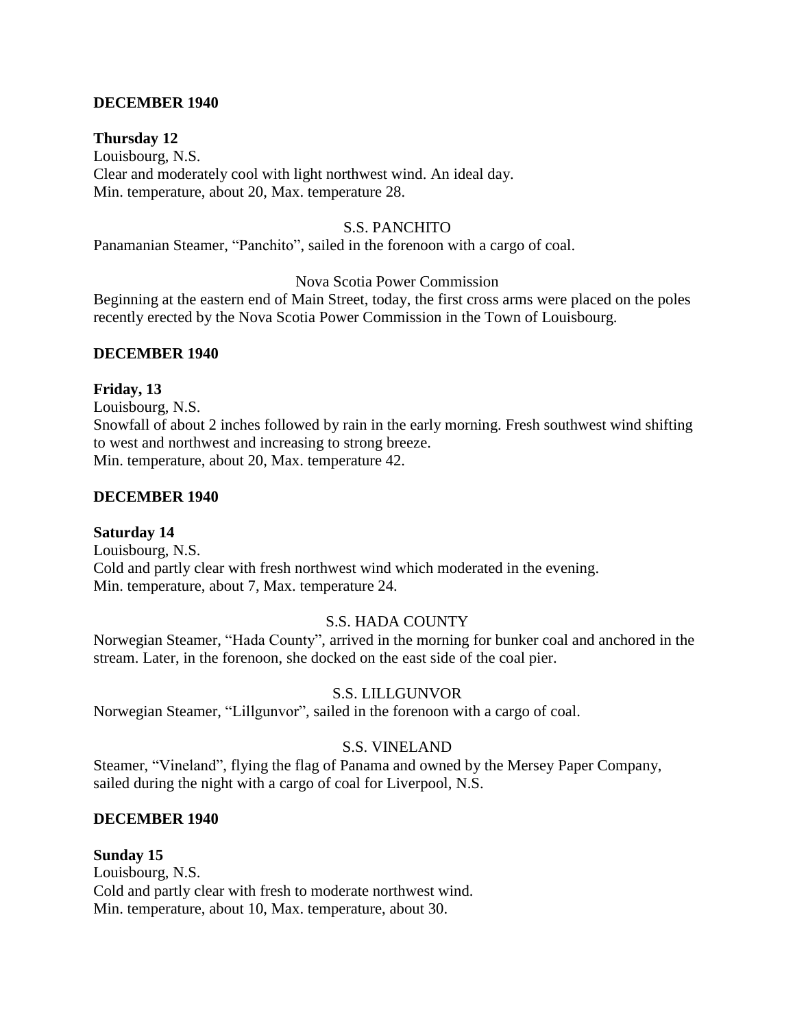**DECEMBER 1940**

**Thursday 12**
Louisbourg, N.S.
Clear and moderately cool with light northwest wind. An ideal day.
Min. temperature, about 20, Max. temperature 28.

S.S. PANCHITO

Panamanian Steamer, "Panchito", sailed in the forenoon with a cargo of coal.

Nova Scotia Power Commission

Beginning at the eastern end of Main Street, today, the first cross arms were placed on the poles recently erected by the Nova Scotia Power Commission in the Town of Louisbourg.

**DECEMBER 1940**

**Friday, 13**
Louisbourg, N.S.
Snowfall of about 2 inches followed by rain in the early morning. Fresh southwest wind shifting to west and northwest and increasing to strong breeze.
Min. temperature, about 20, Max. temperature 42.

**DECEMBER 1940**

**Saturday 14**
Louisbourg, N.S.
Cold and partly clear with fresh northwest wind which moderated in the evening.
Min. temperature, about 7, Max. temperature 24.

S.S. HADA COUNTY

Norwegian Steamer, "Hada County", arrived in the morning for bunker coal and anchored in the stream. Later, in the forenoon, she docked on the east side of the coal pier.

S.S. LILLGUNVOR

Norwegian Steamer, "Lillgunvor", sailed in the forenoon with a cargo of coal.

S.S. VINELAND

Steamer, "Vineland", flying the flag of Panama and owned by the Mersey Paper Company, sailed during the night with a cargo of coal for Liverpool, N.S.

**DECEMBER 1940**

**Sunday 15**
Louisbourg, N.S.
Cold and partly clear with fresh to moderate northwest wind.
Min. temperature, about 10, Max. temperature, about 30.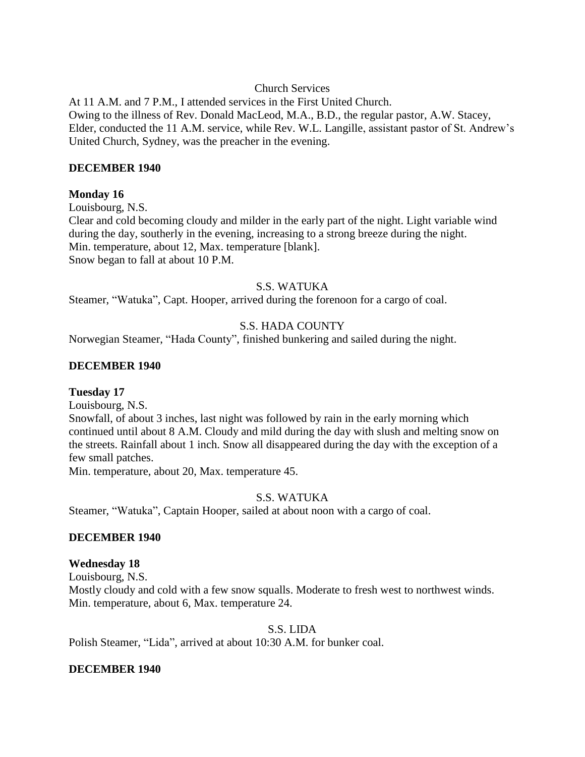Church Services

At 11 A.M. and 7 P.M., I attended services in the First United Church.
Owing to the illness of Rev. Donald MacLeod, M.A., B.D., the regular pastor, A.W. Stacey, Elder, conducted the 11 A.M. service, while Rev. W.L. Langille, assistant pastor of St. Andrew's United Church, Sydney, was the preacher in the evening.

**DECEMBER 1940**

**Monday 16**

Louisbourg, N.S.
Clear and cold becoming cloudy and milder in the early part of the night. Light variable wind during the day, southerly in the evening, increasing to a strong breeze during the night.
Min. temperature, about 12, Max. temperature [blank].
Snow began to fall at about 10 P.M.

S.S. WATUKA

Steamer, "Watuka", Capt. Hooper, arrived during the forenoon for a cargo of coal.

S.S. HADA COUNTY

Norwegian Steamer, "Hada County", finished bunkering and sailed during the night.

**DECEMBER 1940**

**Tuesday 17**

Louisbourg, N.S.
Snowfall, of about 3 inches, last night was followed by rain in the early morning which continued until about 8 A.M. Cloudy and mild during the day with slush and melting snow on the streets. Rainfall about 1 inch. Snow all disappeared during the day with the exception of a few small patches.
Min. temperature, about 20, Max. temperature 45.

S.S. WATUKA

Steamer, "Watuka", Captain Hooper, sailed at about noon with a cargo of coal.

**DECEMBER 1940**

**Wednesday 18**

Louisbourg, N.S.
Mostly cloudy and cold with a few snow squalls. Moderate to fresh west to northwest winds.
Min. temperature, about 6, Max. temperature 24.

S.S. LIDA

Polish Steamer, "Lida", arrived at about 10:30 A.M. for bunker coal.

**DECEMBER 1940**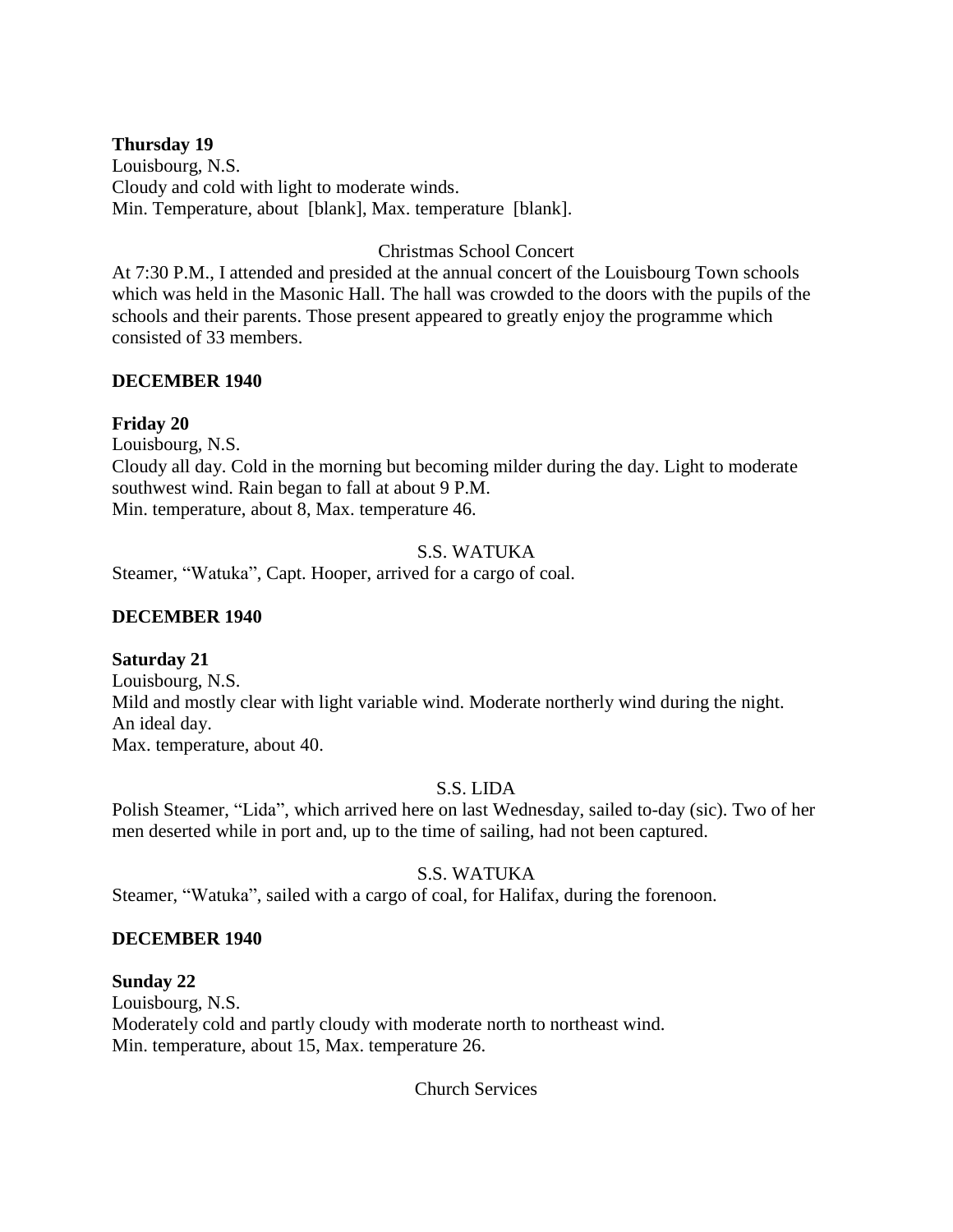**Thursday 19**
Louisbourg, N.S.
Cloudy and cold with light to moderate winds.
Min. Temperature, about [blank], Max. temperature [blank].

Christmas School Concert

At 7:30 P.M., I attended and presided at the annual concert of the Louisbourg Town schools which was held in the Masonic Hall. The hall was crowded to the doors with the pupils of the schools and their parents. Those present appeared to greatly enjoy the programme which consisted of 33 members.

**DECEMBER 1940**

**Friday 20**
Louisbourg, N.S.
Cloudy all day. Cold in the morning but becoming milder during the day. Light to moderate southwest wind. Rain began to fall at about 9 P.M.
Min. temperature, about 8, Max. temperature 46.

S.S. WATUKA

Steamer, "Watuka", Capt. Hooper, arrived for a cargo of coal.

**DECEMBER 1940**

**Saturday 21**
Louisbourg, N.S.
Mild and mostly clear with light variable wind. Moderate northerly wind during the night.
An ideal day.
Max. temperature, about 40.

S.S. LIDA

Polish Steamer, "Lida", which arrived here on last Wednesday, sailed to-day (sic). Two of her men deserted while in port and, up to the time of sailing, had not been captured.

S.S. WATUKA

Steamer, "Watuka", sailed with a cargo of coal, for Halifax, during the forenoon.

**DECEMBER 1940**

**Sunday 22**
Louisbourg, N.S.
Moderately cold and partly cloudy with moderate north to northeast wind.
Min. temperature, about 15, Max. temperature 26.

Church Services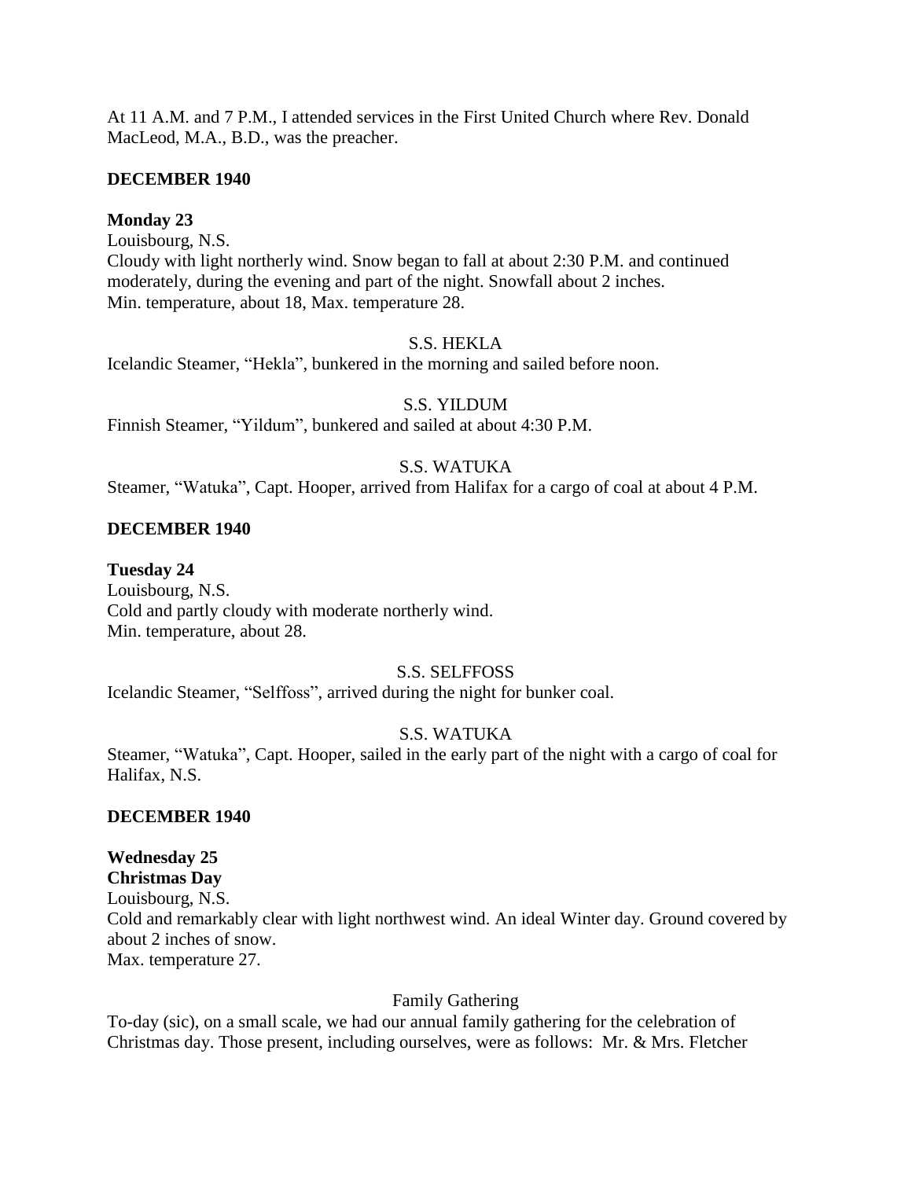At 11 A.M. and 7 P.M., I attended services in the First United Church where Rev. Donald MacLeod, M.A., B.D., was the preacher.

**DECEMBER 1940**

**Monday 23**
Louisbourg, N.S.
Cloudy with light northerly wind. Snow began to fall at about 2:30 P.M. and continued moderately, during the evening and part of the night. Snowfall about 2 inches.
Min. temperature, about 18, Max. temperature 28.

S.S. HEKLA

Icelandic Steamer, "Hekla", bunkered in the morning and sailed before noon.

S.S. YILDUM

Finnish Steamer, "Yildum", bunkered and sailed at about 4:30 P.M.

S.S. WATUKA

Steamer, "Watuka", Capt. Hooper, arrived from Halifax for a cargo of coal at about 4 P.M.

**DECEMBER 1940**

**Tuesday 24**
Louisbourg, N.S.
Cold and partly cloudy with moderate northerly wind.
Min. temperature, about 28.

S.S. SELFFOSS

Icelandic Steamer, "Selffoss", arrived during the night for bunker coal.

S.S. WATUKA

Steamer, "Watuka", Capt. Hooper, sailed in the early part of the night with a cargo of coal for Halifax, N.S.

**DECEMBER 1940**

**Wednesday 25**
**Christmas Day**
Louisbourg, N.S.
Cold and remarkably clear with light northwest wind. An ideal Winter day. Ground covered by about 2 inches of snow.
Max. temperature 27.

Family Gathering

To-day (sic), on a small scale, we had our annual family gathering for the celebration of Christmas day. Those present, including ourselves, were as follows: Mr. & Mrs. Fletcher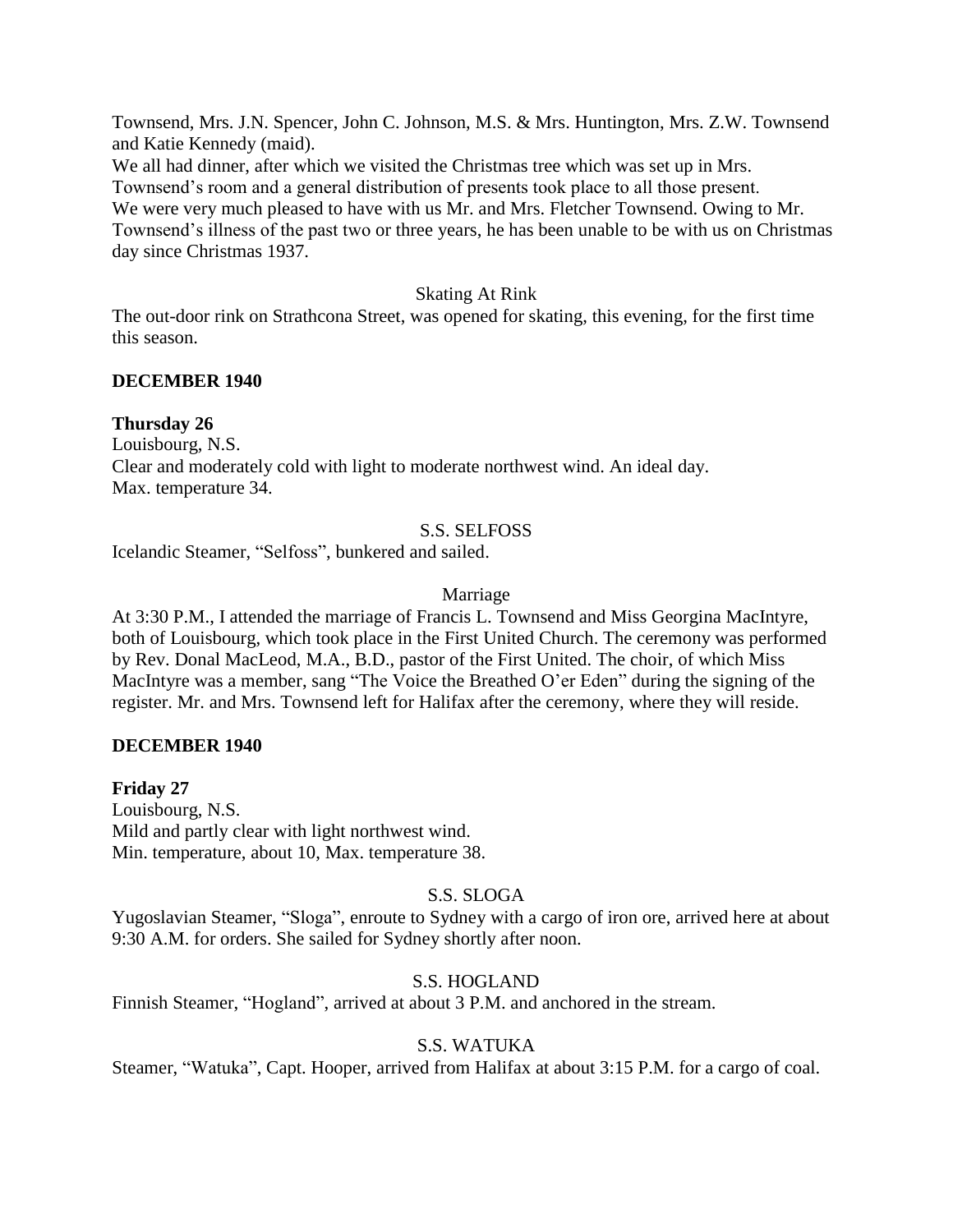Townsend, Mrs. J.N. Spencer, John C. Johnson, M.S. & Mrs. Huntington, Mrs. Z.W. Townsend and Katie Kennedy (maid).

We all had dinner, after which we visited the Christmas tree which was set up in Mrs. Townsend's room and a general distribution of presents took place to all those present.

We were very much pleased to have with us Mr. and Mrs. Fletcher Townsend. Owing to Mr. Townsend's illness of the past two or three years, he has been unable to be with us on Christmas day since Christmas 1937.

Skating At Rink

The out-door rink on Strathcona Street, was opened for skating, this evening, for the first time this season.

**DECEMBER 1940**

**Thursday 26**

Louisbourg, N.S.

Clear and moderately cold with light to moderate northwest wind. An ideal day.

Max. temperature 34.

S.S. SELFOSS

Icelandic Steamer, "Selfoss", bunkered and sailed.

Marriage

At 3:30 P.M., I attended the marriage of Francis L. Townsend and Miss Georgina MacIntyre, both of Louisbourg, which took place in the First United Church. The ceremony was performed by Rev. Donal MacLeod, M.A., B.D., pastor of the First United. The choir, of which Miss MacIntyre was a member, sang "The Voice the Breathed O'er Eden" during the signing of the register. Mr. and Mrs. Townsend left for Halifax after the ceremony, where they will reside.

**DECEMBER 1940**

**Friday 27**

Louisbourg, N.S.

Mild and partly clear with light northwest wind.

Min. temperature, about 10, Max. temperature 38.

S.S. SLOGA

Yugoslavian Steamer, "Sloga", enroute to Sydney with a cargo of iron ore, arrived here at about 9:30 A.M. for orders. She sailed for Sydney shortly after noon.

S.S. HOGLAND

Finnish Steamer, "Hogland", arrived at about 3 P.M. and anchored in the stream.

S.S. WATUKA

Steamer, "Watuka", Capt. Hooper, arrived from Halifax at about 3:15 P.M. for a cargo of coal.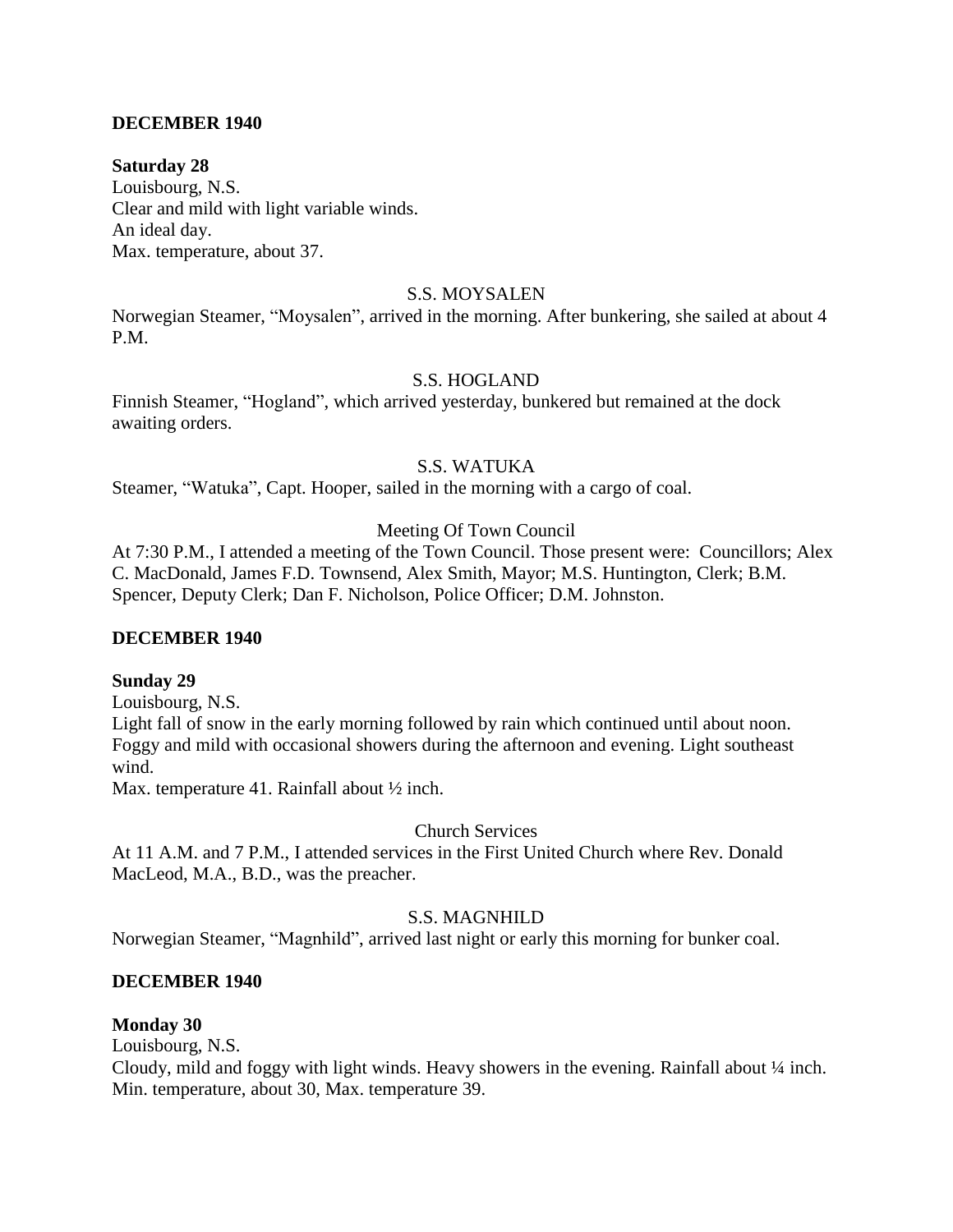**DECEMBER 1940**

**Saturday 28**
Louisbourg, N.S.
Clear and mild with light variable winds.
An ideal day.
Max. temperature, about 37.

S.S. MOYSALEN

Norwegian Steamer, "Moysalen", arrived in the morning. After bunkering, she sailed at about 4 P.M.

S.S. HOGLAND

Finnish Steamer, "Hogland", which arrived yesterday, bunkered but remained at the dock awaiting orders.

S.S. WATUKA

Steamer, "Watuka", Capt. Hooper, sailed in the morning with a cargo of coal.

Meeting Of Town Council

At 7:30 P.M., I attended a meeting of the Town Council. Those present were: Councillors; Alex C. MacDonald, James F.D. Townsend, Alex Smith, Mayor; M.S. Huntington, Clerk; B.M. Spencer, Deputy Clerk; Dan F. Nicholson, Police Officer; D.M. Johnston.

**DECEMBER 1940**

**Sunday 29**
Louisbourg, N.S.
Light fall of snow in the early morning followed by rain which continued until about noon. Foggy and mild with occasional showers during the afternoon and evening. Light southeast wind.
Max. temperature 41. Rainfall about ½ inch.

Church Services

At 11 A.M. and 7 P.M., I attended services in the First United Church where Rev. Donald MacLeod, M.A., B.D., was the preacher.

S.S. MAGNHILD

Norwegian Steamer, "Magnhild", arrived last night or early this morning for bunker coal.

**DECEMBER 1940**

**Monday 30**
Louisbourg, N.S.
Cloudy, mild and foggy with light winds. Heavy showers in the evening. Rainfall about ¼ inch.
Min. temperature, about 30, Max. temperature 39.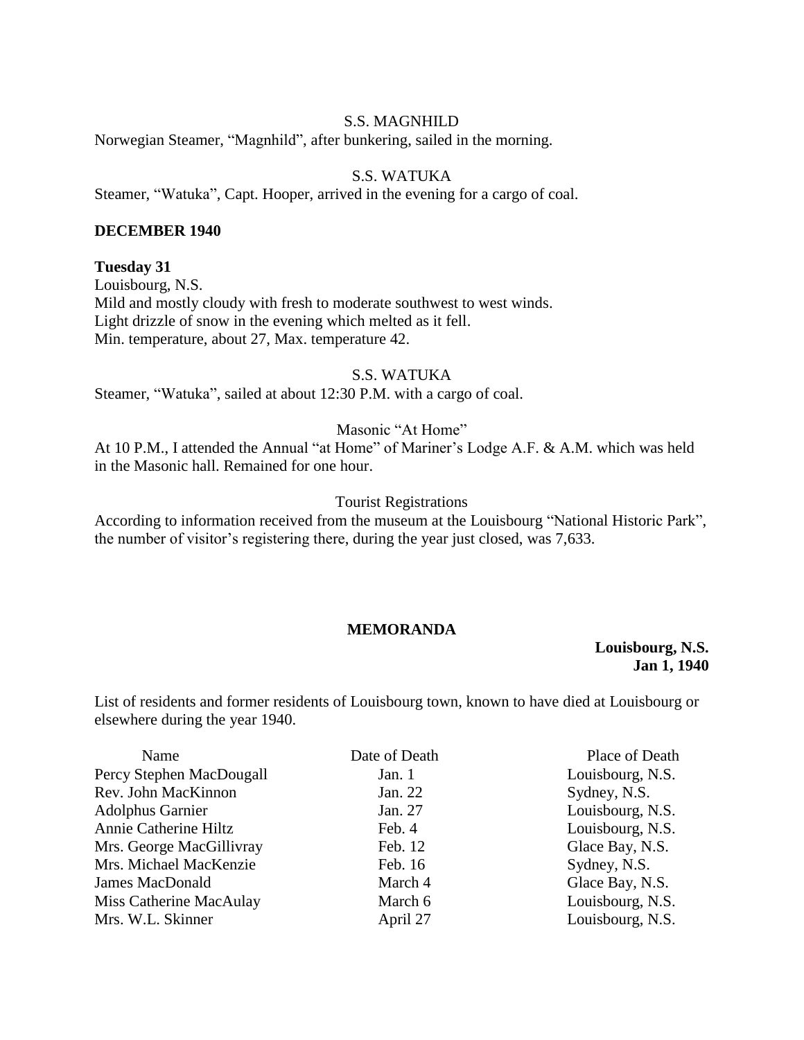S.S. MAGNHILD

Norwegian Steamer, "Magnhild", after bunkering, sailed in the morning.

S.S. WATUKA

Steamer, "Watuka", Capt. Hooper, arrived in the evening for a cargo of coal.

**DECEMBER 1940**

**Tuesday 31**

Louisbourg, N.S.
Mild and mostly cloudy with fresh to moderate southwest to west winds.
Light drizzle of snow in the evening which melted as it fell.
Min. temperature, about 27, Max. temperature 42.

S.S. WATUKA

Steamer, "Watuka", sailed at about 12:30 P.M. with a cargo of coal.

Masonic "At Home"

At 10 P.M., I attended the Annual "at Home" of Mariner's Lodge A.F. & A.M. which was held in the Masonic hall. Remained for one hour.

Tourist Registrations

According to information received from the museum at the Louisbourg "National Historic Park", the number of visitor's registering there, during the year just closed, was 7,633.

**MEMORANDA**

**Louisbourg, N.S.**
**Jan 1, 1940**

List of residents and former residents of Louisbourg town, known to have died at Louisbourg or elsewhere during the year 1940.

| Name | Date of Death | Place of Death |
|---|---|---|
| Percy Stephen MacDougall | Jan. 1 | Louisbourg, N.S. |
| Rev. John MacKinnon | Jan. 22 | Sydney, N.S. |
| Adolphus Garnier | Jan. 27 | Louisbourg, N.S. |
| Annie Catherine Hiltz | Feb. 4 | Louisbourg, N.S. |
| Mrs. George MacGillivray | Feb. 12 | Glace Bay, N.S. |
| Mrs. Michael MacKenzie | Feb. 16 | Sydney, N.S. |
| James MacDonald | March 4 | Glace Bay, N.S. |
| Miss Catherine MacAulay | March 6 | Louisbourg, N.S. |
| Mrs. W.L. Skinner | April 27 | Louisbourg, N.S. |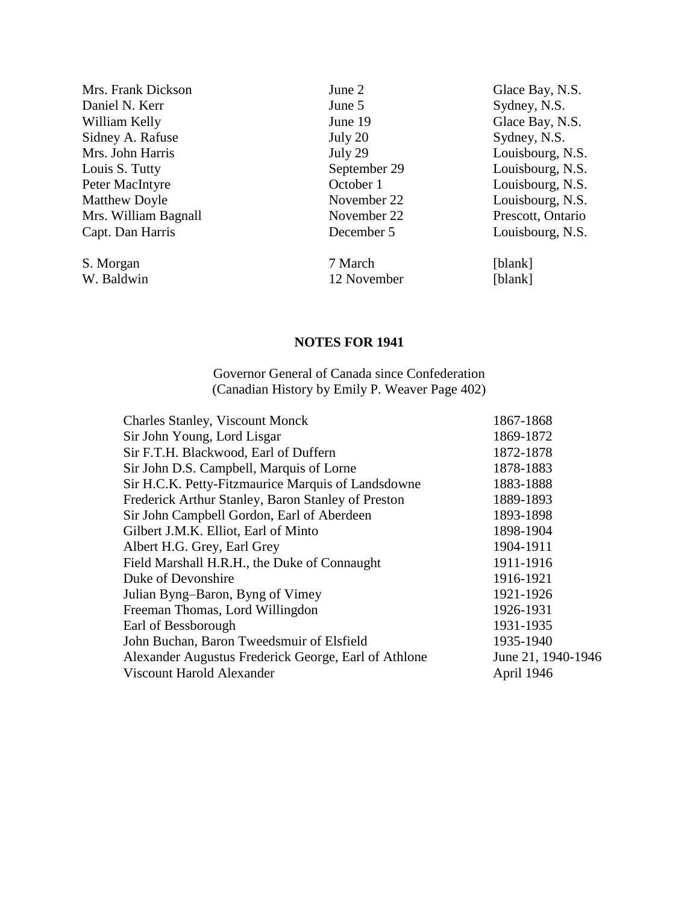| | | |
|---|---|---|
| Mrs. Frank Dickson | June 2 | Glace Bay, N.S. |
| Daniel N. Kerr | June 5 | Sydney, N.S. |
| William Kelly | June 19 | Glace Bay, N.S. |
| Sidney A. Rafuse | July 20 | Sydney, N.S. |
| Mrs. John Harris | July 29 | Louisbourg, N.S. |
| Louis S. Tutty | September 29 | Louisbourg, N.S. |
| Peter MacIntyre | October 1 | Louisbourg, N.S. |
| Matthew Doyle | November 22 | Louisbourg, N.S. |
| Mrs. William Bagnall | November 22 | Prescott, Ontario |
| Capt. Dan Harris | December 5 | Louisbourg, N.S. |
| S. Morgan | 7 March | [blank] |
| W. Baldwin | 12 November | [blank] |

**NOTES FOR 1941**

Governor General of Canada since Confederation
(Canadian History by Emily P. Weaver Page 402)

| | |
|---|---|
| Charles Stanley, Viscount Monck | 1867-1868 |
| Sir John Young, Lord Lisgar | 1869-1872 |
| Sir F.T.H. Blackwood, Earl of Duffern | 1872-1878 |
| Sir John D.S. Campbell, Marquis of Lorne | 1878-1883 |
| Sir H.C.K. Petty-Fitzmaurice Marquis of Landsdowne | 1883-1888 |
| Frederick Arthur Stanley, Baron Stanley of Preston | 1889-1893 |
| Sir John Campbell Gordon, Earl of Aberdeen | 1893-1898 |
| Gilbert J.M.K. Elliot, Earl of Minto | 1898-1904 |
| Albert H.G. Grey, Earl Grey | 1904-1911 |
| Field Marshall H.R.H., the Duke of Connaught | 1911-1916 |
| Duke of Devonshire | 1916-1921 |
| Julian Byng–Baron, Byng of Vimey | 1921-1926 |
| Freeman Thomas, Lord Willingdon | 1926-1931 |
| Earl of Bessborough | 1931-1935 |
| John Buchan, Baron Tweedsmuir of Elsfield | 1935-1940 |
| Alexander Augustus Frederick George, Earl of Athlone | June 21, 1940-1946 |
| Viscount Harold Alexander | April 1946 |